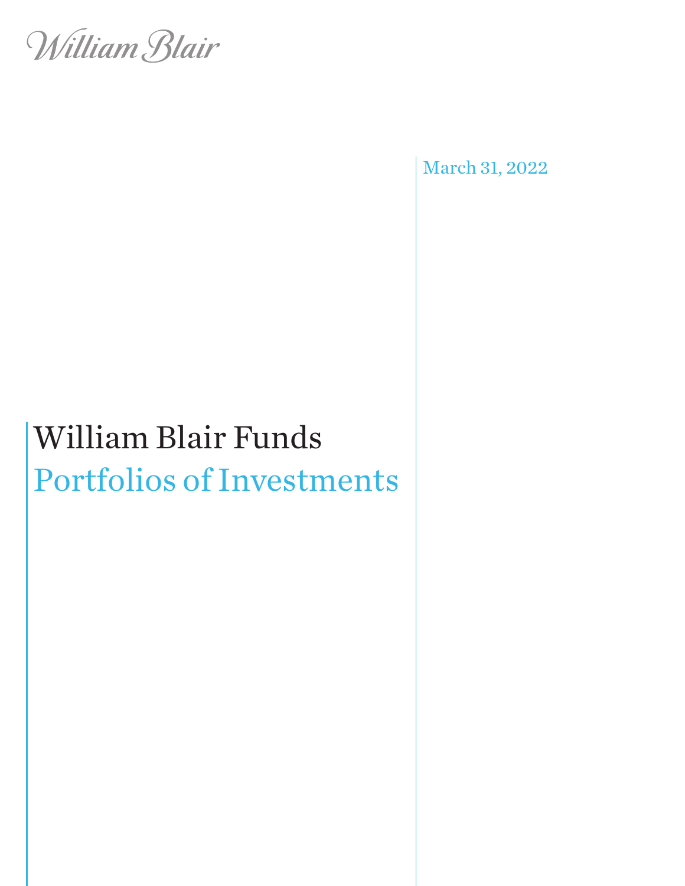William Blair

March 31, 2022

# William Blair Funds

## Portfolios of Investments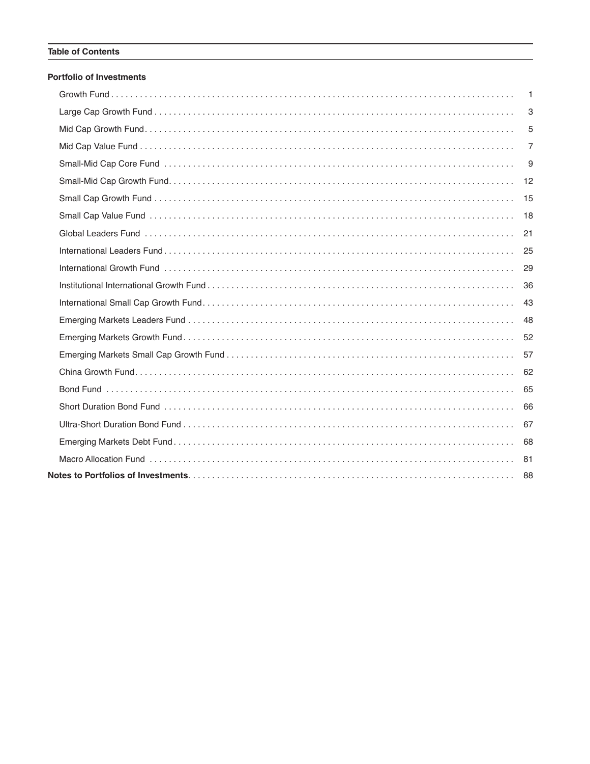## Table of Contents

### Portfolio of Investments

| | |
|---|---|
| Growth Fund | 1 |
| Large Cap Growth Fund | 3 |
| Mid Cap Growth Fund | 5 |
| Mid Cap Value Fund | 7 |
| Small-Mid Cap Core Fund | 9 |
| Small-Mid Cap Growth Fund | 12 |
| Small Cap Growth Fund | 15 |
| Small Cap Value Fund | 18 |
| Global Leaders Fund | 21 |
| International Leaders Fund | 25 |
| International Growth Fund | 29 |
| Institutional International Growth Fund | 36 |
| International Small Cap Growth Fund | 43 |
| Emerging Markets Leaders Fund | 48 |
| Emerging Markets Growth Fund | 52 |
| Emerging Markets Small Cap Growth Fund | 57 |
| China Growth Fund | 62 |
| Bond Fund | 65 |
| Short Duration Bond Fund | 66 |
| Ultra-Short Duration Bond Fund | 67 |
| Emerging Markets Debt Fund | 68 |
| Macro Allocation Fund | 81 |
| **Notes to Portfolios of Investments** | 88 |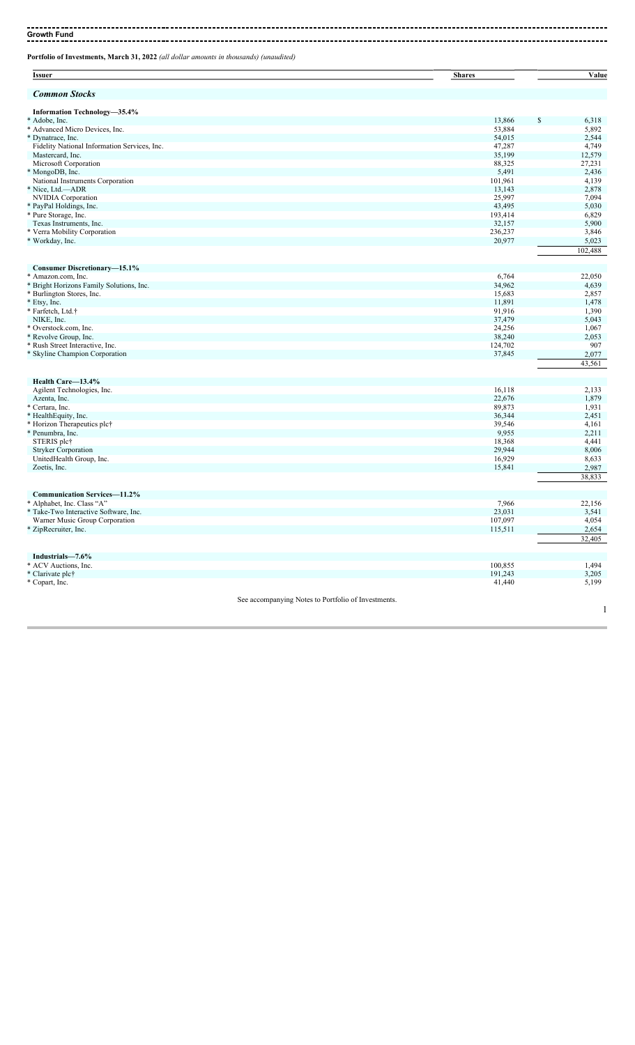## Growth Fund

**Portfolio of Investments, March 31, 2022** *(all dollar amounts in thousands) (unaudited)*

| Issuer | Shares | Value |
|---|---|---|
| ***Common Stocks*** | | |
| **Information Technology—35.4%** | | |
| * Adobe, Inc. | 13,866 | $ 6,318 |
| * Advanced Micro Devices, Inc. | 53,884 | 5,892 |
| * Dynatrace, Inc. | 54,015 | 2,544 |
| Fidelity National Information Services, Inc. | 47,287 | 4,749 |
| Mastercard, Inc. | 35,199 | 12,579 |
| Microsoft Corporation | 88,325 | 27,231 |
| * MongoDB, Inc. | 5,491 | 2,436 |
| National Instruments Corporation | 101,961 | 4,139 |
| * Nice, Ltd.—ADR | 13,143 | 2,878 |
| NVIDIA Corporation | 25,997 | 7,094 |
| * PayPal Holdings, Inc. | 43,495 | 5,030 |
| * Pure Storage, Inc. | 193,414 | 6,829 |
| Texas Instruments, Inc. | 32,157 | 5,900 |
| * Verra Mobility Corporation | 236,237 | 3,846 |
| * Workday, Inc. | 20,977 | 5,023 |
| | | 102,488 |
| **Consumer Discretionary—15.1%** | | |
| * Amazon.com, Inc. | 6,764 | 22,050 |
| * Bright Horizons Family Solutions, Inc. | 34,962 | 4,639 |
| * Burlington Stores, Inc. | 15,683 | 2,857 |
| * Etsy, Inc. | 11,891 | 1,478 |
| * Farfetch, Ltd.† | 91,916 | 1,390 |
| NIKE, Inc. | 37,479 | 5,043 |
| * Overstock.com, Inc. | 24,256 | 1,067 |
| * Revolve Group, Inc. | 38,240 | 2,053 |
| * Rush Street Interactive, Inc. | 124,702 | 907 |
| * Skyline Champion Corporation | 37,845 | 2,077 |
| | | 43,561 |
| **Health Care—13.4%** | | |
| Agilent Technologies, Inc. | 16,118 | 2,133 |
| Azenta, Inc. | 22,676 | 1,879 |
| * Certara, Inc. | 89,873 | 1,931 |
| * HealthEquity, Inc. | 36,344 | 2,451 |
| * Horizon Therapeutics plc† | 39,546 | 4,161 |
| * Penumbra, Inc. | 9,955 | 2,211 |
| STERIS plc† | 18,368 | 4,441 |
| Stryker Corporation | 29,944 | 8,006 |
| UnitedHealth Group, Inc. | 16,929 | 8,633 |
| Zoetis, Inc. | 15,841 | 2,987 |
| | | 38,833 |
| **Communication Services—11.2%** | | |
| * Alphabet, Inc. Class "A" | 7,966 | 22,156 |
| * Take-Two Interactive Software, Inc. | 23,031 | 3,541 |
| Warner Music Group Corporation | 107,097 | 4,054 |
| * ZipRecruiter, Inc. | 115,511 | 2,654 |
| | | 32,405 |
| **Industrials—7.6%** | | |
| * ACV Auctions, Inc. | 100,855 | 1,494 |
| * Clarivate plc† | 191,243 | 3,205 |
| * Copart, Inc. | 41,440 | 5,199 |

See accompanying Notes to Portfolio of Investments.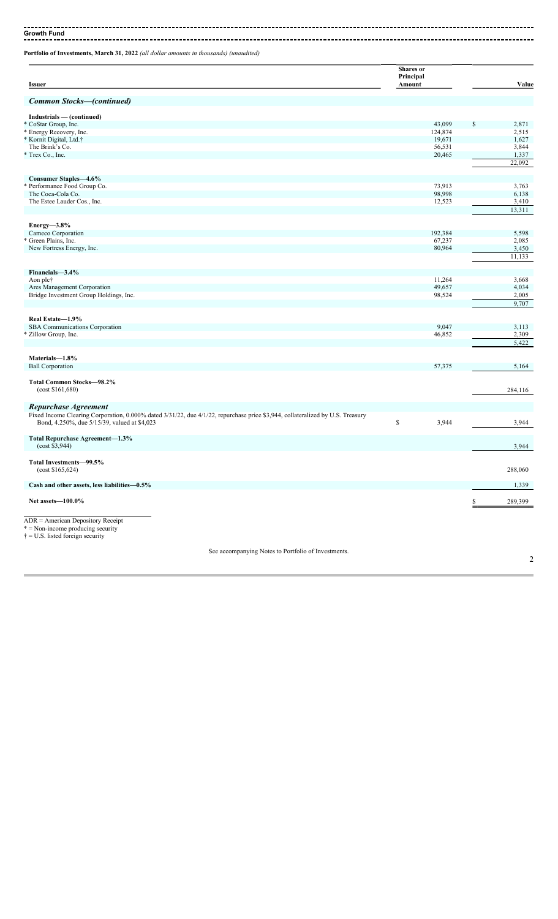**Growth Fund**

**Portfolio of Investments, March 31, 2022** *(all dollar amounts in thousands) (unaudited)*

| Issuer | Shares or Principal Amount | Value |
|---|---|---|
| ***Common Stocks—(continued)*** | | |
| **Industrials — (continued)** | | |
| * CoStar Group, Inc. | 43,099 | $ 2,871 |
| * Energy Recovery, Inc. | 124,874 | 2,515 |
| * Kornit Digital, Ltd.† | 19,671 | 1,627 |
| The Brink's Co. | 56,531 | 3,844 |
| * Trex Co., Inc. | 20,465 | 1,337 |
| | | 22,092 |
| **Consumer Staples—4.6%** | | |
| * Performance Food Group Co. | 73,913 | 3,763 |
| The Coca-Cola Co. | 98,998 | 6,138 |
| The Estee Lauder Cos., Inc. | 12,523 | 3,410 |
| | | 13,311 |
| **Energy—3.8%** | | |
| Cameco Corporation | 192,384 | 5,598 |
| * Green Plains, Inc. | 67,237 | 2,085 |
| New Fortress Energy, Inc. | 80,964 | 3,450 |
| | | 11,133 |
| **Financials—3.4%** | | |
| Aon plc† | 11,264 | 3,668 |
| Ares Management Corporation | 49,657 | 4,034 |
| Bridge Investment Group Holdings, Inc. | 98,524 | 2,005 |
| | | 9,707 |
| **Real Estate—1.9%** | | |
| SBA Communications Corporation | 9,047 | 3,113 |
| * Zillow Group, Inc. | 46,852 | 2,309 |
| | | 5,422 |
| **Materials—1.8%** | | |
| Ball Corporation | 57,375 | 5,164 |
| **Total Common Stocks—98.2%** (cost $161,680) | | 284,116 |
| ***Repurchase Agreement*** | | |
| Fixed Income Clearing Corporation, 0.000% dated 3/31/22, due 4/1/22, repurchase price $3,944, collateralized by U.S. Treasury Bond, 4.250%, due 5/15/39, valued at $4,023 | $ 3,944 | 3,944 |
| **Total Repurchase Agreement—1.3%** (cost $3,944) | | 3,944 |
| **Total Investments—99.5%** (cost $165,624) | | 288,060 |
| **Cash and other assets, less liabilities—0.5%** | | 1,339 |
| **Net assets—100.0%** | | $ 289,399 |

ADR = American Depository Receipt
* = Non-income producing security
† = U.S. listed foreign security

See accompanying Notes to Portfolio of Investments.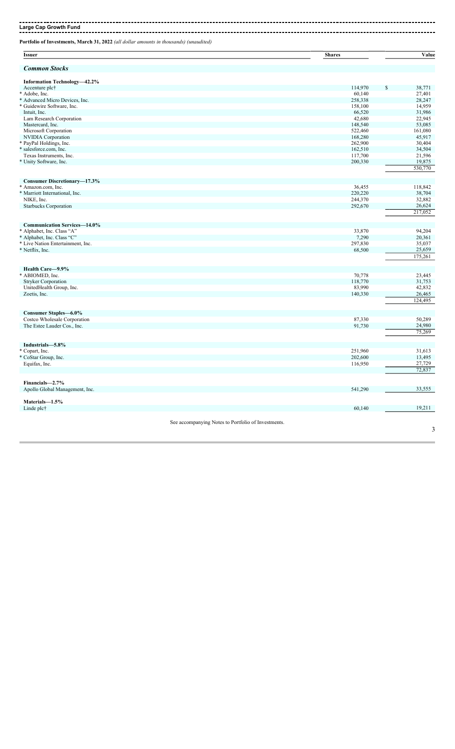## Large Cap Growth Fund

**Portfolio of Investments, March 31, 2022** *(all dollar amounts in thousands) (unaudited)*

| Issuer | Shares | Value |
|---|---|---|
| ***Common Stocks*** | | |
| **Information Technology—42.2%** | | |
| Accenture plc† | 114,970 | $ 38,771 |
| * Adobe, Inc. | 60,140 | 27,401 |
| * Advanced Micro Devices, Inc. | 258,338 | 28,247 |
| * Guidewire Software, Inc. | 158,100 | 14,959 |
| Intuit, Inc. | 66,520 | 31,986 |
| Lam Research Corporation | 42,680 | 22,945 |
| Mastercard, Inc. | 148,540 | 53,085 |
| Microsoft Corporation | 522,460 | 161,080 |
| NVIDIA Corporation | 168,280 | 45,917 |
| * PayPal Holdings, Inc. | 262,900 | 30,404 |
| * salesforce.com, Inc. | 162,510 | 34,504 |
| Texas Instruments, Inc. | 117,700 | 21,596 |
| * Unity Software, Inc. | 200,330 | 19,875 |
| | | 530,770 |
| **Consumer Discretionary—17.3%** | | |
| * Amazon.com, Inc. | 36,455 | 118,842 |
| * Marriott International, Inc. | 220,220 | 38,704 |
| NIKE, Inc. | 244,370 | 32,882 |
| Starbucks Corporation | 292,670 | 26,624 |
| | | 217,052 |
| **Communication Services—14.0%** | | |
| * Alphabet, Inc. Class "A" | 33,870 | 94,204 |
| * Alphabet, Inc. Class "C" | 7,290 | 20,361 |
| * Live Nation Entertainment, Inc. | 297,830 | 35,037 |
| * Netflix, Inc. | 68,500 | 25,659 |
| | | 175,261 |
| **Health Care—9.9%** | | |
| * ABIOMED, Inc. | 70,778 | 23,445 |
| Stryker Corporation | 118,770 | 31,753 |
| UnitedHealth Group, Inc. | 83,990 | 42,832 |
| Zoetis, Inc. | 140,330 | 26,465 |
| | | 124,495 |
| **Consumer Staples—6.0%** | | |
| Costco Wholesale Corporation | 87,330 | 50,289 |
| The Estee Lauder Cos., Inc. | 91,730 | 24,980 |
| | | 75,269 |
| **Industrials—5.8%** | | |
| * Copart, Inc. | 251,960 | 31,613 |
| * CoStar Group, Inc. | 202,600 | 13,495 |
| Equifax, Inc. | 116,950 | 27,729 |
| | | 72,837 |
| **Financials—2.7%** | | |
| Apollo Global Management, Inc. | 541,290 | 33,555 |
| **Materials—1.5%** | | |
| Linde plc† | 60,140 | 19,211 |

See accompanying Notes to Portfolio of Investments.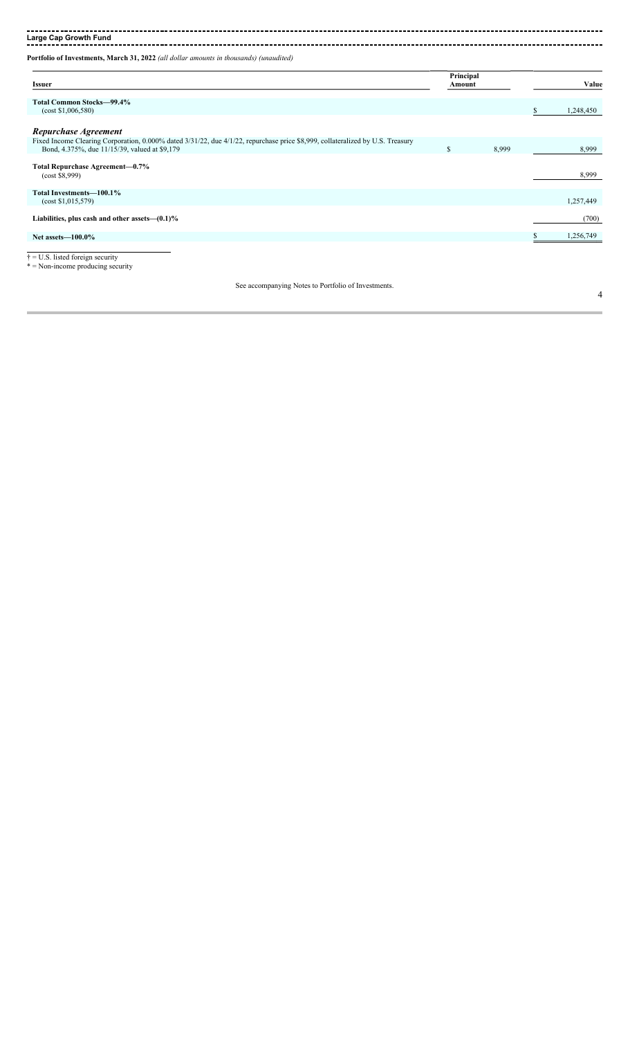**Large Cap Growth Fund**

**Portfolio of Investments, March 31, 2022** *(all dollar amounts in thousands) (unaudited)*

| Issuer | Principal Amount | Value |
|---|---|---|
| **Total Common Stocks—99.4%** (cost $1,006,580) | | $ 1,248,450 |
| ***Repurchase Agreement*** | | |
| Fixed Income Clearing Corporation, 0.000% dated 3/31/22, due 4/1/22, repurchase price $8,999, collateralized by U.S. Treasury Bond, 4.375%, due 11/15/39, valued at $9,179 | $ 8,999 | 8,999 |
| **Total Repurchase Agreement—0.7%** (cost $8,999) | | 8,999 |
| **Total Investments—100.1%** (cost $1,015,579) | | 1,257,449 |
| **Liabilities, plus cash and other assets—(0.1)%** | | (700) |
| **Net assets—100.0%** | | $ 1,256,749 |

† = U.S. listed foreign security
* = Non-income producing security

See accompanying Notes to Portfolio of Investments.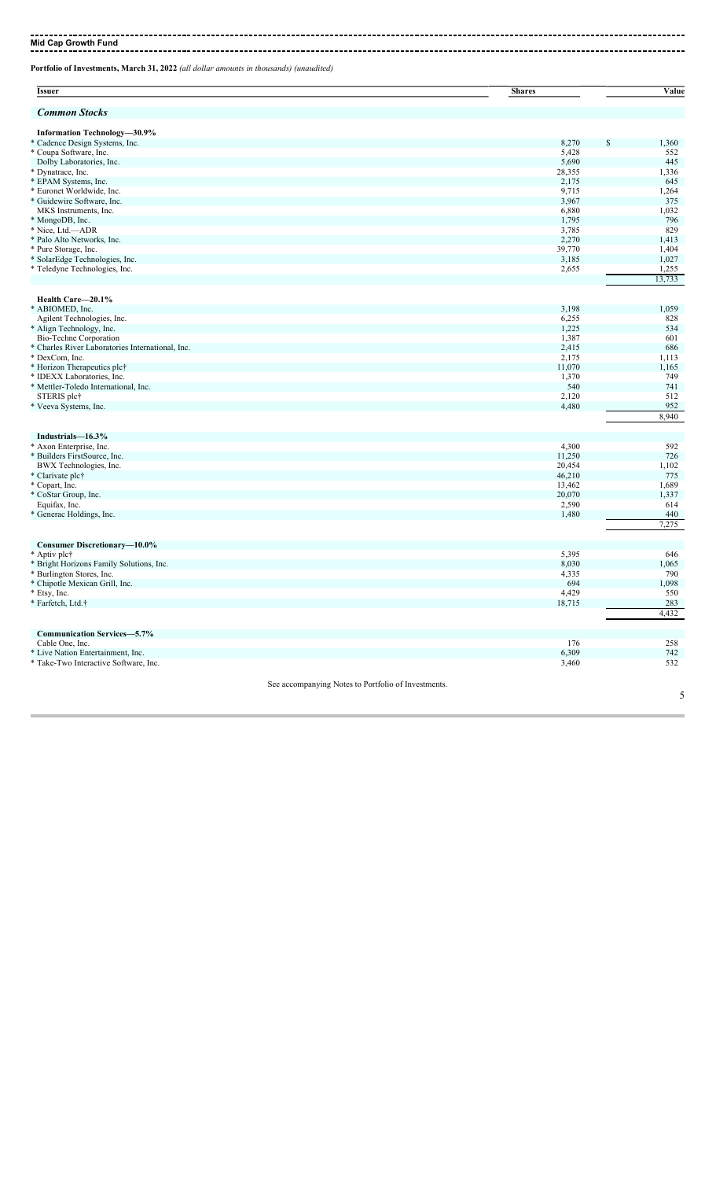**Mid Cap Growth Fund**

**Portfolio of Investments, March 31, 2022** *(all dollar amounts in thousands) (unaudited)*

| Issuer | Shares | Value |
|---|---|---|
| ***Common Stocks*** | | |
| **Information Technology—30.9%** | | |
| * Cadence Design Systems, Inc. | 8,270 | $ 1,360 |
| * Coupa Software, Inc. | 5,428 | 552 |
| Dolby Laboratories, Inc. | 5,690 | 445 |
| * Dynatrace, Inc. | 28,355 | 1,336 |
| * EPAM Systems, Inc. | 2,175 | 645 |
| * Euronet Worldwide, Inc. | 9,715 | 1,264 |
| * Guidewire Software, Inc. | 3,967 | 375 |
| MKS Instruments, Inc. | 6,880 | 1,032 |
| * MongoDB, Inc. | 1,795 | 796 |
| * Nice, Ltd.—ADR | 3,785 | 829 |
| * Palo Alto Networks, Inc. | 2,270 | 1,413 |
| * Pure Storage, Inc. | 39,770 | 1,404 |
| * SolarEdge Technologies, Inc. | 3,185 | 1,027 |
| * Teledyne Technologies, Inc. | 2,655 | 1,255 |
| | | 13,733 |
| **Health Care—20.1%** | | |
| * ABIOMED, Inc. | 3,198 | 1,059 |
| Agilent Technologies, Inc. | 6,255 | 828 |
| * Align Technology, Inc. | 1,225 | 534 |
| Bio-Techne Corporation | 1,387 | 601 |
| * Charles River Laboratories International, Inc. | 2,415 | 686 |
| * DexCom, Inc. | 2,175 | 1,113 |
| * Horizon Therapeutics plc† | 11,070 | 1,165 |
| * IDEXX Laboratories, Inc. | 1,370 | 749 |
| * Mettler-Toledo International, Inc. | 540 | 741 |
| STERIS plc† | 2,120 | 512 |
| * Veeva Systems, Inc. | 4,480 | 952 |
| | | 8,940 |
| **Industrials—16.3%** | | |
| * Axon Enterprise, Inc. | 4,300 | 592 |
| * Builders FirstSource, Inc. | 11,250 | 726 |
| BWX Technologies, Inc. | 20,454 | 1,102 |
| * Clarivate plc† | 46,210 | 775 |
| * Copart, Inc. | 13,462 | 1,689 |
| * CoStar Group, Inc. | 20,070 | 1,337 |
| Equifax, Inc. | 2,590 | 614 |
| * Generac Holdings, Inc. | 1,480 | 440 |
| | | 7,275 |
| **Consumer Discretionary—10.0%** | | |
| * Aptiv plc† | 5,395 | 646 |
| * Bright Horizons Family Solutions, Inc. | 8,030 | 1,065 |
| * Burlington Stores, Inc. | 4,335 | 790 |
| * Chipotle Mexican Grill, Inc. | 694 | 1,098 |
| * Etsy, Inc. | 4,429 | 550 |
| * Farfetch, Ltd.† | 18,715 | 283 |
| | | 4,432 |
| **Communication Services—5.7%** | | |
| Cable One, Inc. | 176 | 258 |
| * Live Nation Entertainment, Inc. | 6,309 | 742 |
| * Take-Two Interactive Software, Inc. | 3,460 | 532 |

See accompanying Notes to Portfolio of Investments.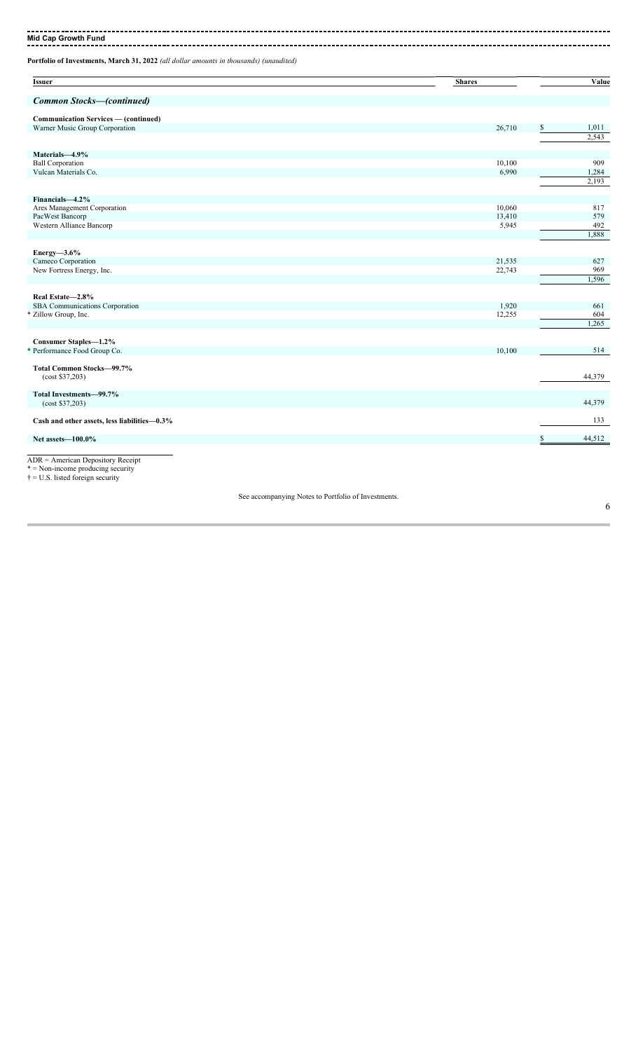**Mid Cap Growth Fund**

**Portfolio of Investments, March 31, 2022** *(all dollar amounts in thousands) (unaudited)*

| Issuer | Shares | Value |
|---|---|---|
| ***Common Stocks—(continued)*** | | |
| **Communication Services — (continued)** | | |
| Warner Music Group Corporation | 26,710 | $ 1,011 |
| | | 2,543 |
| **Materials—4.9%** | | |
| Ball Corporation | 10,100 | 909 |
| Vulcan Materials Co. | 6,990 | 1,284 |
| | | 2,193 |
| **Financials—4.2%** | | |
| Ares Management Corporation | 10,060 | 817 |
| PacWest Bancorp | 13,410 | 579 |
| Western Alliance Bancorp | 5,945 | 492 |
| | | 1,888 |
| **Energy—3.6%** | | |
| Cameco Corporation | 21,535 | 627 |
| New Fortress Energy, Inc. | 22,743 | 969 |
| | | 1,596 |
| **Real Estate—2.8%** | | |
| SBA Communications Corporation | 1,920 | 661 |
| * Zillow Group, Inc. | 12,255 | 604 |
| | | 1,265 |
| **Consumer Staples—1.2%** | | |
| * Performance Food Group Co. | 10,100 | 514 |
| **Total Common Stocks—99.7%** (cost $37,203) | | 44,379 |
| **Total Investments—99.7%** (cost $37,203) | | 44,379 |
| **Cash and other assets, less liabilities—0.3%** | | 133 |
| **Net assets—100.0%** | | $ 44,512 |

ADR = American Depository Receipt
* = Non-income producing security
† = U.S. listed foreign security

See accompanying Notes to Portfolio of Investments.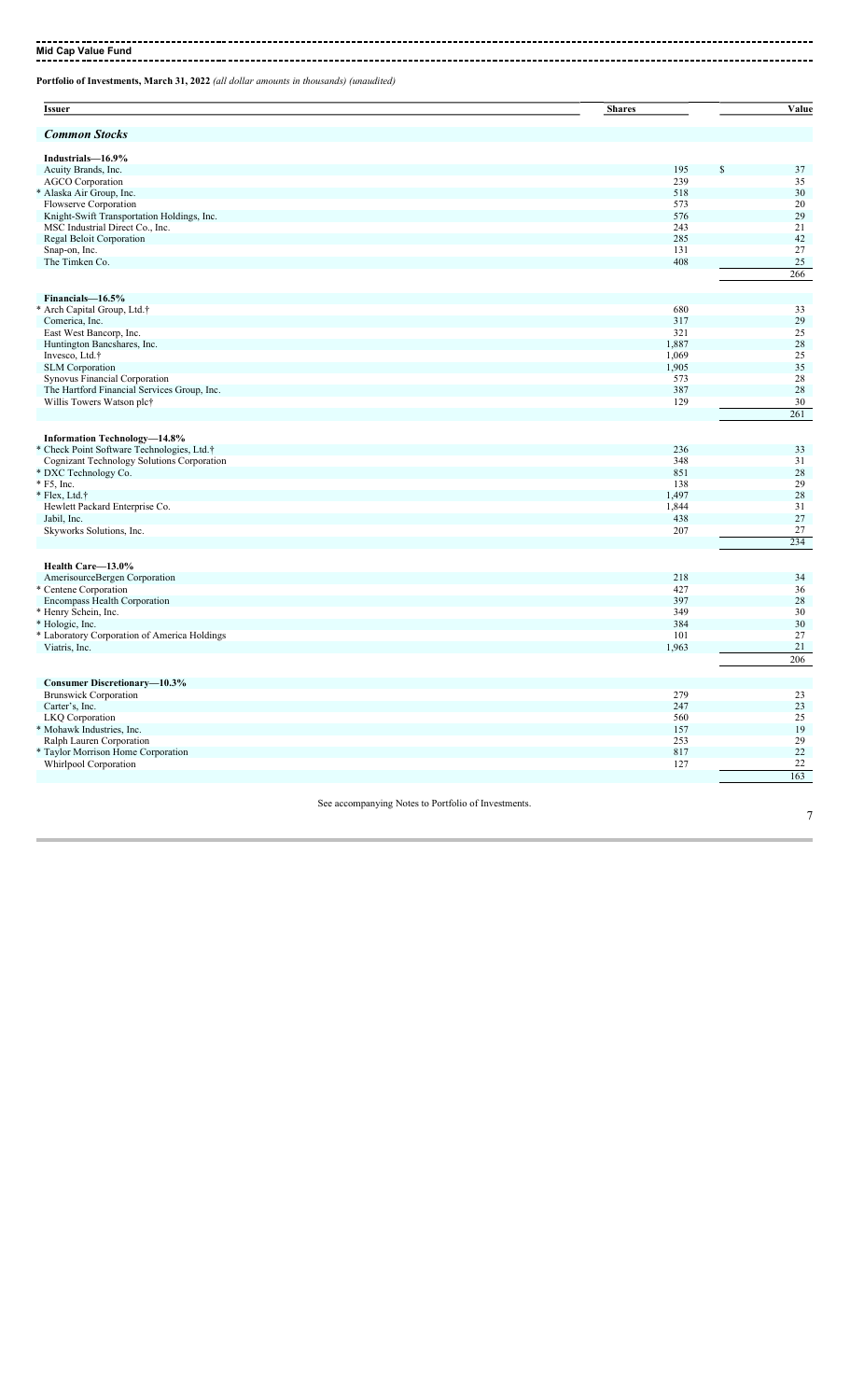## Mid Cap Value Fund

**Portfolio of Investments, March 31, 2022** *(all dollar amounts in thousands) (unaudited)*

| Issuer | Shares | Value |
|---|---|---|
| ***Common Stocks*** | | |
| **Industrials—16.9%** | | |
| Acuity Brands, Inc. | 195 | $ 37 |
| AGCO Corporation | 239 | 35 |
| * Alaska Air Group, Inc. | 518 | 30 |
| Flowserve Corporation | 573 | 20 |
| Knight-Swift Transportation Holdings, Inc. | 576 | 29 |
| MSC Industrial Direct Co., Inc. | 243 | 21 |
| Regal Beloit Corporation | 285 | 42 |
| Snap-on, Inc. | 131 | 27 |
| The Timken Co. | 408 | 25 |
| | | 266 |
| **Financials—16.5%** | | |
| * Arch Capital Group, Ltd.† | 680 | 33 |
| Comerica, Inc. | 317 | 29 |
| East West Bancorp, Inc. | 321 | 25 |
| Huntington Bancshares, Inc. | 1,887 | 28 |
| Invesco, Ltd.† | 1,069 | 25 |
| SLM Corporation | 1,905 | 35 |
| Synovus Financial Corporation | 573 | 28 |
| The Hartford Financial Services Group, Inc. | 387 | 28 |
| Willis Towers Watson plc† | 129 | 30 |
| | | 261 |
| **Information Technology—14.8%** | | |
| * Check Point Software Technologies, Ltd.† | 236 | 33 |
| Cognizant Technology Solutions Corporation | 348 | 31 |
| * DXC Technology Co. | 851 | 28 |
| * F5, Inc. | 138 | 29 |
| * Flex, Ltd.† | 1,497 | 28 |
| Hewlett Packard Enterprise Co. | 1,844 | 31 |
| Jabil, Inc. | 438 | 27 |
| Skyworks Solutions, Inc. | 207 | 27 |
| | | 234 |
| **Health Care—13.0%** | | |
| AmerisourceBergen Corporation | 218 | 34 |
| * Centene Corporation | 427 | 36 |
| Encompass Health Corporation | 397 | 28 |
| * Henry Schein, Inc. | 349 | 30 |
| * Hologic, Inc. | 384 | 30 |
| * Laboratory Corporation of America Holdings | 101 | 27 |
| Viatris, Inc. | 1,963 | 21 |
| | | 206 |
| **Consumer Discretionary—10.3%** | | |
| Brunswick Corporation | 279 | 23 |
| Carter's, Inc. | 247 | 23 |
| LKQ Corporation | 560 | 25 |
| * Mohawk Industries, Inc. | 157 | 19 |
| Ralph Lauren Corporation | 253 | 29 |
| * Taylor Morrison Home Corporation | 817 | 22 |
| Whirlpool Corporation | 127 | 22 |
| | | 163 |

See accompanying Notes to Portfolio of Investments.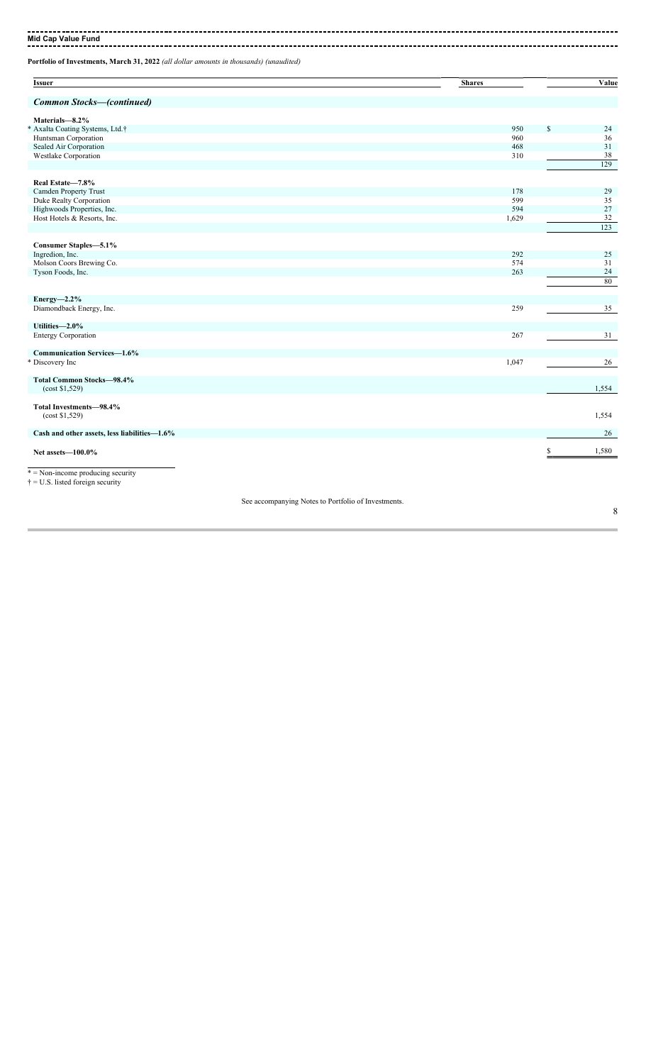**Mid Cap Value Fund**

**Portfolio of Investments, March 31, 2022** *(all dollar amounts in thousands) (unaudited)*

| Issuer | Shares | Value |
|---|---|---|
| ***Common Stocks—(continued)*** | | |
| **Materials—8.2%** | | |
| * Axalta Coating Systems, Ltd.† | 950 | $ 24 |
| Huntsman Corporation | 960 | 36 |
| Sealed Air Corporation | 468 | 31 |
| Westlake Corporation | 310 | 38 |
| | | 129 |
| **Real Estate—7.8%** | | |
| Camden Property Trust | 178 | 29 |
| Duke Realty Corporation | 599 | 35 |
| Highwoods Properties, Inc. | 594 | 27 |
| Host Hotels & Resorts, Inc. | 1,629 | 32 |
| | | 123 |
| **Consumer Staples—5.1%** | | |
| Ingredion, Inc. | 292 | 25 |
| Molson Coors Brewing Co. | 574 | 31 |
| Tyson Foods, Inc. | 263 | 24 |
| | | 80 |
| **Energy—2.2%** | | |
| Diamondback Energy, Inc. | 259 | 35 |
| **Utilities—2.0%** | | |
| Entergy Corporation | 267 | 31 |
| **Communication Services—1.6%** | | |
| * Discovery Inc | 1,047 | 26 |
| **Total Common Stocks—98.4%** (cost $1,529) | | 1,554 |
| **Total Investments—98.4%** (cost $1,529) | | 1,554 |
| **Cash and other assets, less liabilities—1.6%** | | 26 |
| **Net assets—100.0%** | | $ 1,580 |

* = Non-income producing security
† = U.S. listed foreign security

See accompanying Notes to Portfolio of Investments.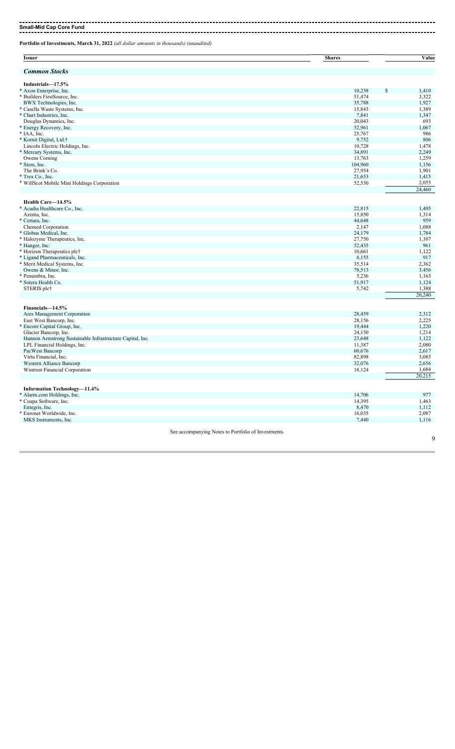**Small-Mid Cap Core Fund**

**Portfolio of Investments, March 31, 2022** *(all dollar amounts in thousands) (unaudited)*

| Issuer | Shares | Value |
|---|---|---|
| ***Common Stocks*** | | |
| **Industrials—17.5%** | | |
| * Axon Enterprise, Inc. | 10,238 | $ 1,410 |
| * Builders FirstSource, Inc. | 51,474 | 3,322 |
| BWX Technologies, Inc. | 35,788 | 1,927 |
| * Casella Waste Systems, Inc. | 15,843 | 1,389 |
| * Chart Industries, Inc. | 7,841 | 1,347 |
| Douglas Dynamics, Inc. | 20,043 | 693 |
| * Energy Recovery, Inc. | 52,961 | 1,067 |
| * IAA, Inc. | 25,767 | 986 |
| * Kornit Digital, Ltd.† | 9,752 | 806 |
| Lincoln Electric Holdings, Inc. | 10,728 | 1,478 |
| * Mercury Systems, Inc. | 34,891 | 2,249 |
| Owens Corning | 13,763 | 1,259 |
| * Stem, Inc. | 104,960 | 1,156 |
| The Brink's Co. | 27,954 | 1,901 |
| * Trex Co., Inc. | 21,653 | 1,415 |
| * WillScot Mobile Mini Holdings Corporation | 52,530 | 2,055 |
| | | 24,460 |
| **Health Care—14.5%** | | |
| * Acadia Healthcare Co., Inc. | 22,815 | 1,495 |
| Azenta, Inc. | 15,850 | 1,314 |
| * Certara, Inc. | 44,648 | 959 |
| Chemed Corporation | 2,147 | 1,088 |
| * Globus Medical, Inc. | 24,179 | 1,784 |
| * Halozyme Therapeutics, Inc. | 27,750 | 1,107 |
| * Hanger, Inc. | 52,435 | 961 |
| * Horizon Therapeutics plc† | 10,661 | 1,122 |
| * Ligand Pharmaceuticals, Inc. | 8,155 | 917 |
| * Merit Medical Systems, Inc. | 35,514 | 2,362 |
| Owens & Minor, Inc. | 78,513 | 3,456 |
| * Penumbra, Inc. | 5,236 | 1,163 |
| * Sotera Health Co. | 51,917 | 1,124 |
| STERIS plc† | 5,742 | 1,388 |
| | | 20,240 |
| **Financials—14.5%** | | |
| Ares Management Corporation | 28,459 | 2,312 |
| East West Bancorp, Inc. | 28,156 | 2,225 |
| * Encore Capital Group, Inc. | 19,444 | 1,220 |
| Glacier Bancorp, Inc. | 24,150 | 1,214 |
| Hannon Armstrong Sustainable Infrastructure Capital, Inc. | 23,648 | 1,122 |
| LPL Financial Holdings, Inc. | 11,387 | 2,080 |
| PacWest Bancorp | 60,676 | 2,617 |
| Virtu Financial, Inc. | 82,898 | 3,085 |
| Western Alliance Bancorp | 32,076 | 2,656 |
| Wintrust Financial Corporation | 18,124 | 1,684 |
| | | 20,215 |
| **Information Technology—11.4%** | | |
| * Alarm.com Holdings, Inc. | 14,706 | 977 |
| * Coupa Software, Inc. | 14,395 | 1,463 |
| Entegris, Inc. | 8,470 | 1,112 |
| * Euronet Worldwide, Inc. | 16,035 | 2,087 |
| MKS Instruments, Inc. | 7,440 | 1,116 |

See accompanying Notes to Portfolio of Investments.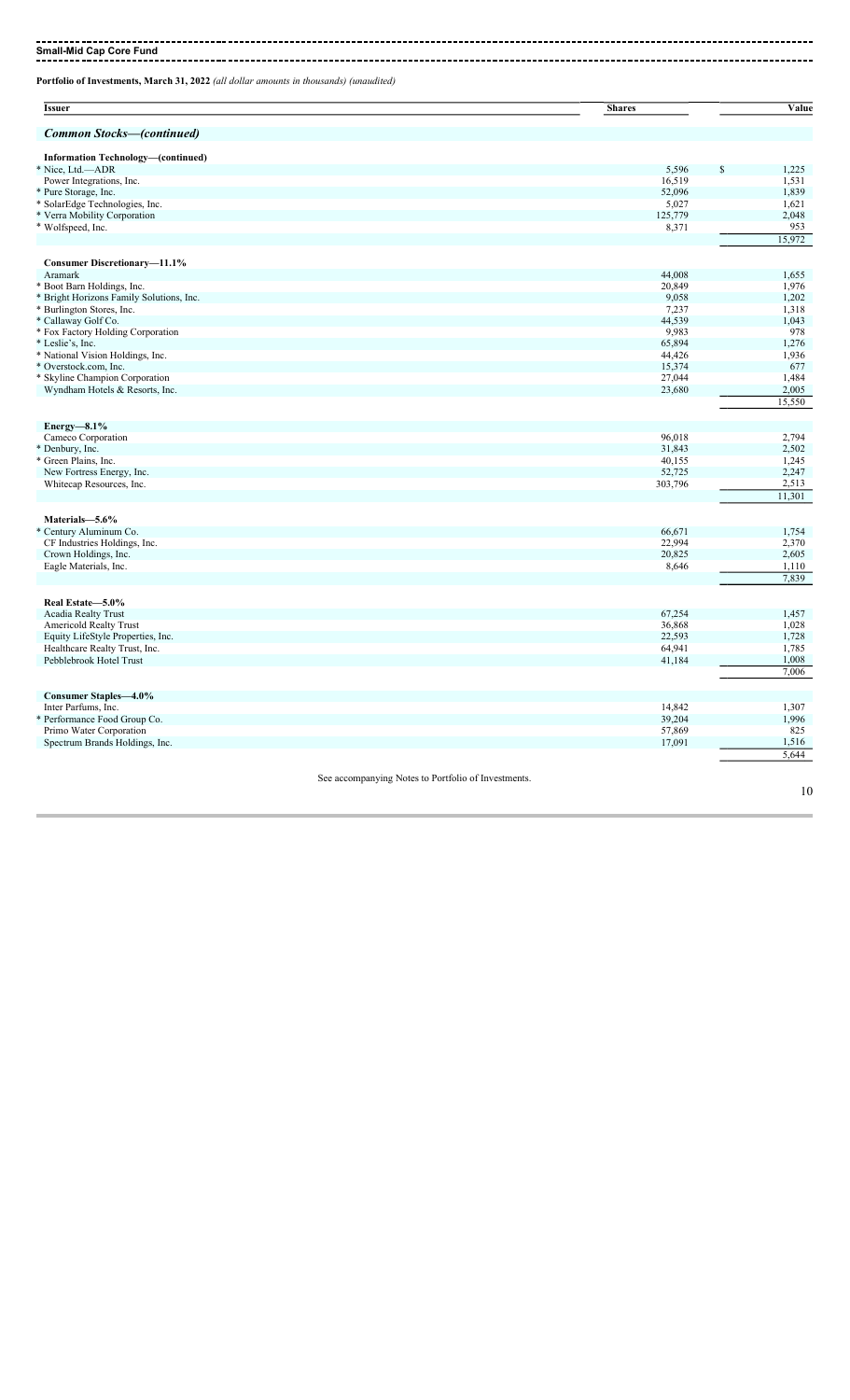**Small-Mid Cap Core Fund**

**Portfolio of Investments, March 31, 2022** *(all dollar amounts in thousands) (unaudited)*

| Issuer | Shares | Value |
|---|---|---|
| ***Common Stocks—(continued)*** | | |
| **Information Technology—(continued)** | | |
| * Nice, Ltd.—ADR | 5,596 | $ 1,225 |
| Power Integrations, Inc. | 16,519 | 1,531 |
| * Pure Storage, Inc. | 52,096 | 1,839 |
| * SolarEdge Technologies, Inc. | 5,027 | 1,621 |
| * Verra Mobility Corporation | 125,779 | 2,048 |
| * Wolfspeed, Inc. | 8,371 | 953 |
| | | 15,972 |
| **Consumer Discretionary—11.1%** | | |
| Aramark | 44,008 | 1,655 |
| * Boot Barn Holdings, Inc. | 20,849 | 1,976 |
| * Bright Horizons Family Solutions, Inc. | 9,058 | 1,202 |
| * Burlington Stores, Inc. | 7,237 | 1,318 |
| * Callaway Golf Co. | 44,539 | 1,043 |
| * Fox Factory Holding Corporation | 9,983 | 978 |
| * Leslie's, Inc. | 65,894 | 1,276 |
| * National Vision Holdings, Inc. | 44,426 | 1,936 |
| * Overstock.com, Inc. | 15,374 | 677 |
| * Skyline Champion Corporation | 27,044 | 1,484 |
| Wyndham Hotels & Resorts, Inc. | 23,680 | 2,005 |
| | | 15,550 |
| **Energy—8.1%** | | |
| Cameco Corporation | 96,018 | 2,794 |
| * Denbury, Inc. | 31,843 | 2,502 |
| * Green Plains, Inc. | 40,155 | 1,245 |
| New Fortress Energy, Inc. | 52,725 | 2,247 |
| Whitecap Resources, Inc. | 303,796 | 2,513 |
| | | 11,301 |
| **Materials—5.6%** | | |
| * Century Aluminum Co. | 66,671 | 1,754 |
| CF Industries Holdings, Inc. | 22,994 | 2,370 |
| Crown Holdings, Inc. | 20,825 | 2,605 |
| Eagle Materials, Inc. | 8,646 | 1,110 |
| | | 7,839 |
| **Real Estate—5.0%** | | |
| Acadia Realty Trust | 67,254 | 1,457 |
| Americold Realty Trust | 36,868 | 1,028 |
| Equity LifeStyle Properties, Inc. | 22,593 | 1,728 |
| Healthcare Realty Trust, Inc. | 64,941 | 1,785 |
| Pebblebrook Hotel Trust | 41,184 | 1,008 |
| | | 7,006 |
| **Consumer Staples—4.0%** | | |
| Inter Parfums, Inc. | 14,842 | 1,307 |
| * Performance Food Group Co. | 39,204 | 1,996 |
| Primo Water Corporation | 57,869 | 825 |
| Spectrum Brands Holdings, Inc. | 17,091 | 1,516 |
| | | 5,644 |

See accompanying Notes to Portfolio of Investments.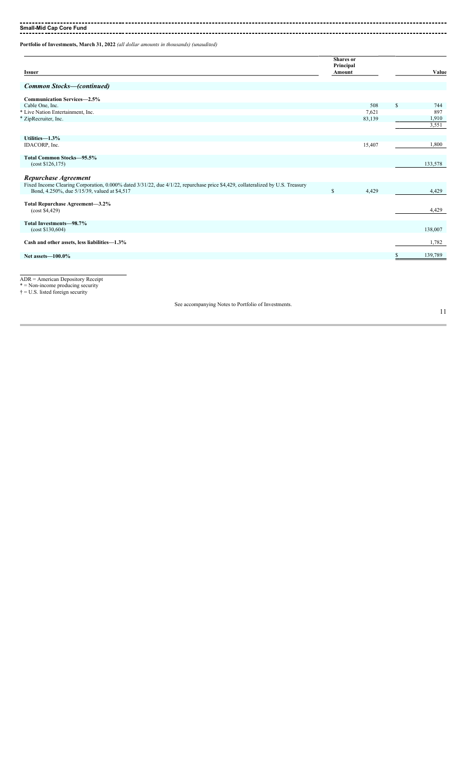**Small-Mid Cap Fund**

**Portfolio of Investments, March 31, 2022** *(all dollar amounts in thousands) (unaudited)*

| Issuer | Shares or Principal Amount | Value |
|---|---|---|
| ***Common Stocks—(continued)*** | | |
| **Communication Services—2.5%** | | |
| Cable One, Inc. | 508 | $ 744 |
| * Live Nation Entertainment, Inc. | 7,621 | 897 |
| * ZipRecruiter, Inc. | 83,139 | 1,910 |
| | | 3,551 |
| **Utilities—1.3%** | | |
| IDACORP, Inc. | 15,407 | 1,800 |
| **Total Common Stocks—95.5%** (cost $126,175) | | 133,578 |
| ***Repurchase Agreement*** | | |
| Fixed Income Clearing Corporation, 0.000% dated 3/31/22, due 4/1/22, repurchase price $4,429, collateralized by U.S. Treasury Bond, 4.250%, due 5/15/39, valued at $4,517 | $ 4,429 | 4,429 |
| **Total Repurchase Agreement—3.2%** (cost $4,429) | | 4,429 |
| **Total Investments—98.7%** (cost $130,604) | | 138,007 |
| **Cash and other assets, less liabilities—1.3%** | | 1,782 |
| **Net assets—100.0%** | | $ 139,789 |

ADR = American Depository Receipt
* = Non-income producing security
† = U.S. listed foreign security

See accompanying Notes to Portfolio of Investments.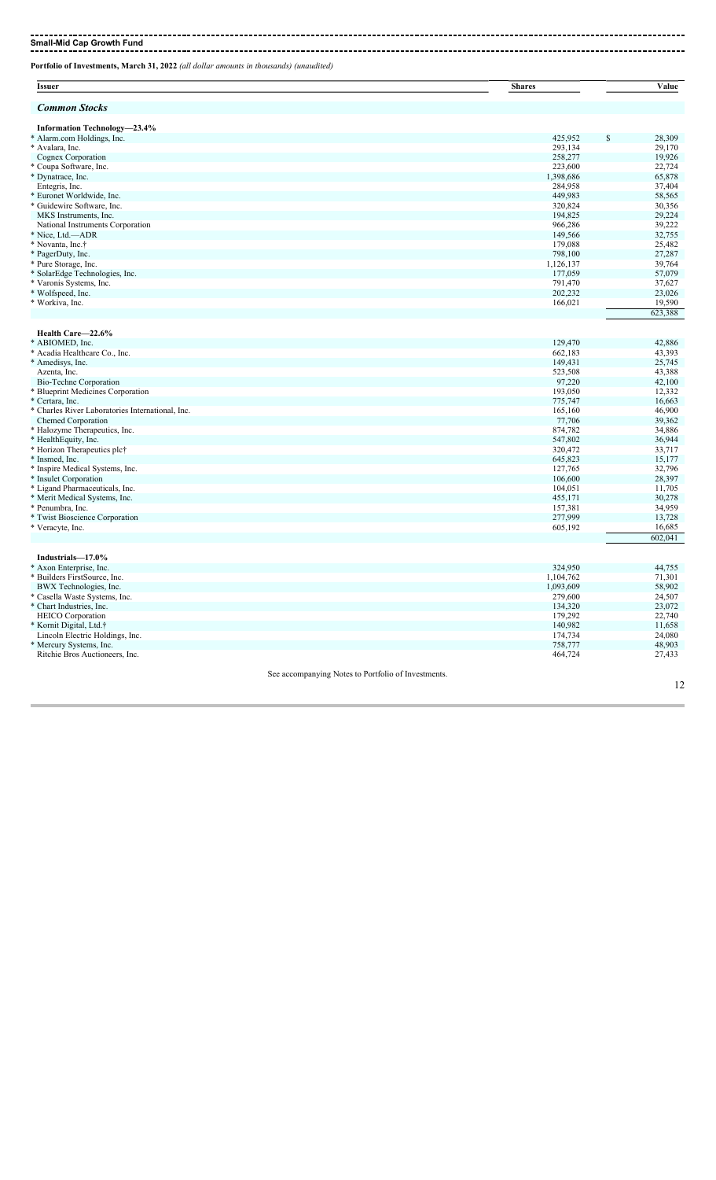## Small-Mid Cap Growth Fund

**Portfolio of Investments, March 31, 2022** *(all dollar amounts in thousands) (unaudited)*

| Issuer | Shares | Value |
|---|---|---|
| ***Common Stocks*** | | |
| **Information Technology—23.4%** | | |
| * Alarm.com Holdings, Inc. | 425,952 | $ 28,309 |
| * Avalara, Inc. | 293,134 | 29,170 |
| Cognex Corporation | 258,277 | 19,926 |
| * Coupa Software, Inc. | 223,600 | 22,724 |
| * Dynatrace, Inc. | 1,398,686 | 65,878 |
| Entegris, Inc. | 284,958 | 37,404 |
| * Euronet Worldwide, Inc. | 449,983 | 58,565 |
| * Guidewire Software, Inc. | 320,824 | 30,356 |
| MKS Instruments, Inc. | 194,825 | 29,224 |
| National Instruments Corporation | 966,286 | 39,222 |
| * Nice, Ltd.—ADR | 149,566 | 32,755 |
| * Novanta, Inc.† | 179,088 | 25,482 |
| * PagerDuty, Inc. | 798,100 | 27,287 |
| * Pure Storage, Inc. | 1,126,137 | 39,764 |
| * SolarEdge Technologies, Inc. | 177,059 | 57,079 |
| * Varonis Systems, Inc. | 791,470 | 37,627 |
| * Wolfspeed, Inc. | 202,232 | 23,026 |
| * Workiva, Inc. | 166,021 | 19,590 |
| | | 623,388 |
| **Health Care—22.6%** | | |
| * ABIOMED, Inc. | 129,470 | 42,886 |
| * Acadia Healthcare Co., Inc. | 662,183 | 43,393 |
| * Amedisys, Inc. | 149,431 | 25,745 |
| Azenta, Inc. | 523,508 | 43,388 |
| Bio-Techne Corporation | 97,220 | 42,100 |
| * Blueprint Medicines Corporation | 193,050 | 12,332 |
| * Certara, Inc. | 775,747 | 16,663 |
| * Charles River Laboratories International, Inc. | 165,160 | 46,900 |
| Chemed Corporation | 77,706 | 39,362 |
| * Halozyme Therapeutics, Inc. | 874,782 | 34,886 |
| * HealthEquity, Inc. | 547,802 | 36,944 |
| * Horizon Therapeutics plc† | 320,472 | 33,717 |
| * Insmed, Inc. | 645,823 | 15,177 |
| * Inspire Medical Systems, Inc. | 127,765 | 32,796 |
| * Insulet Corporation | 106,600 | 28,397 |
| * Ligand Pharmaceuticals, Inc. | 104,051 | 11,705 |
| * Merit Medical Systems, Inc. | 455,171 | 30,278 |
| * Penumbra, Inc. | 157,381 | 34,959 |
| * Twist Bioscience Corporation | 277,999 | 13,728 |
| * Veracyte, Inc. | 605,192 | 16,685 |
| | | 602,041 |
| **Industrials—17.0%** | | |
| * Axon Enterprise, Inc. | 324,950 | 44,755 |
| * Builders FirstSource, Inc. | 1,104,762 | 71,301 |
| BWX Technologies, Inc. | 1,093,609 | 58,902 |
| * Casella Waste Systems, Inc. | 279,600 | 24,507 |
| * Chart Industries, Inc. | 134,320 | 23,072 |
| * Kornit Digital, Ltd.† | 140,982 | 11,658 |
| Lincoln Electric Holdings, Inc. | 174,734 | 24,080 |
| * Mercury Systems, Inc. | 758,777 | 48,903 |
| Ritchie Bros Auctioneers, Inc. | 464,724 | 27,433 |

See accompanying Notes to Portfolio of Investments.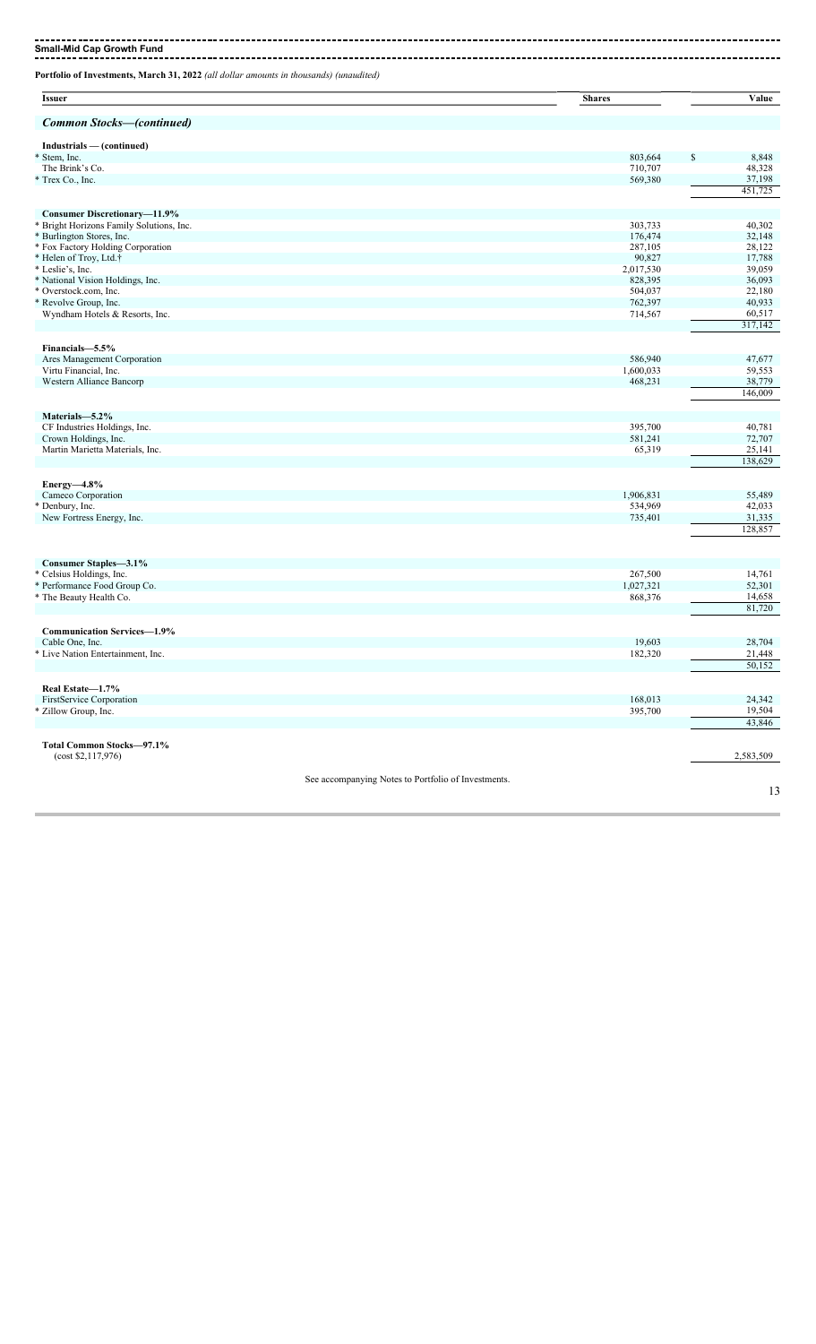**Small-Mid Cap Growth Fund**

**Portfolio of Investments, March 31, 2022** *(all dollar amounts in thousands) (unaudited)*

| Issuer | Shares | Value |
|---|---|---|
| ***Common Stocks—(continued)*** | | |
| **Industrials — (continued)** | | |
| * Stem, Inc. | 803,664 | $ 8,848 |
| The Brink's Co. | 710,707 | 48,328 |
| * Trex Co., Inc. | 569,380 | 37,198 |
| | | 451,725 |
| **Consumer Discretionary—11.9%** | | |
| * Bright Horizons Family Solutions, Inc. | 303,733 | 40,302 |
| * Burlington Stores, Inc. | 176,474 | 32,148 |
| * Fox Factory Holding Corporation | 287,105 | 28,122 |
| * Helen of Troy, Ltd.† | 90,827 | 17,788 |
| * Leslie's, Inc. | 2,017,530 | 39,059 |
| * National Vision Holdings, Inc. | 828,395 | 36,093 |
| * Overstock.com, Inc. | 504,037 | 22,180 |
| * Revolve Group, Inc. | 762,397 | 40,933 |
| Wyndham Hotels & Resorts, Inc. | 714,567 | 60,517 |
| | | 317,142 |
| **Financials—5.5%** | | |
| Ares Management Corporation | 586,940 | 47,677 |
| Virtu Financial, Inc. | 1,600,033 | 59,553 |
| Western Alliance Bancorp | 468,231 | 38,779 |
| | | 146,009 |
| **Materials—5.2%** | | |
| CF Industries Holdings, Inc. | 395,700 | 40,781 |
| Crown Holdings, Inc. | 581,241 | 72,707 |
| Martin Marietta Materials, Inc. | 65,319 | 25,141 |
| | | 138,629 |
| **Energy—4.8%** | | |
| Cameco Corporation | 1,906,831 | 55,489 |
| * Denbury, Inc. | 534,969 | 42,033 |
| New Fortress Energy, Inc. | 735,401 | 31,335 |
| | | 128,857 |
| **Consumer Staples—3.1%** | | |
| * Celsius Holdings, Inc. | 267,500 | 14,761 |
| * Performance Food Group Co. | 1,027,321 | 52,301 |
| * The Beauty Health Co. | 868,376 | 14,658 |
| | | 81,720 |
| **Communication Services—1.9%** | | |
| Cable One, Inc. | 19,603 | 28,704 |
| * Live Nation Entertainment, Inc. | 182,320 | 21,448 |
| | | 50,152 |
| **Real Estate—1.7%** | | |
| FirstService Corporation | 168,013 | 24,342 |
| * Zillow Group, Inc. | 395,700 | 19,504 |
| | | 43,846 |
| **Total Common Stocks—97.1%** (cost $2,117,976) | | 2,583,509 |

See accompanying Notes to Portfolio of Investments.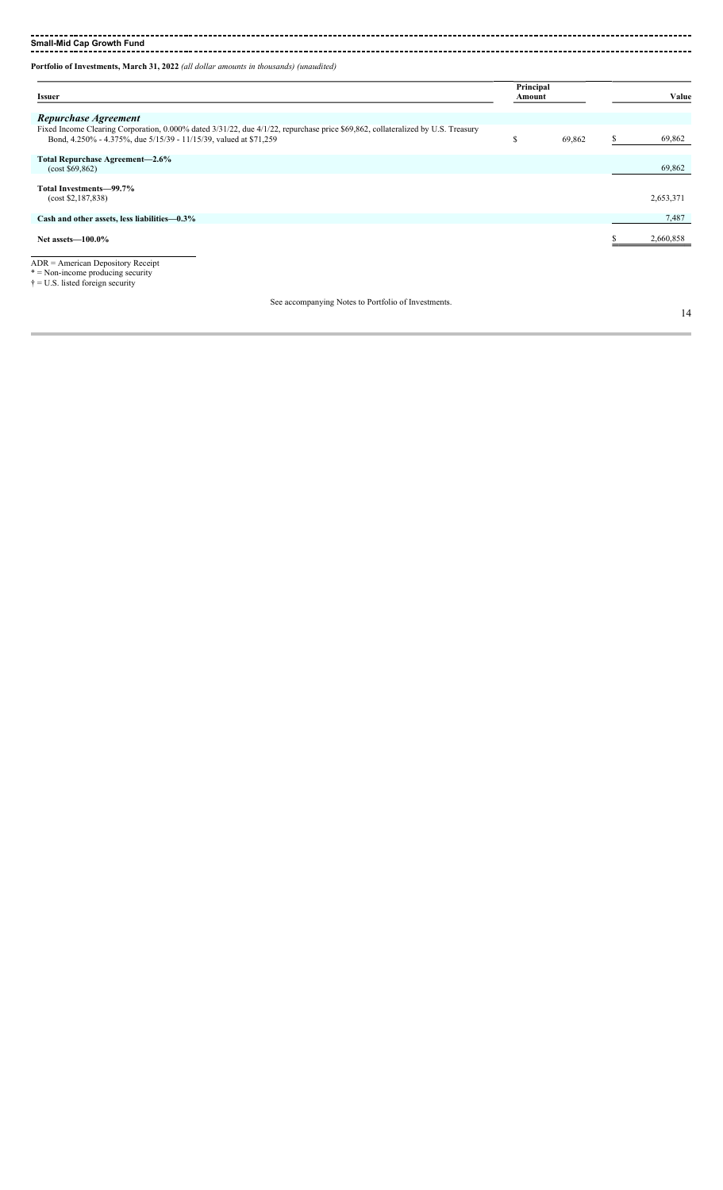**Small-Mid Cap Growth Fund**

**Portfolio of Investments, March 31, 2022** *(all dollar amounts in thousands) (unaudited)*

| Issuer | Principal Amount | Value |
|---|---|---|
| ***Repurchase Agreement*** | | |
| Fixed Income Clearing Corporation, 0.000% dated 3/31/22, due 4/1/22, repurchase price $69,862, collateralized by U.S. Treasury Bond, 4.250% - 4.375%, due 5/15/39 - 11/15/39, valued at $71,259 | $ 69,862 | $ 69,862 |
| **Total Repurchase Agreement—2.6%** (cost $69,862) | | 69,862 |
| **Total Investments—99.7%** (cost $2,187,838) | | 2,653,371 |
| **Cash and other assets, less liabilities—0.3%** | | 7,487 |
| **Net assets—100.0%** | | $ 2,660,858 |

ADR = American Depository Receipt
* = Non-income producing security
† = U.S. listed foreign security

See accompanying Notes to Portfolio of Investments.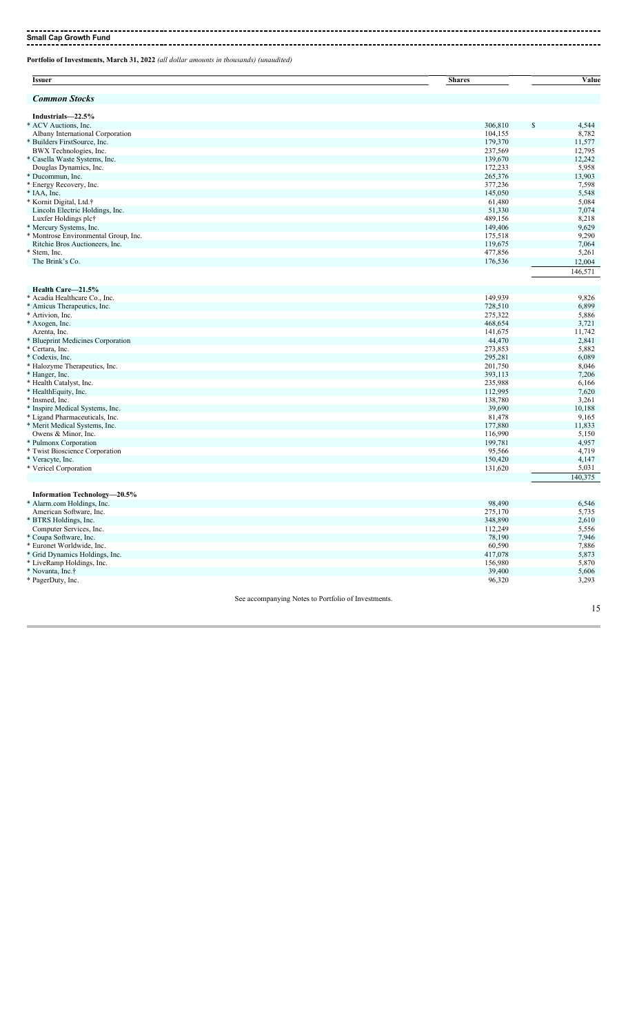## Small Cap Growth Fund

**Portfolio of Investments, March 31, 2022** *(all dollar amounts in thousands) (unaudited)*

| Issuer | Shares | Value |
|---|---|---|
| ***Common Stocks*** | | |
| **Industrials—22.5%** | | |
| * ACV Auctions, Inc. | 306,810 | $ 4,544 |
| Albany International Corporation | 104,155 | 8,782 |
| * Builders FirstSource, Inc. | 179,370 | 11,577 |
| BWX Technologies, Inc. | 237,569 | 12,795 |
| * Casella Waste Systems, Inc. | 139,670 | 12,242 |
| Douglas Dynamics, Inc. | 172,233 | 5,958 |
| * Ducommun, Inc. | 265,376 | 13,903 |
| * Energy Recovery, Inc. | 377,236 | 7,598 |
| * IAA, Inc. | 145,050 | 5,548 |
| * Kornit Digital, Ltd.† | 61,480 | 5,084 |
| Lincoln Electric Holdings, Inc. | 51,330 | 7,074 |
| Luxfer Holdings plc† | 489,156 | 8,218 |
| * Mercury Systems, Inc. | 149,406 | 9,629 |
| * Montrose Environmental Group, Inc. | 175,518 | 9,290 |
| Ritchie Bros Auctioneers, Inc. | 119,675 | 7,064 |
| * Stem, Inc. | 477,856 | 5,261 |
| The Brink's Co. | 176,536 | 12,004 |
| | | 146,571 |
| **Health Care—21.5%** | | |
| * Acadia Healthcare Co., Inc. | 149,939 | 9,826 |
| * Amicus Therapeutics, Inc. | 728,510 | 6,899 |
| * Artivion, Inc. | 275,322 | 5,886 |
| * Axogen, Inc. | 468,654 | 3,721 |
| Azenta, Inc. | 141,675 | 11,742 |
| * Blueprint Medicines Corporation | 44,470 | 2,841 |
| * Certara, Inc. | 273,853 | 5,882 |
| * Codexis, Inc. | 295,281 | 6,089 |
| * Halozyme Therapeutics, Inc. | 201,750 | 8,046 |
| * Hanger, Inc. | 393,113 | 7,206 |
| * Health Catalyst, Inc. | 235,988 | 6,166 |
| * HealthEquity, Inc. | 112,995 | 7,620 |
| * Insmed, Inc. | 138,780 | 3,261 |
| * Inspire Medical Systems, Inc. | 39,690 | 10,188 |
| * Ligand Pharmaceuticals, Inc. | 81,478 | 9,165 |
| * Merit Medical Systems, Inc. | 177,880 | 11,833 |
| Owens & Minor, Inc. | 116,990 | 5,150 |
| * Pulmonx Corporation | 199,781 | 4,957 |
| * Twist Bioscience Corporation | 95,566 | 4,719 |
| * Veracyte, Inc. | 150,420 | 4,147 |
| * Vericel Corporation | 131,620 | 5,031 |
| | | 140,375 |
| **Information Technology—20.5%** | | |
| * Alarm.com Holdings, Inc. | 98,490 | 6,546 |
| American Software, Inc. | 275,170 | 5,735 |
| * BTRS Holdings, Inc. | 348,890 | 2,610 |
| Computer Services, Inc. | 112,249 | 5,556 |
| * Coupa Software, Inc. | 78,190 | 7,946 |
| * Euronet Worldwide, Inc. | 60,590 | 7,886 |
| * Grid Dynamics Holdings, Inc. | 417,078 | 5,873 |
| * LiveRamp Holdings, Inc. | 156,980 | 5,870 |
| * Novanta, Inc.† | 39,400 | 5,606 |
| * PagerDuty, Inc. | 96,320 | 3,293 |

See accompanying Notes to Portfolio of Investments.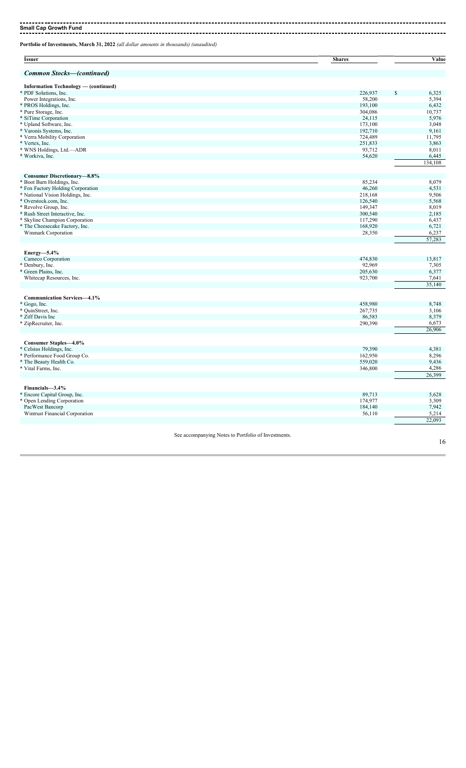**Small Cap Growth Fund**

**Portfolio of Investments, March 31, 2022** *(all dollar amounts in thousands) (unaudited)*

| Issuer | Shares | Value |
|---|---|---|
| ***Common Stocks—(continued)*** | | |
| **Information Technology — (continued)** | | |
| * PDF Solutions, Inc. | 226,937 | $ 6,325 |
| Power Integrations, Inc. | 58,200 | 5,394 |
| * PROS Holdings, Inc. | 193,100 | 6,432 |
| * Pure Storage, Inc. | 304,086 | 10,737 |
| * SiTime Corporation | 24,115 | 5,976 |
| * Upland Software, Inc. | 173,100 | 3,048 |
| * Varonis Systems, Inc. | 192,710 | 9,161 |
| * Verra Mobility Corporation | 724,489 | 11,795 |
| * Vertex, Inc. | 251,833 | 3,863 |
| * WNS Holdings, Ltd.—ADR | 93,712 | 8,011 |
| * Workiva, Inc. | 54,620 | 6,445 |
| | | 134,108 |
| **Consumer Discretionary—8.8%** | | |
| * Boot Barn Holdings, Inc. | 85,234 | 8,079 |
| * Fox Factory Holding Corporation | 46,260 | 4,531 |
| * National Vision Holdings, Inc. | 218,168 | 9,506 |
| * Overstock.com, Inc. | 126,540 | 5,568 |
| * Revolve Group, Inc. | 149,347 | 8,019 |
| * Rush Street Interactive, Inc. | 300,540 | 2,185 |
| * Skyline Champion Corporation | 117,290 | 6,437 |
| * The Cheesecake Factory, Inc. | 168,920 | 6,721 |
| Winmark Corporation | 28,350 | 6,237 |
| | | 57,283 |
| **Energy—5.4%** | | |
| Cameco Corporation | 474,830 | 13,817 |
| * Denbury, Inc. | 92,969 | 7,305 |
| * Green Plains, Inc. | 205,630 | 6,377 |
| Whitecap Resources, Inc. | 923,700 | 7,641 |
| | | 35,140 |
| **Communication Services—4.1%** | | |
| * Gogo, Inc. | 458,980 | 8,748 |
| * QuinStreet, Inc. | 267,735 | 3,106 |
| * Ziff Davis Inc | 86,583 | 8,379 |
| * ZipRecruiter, Inc. | 290,390 | 6,673 |
| | | 26,906 |
| **Consumer Staples—4.0%** | | |
| * Celsius Holdings, Inc. | 79,390 | 4,381 |
| * Performance Food Group Co. | 162,950 | 8,296 |
| * The Beauty Health Co. | 559,020 | 9,436 |
| * Vital Farms, Inc. | 346,800 | 4,286 |
| | | 26,399 |
| **Financials—3.4%** | | |
| * Encore Capital Group, Inc. | 89,713 | 5,628 |
| * Open Lending Corporation | 174,977 | 3,309 |
| PacWest Bancorp | 184,140 | 7,942 |
| Wintrust Financial Corporation | 56,110 | 5,214 |
| | | 22,093 |

See accompanying Notes to Portfolio of Investments.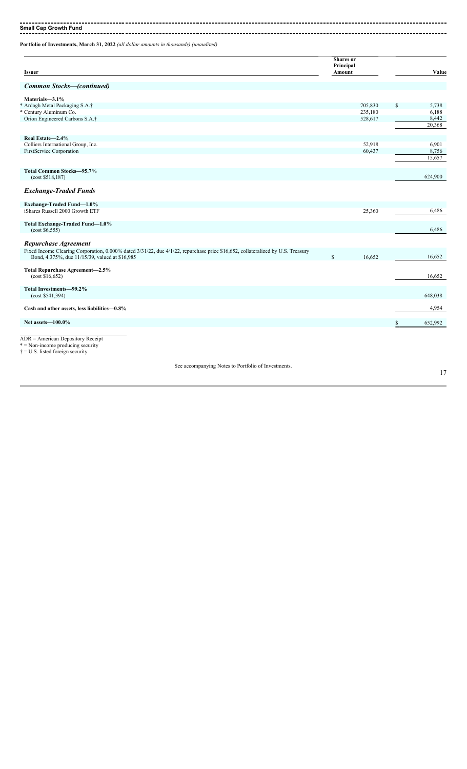**Small Cap Growth Fund**

**Portfolio of Investments, March 31, 2022** *(all dollar amounts in thousands) (unaudited)*

| Issuer | Shares or Principal Amount | Value |
|---|---|---|
| ***Common Stocks—(continued)*** | | |
| **Materials—3.1%** | | |
| * Ardagh Metal Packaging S.A.† | 705,830 | $ 5,738 |
| * Century Aluminum Co. | 235,180 | 6,188 |
| Orion Engineered Carbons S.A.† | 528,617 | 8,442 |
| | | 20,368 |
| **Real Estate—2.4%** | | |
| Colliers International Group, Inc. | 52,918 | 6,901 |
| FirstService Corporation | 60,437 | 8,756 |
| | | 15,657 |
| **Total Common Stocks—95.7%** (cost $518,187) | | 624,900 |
| ***Exchange-Traded Funds*** | | |
| **Exchange-Traded Fund—1.0%** | | |
| iShares Russell 2000 Growth ETF | 25,360 | 6,486 |
| **Total Exchange-Traded Fund—1.0%** (cost $6,555) | | 6,486 |
| ***Repurchase Agreement*** | | |
| Fixed Income Clearing Corporation, 0.000% dated 3/31/22, due 4/1/22, repurchase price $16,652, collateralized by U.S. Treasury Bond, 4.375%, due 11/15/39, valued at $16,985 | $ 16,652 | 16,652 |
| **Total Repurchase Agreement—2.5%** (cost $16,652) | | 16,652 |
| **Total Investments—99.2%** (cost $541,394) | | 648,038 |
| **Cash and other assets, less liabilities—0.8%** | | 4,954 |
| **Net assets—100.0%** | | $ 652,992 |

ADR = American Depository Receipt
* = Non-income producing security
† = U.S. listed foreign security

See accompanying Notes to Portfolio of Investments.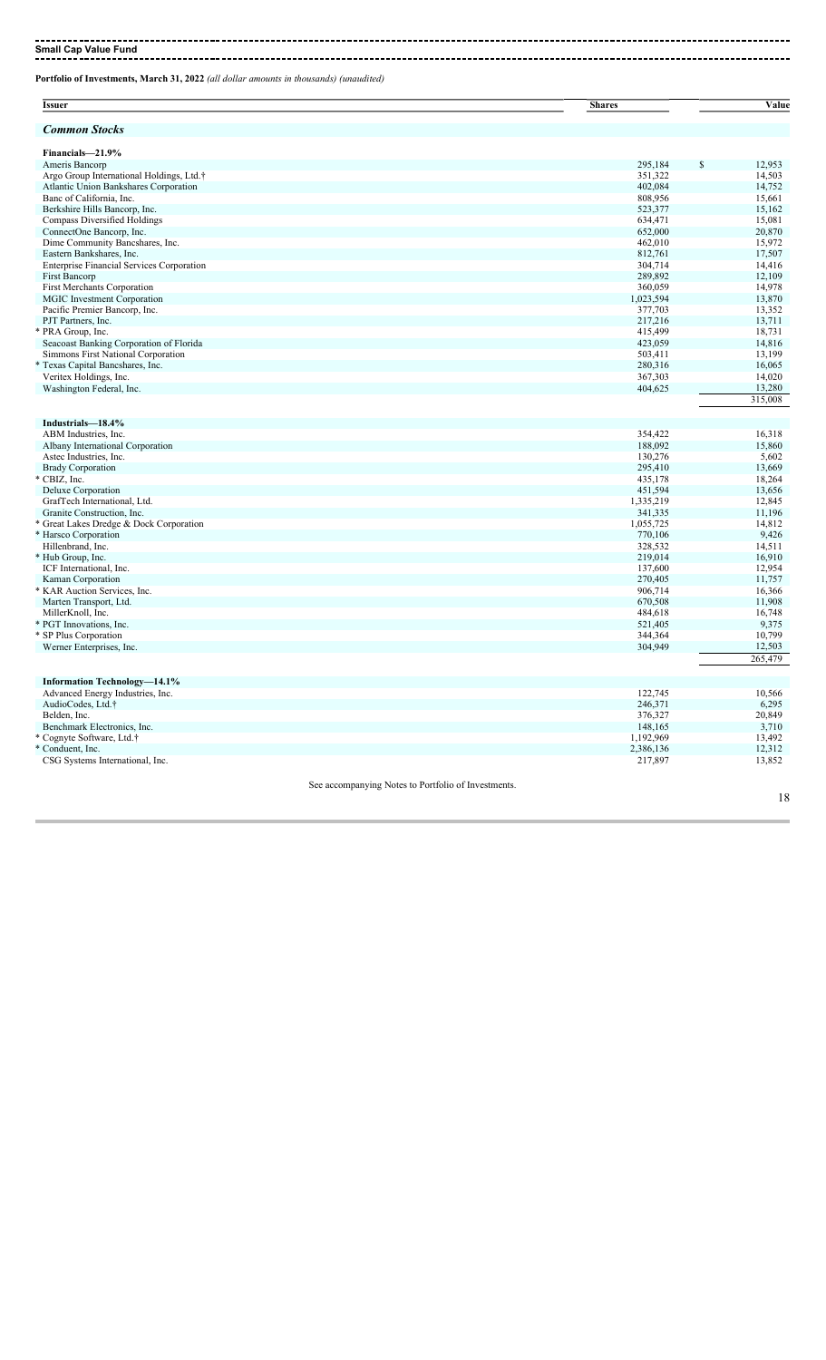**Small Cap Value Fund**

**Portfolio of Investments, March 31, 2022** *(all dollar amounts in thousands) (unaudited)*

| Issuer | Shares | Value |
|---|---|---|
| ***Common Stocks*** | | |
| **Financials—21.9%** | | |
| Ameris Bancorp | 295,184 | $ 12,953 |
| Argo Group International Holdings, Ltd.† | 351,322 | 14,503 |
| Atlantic Union Bankshares Corporation | 402,084 | 14,752 |
| Banc of California, Inc. | 808,956 | 15,661 |
| Berkshire Hills Bancorp, Inc. | 523,377 | 15,162 |
| Compass Diversified Holdings | 634,471 | 15,081 |
| ConnectOne Bancorp, Inc. | 652,000 | 20,870 |
| Dime Community Bancshares, Inc. | 462,010 | 15,972 |
| Eastern Bankshares, Inc. | 812,761 | 17,507 |
| Enterprise Financial Services Corporation | 304,714 | 14,416 |
| First Bancorp | 289,892 | 12,109 |
| First Merchants Corporation | 360,059 | 14,978 |
| MGIC Investment Corporation | 1,023,594 | 13,870 |
| Pacific Premier Bancorp, Inc. | 377,703 | 13,352 |
| PJT Partners, Inc. | 217,216 | 13,711 |
| * PRA Group, Inc. | 415,499 | 18,731 |
| Seacoast Banking Corporation of Florida | 423,059 | 14,816 |
| Simmons First National Corporation | 503,411 | 13,199 |
| * Texas Capital Bancshares, Inc. | 280,316 | 16,065 |
| Veritex Holdings, Inc. | 367,303 | 14,020 |
| Washington Federal, Inc. | 404,625 | 13,280 |
| | | 315,008 |
| **Industrials—18.4%** | | |
| ABM Industries, Inc. | 354,422 | 16,318 |
| Albany International Corporation | 188,092 | 15,860 |
| Astec Industries, Inc. | 130,276 | 5,602 |
| Brady Corporation | 295,410 | 13,669 |
| * CBIZ, Inc. | 435,178 | 18,264 |
| Deluxe Corporation | 451,594 | 13,656 |
| GrafTech International, Ltd. | 1,335,219 | 12,845 |
| Granite Construction, Inc. | 341,335 | 11,196 |
| * Great Lakes Dredge & Dock Corporation | 1,055,725 | 14,812 |
| * Harsco Corporation | 770,106 | 9,426 |
| Hillenbrand, Inc. | 328,532 | 14,511 |
| * Hub Group, Inc. | 219,014 | 16,910 |
| ICF International, Inc. | 137,600 | 12,954 |
| Kaman Corporation | 270,405 | 11,757 |
| * KAR Auction Services, Inc. | 906,714 | 16,366 |
| Marten Transport, Ltd. | 670,508 | 11,908 |
| MillerKnoll, Inc. | 484,618 | 16,748 |
| * PGT Innovations, Inc. | 521,405 | 9,375 |
| * SP Plus Corporation | 344,364 | 10,799 |
| Werner Enterprises, Inc. | 304,949 | 12,503 |
| | | 265,479 |
| **Information Technology—14.1%** | | |
| Advanced Energy Industries, Inc. | 122,745 | 10,566 |
| AudioCodes, Ltd.† | 246,371 | 6,295 |
| Belden, Inc. | 376,327 | 20,849 |
| Benchmark Electronics, Inc. | 148,165 | 3,710 |
| * Cognyte Software, Ltd.† | 1,192,969 | 13,492 |
| * Conduent, Inc. | 2,386,136 | 12,312 |
| CSG Systems International, Inc. | 217,897 | 13,852 |

See accompanying Notes to Portfolio of Investments.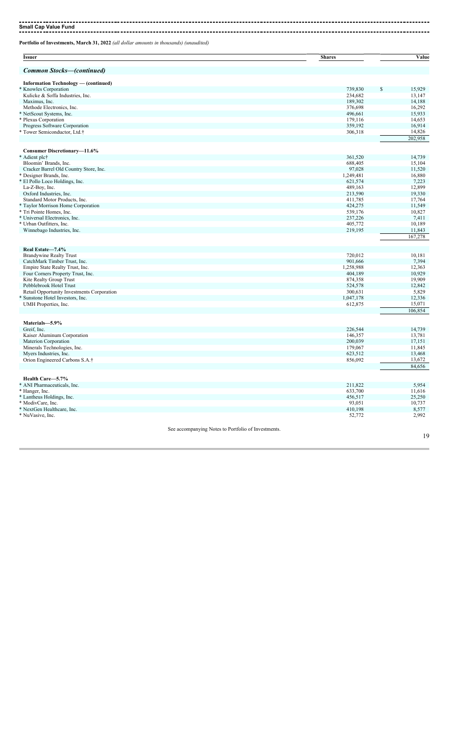**Small Cap Value Fund**

**Portfolio of Investments, March 31, 2022** *(all dollar amounts in thousands) (unaudited)*

| Issuer | Shares | Value |
|---|---|---|
| ***Common Stocks—(continued)*** | | |
| **Information Technology — (continued)** | | |
| * Knowles Corporation | 739,830 | $ 15,929 |
| Kulicke & Soffa Industries, Inc. | 234,682 | 13,147 |
| Maximus, Inc. | 189,302 | 14,188 |
| Methode Electronics, Inc. | 376,698 | 16,292 |
| * NetScout Systems, Inc. | 496,661 | 15,933 |
| * Plexus Corporation | 179,116 | 14,653 |
| Progress Software Corporation | 359,192 | 16,914 |
| * Tower Semiconductor, Ltd.† | 306,318 | 14,826 |
| | | 202,958 |
| **Consumer Discretionary—11.6%** | | |
| * Adient plc† | 361,520 | 14,739 |
| Bloomin' Brands, Inc. | 688,405 | 15,104 |
| Cracker Barrel Old Country Store, Inc. | 97,028 | 11,520 |
| * Designer Brands, Inc. | 1,249,481 | 16,880 |
| * El Pollo Loco Holdings, Inc. | 621,574 | 7,223 |
| La-Z-Boy, Inc. | 489,163 | 12,899 |
| Oxford Industries, Inc. | 213,590 | 19,330 |
| Standard Motor Products, Inc. | 411,785 | 17,764 |
| * Taylor Morrison Home Corporation | 424,275 | 11,549 |
| * Tri Pointe Homes, Inc. | 539,176 | 10,827 |
| * Universal Electronics, Inc. | 237,226 | 7,411 |
| * Urban Outfitters, Inc. | 405,772 | 10,189 |
| Winnebago Industries, Inc. | 219,195 | 11,843 |
| | | 167,278 |
| **Real Estate—7.4%** | | |
| Brandywine Realty Trust | 720,012 | 10,181 |
| CatchMark Timber Trust, Inc. | 901,666 | 7,394 |
| Empire State Realty Trust, Inc. | 1,258,988 | 12,363 |
| Four Corners Property Trust, Inc. | 404,189 | 10,929 |
| Kite Realty Group Trust | 874,358 | 19,909 |
| Pebblebrook Hotel Trust | 524,578 | 12,842 |
| Retail Opportunity Investments Corporation | 300,631 | 5,829 |
| * Sunstone Hotel Investors, Inc. | 1,047,178 | 12,336 |
| UMH Properties, Inc. | 612,875 | 15,071 |
| | | 106,854 |
| **Materials—5.9%** | | |
| Greif, Inc. | 226,544 | 14,739 |
| Kaiser Aluminum Corporation | 146,357 | 13,781 |
| Materion Corporation | 200,039 | 17,151 |
| Minerals Technologies, Inc. | 179,067 | 11,845 |
| Myers Industries, Inc. | 623,512 | 13,468 |
| Orion Engineered Carbons S.A.† | 856,092 | 13,672 |
| | | 84,656 |
| **Health Care—5.7%** | | |
| * ANI Pharmaceuticals, Inc. | 211,822 | 5,954 |
| * Hanger, Inc. | 633,700 | 11,616 |
| * Lantheus Holdings, Inc. | 456,517 | 25,250 |
| * ModivCare, Inc. | 93,051 | 10,737 |
| * NextGen Healthcare, Inc. | 410,198 | 8,577 |
| * NuVasive, Inc. | 52,772 | 2,992 |

See accompanying Notes to Portfolio of Investments.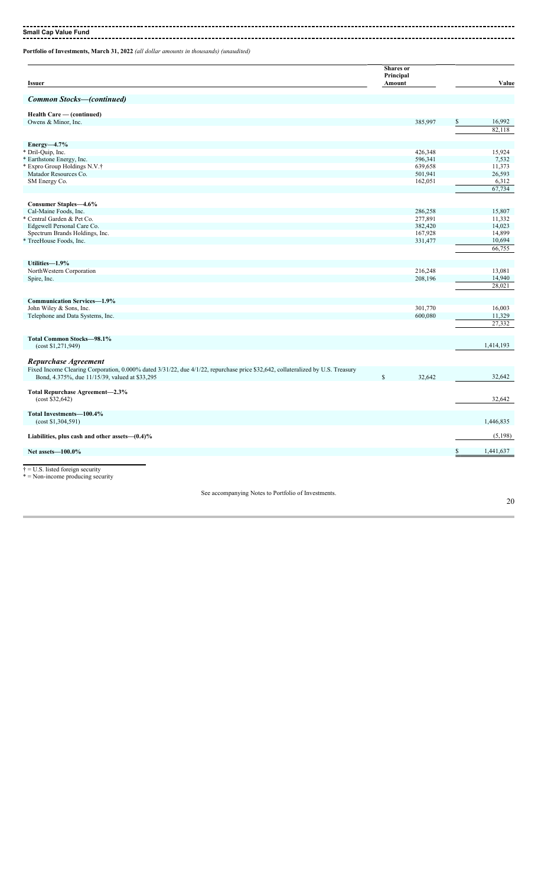**Small Cap Value Fund**

**Portfolio of Investments, March 31, 2022** *(all dollar amounts in thousands) (unaudited)*

| Issuer | Shares or Principal Amount | Value |
|---|---|---|
| ***Common Stocks—(continued)*** | | |
| **Health Care — (continued)** | | |
| Owens & Minor, Inc. | 385,997 | $ 16,992 |
| | | 82,118 |
| **Energy—4.7%** | | |
| * Dril-Quip, Inc. | 426,348 | 15,924 |
| * Earthstone Energy, Inc. | 596,341 | 7,532 |
| * Expro Group Holdings N.V.† | 639,658 | 11,373 |
| Matador Resources Co. | 501,941 | 26,593 |
| SM Energy Co. | 162,051 | 6,312 |
| | | 67,734 |
| **Consumer Staples—4.6%** | | |
| Cal-Maine Foods, Inc. | 286,258 | 15,807 |
| * Central Garden & Pet Co. | 277,891 | 11,332 |
| Edgewell Personal Care Co. | 382,420 | 14,023 |
| Spectrum Brands Holdings, Inc. | 167,928 | 14,899 |
| * TreeHouse Foods, Inc. | 331,477 | 10,694 |
| | | 66,755 |
| **Utilities—1.9%** | | |
| NorthWestern Corporation | 216,248 | 13,081 |
| Spire, Inc. | 208,196 | 14,940 |
| | | 28,021 |
| **Communication Services—1.9%** | | |
| John Wiley & Sons, Inc. | 301,770 | 16,003 |
| Telephone and Data Systems, Inc. | 600,080 | 11,329 |
| | | 27,332 |
| **Total Common Stocks—98.1%** (cost $1,271,949) | | 1,414,193 |
| ***Repurchase Agreement*** | | |
| Fixed Income Clearing Corporation, 0.000% dated 3/31/22, due 4/1/22, repurchase price $32,642, collateralized by U.S. Treasury Bond, 4.375%, due 11/15/39, valued at $33,295 | $ 32,642 | 32,642 |
| **Total Repurchase Agreement—2.3%** (cost $32,642) | | 32,642 |
| **Total Investments—100.4%** (cost $1,304,591) | | 1,446,835 |
| **Liabilities, plus cash and other assets—(0.4)%** | | (5,198) |
| **Net assets—100.0%** | | $ 1,441,637 |

† = U.S. listed foreign security
* = Non-income producing security

See accompanying Notes to Portfolio of Investments.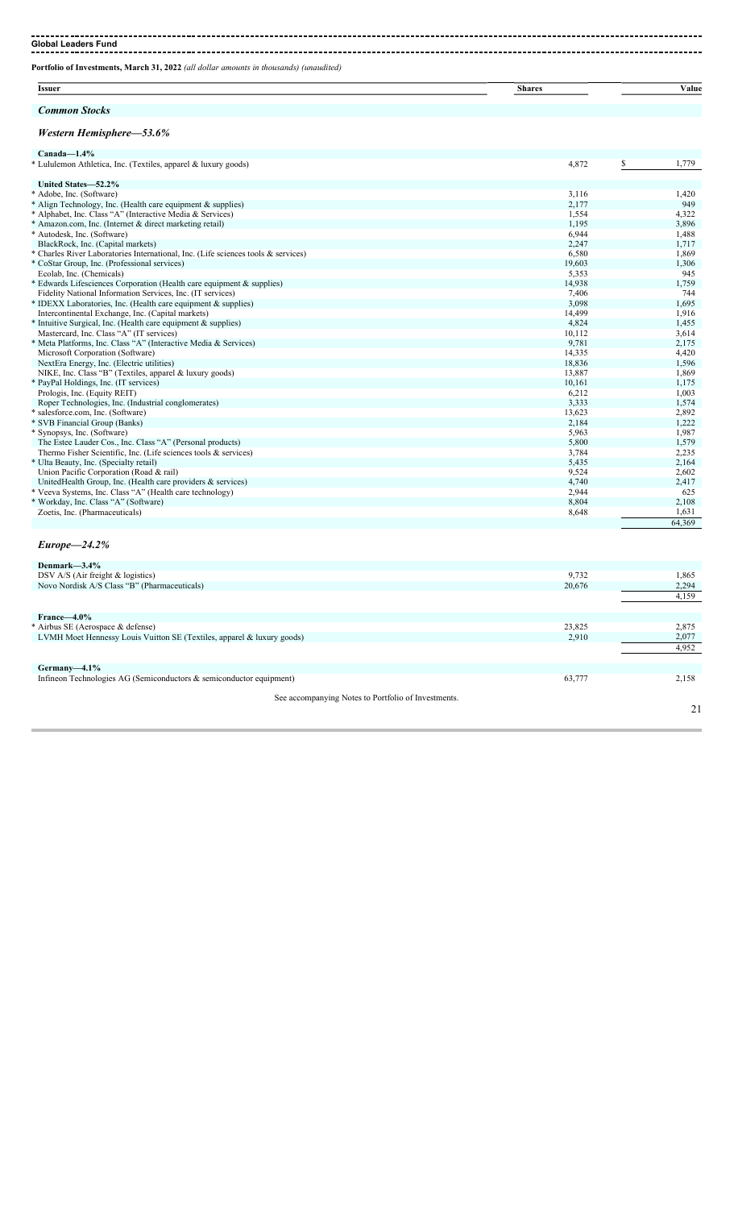## Global Leaders Fund

**Portfolio of Investments, March 31, 2022** *(all dollar amounts in thousands) (unaudited)*

| Issuer | Shares | Value |
|---|---|---|
| ***Common Stocks*** | | |
| ***Western Hemisphere—53.6%*** | | |
| **Canada—1.4%** | | |
| * Lululemon Athletica, Inc. (Textiles, apparel & luxury goods) | 4,872 | $ 1,779 |
| **United States—52.2%** | | |
| * Adobe, Inc. (Software) | 3,116 | 1,420 |
| * Align Technology, Inc. (Health care equipment & supplies) | 2,177 | 949 |
| * Alphabet, Inc. Class "A" (Interactive Media & Services) | 1,554 | 4,322 |
| * Amazon.com, Inc. (Internet & direct marketing retail) | 1,195 | 3,896 |
| * Autodesk, Inc. (Software) | 6,944 | 1,488 |
| BlackRock, Inc. (Capital markets) | 2,247 | 1,717 |
| * Charles River Laboratories International, Inc. (Life sciences tools & services) | 6,580 | 1,869 |
| * CoStar Group, Inc. (Professional services) | 19,603 | 1,306 |
| Ecolab, Inc. (Chemicals) | 5,353 | 945 |
| * Edwards Lifesciences Corporation (Health care equipment & supplies) | 14,938 | 1,759 |
| Fidelity National Information Services, Inc. (IT services) | 7,406 | 744 |
| * IDEXX Laboratories, Inc. (Health care equipment & supplies) | 3,098 | 1,695 |
| Intercontinental Exchange, Inc. (Capital markets) | 14,499 | 1,916 |
| * Intuitive Surgical, Inc. (Health care equipment & supplies) | 4,824 | 1,455 |
| Mastercard, Inc. Class "A" (IT services) | 10,112 | 3,614 |
| * Meta Platforms, Inc. Class "A" (Interactive Media & Services) | 9,781 | 2,175 |
| Microsoft Corporation (Software) | 14,335 | 4,420 |
| NextEra Energy, Inc. (Electric utilities) | 18,836 | 1,596 |
| NIKE, Inc. Class "B" (Textiles, apparel & luxury goods) | 13,887 | 1,869 |
| * PayPal Holdings, Inc. (IT services) | 10,161 | 1,175 |
| Prologis, Inc. (Equity REIT) | 6,212 | 1,003 |
| Roper Technologies, Inc. (Industrial conglomerates) | 3,333 | 1,574 |
| * salesforce.com, Inc. (Software) | 13,623 | 2,892 |
| * SVB Financial Group (Banks) | 2,184 | 1,222 |
| * Synopsys, Inc. (Software) | 5,963 | 1,987 |
| The Estee Lauder Cos., Inc. Class "A" (Personal products) | 5,800 | 1,579 |
| Thermo Fisher Scientific, Inc. (Life sciences tools & services) | 3,784 | 2,235 |
| * Ulta Beauty, Inc. (Specialty retail) | 5,435 | 2,164 |
| Union Pacific Corporation (Road & rail) | 9,524 | 2,602 |
| UnitedHealth Group, Inc. (Health care providers & services) | 4,740 | 2,417 |
| * Veeva Systems, Inc. Class "A" (Health care technology) | 2,944 | 625 |
| * Workday, Inc. Class "A" (Software) | 8,804 | 2,108 |
| Zoetis, Inc. (Pharmaceuticals) | 8,648 | 1,631 |
| | | 64,369 |
| ***Europe—24.2%*** | | |
| **Denmark—3.4%** | | |
| DSV A/S (Air freight & logistics) | 9,732 | 1,865 |
| Novo Nordisk A/S Class "B" (Pharmaceuticals) | 20,676 | 2,294 |
| | | 4,159 |
| **France—4.0%** | | |
| * Airbus SE (Aerospace & defense) | 23,825 | 2,875 |
| LVMH Moet Hennessy Louis Vuitton SE (Textiles, apparel & luxury goods) | 2,910 | 2,077 |
| | | 4,952 |
| **Germany—4.1%** | | |
| Infineon Technologies AG (Semiconductors & semiconductor equipment) | 63,777 | 2,158 |

See accompanying Notes to Portfolio of Investments.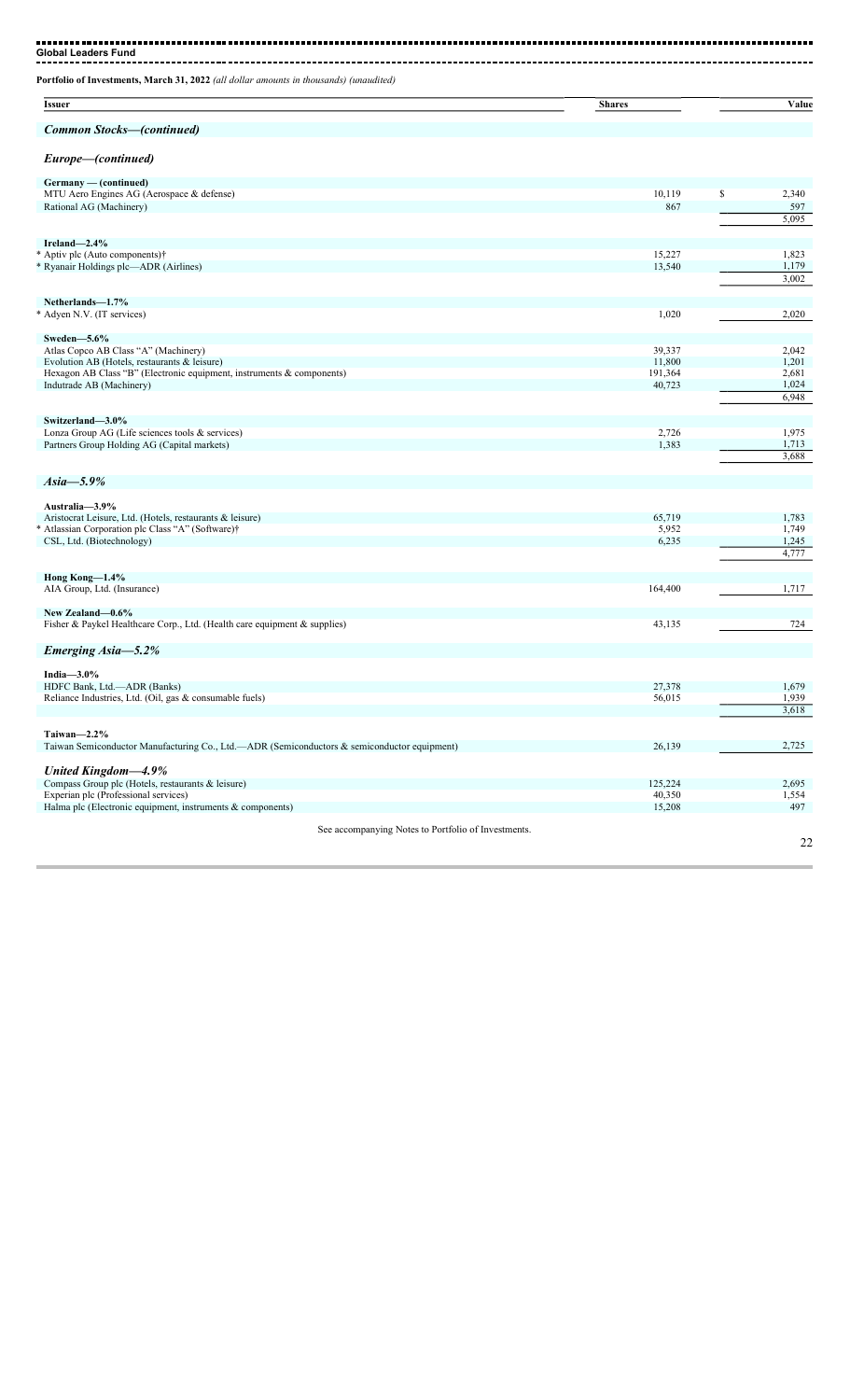**Portfolio of Investments, March 31, 2022** *(all dollar amounts in thousands) (unaudited)*

| Issuer | Shares | Value |
|---|---|---|
| ***Common Stocks—(continued)*** | | |
| ***Europe—(continued)*** | | |
| **Germany — (continued)** | | |
| MTU Aero Engines AG (Aerospace & defense) | 10,119 | $ 2,340 |
| Rational AG (Machinery) | 867 | 597 |
| | | 5,095 |
| **Ireland—2.4%** | | |
| * Aptiv plc (Auto components)† | 15,227 | 1,823 |
| * Ryanair Holdings plc—ADR (Airlines) | 13,540 | 1,179 |
| | | 3,002 |
| **Netherlands—1.7%** | | |
| * Adyen N.V. (IT services) | 1,020 | 2,020 |
| **Sweden—5.6%** | | |
| Atlas Copco AB Class "A" (Machinery) | 39,337 | 2,042 |
| Evolution AB (Hotels, restaurants & leisure) | 11,800 | 1,201 |
| Hexagon AB Class "B" (Electronic equipment, instruments & components) | 191,364 | 2,681 |
| Indutrade AB (Machinery) | 40,723 | 1,024 |
| | | 6,948 |
| **Switzerland—3.0%** | | |
| Lonza Group AG (Life sciences tools & services) | 2,726 | 1,975 |
| Partners Group Holding AG (Capital markets) | 1,383 | 1,713 |
| | | 3,688 |
| ***Asia—5.9%*** | | |
| **Australia—3.9%** | | |
| Aristocrat Leisure, Ltd. (Hotels, restaurants & leisure) | 65,719 | 1,783 |
| * Atlassian Corporation plc Class "A" (Software)† | 5,952 | 1,749 |
| CSL, Ltd. (Biotechnology) | 6,235 | 1,245 |
| | | 4,777 |
| **Hong Kong—1.4%** | | |
| AIA Group, Ltd. (Insurance) | 164,400 | 1,717 |
| **New Zealand—0.6%** | | |
| Fisher & Paykel Healthcare Corp., Ltd. (Health care equipment & supplies) | 43,135 | 724 |
| ***Emerging Asia—5.2%*** | | |
| **India—3.0%** | | |
| HDFC Bank, Ltd.—ADR (Banks) | 27,378 | 1,679 |
| Reliance Industries, Ltd. (Oil, gas & consumable fuels) | 56,015 | 1,939 |
| | | 3,618 |
| **Taiwan—2.2%** | | |
| Taiwan Semiconductor Manufacturing Co., Ltd.—ADR (Semiconductors & semiconductor equipment) | 26,139 | 2,725 |
| ***United Kingdom—4.9%*** | | |
| Compass Group plc (Hotels, restaurants & leisure) | 125,224 | 2,695 |
| Experian plc (Professional services) | 40,350 | 1,554 |
| Halma plc (Electronic equipment, instruments & components) | 15,208 | 497 |

See accompanying Notes to Portfolio of Investments.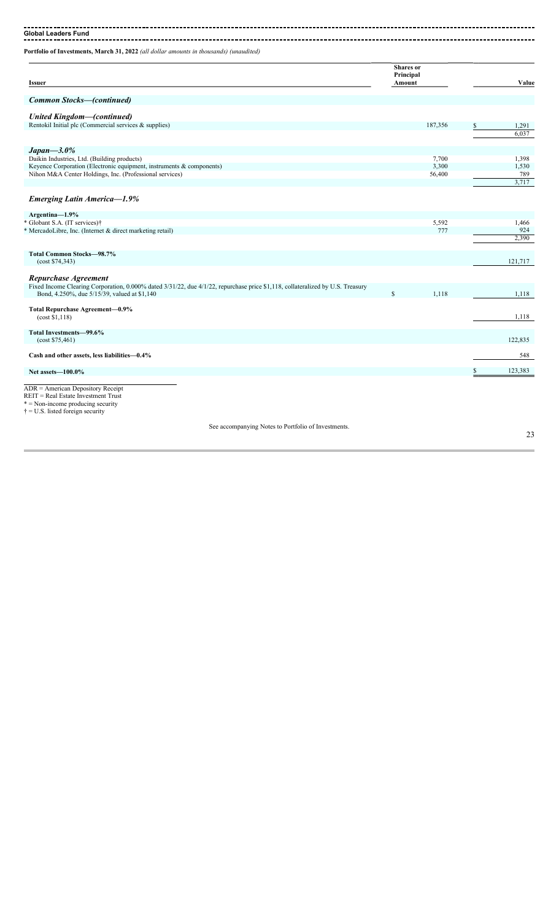**Global Leaders Fund**

**Portfolio of Investments, March 31, 2022** *(all dollar amounts in thousands) (unaudited)*

| Issuer | Shares or Principal Amount | Value |
|---|---|---|
| ***Common Stocks—(continued)*** | | |
| ***United Kingdom—(continued)*** | | |
| Rentokil Initial plc (Commercial services & supplies) | 187,356 | $ 1,291 |
| | | 6,037 |
| ***Japan—3.0%*** | | |
| Daikin Industries, Ltd. (Building products) | 7,700 | 1,398 |
| Keyence Corporation (Electronic equipment, instruments & components) | 3,300 | 1,530 |
| Nihon M&A Center Holdings, Inc. (Professional services) | 56,400 | 789 |
| | | 3,717 |
| ***Emerging Latin America—1.9%*** | | |
| **Argentina—1.9%** | | |
| * Globant S.A. (IT services)† | 5,592 | 1,466 |
| * MercadoLibre, Inc. (Internet & direct marketing retail) | 777 | 924 |
| | | 2,390 |
| **Total Common Stocks—98.7%** (cost $74,343) | | 121,717 |
| ***Repurchase Agreement*** | | |
| Fixed Income Clearing Corporation, 0.000% dated 3/31/22, due 4/1/22, repurchase price $1,118, collateralized by U.S. Treasury Bond, 4.250%, due 5/15/39, valued at $1,140 | $ 1,118 | 1,118 |
| **Total Repurchase Agreement—0.9%** (cost $1,118) | | 1,118 |
| **Total Investments—99.6%** (cost $75,461) | | 122,835 |
| **Cash and other assets, less liabilities—0.4%** | | 548 |
| **Net assets—100.0%** | | $ 123,383 |

ADR = American Depository Receipt
REIT = Real Estate Investment Trust
* = Non-income producing security
† = U.S. listed foreign security

See accompanying Notes to Portfolio of Investments.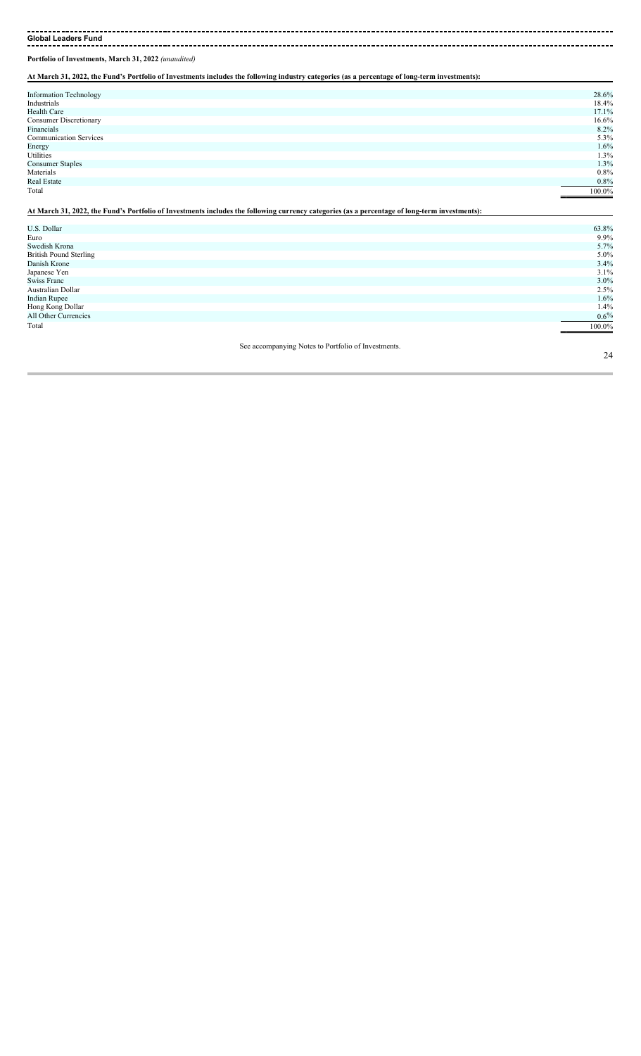**Global Leaders Fund**

**Portfolio of Investments, March 31, 2022** *(unaudited)*

**At March 31, 2022, the Fund's Portfolio of Investments includes the following industry categories (as a percentage of long-term investments):**

| | |
|---|---|
| Information Technology | 28.6% |
| Industrials | 18.4% |
| Health Care | 17.1% |
| Consumer Discretionary | 16.6% |
| Financials | 8.2% |
| Communication Services | 5.3% |
| Energy | 1.6% |
| Utilities | 1.3% |
| Consumer Staples | 1.3% |
| Materials | 0.8% |
| Real Estate | 0.8% |
| Total | 100.0% |

**At March 31, 2022, the Fund's Portfolio of Investments includes the following currency categories (as a percentage of long-term investments):**

| | |
|---|---|
| U.S. Dollar | 63.8% |
| Euro | 9.9% |
| Swedish Krona | 5.7% |
| British Pound Sterling | 5.0% |
| Danish Krone | 3.4% |
| Japanese Yen | 3.1% |
| Swiss Franc | 3.0% |
| Australian Dollar | 2.5% |
| Indian Rupee | 1.6% |
| Hong Kong Dollar | 1.4% |
| All Other Currencies | 0.6% |
| Total | 100.0% |

See accompanying Notes to Portfolio of Investments.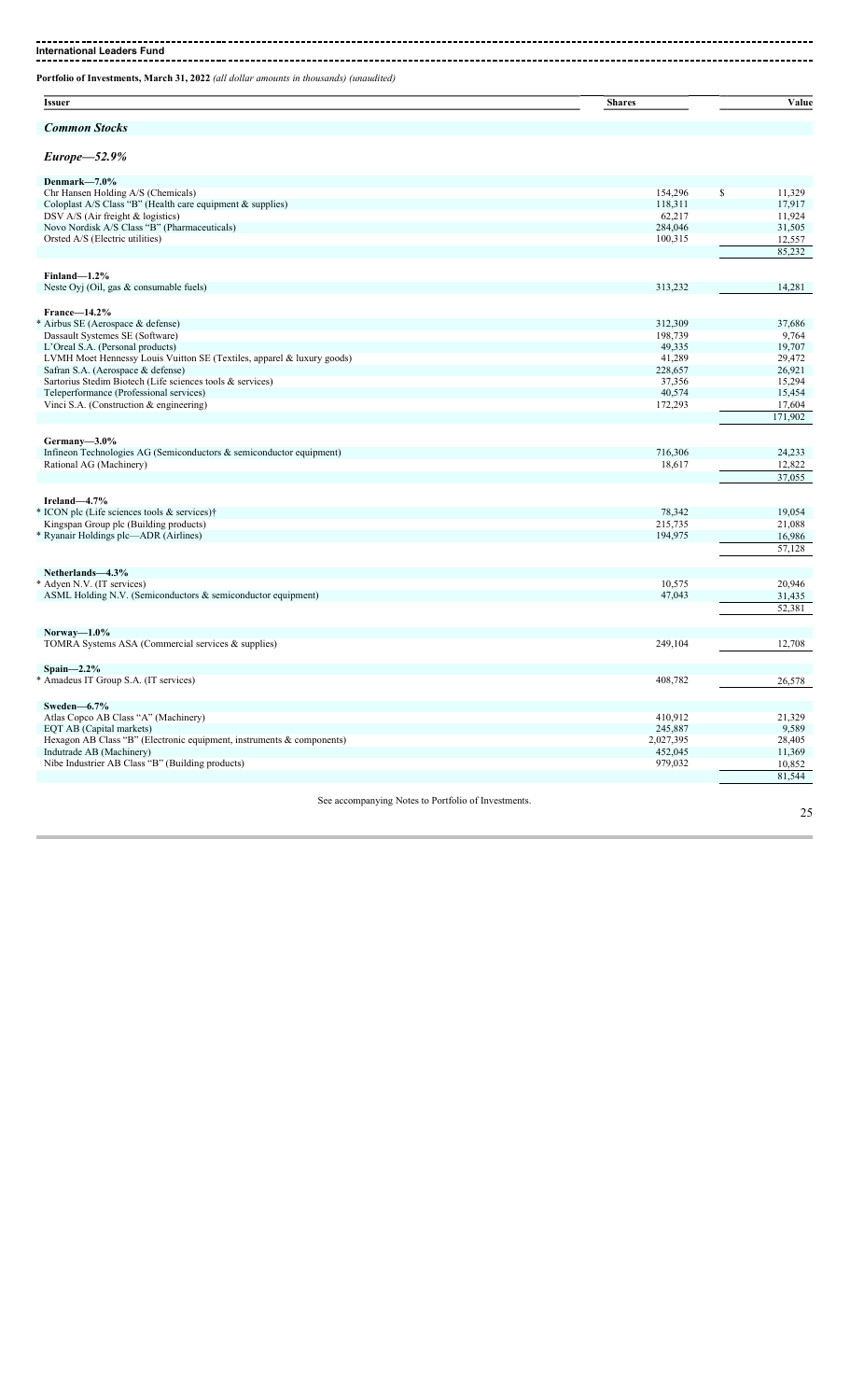## International Leaders Fund

**Portfolio of Investments, March 31, 2022** *(all dollar amounts in thousands) (unaudited)*

| Issuer | Shares | Value |
|---|---|---|
| ***Common Stocks*** | | |
| ***Europe—52.9%*** | | |
| **Denmark—7.0%** | | |
| Chr Hansen Holding A/S (Chemicals) | 154,296 | $ 11,329 |
| Coloplast A/S Class "B" (Health care equipment & supplies) | 118,311 | 17,917 |
| DSV A/S (Air freight & logistics) | 62,217 | 11,924 |
| Novo Nordisk A/S Class "B" (Pharmaceuticals) | 284,046 | 31,505 |
| Orsted A/S (Electric utilities) | 100,315 | 12,557 |
| | | 85,232 |
| **Finland—1.2%** | | |
| Neste Oyj (Oil, gas & consumable fuels) | 313,232 | 14,281 |
| **France—14.2%** | | |
| * Airbus SE (Aerospace & defense) | 312,309 | 37,686 |
| Dassault Systemes SE (Software) | 198,739 | 9,764 |
| L'Oreal S.A. (Personal products) | 49,335 | 19,707 |
| LVMH Moet Hennessy Louis Vuitton SE (Textiles, apparel & luxury goods) | 41,289 | 29,472 |
| Safran S.A. (Aerospace & defense) | 228,657 | 26,921 |
| Sartorius Stedim Biotech (Life sciences tools & services) | 37,356 | 15,294 |
| Teleperformance (Professional services) | 40,574 | 15,454 |
| Vinci S.A. (Construction & engineering) | 172,293 | 17,604 |
| | | 171,902 |
| **Germany—3.0%** | | |
| Infineon Technologies AG (Semiconductors & semiconductor equipment) | 716,306 | 24,233 |
| Rational AG (Machinery) | 18,617 | 12,822 |
| | | 37,055 |
| **Ireland—4.7%** | | |
| * ICON plc (Life sciences tools & services)† | 78,342 | 19,054 |
| Kingspan Group plc (Building products) | 215,735 | 21,088 |
| * Ryanair Holdings plc—ADR (Airlines) | 194,975 | 16,986 |
| | | 57,128 |
| **Netherlands—4.3%** | | |
| * Adyen N.V. (IT services) | 10,575 | 20,946 |
| ASML Holding N.V. (Semiconductors & semiconductor equipment) | 47,043 | 31,435 |
| | | 52,381 |
| **Norway—1.0%** | | |
| TOMRA Systems ASA (Commercial services & supplies) | 249,104 | 12,708 |
| **Spain—2.2%** | | |
| * Amadeus IT Group S.A. (IT services) | 408,782 | 26,578 |
| **Sweden—6.7%** | | |
| Atlas Copco AB Class "A" (Machinery) | 410,912 | 21,329 |
| EQT AB (Capital markets) | 245,887 | 9,589 |
| Hexagon AB Class "B" (Electronic equipment, instruments & components) | 2,027,395 | 28,405 |
| Indutrade AB (Machinery) | 452,045 | 11,369 |
| Nibe Industrier AB Class "B" (Building products) | 979,032 | 10,852 |
| | | 81,544 |

See accompanying Notes to Portfolio of Investments.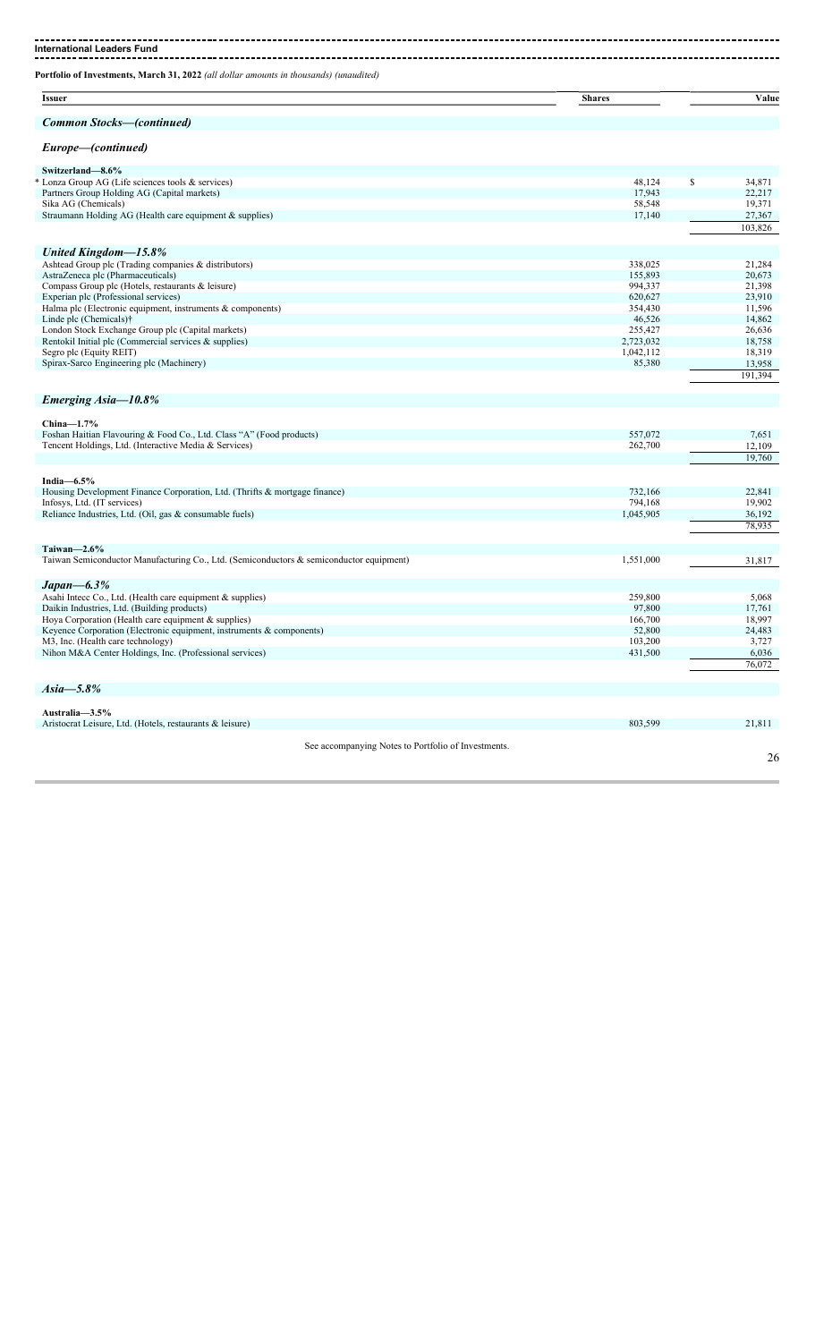**International Leaders Fund**

**Portfolio of Investments, March 31, 2022** *(all dollar amounts in thousands) (unaudited)*

| Issuer | Shares | Value |
|---|---|---|
| ***Common Stocks—(continued)*** | | |
| ***Europe—(continued)*** | | |
| **Switzerland—8.6%** | | |
| * Lonza Group AG (Life sciences tools & services) | 48,124 | $ 34,871 |
| Partners Group Holding AG (Capital markets) | 17,943 | 22,217 |
| Sika AG (Chemicals) | 58,548 | 19,371 |
| Straumann Holding AG (Health care equipment & supplies) | 17,140 | 27,367 |
| | | 103,826 |
| ***United Kingdom—15.8%*** | | |
| Ashtead Group plc (Trading companies & distributors) | 338,025 | 21,284 |
| AstraZeneca plc (Pharmaceuticals) | 155,893 | 20,673 |
| Compass Group plc (Hotels, restaurants & leisure) | 994,337 | 21,398 |
| Experian plc (Professional services) | 620,627 | 23,910 |
| Halma plc (Electronic equipment, instruments & components) | 354,430 | 11,596 |
| Linde plc (Chemicals)† | 46,526 | 14,862 |
| London Stock Exchange Group plc (Capital markets) | 255,427 | 26,636 |
| Rentokil Initial plc (Commercial services & supplies) | 2,723,032 | 18,758 |
| Segro plc (Equity REIT) | 1,042,112 | 18,319 |
| Spirax-Sarco Engineering plc (Machinery) | 85,380 | 13,958 |
| | | 191,394 |
| ***Emerging Asia—10.8%*** | | |
| **China—1.7%** | | |
| Foshan Haitian Flavouring & Food Co., Ltd. Class "A" (Food products) | 557,072 | 7,651 |
| Tencent Holdings, Ltd. (Interactive Media & Services) | 262,700 | 12,109 |
| | | 19,760 |
| **India—6.5%** | | |
| Housing Development Finance Corporation, Ltd. (Thrifts & mortgage finance) | 732,166 | 22,841 |
| Infosys, Ltd. (IT services) | 794,168 | 19,902 |
| Reliance Industries, Ltd. (Oil, gas & consumable fuels) | 1,045,905 | 36,192 |
| | | 78,935 |
| **Taiwan—2.6%** | | |
| Taiwan Semiconductor Manufacturing Co., Ltd. (Semiconductors & semiconductor equipment) | 1,551,000 | 31,817 |
| ***Japan—6.3%*** | | |
| Asahi Intecc Co., Ltd. (Health care equipment & supplies) | 259,800 | 5,068 |
| Daikin Industries, Ltd. (Building products) | 97,800 | 17,761 |
| Hoya Corporation (Health care equipment & supplies) | 166,700 | 18,997 |
| Keyence Corporation (Electronic equipment, instruments & components) | 52,800 | 24,483 |
| M3, Inc. (Health care technology) | 103,200 | 3,727 |
| Nihon M&A Center Holdings, Inc. (Professional services) | 431,500 | 6,036 |
| | | 76,072 |
| ***Asia—5.8%*** | | |
| **Australia—3.5%** | | |
| Aristocrat Leisure, Ltd. (Hotels, restaurants & leisure) | 803,599 | 21,811 |

See accompanying Notes to Portfolio of Investments.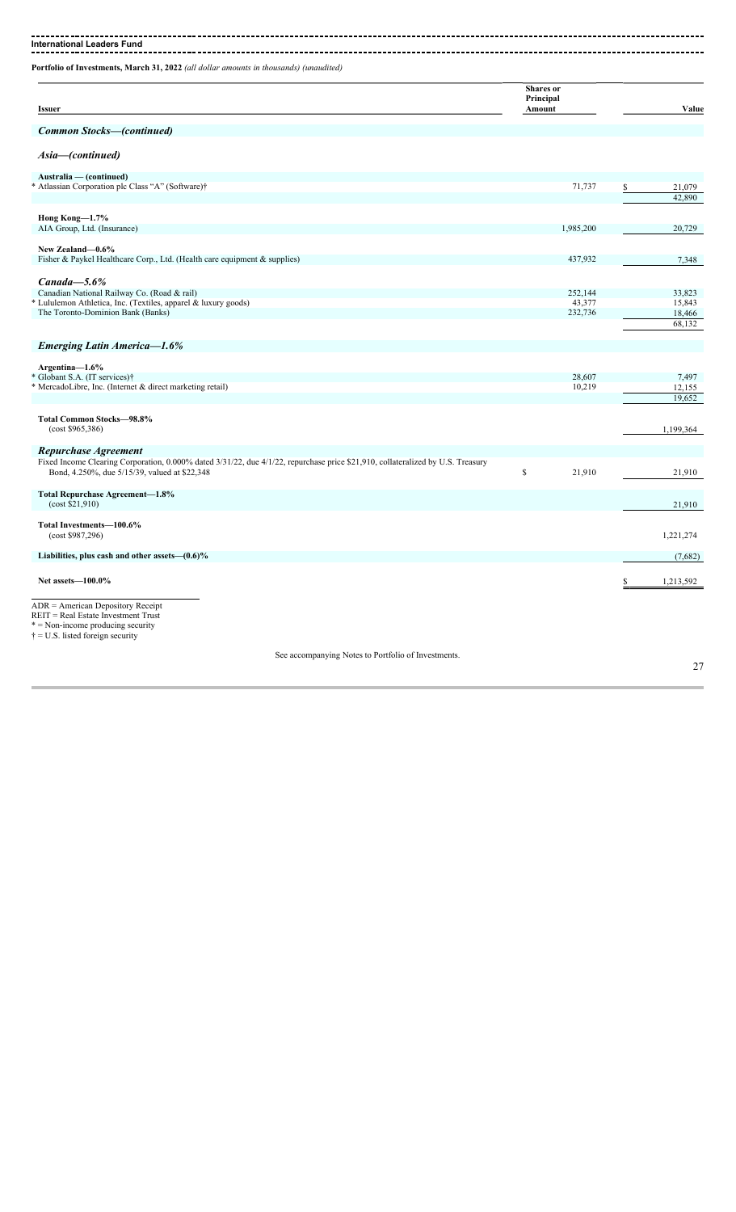**International Leaders Fund**

**Portfolio of Investments, March 31, 2022** *(all dollar amounts in thousands) (unaudited)*

| Issuer | Shares or Principal Amount | Value |
|---|---|---|
| ***Common Stocks—(continued)*** | | |
| ***Asia—(continued)*** | | |
| **Australia — (continued)** | | |
| * Atlassian Corporation plc Class "A" (Software)† | 71,737 | $ 21,079 |
| | | 42,890 |
| **Hong Kong—1.7%** | | |
| AIA Group, Ltd. (Insurance) | 1,985,200 | 20,729 |
| **New Zealand—0.6%** | | |
| Fisher & Paykel Healthcare Corp., Ltd. (Health care equipment & supplies) | 437,932 | 7,348 |
| ***Canada—5.6%*** | | |
| Canadian National Railway Co. (Road & rail) | 252,144 | 33,823 |
| * Lululemon Athletica, Inc. (Textiles, apparel & luxury goods) | 43,377 | 15,843 |
| The Toronto-Dominion Bank (Banks) | 232,736 | 18,466 |
| | | 68,132 |
| ***Emerging Latin America—1.6%*** | | |
| **Argentina—1.6%** | | |
| * Globant S.A. (IT services)† | 28,607 | 7,497 |
| * MercadoLibre, Inc. (Internet & direct marketing retail) | 10,219 | 12,155 |
| | | 19,652 |
| **Total Common Stocks—98.8%** (cost $965,386) | | 1,199,364 |
| ***Repurchase Agreement*** | | |
| Fixed Income Clearing Corporation, 0.000% dated 3/31/22, due 4/1/22, repurchase price $21,910, collateralized by U.S. Treasury Bond, 4.250%, due 5/15/39, valued at $22,348 | $ 21,910 | 21,910 |
| **Total Repurchase Agreement—1.8%** (cost $21,910) | | 21,910 |
| **Total Investments—100.6%** (cost $987,296) | | 1,221,274 |
| **Liabilities, plus cash and other assets—(0.6)%** | | (7,682) |
| **Net assets—100.0%** | | $ 1,213,592 |

ADR = American Depository Receipt
REIT = Real Estate Investment Trust
* = Non-income producing security
† = U.S. listed foreign security

See accompanying Notes to Portfolio of Investments.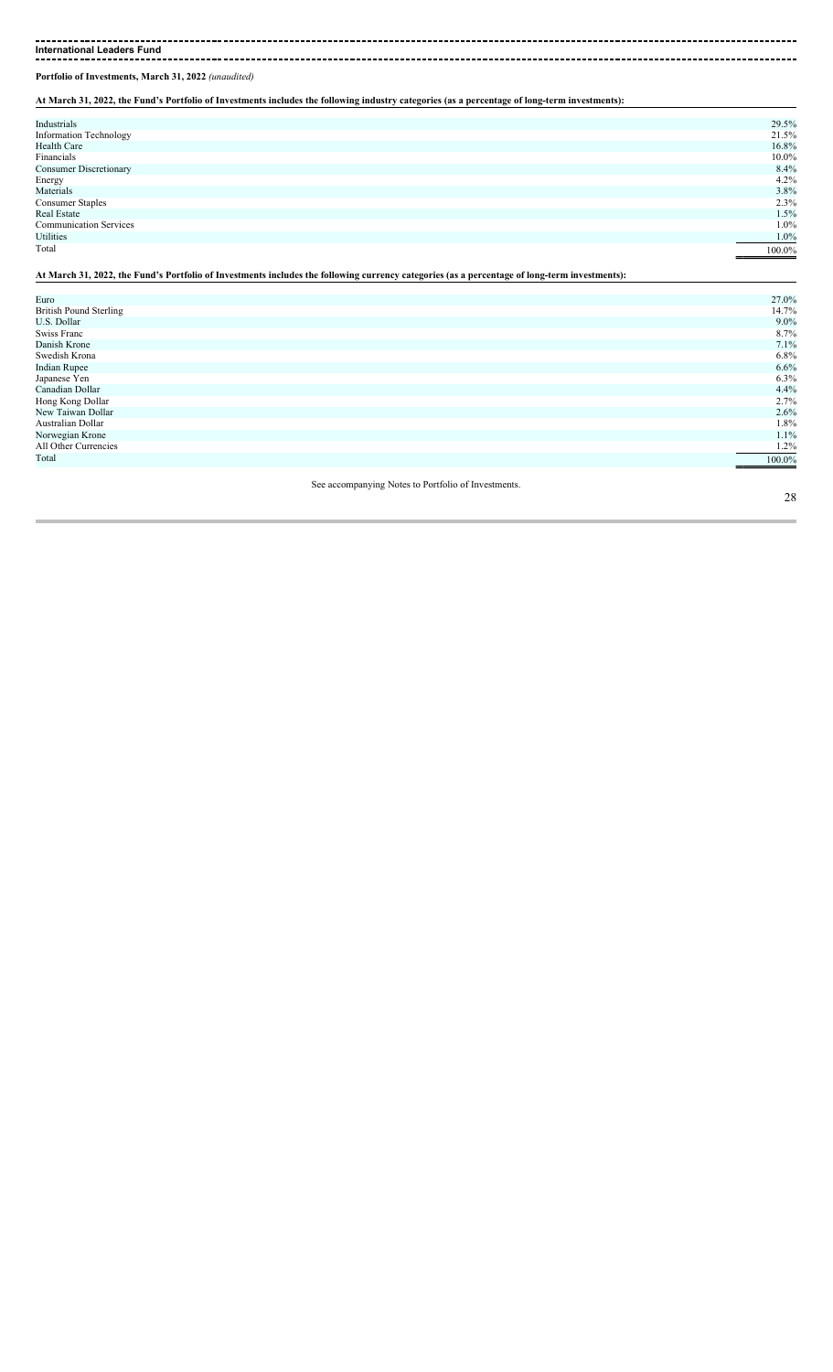## International Leaders Fund

**Portfolio of Investments, March 31, 2022** *(unaudited)*

**At March 31, 2022, the Fund's Portfolio of Investments includes the following industry categories (as a percentage of long-term investments):**

| | |
|---|---|
| Industrials | 29.5% |
| Information Technology | 21.5% |
| Health Care | 16.8% |
| Financials | 10.0% |
| Consumer Discretionary | 8.4% |
| Energy | 4.2% |
| Materials | 3.8% |
| Consumer Staples | 2.3% |
| Real Estate | 1.5% |
| Communication Services | 1.0% |
| Utilities | 1.0% |
| Total | 100.0% |

**At March 31, 2022, the Fund's Portfolio of Investments includes the following currency categories (as a percentage of long-term investments):**

| | |
|---|---|
| Euro | 27.0% |
| British Pound Sterling | 14.7% |
| U.S. Dollar | 9.0% |
| Swiss Franc | 8.7% |
| Danish Krone | 7.1% |
| Swedish Krona | 6.8% |
| Indian Rupee | 6.6% |
| Japanese Yen | 6.3% |
| Canadian Dollar | 4.4% |
| Hong Kong Dollar | 2.7% |
| New Taiwan Dollar | 2.6% |
| Australian Dollar | 1.8% |
| Norwegian Krone | 1.1% |
| All Other Currencies | 1.2% |
| Total | 100.0% |

See accompanying Notes to Portfolio of Investments.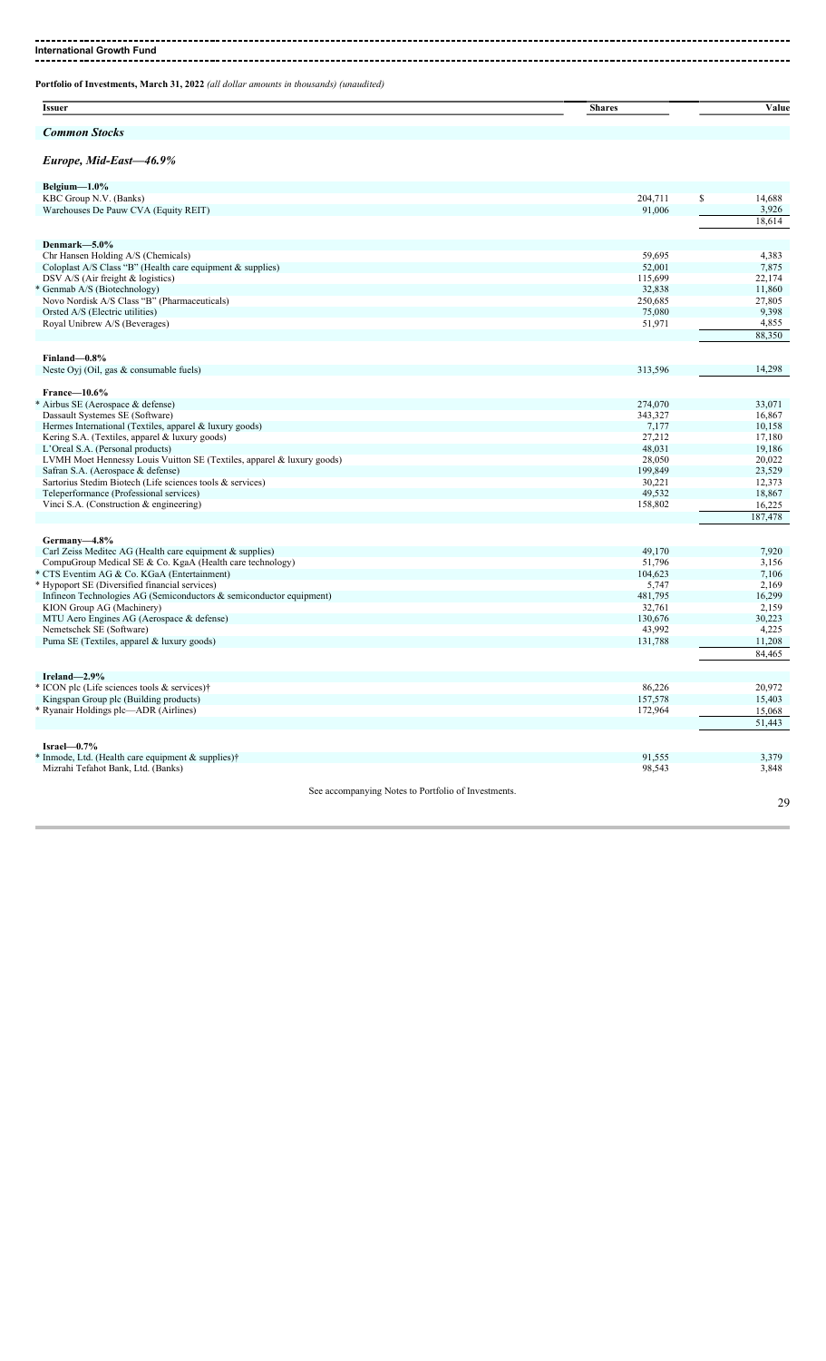## International Growth Fund

**Portfolio of Investments, March 31, 2022** *(all dollar amounts in thousands) (unaudited)*

| Issuer | Shares | Value |
|---|---|---|
| ***Common Stocks*** | | |
| ***Europe, Mid-East—46.9%*** | | |
| **Belgium—1.0%** | | |
| KBC Group N.V. (Banks) | 204,711 | $ 14,688 |
| Warehouses De Pauw CVA (Equity REIT) | 91,006 | 3,926 |
| | | 18,614 |
| **Denmark—5.0%** | | |
| Chr Hansen Holding A/S (Chemicals) | 59,695 | 4,383 |
| Coloplast A/S Class "B" (Health care equipment & supplies) | 52,001 | 7,875 |
| DSV A/S (Air freight & logistics) | 115,699 | 22,174 |
| * Genmab A/S (Biotechnology) | 32,838 | 11,860 |
| Novo Nordisk A/S Class "B" (Pharmaceuticals) | 250,685 | 27,805 |
| Orsted A/S (Electric utilities) | 75,080 | 9,398 |
| Royal Unibrew A/S (Beverages) | 51,971 | 4,855 |
| | | 88,350 |
| **Finland—0.8%** | | |
| Neste Oyj (Oil, gas & consumable fuels) | 313,596 | 14,298 |
| **France—10.6%** | | |
| * Airbus SE (Aerospace & defense) | 274,070 | 33,071 |
| Dassault Systemes SE (Software) | 343,327 | 16,867 |
| Hermes International (Textiles, apparel & luxury goods) | 7,177 | 10,158 |
| Kering S.A. (Textiles, apparel & luxury goods) | 27,212 | 17,180 |
| L'Oreal S.A. (Personal products) | 48,031 | 19,186 |
| LVMH Moet Hennessy Louis Vuitton SE (Textiles, apparel & luxury goods) | 28,050 | 20,022 |
| Safran S.A. (Aerospace & defense) | 199,849 | 23,529 |
| Sartorius Stedim Biotech (Life sciences tools & services) | 30,221 | 12,373 |
| Teleperformance (Professional services) | 49,532 | 18,867 |
| Vinci S.A. (Construction & engineering) | 158,802 | 16,225 |
| | | 187,478 |
| **Germany—4.8%** | | |
| Carl Zeiss Meditec AG (Health care equipment & supplies) | 49,170 | 7,920 |
| CompuGroup Medical SE & Co. KgaA (Health care technology) | 51,796 | 3,156 |
| * CTS Eventim AG & Co. KGaA (Entertainment) | 104,623 | 7,106 |
| * Hypoport SE (Diversified financial services) | 5,747 | 2,169 |
| Infineon Technologies AG (Semiconductors & semiconductor equipment) | 481,795 | 16,299 |
| KION Group AG (Machinery) | 32,761 | 2,159 |
| MTU Aero Engines AG (Aerospace & defense) | 130,676 | 30,223 |
| Nemetschek SE (Software) | 43,992 | 4,225 |
| Puma SE (Textiles, apparel & luxury goods) | 131,788 | 11,208 |
| | | 84,465 |
| **Ireland—2.9%** | | |
| * ICON plc (Life sciences tools & services)† | 86,226 | 20,972 |
| Kingspan Group plc (Building products) | 157,578 | 15,403 |
| * Ryanair Holdings plc—ADR (Airlines) | 172,964 | 15,068 |
| | | 51,443 |
| **Israel—0.7%** | | |
| * Inmode, Ltd. (Health care equipment & supplies)† | 91,555 | 3,379 |
| Mizrahi Tefahot Bank, Ltd. (Banks) | 98,543 | 3,848 |

See accompanying Notes to Portfolio of Investments.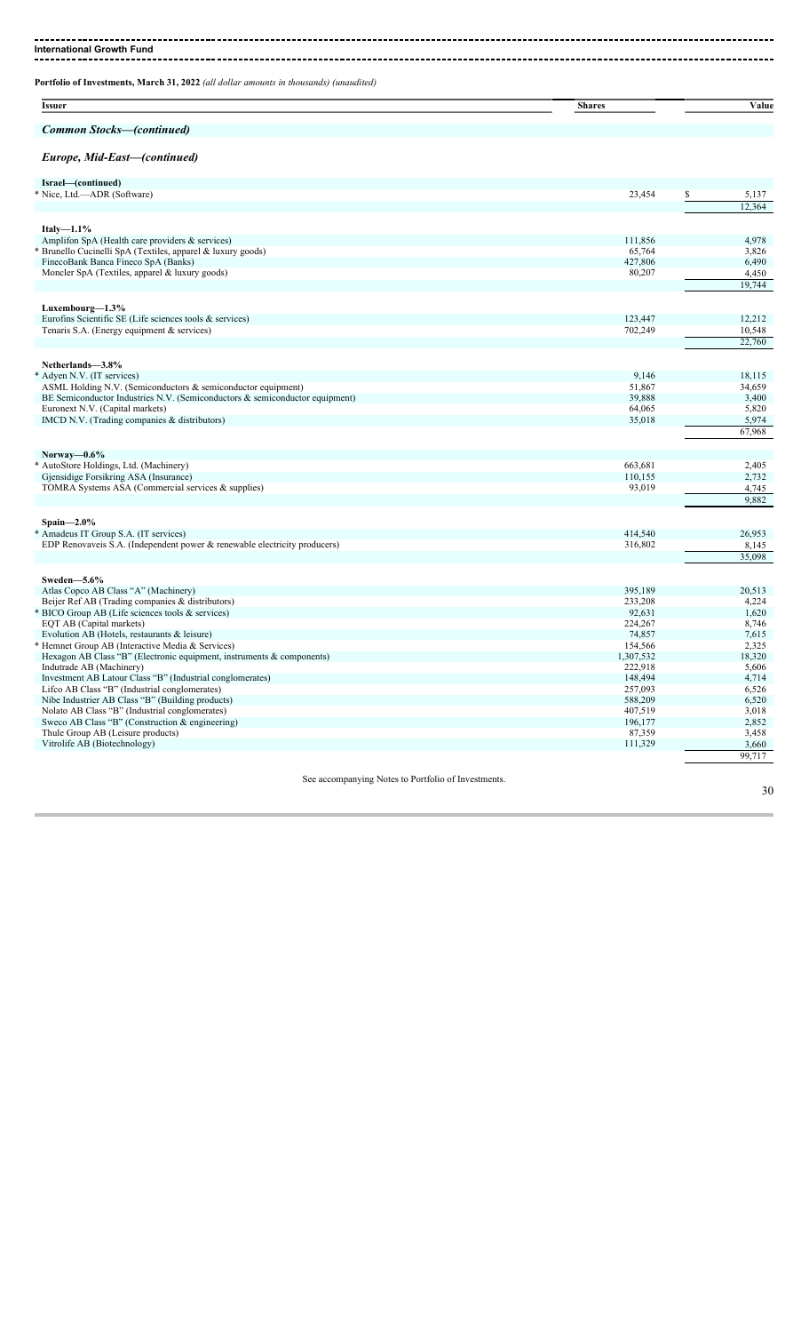**International Growth Fund**

**Portfolio of Investments, March 31, 2022** *(all dollar amounts in thousands) (unaudited)*

| Issuer | Shares | Value |
|---|---|---|
| ***Common Stocks—(continued)*** | | |
| ***Europe, Mid-East—(continued)*** | | |
| **Israel—(continued)** | | |
| * Nice, Ltd.—ADR (Software) | 23,454 | $ 5,137 |
| | | 12,364 |
| **Italy—1.1%** | | |
| Amplifon SpA (Health care providers & services) | 111,856 | 4,978 |
| * Brunello Cucinelli SpA (Textiles, apparel & luxury goods) | 65,764 | 3,826 |
| FinecoBank Banca Fineco SpA (Banks) | 427,806 | 6,490 |
| Moncler SpA (Textiles, apparel & luxury goods) | 80,207 | 4,450 |
| | | 19,744 |
| **Luxembourg—1.3%** | | |
| Eurofins Scientific SE (Life sciences tools & services) | 123,447 | 12,212 |
| Tenaris S.A. (Energy equipment & services) | 702,249 | 10,548 |
| | | 22,760 |
| **Netherlands—3.8%** | | |
| * Adyen N.V. (IT services) | 9,146 | 18,115 |
| ASML Holding N.V. (Semiconductors & semiconductor equipment) | 51,867 | 34,659 |
| BE Semiconductor Industries N.V. (Semiconductors & semiconductor equipment) | 39,888 | 3,400 |
| Euronext N.V. (Capital markets) | 64,065 | 5,820 |
| IMCD N.V. (Trading companies & distributors) | 35,018 | 5,974 |
| | | 67,968 |
| **Norway—0.6%** | | |
| * AutoStore Holdings, Ltd. (Machinery) | 663,681 | 2,405 |
| Gjensidige Forsikring ASA (Insurance) | 110,155 | 2,732 |
| TOMRA Systems ASA (Commercial services & supplies) | 93,019 | 4,745 |
| | | 9,882 |
| **Spain—2.0%** | | |
| * Amadeus IT Group S.A. (IT services) | 414,540 | 26,953 |
| EDP Renovaveis S.A. (Independent power & renewable electricity producers) | 316,802 | 8,145 |
| | | 35,098 |
| **Sweden—5.6%** | | |
| Atlas Copco AB Class "A" (Machinery) | 395,189 | 20,513 |
| Beijer Ref AB (Trading companies & distributors) | 233,208 | 4,224 |
| * BICO Group AB (Life sciences tools & services) | 92,631 | 1,620 |
| EQT AB (Capital markets) | 224,267 | 8,746 |
| Evolution AB (Hotels, restaurants & leisure) | 74,857 | 7,615 |
| * Hemnet Group AB (Interactive Media & Services) | 154,566 | 2,325 |
| Hexagon AB Class "B" (Electronic equipment, instruments & components) | 1,307,532 | 18,320 |
| Indutrade AB (Machinery) | 222,918 | 5,606 |
| Investment AB Latour Class "B" (Industrial conglomerates) | 148,494 | 4,714 |
| Lifco AB Class "B" (Industrial conglomerates) | 257,093 | 6,526 |
| Nibe Industrier AB Class "B" (Building products) | 588,209 | 6,520 |
| Nolato AB Class "B" (Industrial conglomerates) | 407,519 | 3,018 |
| Sweco AB Class "B" (Construction & engineering) | 196,177 | 2,852 |
| Thule Group AB (Leisure products) | 87,359 | 3,458 |
| Vitrolife AB (Biotechnology) | 111,329 | 3,660 |
| | | 99,717 |

See accompanying Notes to Portfolio of Investments.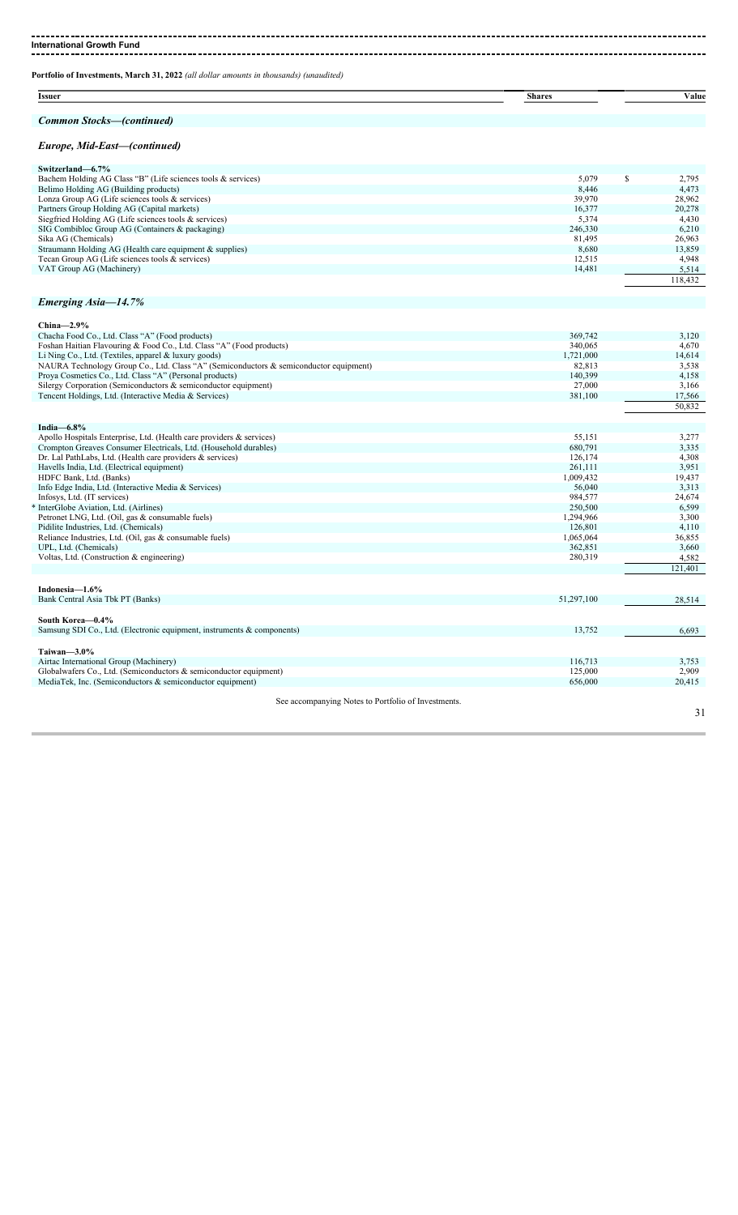**International Growth Fund**

**Portfolio of Investments, March 31, 2022** *(all dollar amounts in thousands) (unaudited)*

| Issuer | Shares | Value |
|---|---|---|
| ***Common Stocks—(continued)*** | | |
| ***Europe, Mid-East—(continued)*** | | |
| **Switzerland—6.7%** | | |
| Bachem Holding AG Class "B" (Life sciences tools & services) | 5,079 | $ 2,795 |
| Belimo Holding AG (Building products) | 8,446 | 4,473 |
| Lonza Group AG (Life sciences tools & services) | 39,970 | 28,962 |
| Partners Group Holding AG (Capital markets) | 16,377 | 20,278 |
| Siegfried Holding AG (Life sciences tools & services) | 5,374 | 4,430 |
| SIG Combibloc Group AG (Containers & packaging) | 246,330 | 6,210 |
| Sika AG (Chemicals) | 81,495 | 26,963 |
| Straumann Holding AG (Health care equipment & supplies) | 8,680 | 13,859 |
| Tecan Group AG (Life sciences tools & services) | 12,515 | 4,948 |
| VAT Group AG (Machinery) | 14,481 | 5,514 |
| | | 118,432 |
| ***Emerging Asia—14.7%*** | | |
| **China—2.9%** | | |
| Chacha Food Co., Ltd. Class "A" (Food products) | 369,742 | 3,120 |
| Foshan Haitian Flavouring & Food Co., Ltd. Class "A" (Food products) | 340,065 | 4,670 |
| Li Ning Co., Ltd. (Textiles, apparel & luxury goods) | 1,721,000 | 14,614 |
| NAURA Technology Group Co., Ltd. Class "A" (Semiconductors & semiconductor equipment) | 82,813 | 3,538 |
| Proya Cosmetics Co., Ltd. Class "A" (Personal products) | 140,399 | 4,158 |
| Silergy Corporation (Semiconductors & semiconductor equipment) | 27,000 | 3,166 |
| Tencent Holdings, Ltd. (Interactive Media & Services) | 381,100 | 17,566 |
| | | 50,832 |
| **India—6.8%** | | |
| Apollo Hospitals Enterprise, Ltd. (Health care providers & services) | 55,151 | 3,277 |
| Crompton Greaves Consumer Electricals, Ltd. (Household durables) | 680,791 | 3,335 |
| Dr. Lal PathLabs, Ltd. (Health care providers & services) | 126,174 | 4,308 |
| Havells India, Ltd. (Electrical equipment) | 261,111 | 3,951 |
| HDFC Bank, Ltd. (Banks) | 1,009,432 | 19,437 |
| Info Edge India, Ltd. (Interactive Media & Services) | 56,040 | 3,313 |
| Infosys, Ltd. (IT services) | 984,577 | 24,674 |
| * InterGlobe Aviation, Ltd. (Airlines) | 250,500 | 6,599 |
| Petronet LNG, Ltd. (Oil, gas & consumable fuels) | 1,294,966 | 3,300 |
| Pidilite Industries, Ltd. (Chemicals) | 126,801 | 4,110 |
| Reliance Industries, Ltd. (Oil, gas & consumable fuels) | 1,065,064 | 36,855 |
| UPL, Ltd. (Chemicals) | 362,851 | 3,660 |
| Voltas, Ltd. (Construction & engineering) | 280,319 | 4,582 |
| | | 121,401 |
| **Indonesia—1.6%** | | |
| Bank Central Asia Tbk PT (Banks) | 51,297,100 | 28,514 |
| **South Korea—0.4%** | | |
| Samsung SDI Co., Ltd. (Electronic equipment, instruments & components) | 13,752 | 6,693 |
| **Taiwan—3.0%** | | |
| Airtac International Group (Machinery) | 116,713 | 3,753 |
| Globalwafers Co., Ltd. (Semiconductors & semiconductor equipment) | 125,000 | 2,909 |
| MediaTek, Inc. (Semiconductors & semiconductor equipment) | 656,000 | 20,415 |

See accompanying Notes to Portfolio of Investments.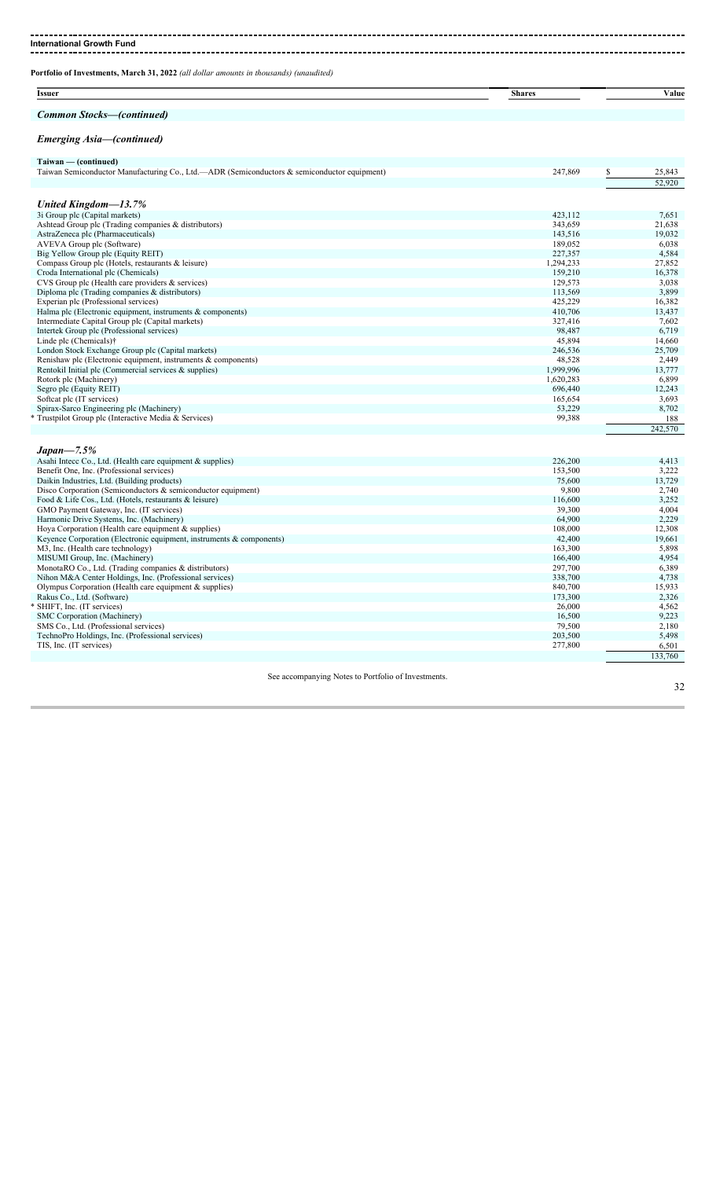**International Growth Fund**

**Portfolio of Investments, March 31, 2022** *(all dollar amounts in thousands) (unaudited)*

| Issuer | Shares | Value |
|---|---|---|
| ***Common Stocks—(continued)*** | | |
| ***Emerging Asia—(continued)*** | | |
| **Taiwan — (continued)** | | |
| Taiwan Semiconductor Manufacturing Co., Ltd.—ADR (Semiconductors & semiconductor equipment) | 247,869 | $ 25,843 |
| | | 52,920 |
| ***United Kingdom—13.7%*** | | |
| 3i Group plc (Capital markets) | 423,112 | 7,651 |
| Ashtead Group plc (Trading companies & distributors) | 343,659 | 21,638 |
| AstraZeneca plc (Pharmaceuticals) | 143,516 | 19,032 |
| AVEVA Group plc (Software) | 189,052 | 6,038 |
| Big Yellow Group plc (Equity REIT) | 227,357 | 4,584 |
| Compass Group plc (Hotels, restaurants & leisure) | 1,294,233 | 27,852 |
| Croda International plc (Chemicals) | 159,210 | 16,378 |
| CVS Group plc (Health care providers & services) | 129,573 | 3,038 |
| Diploma plc (Trading companies & distributors) | 113,569 | 3,899 |
| Experian plc (Professional services) | 425,229 | 16,382 |
| Halma plc (Electronic equipment, instruments & components) | 410,706 | 13,437 |
| Intermediate Capital Group plc (Capital markets) | 327,416 | 7,602 |
| Intertek Group plc (Professional services) | 98,487 | 6,719 |
| Linde plc (Chemicals)† | 45,894 | 14,660 |
| London Stock Exchange Group plc (Capital markets) | 246,536 | 25,709 |
| Renishaw plc (Electronic equipment, instruments & components) | 48,528 | 2,449 |
| Rentokil Initial plc (Commercial services & supplies) | 1,999,996 | 13,777 |
| Rotork plc (Machinery) | 1,620,283 | 6,899 |
| Segro plc (Equity REIT) | 696,440 | 12,243 |
| Softcat plc (IT services) | 165,654 | 3,693 |
| Spirax-Sarco Engineering plc (Machinery) | 53,229 | 8,702 |
| * Trustpilot Group plc (Interactive Media & Services) | 99,388 | 188 |
| | | 242,570 |
| ***Japan—7.5%*** | | |
| Asahi Intecc Co., Ltd. (Health care equipment & supplies) | 226,200 | 4,413 |
| Benefit One, Inc. (Professional services) | 153,500 | 3,222 |
| Daikin Industries, Ltd. (Building products) | 75,600 | 13,729 |
| Disco Corporation (Semiconductors & semiconductor equipment) | 9,800 | 2,740 |
| Food & Life Cos., Ltd. (Hotels, restaurants & leisure) | 116,600 | 3,252 |
| GMO Payment Gateway, Inc. (IT services) | 39,300 | 4,004 |
| Harmonic Drive Systems, Inc. (Machinery) | 64,900 | 2,229 |
| Hoya Corporation (Health care equipment & supplies) | 108,000 | 12,308 |
| Keyence Corporation (Electronic equipment, instruments & components) | 42,400 | 19,661 |
| M3, Inc. (Health care technology) | 163,300 | 5,898 |
| MISUMI Group, Inc. (Machinery) | 166,400 | 4,954 |
| MonotaRO Co., Ltd. (Trading companies & distributors) | 297,700 | 6,389 |
| Nihon M&A Center Holdings, Inc. (Professional services) | 338,700 | 4,738 |
| Olympus Corporation (Health care equipment & supplies) | 840,700 | 15,933 |
| Rakus Co., Ltd. (Software) | 173,300 | 2,326 |
| * SHIFT, Inc. (IT services) | 26,000 | 4,562 |
| SMC Corporation (Machinery) | 16,500 | 9,223 |
| SMS Co., Ltd. (Professional services) | 79,500 | 2,180 |
| TechnoPro Holdings, Inc. (Professional services) | 203,500 | 5,498 |
| TIS, Inc. (IT services) | 277,800 | 6,501 |
| | | 133,760 |

See accompanying Notes to Portfolio of Investments.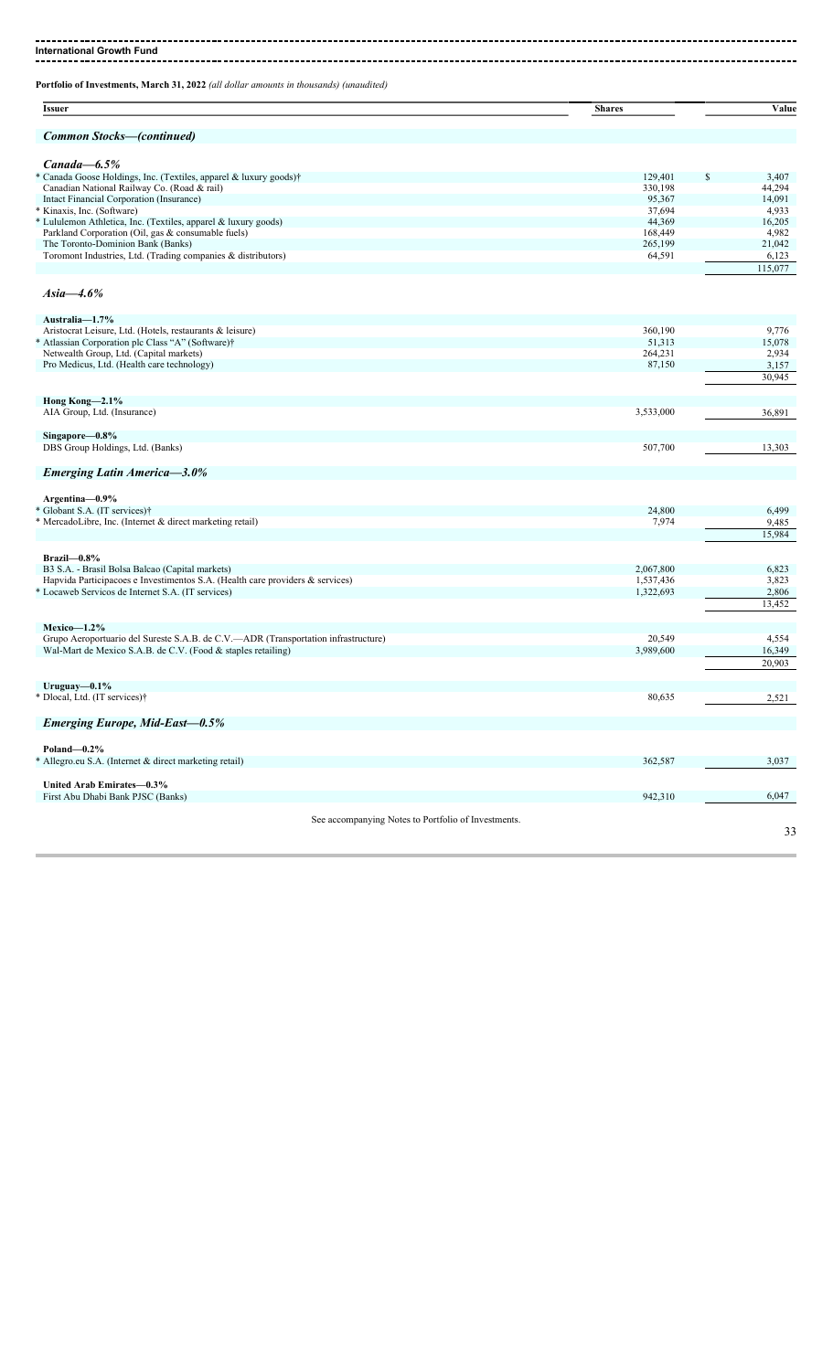**Portfolio of Investments, March 31, 2022** *(all dollar amounts in thousands) (unaudited)*

| Issuer | Shares | Value |
|---|---|---|
| ***Common Stocks—(continued)*** | | |
| ***Canada—6.5%*** | | |
| * Canada Goose Holdings, Inc. (Textiles, apparel & luxury goods)† | 129,401 | $ 3,407 |
| Canadian National Railway Co. (Road & rail) | 330,198 | 44,294 |
| Intact Financial Corporation (Insurance) | 95,367 | 14,091 |
| * Kinaxis, Inc. (Software) | 37,694 | 4,933 |
| * Lululemon Athletica, Inc. (Textiles, apparel & luxury goods) | 44,369 | 16,205 |
| Parkland Corporation (Oil, gas & consumable fuels) | 168,449 | 4,982 |
| The Toronto-Dominion Bank (Banks) | 265,199 | 21,042 |
| Toromont Industries, Ltd. (Trading companies & distributors) | 64,591 | 6,123 |
| | | 115,077 |
| ***Asia—4.6%*** | | |
| **Australia—1.7%** | | |
| Aristocrat Leisure, Ltd. (Hotels, restaurants & leisure) | 360,190 | 9,776 |
| * Atlassian Corporation plc Class "A" (Software)† | 51,313 | 15,078 |
| Netwealth Group, Ltd. (Capital markets) | 264,231 | 2,934 |
| Pro Medicus, Ltd. (Health care technology) | 87,150 | 3,157 |
| | | 30,945 |
| **Hong Kong—2.1%** | | |
| AIA Group, Ltd. (Insurance) | 3,533,000 | 36,891 |
| **Singapore—0.8%** | | |
| DBS Group Holdings, Ltd. (Banks) | 507,700 | 13,303 |
| ***Emerging Latin America—3.0%*** | | |
| **Argentina—0.9%** | | |
| * Globant S.A. (IT services)† | 24,800 | 6,499 |
| * MercadoLibre, Inc. (Internet & direct marketing retail) | 7,974 | 9,485 |
| | | 15,984 |
| **Brazil—0.8%** | | |
| B3 S.A. - Brasil Bolsa Balcao (Capital markets) | 2,067,800 | 6,823 |
| Hapvida Participacoes e Investimentos S.A. (Health care providers & services) | 1,537,436 | 3,823 |
| * Locaweb Servicos de Internet S.A. (IT services) | 1,322,693 | 2,806 |
| | | 13,452 |
| **Mexico—1.2%** | | |
| Grupo Aeroportuario del Sureste S.A.B. de C.V.—ADR (Transportation infrastructure) | 20,549 | 4,554 |
| Wal-Mart de Mexico S.A.B. de C.V. (Food & staples retailing) | 3,989,600 | 16,349 |
| | | 20,903 |
| **Uruguay—0.1%** | | |
| * Dlocal, Ltd. (IT services)† | 80,635 | 2,521 |
| ***Emerging Europe, Mid-East—0.5%*** | | |
| **Poland—0.2%** | | |
| * Allegro.eu S.A. (Internet & direct marketing retail) | 362,587 | 3,037 |
| **United Arab Emirates—0.3%** | | |
| First Abu Dhabi Bank PJSC (Banks) | 942,310 | 6,047 |

See accompanying Notes to Portfolio of Investments.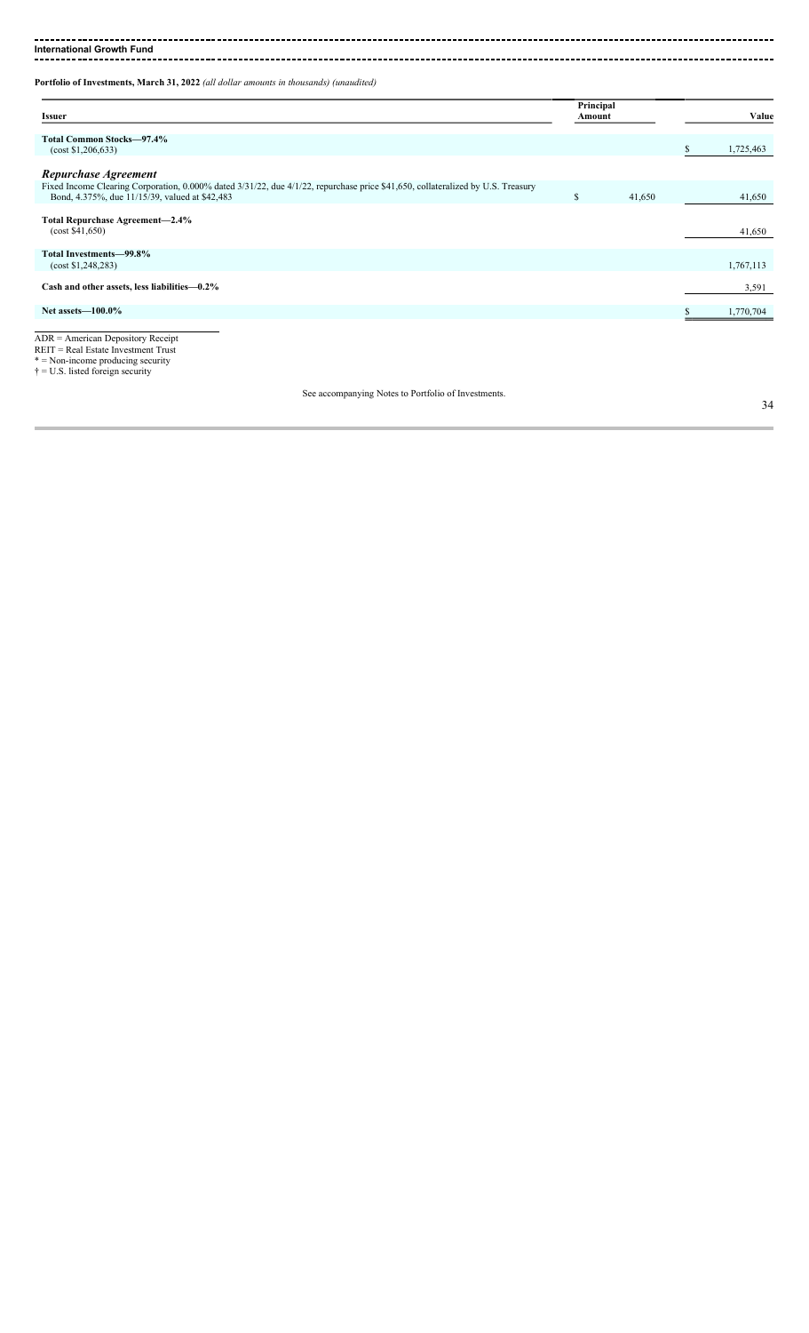**International Growth Fund**

**Portfolio of Investments, March 31, 2022** *(all dollar amounts in thousands) (unaudited)*

| Issuer | Principal Amount | Value |
|---|---|---|
| **Total Common Stocks—97.4%** (cost $1,206,633) | | $ 1,725,463 |
| ***Repurchase Agreement*** | | |
| Fixed Income Clearing Corporation, 0.000% dated 3/31/22, due 4/1/22, repurchase price $41,650, collateralized by U.S. Treasury Bond, 4.375%, due 11/15/39, valued at $42,483 | $ 41,650 | 41,650 |
| **Total Repurchase Agreement—2.4%** (cost $41,650) | | 41,650 |
| **Total Investments—99.8%** (cost $1,248,283) | | 1,767,113 |
| **Cash and other assets, less liabilities—0.2%** | | 3,591 |
| **Net assets—100.0%** | | $ 1,770,704 |

ADR = American Depository Receipt
REIT = Real Estate Investment Trust
* = Non-income producing security
† = U.S. listed foreign security

See accompanying Notes to Portfolio of Investments.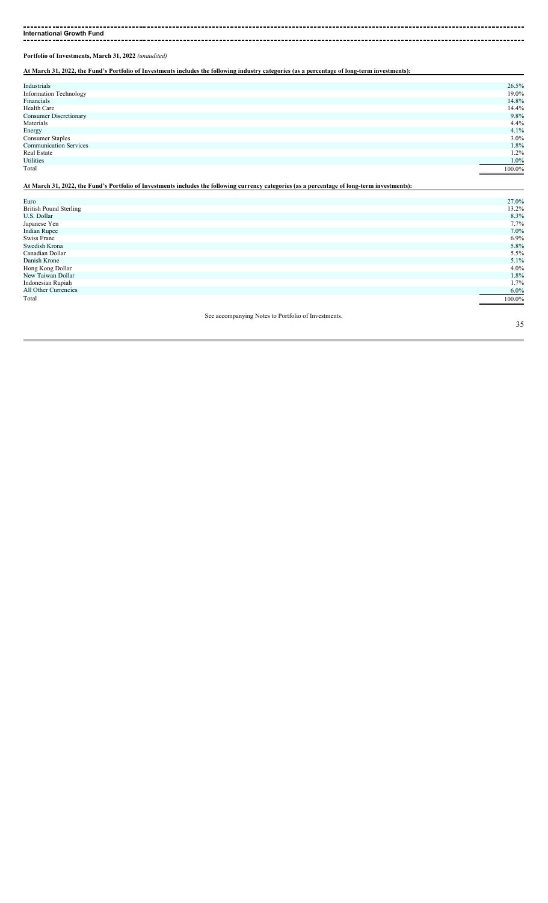**International Growth Fund**

**Portfolio of Investments, March 31, 2022** *(unaudited)*

**At March 31, 2022, the Fund's Portfolio of Investments includes the following industry categories (as a percentage of long-term investments):**

| | |
|---|---|
| Industrials | 26.5% |
| Information Technology | 19.0% |
| Financials | 14.8% |
| Health Care | 14.4% |
| Consumer Discretionary | 9.8% |
| Materials | 4.4% |
| Energy | 4.1% |
| Consumer Staples | 3.0% |
| Communication Services | 1.8% |
| Real Estate | 1.2% |
| Utilities | 1.0% |
| Total | 100.0% |

**At March 31, 2022, the Fund's Portfolio of Investments includes the following currency categories (as a percentage of long-term investments):**

| | |
|---|---|
| Euro | 27.0% |
| British Pound Sterling | 13.2% |
| U.S. Dollar | 8.3% |
| Japanese Yen | 7.7% |
| Indian Rupee | 7.0% |
| Swiss Franc | 6.9% |
| Swedish Krona | 5.8% |
| Canadian Dollar | 5.5% |
| Danish Krone | 5.1% |
| Hong Kong Dollar | 4.0% |
| New Taiwan Dollar | 1.8% |
| Indonesian Rupiah | 1.7% |
| All Other Currencies | 6.0% |
| Total | 100.0% |

See accompanying Notes to Portfolio of Investments.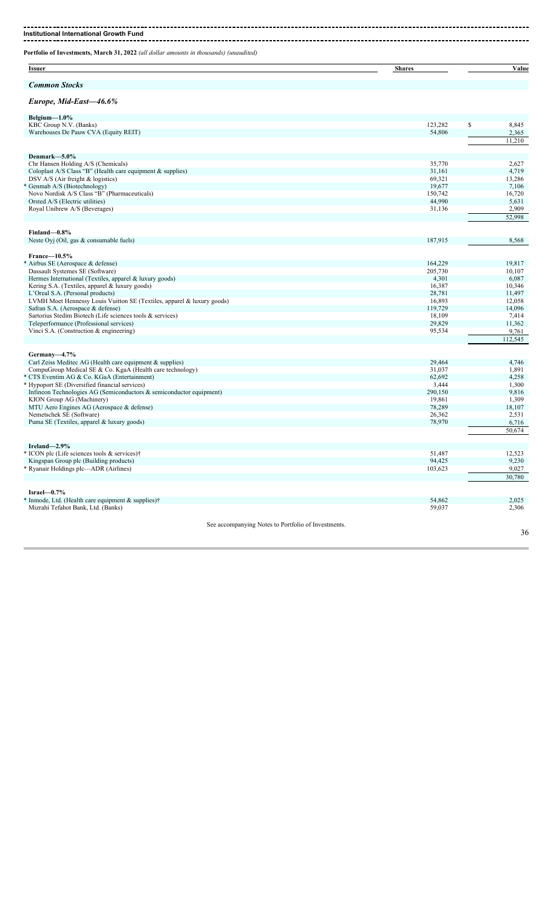**Institutional International Growth Fund**

**Portfolio of Investments, March 31, 2022** *(all dollar amounts in thousands) (unaudited)*

| Issuer | Shares | Value |
|---|---|---|
| ***Common Stocks*** | | |
| ***Europe, Mid-East—46.6%*** | | |
| **Belgium—1.0%** | | |
| KBC Group N.V. (Banks) | 123,282 | $ 8,845 |
| Warehouses De Pauw CVA (Equity REIT) | 54,806 | 2,365 |
| | | 11,210 |
| **Denmark—5.0%** | | |
| Chr Hansen Holding A/S (Chemicals) | 35,770 | 2,627 |
| Coloplast A/S Class "B" (Health care equipment & supplies) | 31,161 | 4,719 |
| DSV A/S (Air freight & logistics) | 69,321 | 13,286 |
| * Genmab A/S (Biotechnology) | 19,677 | 7,106 |
| Novo Nordisk A/S Class "B" (Pharmaceuticals) | 150,742 | 16,720 |
| Orsted A/S (Electric utilities) | 44,990 | 5,631 |
| Royal Unibrew A/S (Beverages) | 31,136 | 2,909 |
| | | 52,998 |
| **Finland—0.8%** | | |
| Neste Oyj (Oil, gas & consumable fuels) | 187,915 | 8,568 |
| **France—10.5%** | | |
| * Airbus SE (Aerospace & defense) | 164,229 | 19,817 |
| Dassault Systemes SE (Software) | 205,730 | 10,107 |
| Hermes International (Textiles, apparel & luxury goods) | 4,301 | 6,087 |
| Kering S.A. (Textiles, apparel & luxury goods) | 16,387 | 10,346 |
| L'Oreal S.A. (Personal products) | 28,781 | 11,497 |
| LVMH Moet Hennessy Louis Vuitton SE (Textiles, apparel & luxury goods) | 16,893 | 12,058 |
| Safran S.A. (Aerospace & defense) | 119,729 | 14,096 |
| Sartorius Stedim Biotech (Life sciences tools & services) | 18,109 | 7,414 |
| Teleperformance (Professional services) | 29,829 | 11,362 |
| Vinci S.A. (Construction & engineering) | 95,534 | 9,761 |
| | | 112,545 |
| **Germany—4.7%** | | |
| Carl Zeiss Meditec AG (Health care equipment & supplies) | 29,464 | 4,746 |
| CompuGroup Medical SE & Co. KgaA (Health care technology) | 31,037 | 1,891 |
| * CTS Eventim AG & Co. KGaA (Entertainment) | 62,692 | 4,258 |
| * Hypoport SE (Diversified financial services) | 3,444 | 1,300 |
| Infineon Technologies AG (Semiconductors & semiconductor equipment) | 290,150 | 9,816 |
| KION Group AG (Machinery) | 19,861 | 1,309 |
| MTU Aero Engines AG (Aerospace & defense) | 78,289 | 18,107 |
| Nemetschek SE (Software) | 26,362 | 2,531 |
| Puma SE (Textiles, apparel & luxury goods) | 78,970 | 6,716 |
| | | 50,674 |
| **Ireland—2.9%** | | |
| * ICON plc (Life sciences tools & services)† | 51,487 | 12,523 |
| Kingspan Group plc (Building products) | 94,425 | 9,230 |
| * Ryanair Holdings plc—ADR (Airlines) | 103,623 | 9,027 |
| | | 30,780 |
| **Israel—0.7%** | | |
| * Inmode, Ltd. (Health care equipment & supplies)† | 54,862 | 2,025 |
| Mizrahi Tefahot Bank, Ltd. (Banks) | 59,037 | 2,306 |

See accompanying Notes to Portfolio of Investments.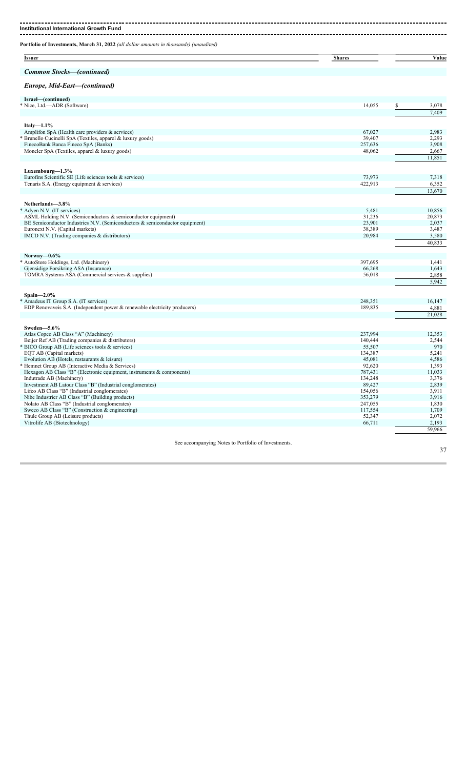**Institutional International Growth Fund**

**Portfolio of Investments, March 31, 2022** *(all dollar amounts in thousands) (unaudited)*

| Issuer | Shares | Value |
|---|---|---|
| ***Common Stocks—(continued)*** | | |
| ***Europe, Mid-East—(continued)*** | | |
| **Israel—(continued)** | | |
| * Nice, Ltd.—ADR (Software) | 14,055 | $ 3,078 |
| | | 7,409 |
| **Italy—1.1%** | | |
| Amplifon SpA (Health care providers & services) | 67,027 | 2,983 |
| * Brunello Cucinelli SpA (Textiles, apparel & luxury goods) | 39,407 | 2,293 |
| FinecoBank Banca Fineco SpA (Banks) | 257,636 | 3,908 |
| Moncler SpA (Textiles, apparel & luxury goods) | 48,062 | 2,667 |
| | | 11,851 |
| **Luxembourg—1.3%** | | |
| Eurofins Scientific SE (Life sciences tools & services) | 73,973 | 7,318 |
| Tenaris S.A. (Energy equipment & services) | 422,913 | 6,352 |
| | | 13,670 |
| **Netherlands—3.8%** | | |
| * Adyen N.V. (IT services) | 5,481 | 10,856 |
| ASML Holding N.V. (Semiconductors & semiconductor equipment) | 31,236 | 20,873 |
| BE Semiconductor Industries N.V. (Semiconductors & semiconductor equipment) | 23,901 | 2,037 |
| Euronext N.V. (Capital markets) | 38,389 | 3,487 |
| IMCD N.V. (Trading companies & distributors) | 20,984 | 3,580 |
| | | 40,833 |
| **Norway—0.6%** | | |
| * AutoStore Holdings, Ltd. (Machinery) | 397,695 | 1,441 |
| Gjensidige Forsikring ASA (Insurance) | 66,268 | 1,643 |
| TOMRA Systems ASA (Commercial services & supplies) | 56,018 | 2,858 |
| | | 5,942 |
| **Spain—2.0%** | | |
| * Amadeus IT Group S.A. (IT services) | 248,351 | 16,147 |
| EDP Renovaveis S.A. (Independent power & renewable electricity producers) | 189,835 | 4,881 |
| | | 21,028 |
| **Sweden—5.6%** | | |
| Atlas Copco AB Class "A" (Machinery) | 237,994 | 12,353 |
| Beijer Ref AB (Trading companies & distributors) | 140,444 | 2,544 |
| * BICO Group AB (Life sciences tools & services) | 55,507 | 970 |
| EQT AB (Capital markets) | 134,387 | 5,241 |
| Evolution AB (Hotels, restaurants & leisure) | 45,081 | 4,586 |
| * Hemnet Group AB (Interactive Media & Services) | 92,620 | 1,393 |
| Hexagon AB Class "B" (Electronic equipment, instruments & components) | 787,431 | 11,033 |
| Indutrade AB (Machinery) | 134,248 | 3,376 |
| Investment AB Latour Class "B" (Industrial conglomerates) | 89,427 | 2,839 |
| Lifco AB Class "B" (Industrial conglomerates) | 154,056 | 3,911 |
| Nibe Industrier AB Class "B" (Building products) | 353,279 | 3,916 |
| Nolato AB Class "B" (Industrial conglomerates) | 247,055 | 1,830 |
| Sweco AB Class "B" (Construction & engineering) | 117,554 | 1,709 |
| Thule Group AB (Leisure products) | 52,347 | 2,072 |
| Vitrolife AB (Biotechnology) | 66,711 | 2,193 |
| | | 59,966 |

See accompanying Notes to Portfolio of Investments.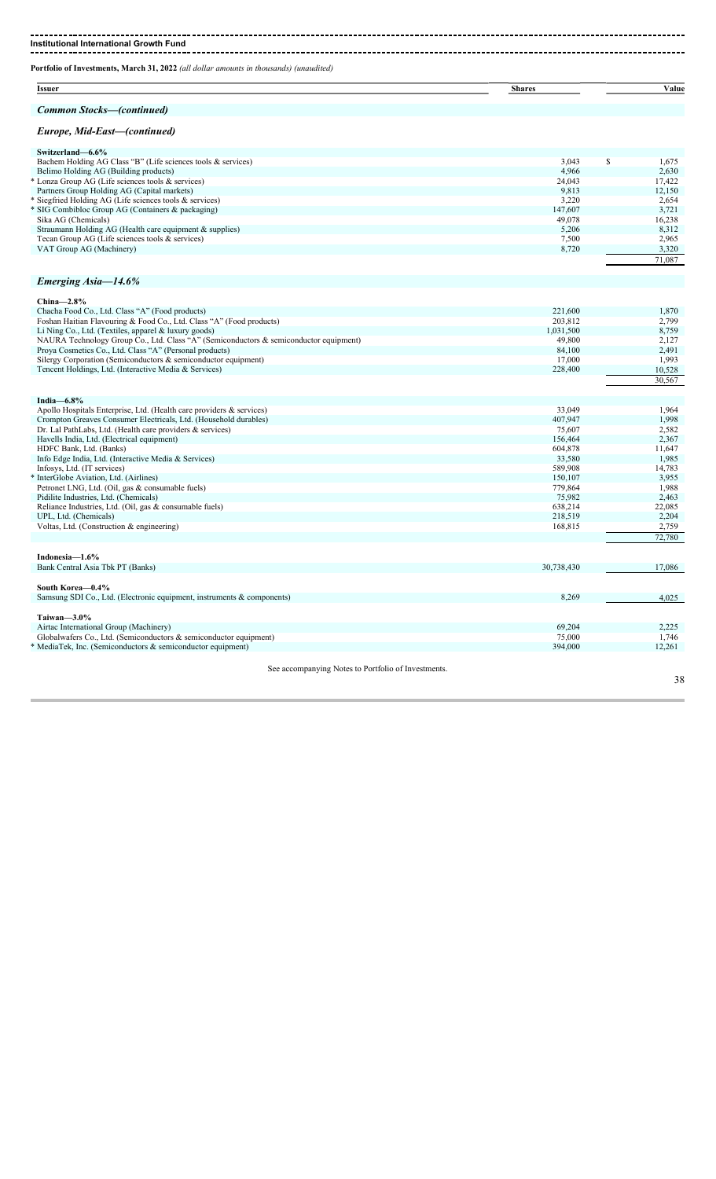**Institutional International Growth Fund**

**Portfolio of Investments, March 31, 2022** *(all dollar amounts in thousands) (unaudited)*

| Issuer | Shares | Value |
|---|---|---|
| ***Common Stocks—(continued)*** | | |
| ***Europe, Mid-East—(continued)*** | | |
| **Switzerland—6.6%** | | |
| Bachem Holding AG Class "B" (Life sciences tools & services) | 3,043 | $ 1,675 |
| Belimo Holding AG (Building products) | 4,966 | 2,630 |
| * Lonza Group AG (Life sciences tools & services) | 24,043 | 17,422 |
| Partners Group Holding AG (Capital markets) | 9,813 | 12,150 |
| * Siegfried Holding AG (Life sciences tools & services) | 3,220 | 2,654 |
| * SIG Combibloc Group AG (Containers & packaging) | 147,607 | 3,721 |
| Sika AG (Chemicals) | 49,078 | 16,238 |
| Straumann Holding AG (Health care equipment & supplies) | 5,206 | 8,312 |
| Tecan Group AG (Life sciences tools & services) | 7,500 | 2,965 |
| VAT Group AG (Machinery) | 8,720 | 3,320 |
| | | 71,087 |
| ***Emerging Asia—14.6%*** | | |
| **China—2.8%** | | |
| Chacha Food Co., Ltd. Class "A" (Food products) | 221,600 | 1,870 |
| Foshan Haitian Flavouring & Food Co., Ltd. Class "A" (Food products) | 203,812 | 2,799 |
| Li Ning Co., Ltd. (Textiles, apparel & luxury goods) | 1,031,500 | 8,759 |
| NAURA Technology Group Co., Ltd. Class "A" (Semiconductors & semiconductor equipment) | 49,800 | 2,127 |
| Proya Cosmetics Co., Ltd. Class "A" (Personal products) | 84,100 | 2,491 |
| Silergy Corporation (Semiconductors & semiconductor equipment) | 17,000 | 1,993 |
| Tencent Holdings, Ltd. (Interactive Media & Services) | 228,400 | 10,528 |
| | | 30,567 |
| **India—6.8%** | | |
| Apollo Hospitals Enterprise, Ltd. (Health care providers & services) | 33,049 | 1,964 |
| Crompton Greaves Consumer Electricals, Ltd. (Household durables) | 407,947 | 1,998 |
| Dr. Lal PathLabs, Ltd. (Health care providers & services) | 75,607 | 2,582 |
| Havells India, Ltd. (Electrical equipment) | 156,464 | 2,367 |
| HDFC Bank, Ltd. (Banks) | 604,878 | 11,647 |
| Info Edge India, Ltd. (Interactive Media & Services) | 33,580 | 1,985 |
| Infosys, Ltd. (IT services) | 589,908 | 14,783 |
| * InterGlobe Aviation, Ltd. (Airlines) | 150,107 | 3,955 |
| Petronet LNG, Ltd. (Oil, gas & consumable fuels) | 779,864 | 1,988 |
| Pidilite Industries, Ltd. (Chemicals) | 75,982 | 2,463 |
| Reliance Industries, Ltd. (Oil, gas & consumable fuels) | 638,214 | 22,085 |
| UPL, Ltd. (Chemicals) | 218,519 | 2,204 |
| Voltas, Ltd. (Construction & engineering) | 168,815 | 2,759 |
| | | 72,780 |
| **Indonesia—1.6%** | | |
| Bank Central Asia Tbk PT (Banks) | 30,738,430 | 17,086 |
| **South Korea—0.4%** | | |
| Samsung SDI Co., Ltd. (Electronic equipment, instruments & components) | 8,269 | 4,025 |
| **Taiwan—3.0%** | | |
| Airtac International Group (Machinery) | 69,204 | 2,225 |
| Globalwafers Co., Ltd. (Semiconductors & semiconductor equipment) | 75,000 | 1,746 |
| * MediaTek, Inc. (Semiconductors & semiconductor equipment) | 394,000 | 12,261 |

See accompanying Notes to Portfolio of Investments.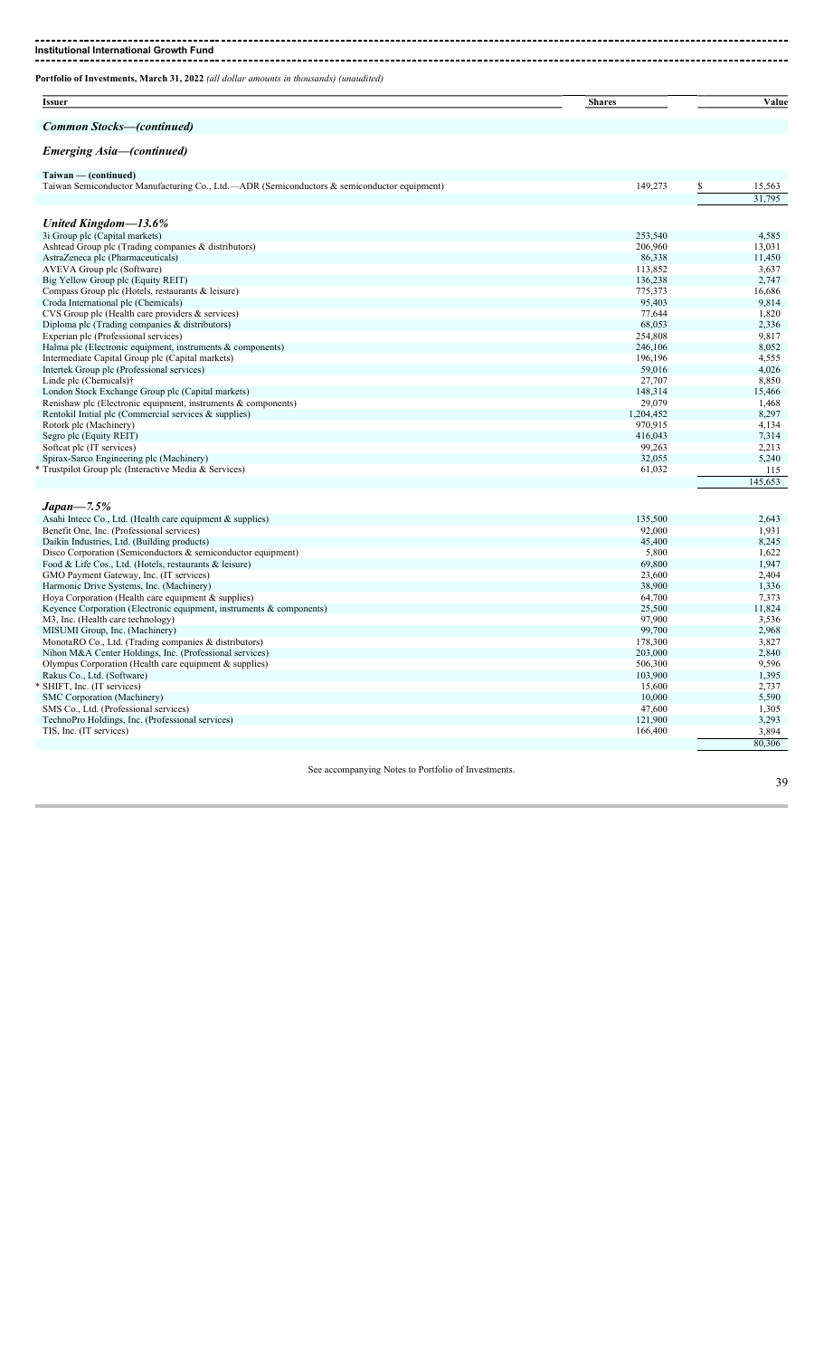**Institutional International Growth Fund**

**Portfolio of Investments, March 31, 2022** *(all dollar amounts in thousands) (unaudited)*

| Issuer | Shares | Value |
|---|---|---|
| ***Common Stocks—(continued)*** | | |
| ***Emerging Asia—(continued)*** | | |
| **Taiwan — (continued)** | | |
| Taiwan Semiconductor Manufacturing Co., Ltd.—ADR (Semiconductors & semiconductor equipment) | 149,273 | $ 15,563 |
| | | 31,795 |
| ***United Kingdom—13.6%*** | | |
| 3i Group plc (Capital markets) | 253,540 | 4,585 |
| Ashtead Group plc (Trading companies & distributors) | 206,960 | 13,031 |
| AstraZeneca plc (Pharmaceuticals) | 86,338 | 11,450 |
| AVEVA Group plc (Software) | 113,852 | 3,637 |
| Big Yellow Group plc (Equity REIT) | 136,238 | 2,747 |
| Compass Group plc (Hotels, restaurants & leisure) | 775,373 | 16,686 |
| Croda International plc (Chemicals) | 95,403 | 9,814 |
| CVS Group plc (Health care providers & services) | 77,644 | 1,820 |
| Diploma plc (Trading companies & distributors) | 68,053 | 2,336 |
| Experian plc (Professional services) | 254,808 | 9,817 |
| Halma plc (Electronic equipment, instruments & components) | 246,106 | 8,052 |
| Intermediate Capital Group plc (Capital markets) | 196,196 | 4,555 |
| Intertek Group plc (Professional services) | 59,016 | 4,026 |
| Linde plc (Chemicals)† | 27,707 | 8,850 |
| London Stock Exchange Group plc (Capital markets) | 148,314 | 15,466 |
| Renishaw plc (Electronic equipment, instruments & components) | 29,079 | 1,468 |
| Rentokil Initial plc (Commercial services & supplies) | 1,204,452 | 8,297 |
| Rotork plc (Machinery) | 970,915 | 4,134 |
| Segro plc (Equity REIT) | 416,043 | 7,314 |
| Softcat plc (IT services) | 99,263 | 2,213 |
| Spirax-Sarco Engineering plc (Machinery) | 32,055 | 5,240 |
| * Trustpilot Group plc (Interactive Media & Services) | 61,032 | 115 |
| | | 145,653 |
| ***Japan—7.5%*** | | |
| Asahi Intecc Co., Ltd. (Health care equipment & supplies) | 135,500 | 2,643 |
| Benefit One, Inc. (Professional services) | 92,000 | 1,931 |
| Daikin Industries, Ltd. (Building products) | 45,400 | 8,245 |
| Disco Corporation (Semiconductors & semiconductor equipment) | 5,800 | 1,622 |
| Food & Life Cos., Ltd. (Hotels, restaurants & leisure) | 69,800 | 1,947 |
| GMO Payment Gateway, Inc. (IT services) | 23,600 | 2,404 |
| Harmonic Drive Systems, Inc. (Machinery) | 38,900 | 1,336 |
| Hoya Corporation (Health care equipment & supplies) | 64,700 | 7,373 |
| Keyence Corporation (Electronic equipment, instruments & components) | 25,500 | 11,824 |
| M3, Inc. (Health care technology) | 97,900 | 3,536 |
| MISUMI Group, Inc. (Machinery) | 99,700 | 2,968 |
| MonotaRO Co., Ltd. (Trading companies & distributors) | 178,300 | 3,827 |
| Nihon M&A Center Holdings, Inc. (Professional services) | 203,000 | 2,840 |
| Olympus Corporation (Health care equipment & supplies) | 506,300 | 9,596 |
| Rakus Co., Ltd. (Software) | 103,900 | 1,395 |
| * SHIFT, Inc. (IT services) | 15,600 | 2,737 |
| SMC Corporation (Machinery) | 10,000 | 5,590 |
| SMS Co., Ltd. (Professional services) | 47,600 | 1,305 |
| TechnoPro Holdings, Inc. (Professional services) | 121,900 | 3,293 |
| TIS, Inc. (IT services) | 166,400 | 3,894 |
| | | 80,306 |

See accompanying Notes to Portfolio of Investments.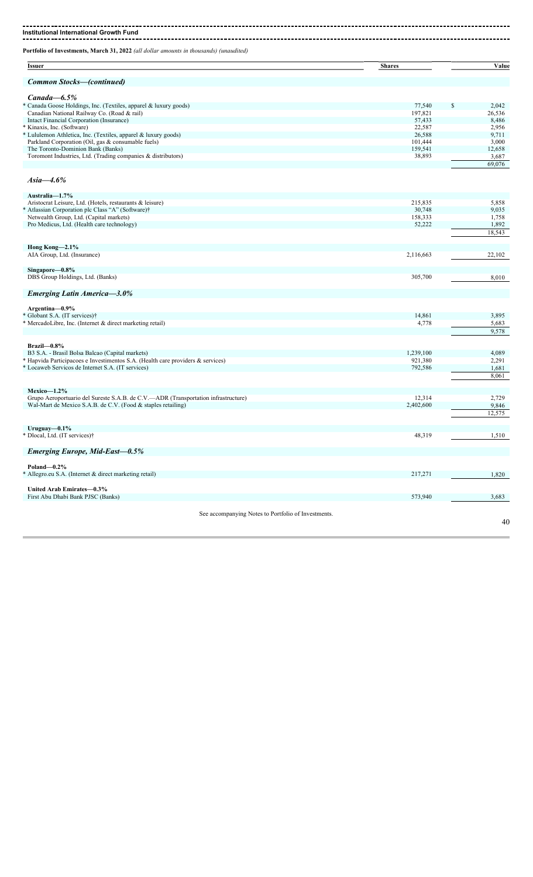**Institutional International Growth Fund**

**Portfolio of Investments, March 31, 2022** *(all dollar amounts in thousands) (unaudited)*

| Issuer | Shares | Value |
|---|---|---|
| ***Common Stocks—(continued)*** | | |
| ***Canada—6.5%*** | | |
| * Canada Goose Holdings, Inc. (Textiles, apparel & luxury goods) | 77,540 | $ 2,042 |
| Canadian National Railway Co. (Road & rail) | 197,821 | 26,536 |
| Intact Financial Corporation (Insurance) | 57,433 | 8,486 |
| * Kinaxis, Inc. (Software) | 22,587 | 2,956 |
| * Lululemon Athletica, Inc. (Textiles, apparel & luxury goods) | 26,588 | 9,711 |
| Parkland Corporation (Oil, gas & consumable fuels) | 101,444 | 3,000 |
| The Toronto-Dominion Bank (Banks) | 159,541 | 12,658 |
| Toromont Industries, Ltd. (Trading companies & distributors) | 38,893 | 3,687 |
| | | 69,076 |
| ***Asia—4.6%*** | | |
| **Australia—1.7%** | | |
| Aristocrat Leisure, Ltd. (Hotels, restaurants & leisure) | 215,835 | 5,858 |
| * Atlassian Corporation plc Class "A" (Software)† | 30,748 | 9,035 |
| Netwealth Group, Ltd. (Capital markets) | 158,333 | 1,758 |
| Pro Medicus, Ltd. (Health care technology) | 52,222 | 1,892 |
| | | 18,543 |
| **Hong Kong—2.1%** | | |
| AIA Group, Ltd. (Insurance) | 2,116,663 | 22,102 |
| **Singapore—0.8%** | | |
| DBS Group Holdings, Ltd. (Banks) | 305,700 | 8,010 |
| ***Emerging Latin America—3.0%*** | | |
| **Argentina—0.9%** | | |
| * Globant S.A. (IT services)† | 14,861 | 3,895 |
| * MercadoLibre, Inc. (Internet & direct marketing retail) | 4,778 | 5,683 |
| | | 9,578 |
| **Brazil—0.8%** | | |
| B3 S.A. - Brasil Bolsa Balcao (Capital markets) | 1,239,100 | 4,089 |
| * Hapvida Participacoes e Investimentos S.A. (Health care providers & services) | 921,380 | 2,291 |
| * Locaweb Servicos de Internet S.A. (IT services) | 792,586 | 1,681 |
| | | 8,061 |
| **Mexico—1.2%** | | |
| Grupo Aeroportuario del Sureste S.A.B. de C.V.—ADR (Transportation infrastructure) | 12,314 | 2,729 |
| Wal-Mart de Mexico S.A.B. de C.V. (Food & staples retailing) | 2,402,600 | 9,846 |
| | | 12,575 |
| **Uruguay—0.1%** | | |
| * Dlocal, Ltd. (IT services)† | 48,319 | 1,510 |
| ***Emerging Europe, Mid-East—0.5%*** | | |
| **Poland—0.2%** | | |
| * Allegro.eu S.A. (Internet & direct marketing retail) | 217,271 | 1,820 |
| **United Arab Emirates—0.3%** | | |
| First Abu Dhabi Bank PJSC (Banks) | 573,940 | 3,683 |

See accompanying Notes to Portfolio of Investments.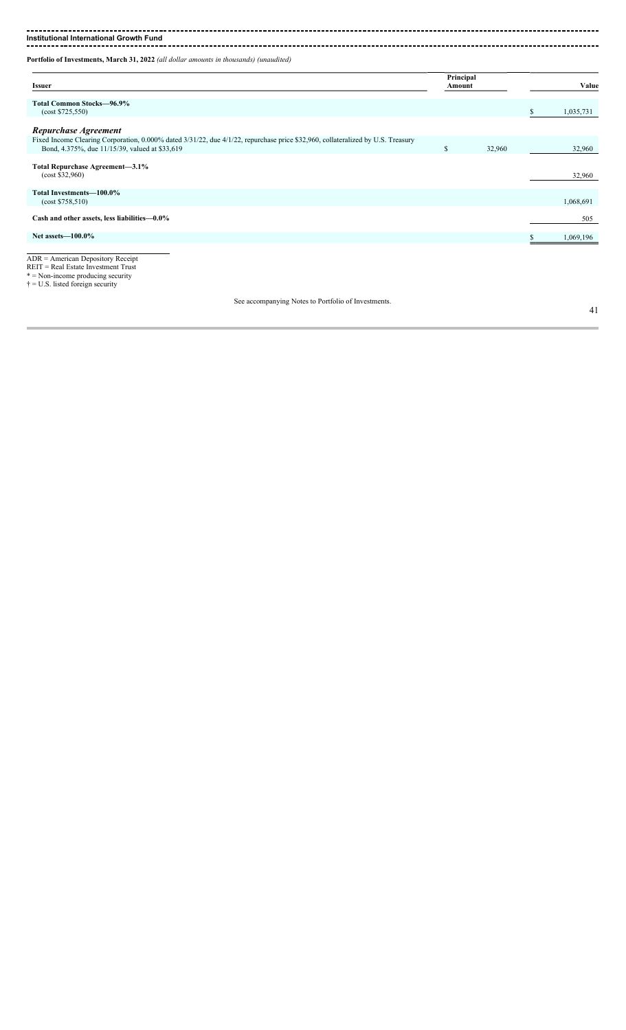**Institutional International Growth Fund**

**Portfolio of Investments, March 31, 2022** *(all dollar amounts in thousands) (unaudited)*

| Issuer | Principal Amount | Value |
|---|---|---|
| **Total Common Stocks—96.9%** (cost $725,550) | | $ 1,035,731 |
| ***Repurchase Agreement*** | | |
| Fixed Income Clearing Corporation, 0.000% dated 3/31/22, due 4/1/22, repurchase price $32,960, collateralized by U.S. Treasury Bond, 4.375%, due 11/15/39, valued at $33,619 | $ 32,960 | 32,960 |
| **Total Repurchase Agreement—3.1%** (cost $32,960) | | 32,960 |
| **Total Investments—100.0%** (cost $758,510) | | 1,068,691 |
| **Cash and other assets, less liabilities—0.0%** | | 505 |
| **Net assets—100.0%** | | $ 1,069,196 |

ADR = American Depository Receipt
REIT = Real Estate Investment Trust
* = Non-income producing security
† = U.S. listed foreign security

See accompanying Notes to Portfolio of Investments.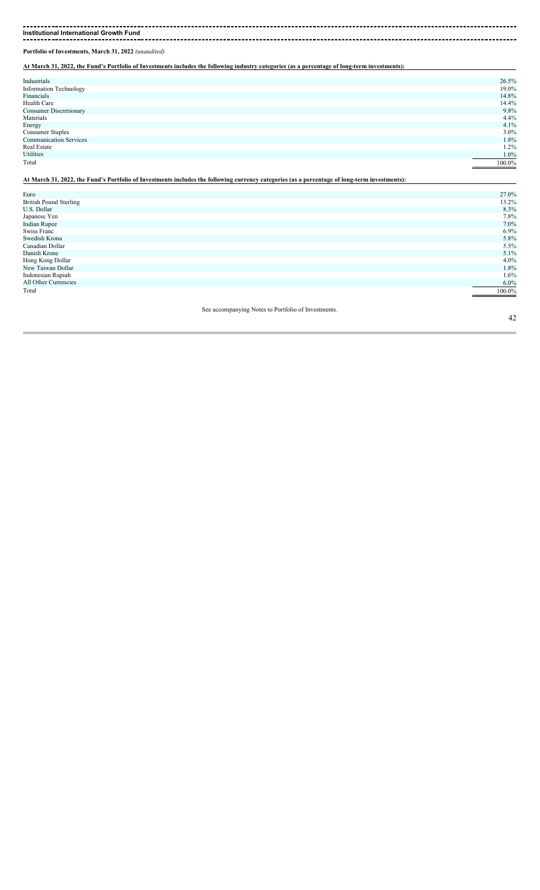**Institutional International Growth Fund**

**Portfolio of Investments, March 31, 2022** *(unaudited)*

**At March 31, 2022, the Fund's Portfolio of Investments includes the following industry categories (as a percentage of long-term investments):**

| | |
|---|---|
| Industrials | 26.5% |
| Information Technology | 19.0% |
| Financials | 14.8% |
| Health Care | 14.4% |
| Consumer Discretionary | 9.8% |
| Materials | 4.4% |
| Energy | 4.1% |
| Consumer Staples | 3.0% |
| Communication Services | 1.8% |
| Real Estate | 1.2% |
| Utilities | 1.0% |
| Total | 100.0% |

**At March 31, 2022, the Fund's Portfolio of Investments includes the following currency categories (as a percentage of long-term investments):**

| | |
|---|---|
| Euro | 27.0% |
| British Pound Sterling | 13.2% |
| U.S. Dollar | 8.3% |
| Japanese Yen | 7.8% |
| Indian Rupee | 7.0% |
| Swiss Franc | 6.9% |
| Swedish Krona | 5.8% |
| Canadian Dollar | 5.5% |
| Danish Krone | 5.1% |
| Hong Kong Dollar | 4.0% |
| New Taiwan Dollar | 1.8% |
| Indonesian Rupiah | 1.6% |
| All Other Currencies | 6.0% |
| Total | 100.0% |

See accompanying Notes to Portfolio of Investments.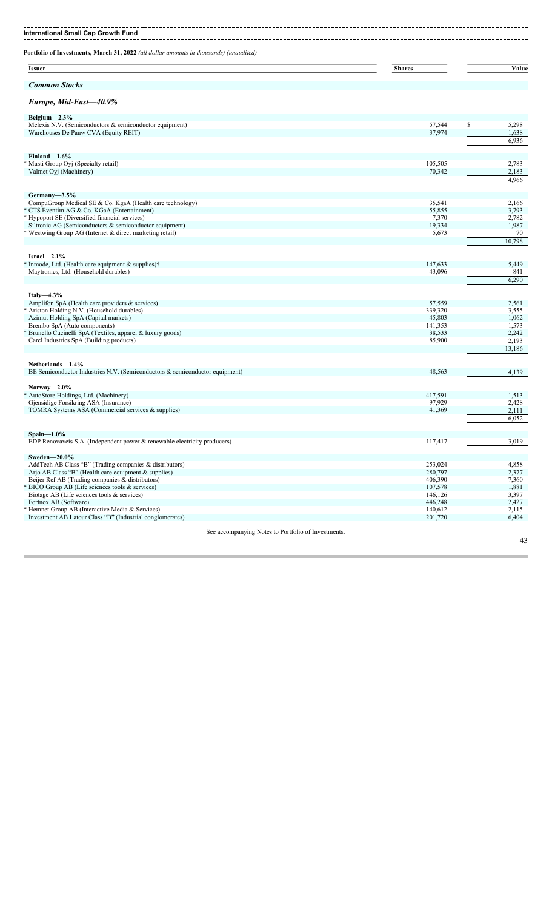**International Small Cap Growth Fund**

**Portfolio of Investments, March 31, 2022** *(all dollar amounts in thousands) (unaudited)*

| Issuer | Shares | Value |
|---|---|---|
| ***Common Stocks*** | | |
| ***Europe, Mid-East—40.9%*** | | |
| **Belgium—2.3%** | | |
| Melexis N.V. (Semiconductors & semiconductor equipment) | 57,544 | $ 5,298 |
| Warehouses De Pauw CVA (Equity REIT) | 37,974 | 1,638 |
| | | 6,936 |
| **Finland—1.6%** | | |
| * Musti Group Oyj (Specialty retail) | 105,505 | 2,783 |
| Valmet Oyj (Machinery) | 70,342 | 2,183 |
| | | 4,966 |
| **Germany—3.5%** | | |
| CompuGroup Medical SE & Co. KgaA (Health care technology) | 35,541 | 2,166 |
| * CTS Eventim AG & Co. KGaA (Entertainment) | 55,855 | 3,793 |
| * Hypoport SE (Diversified financial services) | 7,370 | 2,782 |
| Siltronic AG (Semiconductors & semiconductor equipment) | 19,334 | 1,987 |
| * Westwing Group AG (Internet & direct marketing retail) | 5,673 | 70 |
| | | 10,798 |
| **Israel—2.1%** | | |
| * Inmode, Ltd. (Health care equipment & supplies)† | 147,633 | 5,449 |
| Maytronics, Ltd. (Household durables) | 43,096 | 841 |
| | | 6,290 |
| **Italy—4.3%** | | |
| Amplifon SpA (Health care providers & services) | 57,559 | 2,561 |
| * Ariston Holding N.V. (Household durables) | 339,320 | 3,555 |
| Azimut Holding SpA (Capital markets) | 45,803 | 1,062 |
| Brembo SpA (Auto components) | 141,353 | 1,573 |
| * Brunello Cucinelli SpA (Textiles, apparel & luxury goods) | 38,533 | 2,242 |
| Carel Industries SpA (Building products) | 85,900 | 2,193 |
| | | 13,186 |
| **Netherlands—1.4%** | | |
| BE Semiconductor Industries N.V. (Semiconductors & semiconductor equipment) | 48,563 | 4,139 |
| **Norway—2.0%** | | |
| * AutoStore Holdings, Ltd. (Machinery) | 417,591 | 1,513 |
| Gjensidige Forsikring ASA (Insurance) | 97,929 | 2,428 |
| TOMRA Systems ASA (Commercial services & supplies) | 41,369 | 2,111 |
| | | 6,052 |
| **Spain—1.0%** | | |
| EDP Renovaveis S.A. (Independent power & renewable electricity producers) | 117,417 | 3,019 |
| **Sweden—20.0%** | | |
| AddTech AB Class "B" (Trading companies & distributors) | 253,024 | 4,858 |
| Arjo AB Class "B" (Health care equipment & supplies) | 280,797 | 2,377 |
| Beijer Ref AB (Trading companies & distributors) | 406,390 | 7,360 |
| * BICO Group AB (Life sciences tools & services) | 107,578 | 1,881 |
| Biotage AB (Life sciences tools & services) | 146,126 | 3,397 |
| Fortnox AB (Software) | 446,248 | 2,427 |
| * Hemnet Group AB (Interactive Media & Services) | 140,612 | 2,115 |
| Investment AB Latour Class "B" (Industrial conglomerates) | 201,720 | 6,404 |

See accompanying Notes to Portfolio of Investments.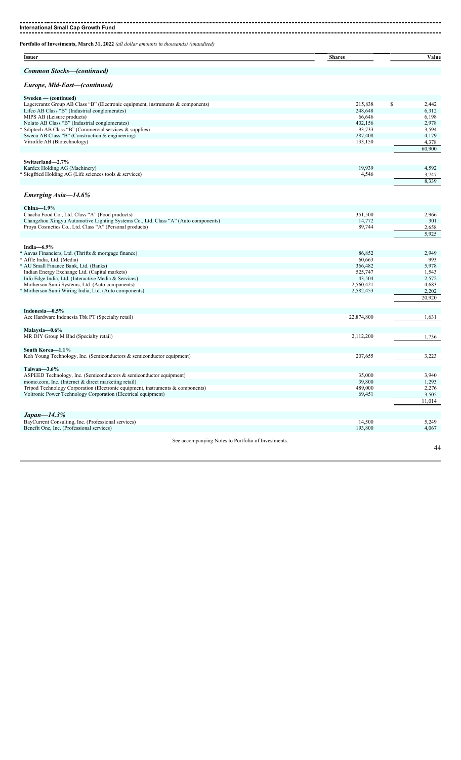**International Small Cap Growth Fund**

**Portfolio of Investments, March 31, 2022** *(all dollar amounts in thousands) (unaudited)*

| Issuer | Shares | Value |
|---|---|---|
| ***Common Stocks—(continued)*** | | |
| ***Europe, Mid-East—(continued)*** | | |
| **Sweden — (continued)** | | |
| Lagercrantz Group AB Class "B" (Electronic equipment, instruments & components) | 215,838 | $ 2,442 |
| Lifco AB Class "B" (Industrial conglomerates) | 248,648 | 6,312 |
| MIPS AB (Leisure products) | 66,646 | 6,198 |
| Nolato AB Class "B" (Industrial conglomerates) | 402,156 | 2,978 |
| * Sdiptech AB Class "B" (Commercial services & supplies) | 93,733 | 3,594 |
| Sweco AB Class "B" (Construction & engineering) | 287,408 | 4,179 |
| Vitrolife AB (Biotechnology) | 133,150 | 4,378 |
| | | 60,900 |
| **Switzerland—2.7%** | | |
| Kardex Holding AG (Machinery) | 19,939 | 4,592 |
| * Siegfried Holding AG (Life sciences tools & services) | 4,546 | 3,747 |
| | | 8,339 |
| ***Emerging Asia—14.6%*** | | |
| **China—1.9%** | | |
| Chacha Food Co., Ltd. Class "A" (Food products) | 351,500 | 2,966 |
| Changzhou Xingyu Automotive Lighting Systems Co., Ltd. Class "A" (Auto components) | 14,772 | 301 |
| Proya Cosmetics Co., Ltd. Class "A" (Personal products) | 89,744 | 2,658 |
| | | 5,925 |
| **India—6.9%** | | |
| * Aavas Financiers, Ltd. (Thrifts & mortgage finance) | 86,852 | 2,949 |
| * Affle India, Ltd. (Media) | 60,663 | 993 |
| * AU Small Finance Bank, Ltd. (Banks) | 366,482 | 5,978 |
| Indian Energy Exchange Ltd. (Capital markets) | 525,747 | 1,543 |
| Info Edge India, Ltd. (Interactive Media & Services) | 43,504 | 2,572 |
| Motherson Sumi Systems, Ltd. (Auto components) | 2,560,421 | 4,683 |
| * Motherson Sumi Wiring India, Ltd. (Auto components) | 2,582,453 | 2,202 |
| | | 20,920 |
| **Indonesia—0.5%** | | |
| Ace Hardware Indonesia Tbk PT (Specialty retail) | 22,874,800 | 1,631 |
| **Malaysia—0.6%** | | |
| MR DIY Group M Bhd (Specialty retail) | 2,112,200 | 1,736 |
| **South Korea—1.1%** | | |
| Koh Young Technology, Inc. (Semiconductors & semiconductor equipment) | 207,655 | 3,223 |
| **Taiwan—3.6%** | | |
| ASPEED Technology, Inc. (Semiconductors & semiconductor equipment) | 35,000 | 3,940 |
| momo.com, Inc. (Internet & direct marketing retail) | 39,800 | 1,293 |
| Tripod Technology Corporation (Electronic equipment, instruments & components) | 489,000 | 2,276 |
| Voltronic Power Technology Corporation (Electrical equipment) | 69,451 | 3,505 |
| | | 11,014 |
| ***Japan—14.3%*** | | |
| BayCurrent Consulting, Inc. (Professional services) | 14,500 | 5,249 |
| Benefit One, Inc. (Professional services) | 193,800 | 4,067 |

See accompanying Notes to Portfolio of Investments.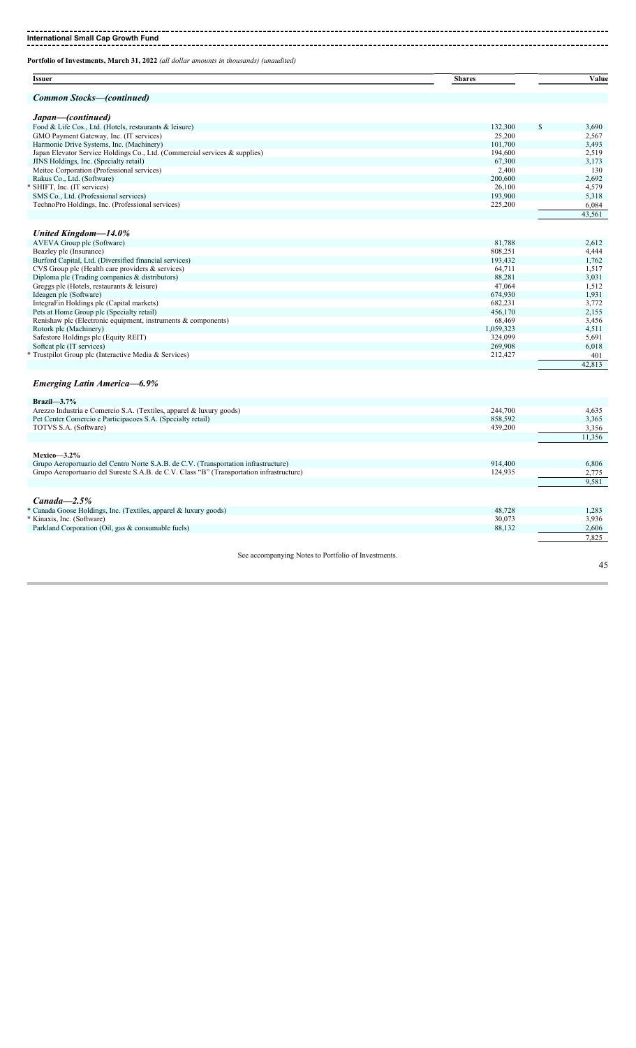**International Small Cap Growth Fund**

**Portfolio of Investments, March 31, 2022** *(all dollar amounts in thousands) (unaudited)*

| Issuer | Shares | Value |
|---|---|---|
| ***Common Stocks—(continued)*** | | |
| ***Japan—(continued)*** | | |
| Food & Life Cos., Ltd. (Hotels, restaurants & leisure) | 132,300 | $ 3,690 |
| GMO Payment Gateway, Inc. (IT services) | 25,200 | 2,567 |
| Harmonic Drive Systems, Inc. (Machinery) | 101,700 | 3,493 |
| Japan Elevator Service Holdings Co., Ltd. (Commercial services & supplies) | 194,600 | 2,519 |
| JINS Holdings, Inc. (Specialty retail) | 67,300 | 3,173 |
| Meitec Corporation (Professional services) | 2,400 | 130 |
| Rakus Co., Ltd. (Software) | 200,600 | 2,692 |
| * SHIFT, Inc. (IT services) | 26,100 | 4,579 |
| SMS Co., Ltd. (Professional services) | 193,900 | 5,318 |
| TechnoPro Holdings, Inc. (Professional services) | 225,200 | 6,084 |
| | | 43,561 |
| ***United Kingdom—14.0%*** | | |
| AVEVA Group plc (Software) | 81,788 | 2,612 |
| Beazley plc (Insurance) | 808,251 | 4,444 |
| Burford Capital, Ltd. (Diversified financial services) | 193,432 | 1,762 |
| CVS Group plc (Health care providers & services) | 64,711 | 1,517 |
| Diploma plc (Trading companies & distributors) | 88,281 | 3,031 |
| Greggs plc (Hotels, restaurants & leisure) | 47,064 | 1,512 |
| Ideagen plc (Software) | 674,930 | 1,931 |
| IntegraFin Holdings plc (Capital markets) | 682,231 | 3,772 |
| Pets at Home Group plc (Specialty retail) | 456,170 | 2,155 |
| Renishaw plc (Electronic equipment, instruments & components) | 68,469 | 3,456 |
| Rotork plc (Machinery) | 1,059,323 | 4,511 |
| Safestore Holdings plc (Equity REIT) | 324,099 | 5,691 |
| Softcat plc (IT services) | 269,908 | 6,018 |
| * Trustpilot Group plc (Interactive Media & Services) | 212,427 | 401 |
| | | 42,813 |
| ***Emerging Latin America—6.9%*** | | |
| **Brazil—3.7%** | | |
| Arezzo Industria e Comercio S.A. (Textiles, apparel & luxury goods) | 244,700 | 4,635 |
| Pet Center Comercio e Participacoes S.A. (Specialty retail) | 858,592 | 3,365 |
| TOTVS S.A. (Software) | 439,200 | 3,356 |
| | | 11,356 |
| **Mexico—3.2%** | | |
| Grupo Aeroportuario del Centro Norte S.A.B. de C.V. (Transportation infrastructure) | 914,400 | 6,806 |
| Grupo Aeroportuario del Sureste S.A.B. de C.V. Class "B" (Transportation infrastructure) | 124,935 | 2,775 |
| | | 9,581 |
| ***Canada—2.5%*** | | |
| * Canada Goose Holdings, Inc. (Textiles, apparel & luxury goods) | 48,728 | 1,283 |
| * Kinaxis, Inc. (Software) | 30,073 | 3,936 |
| Parkland Corporation (Oil, gas & consumable fuels) | 88,132 | 2,606 |
| | | 7,825 |

See accompanying Notes to Portfolio of Investments.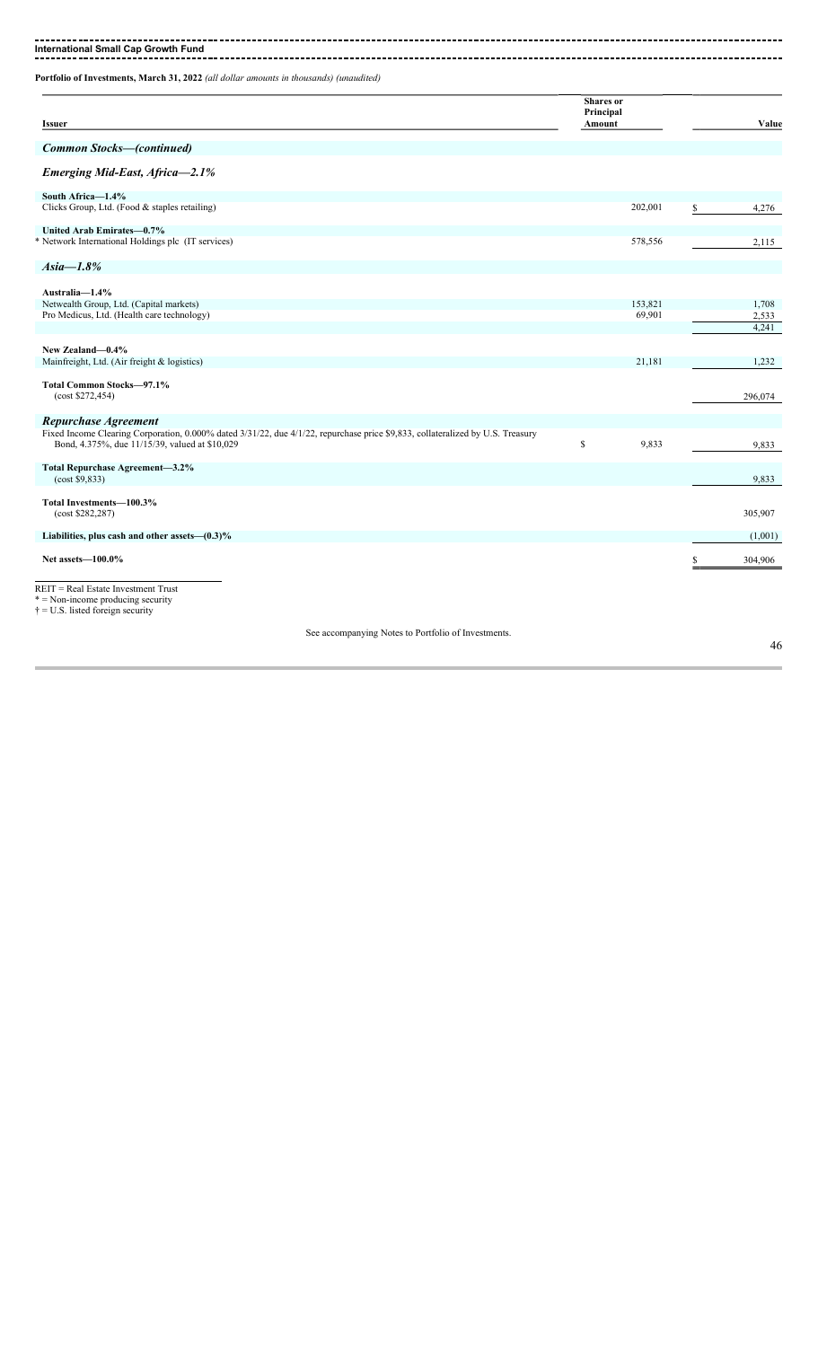**International Small Cap Growth Fund**

**Portfolio of Investments, March 31, 2022** *(all dollar amounts in thousands) (unaudited)*

| Issuer | Shares or Principal Amount | Value |
|---|---|---|
| ***Common Stocks—(continued)*** | | |
| ***Emerging Mid-East, Africa—2.1%*** | | |
| **South Africa—1.4%** | | |
| Clicks Group, Ltd. (Food & staples retailing) | 202,001 | $ 4,276 |
| **United Arab Emirates—0.7%** | | |
| * Network International Holdings plc (IT services) | 578,556 | 2,115 |
| ***Asia—1.8%*** | | |
| **Australia—1.4%** | | |
| Netwealth Group, Ltd. (Capital markets) | 153,821 | 1,708 |
| Pro Medicus, Ltd. (Health care technology) | 69,901 | 2,533 |
| | | 4,241 |
| **New Zealand—0.4%** | | |
| Mainfreight, Ltd. (Air freight & logistics) | 21,181 | 1,232 |
| **Total Common Stocks—97.1%** (cost $272,454) | | 296,074 |
| ***Repurchase Agreement*** | | |
| Fixed Income Clearing Corporation, 0.000% dated 3/31/22, due 4/1/22, repurchase price $9,833, collateralized by U.S. Treasury Bond, 4.375%, due 11/15/39, valued at $10,029 | $ 9,833 | 9,833 |
| **Total Repurchase Agreement—3.2%** (cost $9,833) | | 9,833 |
| **Total Investments—100.3%** (cost $282,287) | | 305,907 |
| **Liabilities, plus cash and other assets—(0.3)%** | | (1,001) |
| **Net assets—100.0%** | | $ 304,906 |

REIT = Real Estate Investment Trust
* = Non-income producing security
† = U.S. listed foreign security

See accompanying Notes to Portfolio of Investments.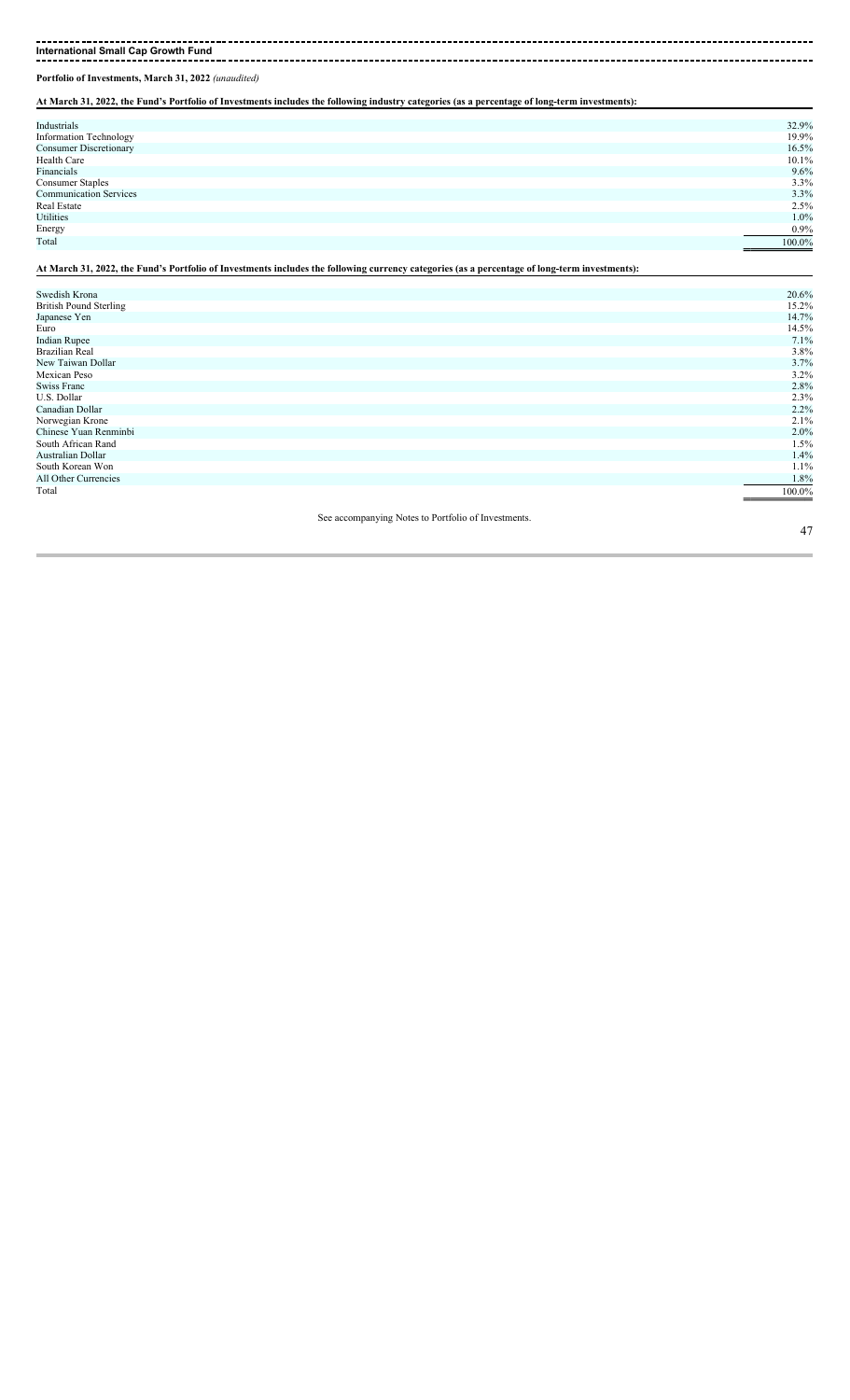**International Small Cap Growth Fund**

**Portfolio of Investments, March 31, 2022** *(unaudited)*

**At March 31, 2022, the Fund's Portfolio of Investments includes the following industry categories (as a percentage of long-term investments):**

| | |
|---|---|
| Industrials | 32.9% |
| Information Technology | 19.9% |
| Consumer Discretionary | 16.5% |
| Health Care | 10.1% |
| Financials | 9.6% |
| Consumer Staples | 3.3% |
| Communication Services | 3.3% |
| Real Estate | 2.5% |
| Utilities | 1.0% |
| Energy | 0.9% |
| Total | 100.0% |

**At March 31, 2022, the Fund's Portfolio of Investments includes the following currency categories (as a percentage of long-term investments):**

| | |
|---|---|
| Swedish Krona | 20.6% |
| British Pound Sterling | 15.2% |
| Japanese Yen | 14.7% |
| Euro | 14.5% |
| Indian Rupee | 7.1% |
| Brazilian Real | 3.8% |
| New Taiwan Dollar | 3.7% |
| Mexican Peso | 3.2% |
| Swiss Franc | 2.8% |
| U.S. Dollar | 2.3% |
| Canadian Dollar | 2.2% |
| Norwegian Krone | 2.1% |
| Chinese Yuan Renminbi | 2.0% |
| South African Rand | 1.5% |
| Australian Dollar | 1.4% |
| South Korean Won | 1.1% |
| All Other Currencies | 1.8% |
| Total | 100.0% |

See accompanying Notes to Portfolio of Investments.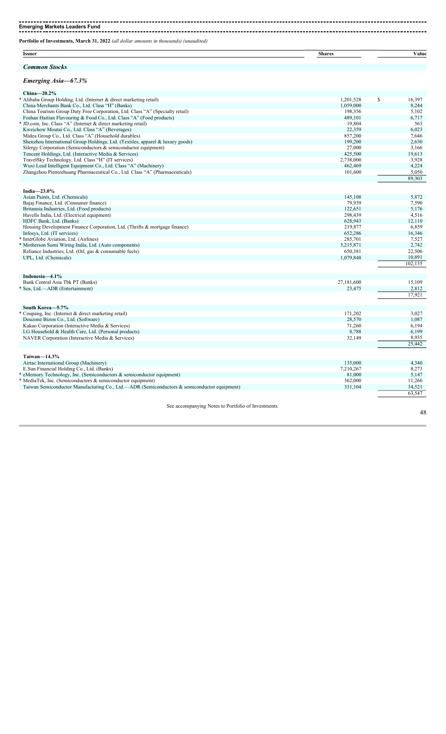## Emerging Markets Leaders Fund

**Portfolio of Investments, March 31, 2022** *(all dollar amounts in thousands) (unaudited)*

| Issuer | Shares | Value |
|---|---|---|
| ***Common Stocks*** | | |
| ***Emerging Asia—67.3%*** | | |
| **China—20.2%** | | |
| * Alibaba Group Holding, Ltd. (Internet & direct marketing retail) | 1,201,528 | $ 16,397 |
| China Merchants Bank Co., Ltd. Class "H" (Banks) | 1,059,000 | 8,244 |
| China Tourism Group Duty Free Corporation, Ltd. Class "A" (Specialty retail) | 198,356 | 5,102 |
| Foshan Haitian Flavouring & Food Co., Ltd. Class "A" (Food products) | 489,101 | 6,717 |
| * JD.com, Inc. Class "A" (Internet & direct marketing retail) | 19,804 | 563 |
| Kweichow Moutai Co., Ltd. Class "A" (Beverages) | 22,359 | 6,023 |
| Midea Group Co., Ltd. Class "A" (Household durables) | 857,200 | 7,646 |
| Shenzhou International Group Holdings, Ltd. (Textiles, apparel & luxury goods) | 199,200 | 2,630 |
| Silergy Corporation (Semiconductors & semiconductor equipment) | 27,000 | 3,166 |
| Tencent Holdings, Ltd. (Interactive Media & Services) | 425,500 | 19,613 |
| TravelSky Technology, Ltd. Class "H" (IT services) | 2,738,000 | 3,928 |
| Wuxi Lead Intelligent Equipment Co., Ltd. Class "A" (Machinery) | 462,469 | 4,224 |
| Zhangzhou Pientzehuang Pharmaceutical Co., Ltd. Class "A" (Pharmaceuticals) | 101,600 | 5,050 |
| | | 89,303 |
| **India—23.0%** | | |
| Asian Paints, Ltd. (Chemicals) | 145,108 | 5,872 |
| Bajaj Finance, Ltd. (Consumer finance) | 79,939 | 7,590 |
| Britannia Industries, Ltd. (Food products) | 122,651 | 5,176 |
| Havells India, Ltd. (Electrical equipment) | 298,439 | 4,516 |
| HDFC Bank, Ltd. (Banks) | 628,943 | 12,110 |
| Housing Development Finance Corporation, Ltd. (Thrifts & mortgage finance) | 219,877 | 6,859 |
| Infosys, Ltd. (IT services) | 652,286 | 16,346 |
| * InterGlobe Aviation, Ltd. (Airlines) | 285,701 | 7,527 |
| * Motherson Sumi Wiring India, Ltd. (Auto components) | 3,215,871 | 2,742 |
| Reliance Industries, Ltd. (Oil, gas & consumable fuels) | 650,381 | 22,506 |
| UPL, Ltd. (Chemicals) | 1,079,848 | 10,891 |
| | | 102,135 |
| **Indonesia—4.1%** | | |
| Bank Central Asia Tbk PT (Banks) | 27,181,600 | 15,109 |
| * Sea, Ltd.—ADR (Entertainment) | 23,475 | 2,812 |
| | | 17,921 |
| **South Korea—5.7%** | | |
| * Coupang, Inc. (Internet & direct marketing retail) | 171,202 | 3,027 |
| Douzone Bizon Co., Ltd. (Software) | 28,570 | 1,087 |
| Kakao Corporation (Interactive Media & Services) | 71,260 | 6,194 |
| LG Household & Health Care, Ltd. (Personal products) | 8,788 | 6,199 |
| NAVER Corporation (Interactive Media & Services) | 32,149 | 8,935 |
| | | 25,442 |
| **Taiwan—14.3%** | | |
| Airtac International Group (Machinery) | 135,000 | 4,340 |
| E.Sun Financial Holding Co., Ltd. (Banks) | 7,210,267 | 8,273 |
| * eMemory Technology, Inc. (Semiconductors & semiconductor equipment) | 81,000 | 5,147 |
| * MediaTek, Inc. (Semiconductors & semiconductor equipment) | 362,000 | 11,266 |
| Taiwan Semiconductor Manufacturing Co., Ltd.—ADR (Semiconductors & semiconductor equipment) | 331,104 | 34,521 |
| | | 63,547 |

See accompanying Notes to Portfolio of Investments.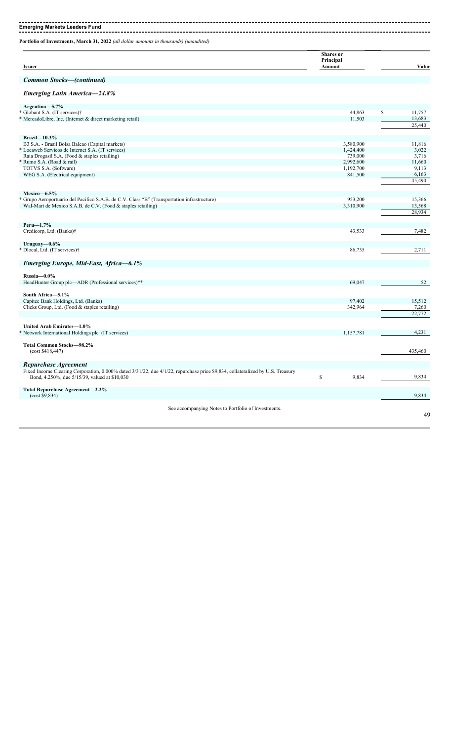**Emerging Markets Leaders Fund**

**Portfolio of Investments, March 31, 2022** *(all dollar amounts in thousands) (unaudited)*

| Issuer | Shares or Principal Amount | Value |
|---|---|---|
| ***Common Stocks—(continued)*** | | |
| ***Emerging Latin America—24.8%*** | | |
| **Argentina—5.7%** | | |
| * Globant S.A. (IT services)† | 44,863 | $ 11,757 |
| * MercadoLibre, Inc. (Internet & direct marketing retail) | 11,503 | 13,683 |
| | | 25,440 |
| **Brazil—10.3%** | | |
| B3 S.A. - Brasil Bolsa Balcao (Capital markets) | 3,580,900 | 11,816 |
| * Locaweb Servicos de Internet S.A. (IT services) | 1,424,400 | 3,022 |
| Raia Drogasil S.A. (Food & staples retailing) | 739,000 | 3,716 |
| * Rumo S.A. (Road & rail) | 2,992,600 | 11,660 |
| TOTVS S.A. (Software) | 1,192,700 | 9,113 |
| WEG S.A. (Electrical equipment) | 841,500 | 6,163 |
| | | 45,490 |
| **Mexico—6.5%** | | |
| * Grupo Aeroportuario del Pacifico S.A.B. de C.V. Class "B" (Transportation infrastructure) | 953,200 | 15,366 |
| Wal-Mart de Mexico S.A.B. de C.V. (Food & staples retailing) | 3,310,900 | 13,568 |
| | | 28,934 |
| **Peru—1.7%** | | |
| Credicorp, Ltd. (Banks)† | 43,533 | 7,482 |
| **Uruguay—0.6%** | | |
| * Dlocal, Ltd. (IT services)† | 86,735 | 2,711 |
| ***Emerging Europe, Mid-East, Africa—6.1%*** | | |
| **Russia—0.0%** | | |
| HeadHunter Group plc—ADR (Professional services)** | 69,047 | 52 |
| **South Africa—5.1%** | | |
| Capitec Bank Holdings, Ltd. (Banks) | 97,402 | 15,512 |
| Clicks Group, Ltd. (Food & staples retailing) | 342,964 | 7,260 |
| | | 22,772 |
| **United Arab Emirates—1.0%** | | |
| * Network International Holdings plc (IT services) | 1,157,781 | 4,231 |
| **Total Common Stocks—98.2%** (cost $418,447) | | 435,460 |
| ***Repurchase Agreement*** | | |
| Fixed Income Clearing Corporation, 0.000% dated 3/31/22, due 4/1/22, repurchase price $9,834, collateralized by U.S. Treasury Bond, 4.250%, due 5/15/39, valued at $10,030 | $ 9,834 | 9,834 |
| **Total Repurchase Agreement—2.2%** (cost $9,834) | | 9,834 |

See accompanying Notes to Portfolio of Investments.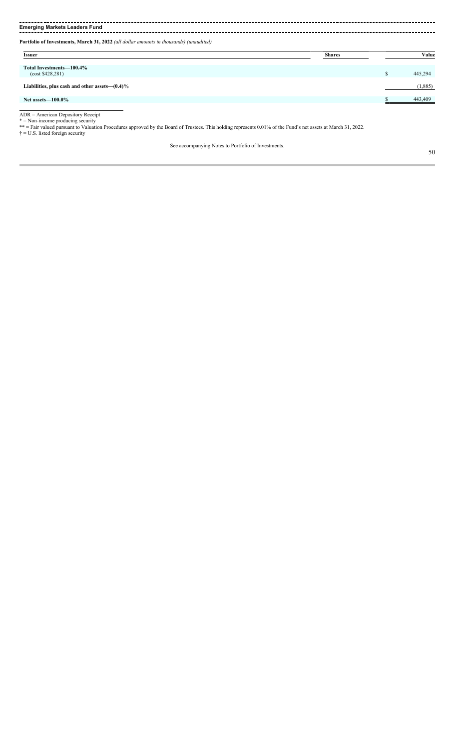**Emerging Markets Leaders Fund**

**Portfolio of Investments, March 31, 2022** *(all dollar amounts in thousands) (unaudited)*

| Issuer | Shares | Value |
|---|---|---|
| **Total Investments—100.4%** (cost $428,281) | | $ 445,294 |
| **Liabilities, plus cash and other assets—(0.4)%** | | (1,885) |
| **Net assets—100.0%** | | $ 443,409 |

ADR = American Depository Receipt
* = Non-income producing security
** = Fair valued pursuant to Valuation Procedures approved by the Board of Trustees. This holding represents 0.01% of the Fund's net assets at March 31, 2022.
† = U.S. listed foreign security

See accompanying Notes to Portfolio of Investments.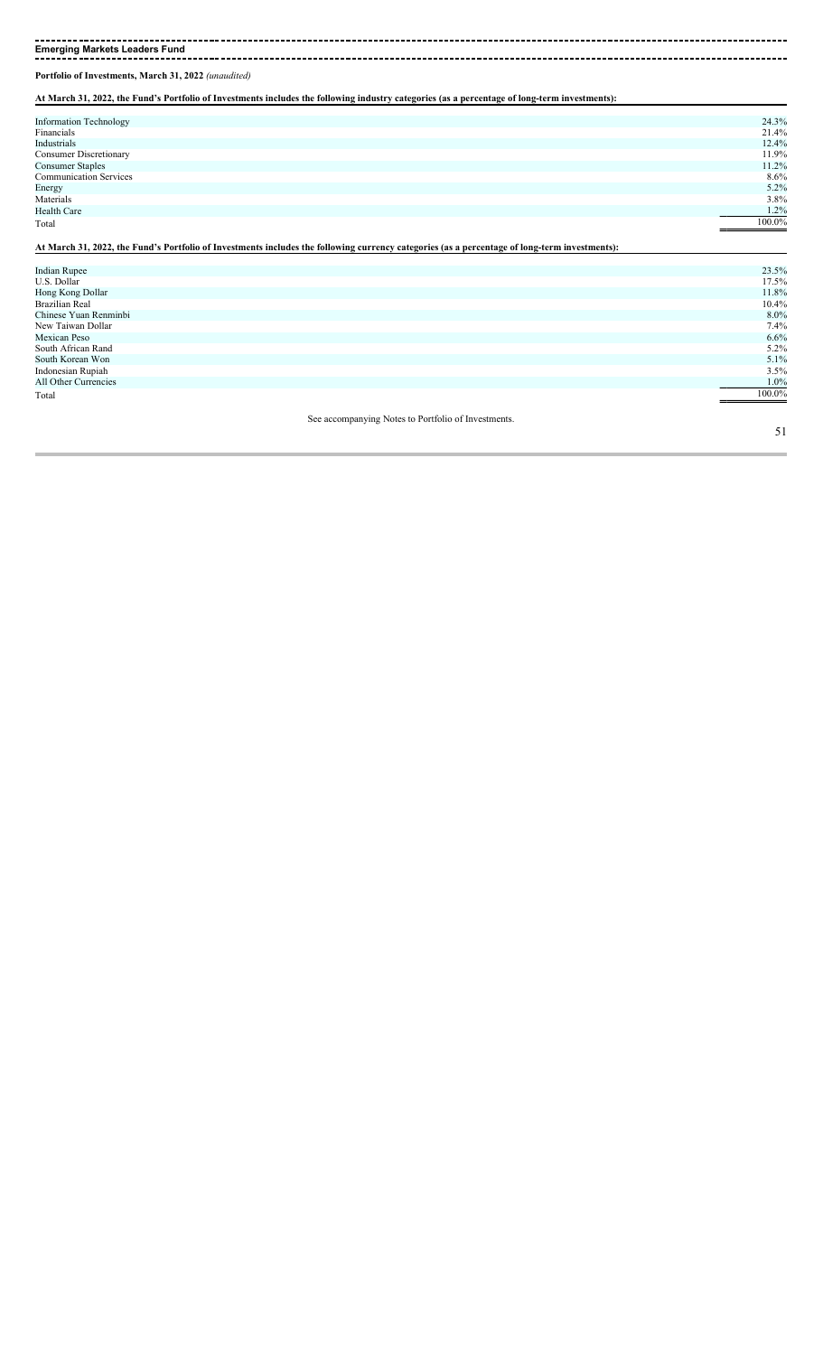**Emerging Markets Leaders Fund**

**Portfolio of Investments, March 31, 2022** *(unaudited)*

**At March 31, 2022, the Fund's Portfolio of Investments includes the following industry categories (as a percentage of long-term investments):**

| | |
|---|---|
| Information Technology | 24.3% |
| Financials | 21.4% |
| Industrials | 12.4% |
| Consumer Discretionary | 11.9% |
| Consumer Staples | 11.2% |
| Communication Services | 8.6% |
| Energy | 5.2% |
| Materials | 3.8% |
| Health Care | 1.2% |
| Total | 100.0% |

**At March 31, 2022, the Fund's Portfolio of Investments includes the following currency categories (as a percentage of long-term investments):**

| | |
|---|---|
| Indian Rupee | 23.5% |
| U.S. Dollar | 17.5% |
| Hong Kong Dollar | 11.8% |
| Brazilian Real | 10.4% |
| Chinese Yuan Renminbi | 8.0% |
| New Taiwan Dollar | 7.4% |
| Mexican Peso | 6.6% |
| South African Rand | 5.2% |
| South Korean Won | 5.1% |
| Indonesian Rupiah | 3.5% |
| All Other Currencies | 1.0% |
| Total | 100.0% |

See accompanying Notes to Portfolio of Investments.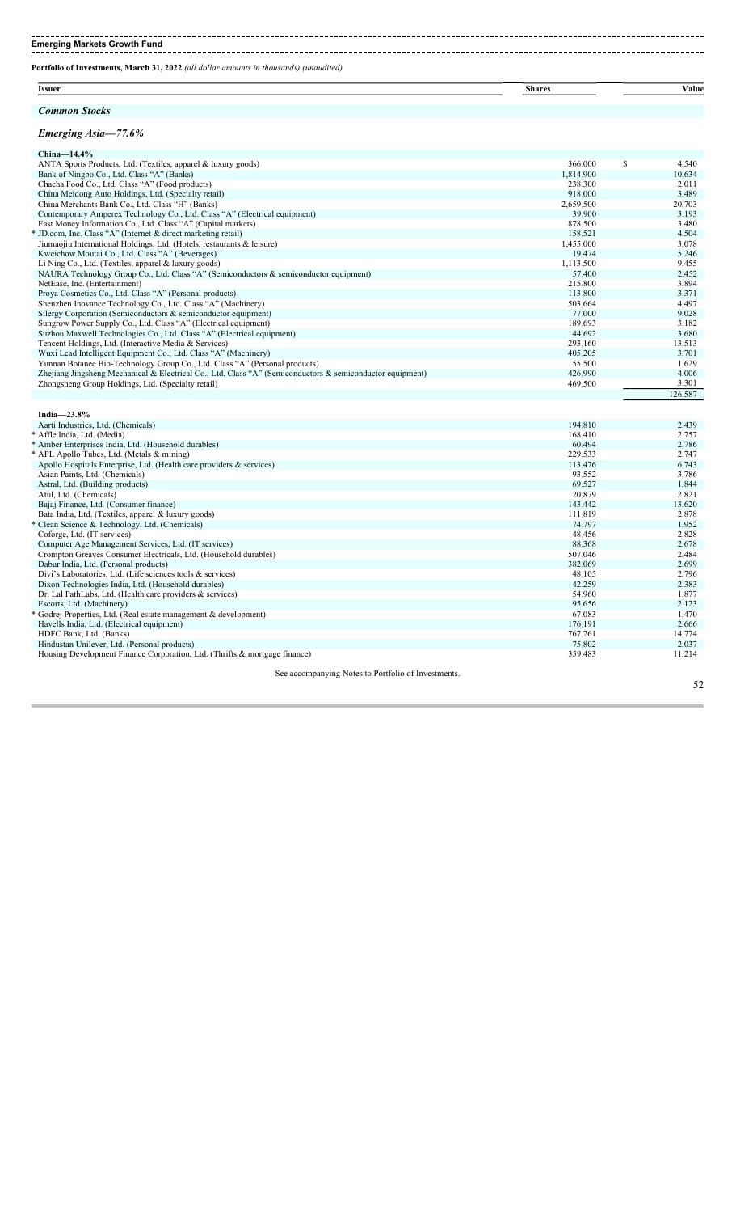## Emerging Markets Growth Fund

**Portfolio of Investments, March 31, 2022** *(all dollar amounts in thousands) (unaudited)*

| Issuer | Shares | Value |
|---|---|---|
| ***Common Stocks*** | | |
| ***Emerging Asia—77.6%*** | | |
| **China—14.4%** | | |
| ANTA Sports Products, Ltd. (Textiles, apparel & luxury goods) | 366,000 | $ 4,540 |
| Bank of Ningbo Co., Ltd. Class "A" (Banks) | 1,814,900 | 10,634 |
| Chacha Food Co., Ltd. Class "A" (Food products) | 238,300 | 2,011 |
| China Meidong Auto Holdings, Ltd. (Specialty retail) | 918,000 | 3,489 |
| China Merchants Bank Co., Ltd. Class "H" (Banks) | 2,659,500 | 20,703 |
| Contemporary Amperex Technology Co., Ltd. Class "A" (Electrical equipment) | 39,900 | 3,193 |
| East Money Information Co., Ltd. Class "A" (Capital markets) | 878,500 | 3,480 |
| * JD.com, Inc. Class "A" (Internet & direct marketing retail) | 158,521 | 4,504 |
| Jiumaojiu International Holdings, Ltd. (Hotels, restaurants & leisure) | 1,455,000 | 3,078 |
| Kweichow Moutai Co., Ltd. Class "A" (Beverages) | 19,474 | 5,246 |
| Li Ning Co., Ltd. (Textiles, apparel & luxury goods) | 1,113,500 | 9,455 |
| NAURA Technology Group Co., Ltd. Class "A" (Semiconductors & semiconductor equipment) | 57,400 | 2,452 |
| NetEase, Inc. (Entertainment) | 215,800 | 3,894 |
| Proya Cosmetics Co., Ltd. Class "A" (Personal products) | 113,800 | 3,371 |
| Shenzhen Inovance Technology Co., Ltd. Class "A" (Machinery) | 503,664 | 4,497 |
| Silergy Corporation (Semiconductors & semiconductor equipment) | 77,000 | 9,028 |
| Sungrow Power Supply Co., Ltd. Class "A" (Electrical equipment) | 189,693 | 3,182 |
| Suzhou Maxwell Technologies Co., Ltd. Class "A" (Electrical equipment) | 44,692 | 3,680 |
| Tencent Holdings, Ltd. (Interactive Media & Services) | 293,160 | 13,513 |
| Wuxi Lead Intelligent Equipment Co., Ltd. Class "A" (Machinery) | 405,205 | 3,701 |
| Yunnan Botanee Bio-Technology Group Co., Ltd. Class "A" (Personal products) | 55,500 | 1,629 |
| Zhejiang Jingsheng Mechanical & Electrical Co., Ltd. Class "A" (Semiconductors & semiconductor equipment) | 426,990 | 4,006 |
| Zhongsheng Group Holdings, Ltd. (Specialty retail) | 469,500 | 3,301 |
| | | 126,587 |
| **India—23.8%** | | |
| Aarti Industries, Ltd. (Chemicals) | 194,810 | 2,439 |
| * Affle India, Ltd. (Media) | 168,410 | 2,757 |
| * Amber Enterprises India, Ltd. (Household durables) | 60,494 | 2,786 |
| * APL Apollo Tubes, Ltd. (Metals & mining) | 229,533 | 2,747 |
| Apollo Hospitals Enterprise, Ltd. (Health care providers & services) | 113,476 | 6,743 |
| Asian Paints, Ltd. (Chemicals) | 93,552 | 3,786 |
| Astral, Ltd. (Building products) | 69,527 | 1,844 |
| Atul, Ltd. (Chemicals) | 20,879 | 2,821 |
| Bajaj Finance, Ltd. (Consumer finance) | 143,442 | 13,620 |
| Bata India, Ltd. (Textiles, apparel & luxury goods) | 111,819 | 2,878 |
| * Clean Science & Technology, Ltd. (Chemicals) | 74,797 | 1,952 |
| Coforge, Ltd. (IT services) | 48,456 | 2,828 |
| Computer Age Management Services, Ltd. (IT services) | 88,368 | 2,678 |
| Crompton Greaves Consumer Electricals, Ltd. (Household durables) | 507,046 | 2,484 |
| Dabur India, Ltd. (Personal products) | 382,069 | 2,699 |
| Divi's Laboratories, Ltd. (Life sciences tools & services) | 48,105 | 2,796 |
| Dixon Technologies India, Ltd. (Household durables) | 42,259 | 2,383 |
| Dr. Lal PathLabs, Ltd. (Health care providers & services) | 54,960 | 1,877 |
| Escorts, Ltd. (Machinery) | 95,656 | 2,123 |
| * Godrej Properties, Ltd. (Real estate management & development) | 67,083 | 1,470 |
| Havells India, Ltd. (Electrical equipment) | 176,191 | 2,666 |
| HDFC Bank, Ltd. (Banks) | 767,261 | 14,774 |
| Hindustan Unilever, Ltd. (Personal products) | 75,802 | 2,037 |
| Housing Development Finance Corporation, Ltd. (Thrifts & mortgage finance) | 359,483 | 11,214 |

See accompanying Notes to Portfolio of Investments.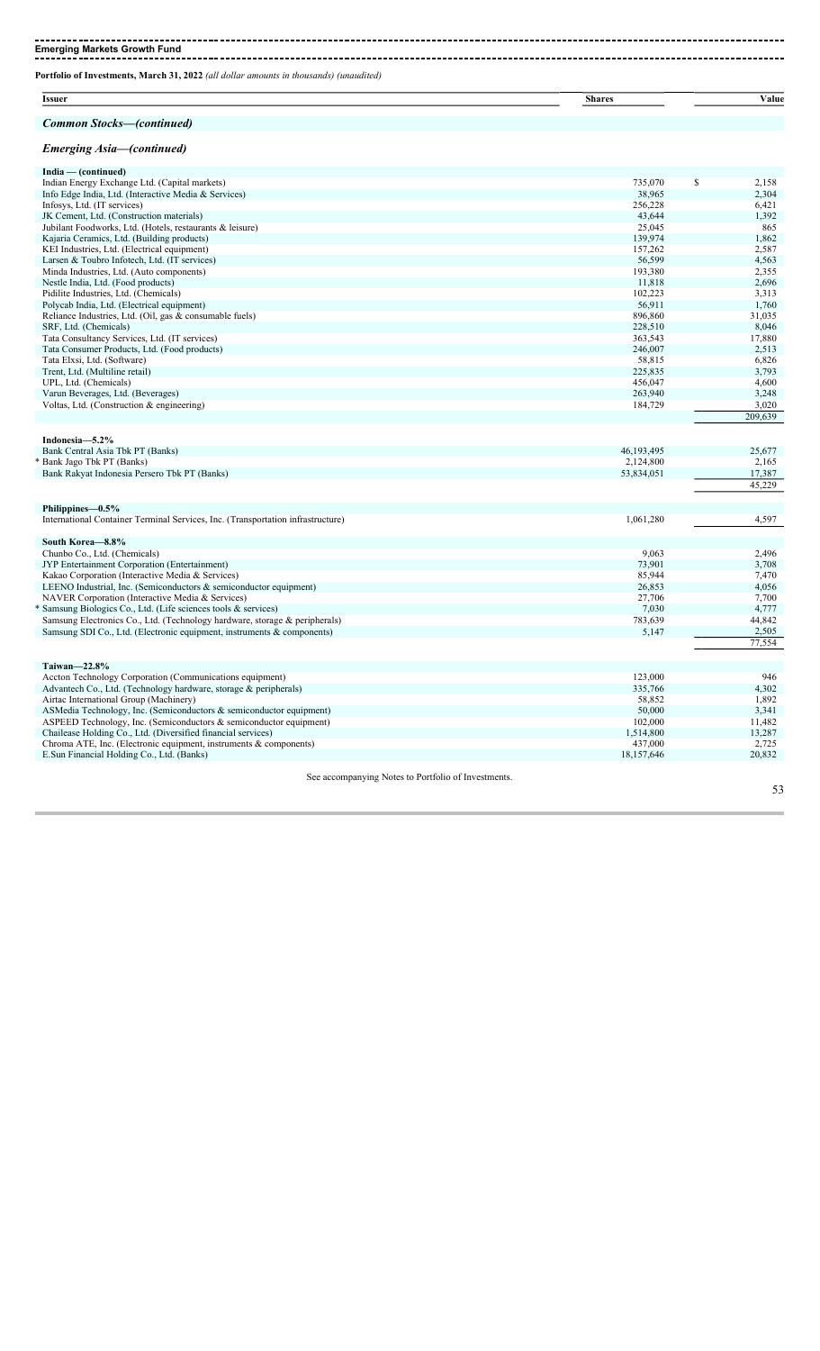## Emerging Markets Growth Fund

**Portfolio of Investments, March 31, 2022** *(all dollar amounts in thousands) (unaudited)*

| Issuer | Shares | Value |
|---|---|---|
| ***Common Stocks—(continued)*** | | |
| ***Emerging Asia—(continued)*** | | |
| **India — (continued)** | | |
| Indian Energy Exchange Ltd. (Capital markets) | 735,070 | $ 2,158 |
| Info Edge India, Ltd. (Interactive Media & Services) | 38,965 | 2,304 |
| Infosys, Ltd. (IT services) | 256,228 | 6,421 |
| JK Cement, Ltd. (Construction materials) | 43,644 | 1,392 |
| Jubilant Foodworks, Ltd. (Hotels, restaurants & leisure) | 25,045 | 865 |
| Kajaria Ceramics, Ltd. (Building products) | 139,974 | 1,862 |
| KEI Industries, Ltd. (Electrical equipment) | 157,262 | 2,587 |
| Larsen & Toubro Infotech, Ltd. (IT services) | 56,599 | 4,563 |
| Minda Industries, Ltd. (Auto components) | 193,380 | 2,355 |
| Nestle India, Ltd. (Food products) | 11,818 | 2,696 |
| Pidilite Industries, Ltd. (Chemicals) | 102,223 | 3,313 |
| Polycab India, Ltd. (Electrical equipment) | 56,911 | 1,760 |
| Reliance Industries, Ltd. (Oil, gas & consumable fuels) | 896,860 | 31,035 |
| SRF, Ltd. (Chemicals) | 228,510 | 8,046 |
| Tata Consultancy Services, Ltd. (IT services) | 363,543 | 17,880 |
| Tata Consumer Products, Ltd. (Food products) | 246,007 | 2,513 |
| Tata Elxsi, Ltd. (Software) | 58,815 | 6,826 |
| Trent, Ltd. (Multiline retail) | 225,835 | 3,793 |
| UPL, Ltd. (Chemicals) | 456,047 | 4,600 |
| Varun Beverages, Ltd. (Beverages) | 263,940 | 3,248 |
| Voltas, Ltd. (Construction & engineering) | 184,729 | 3,020 |
| | | 209,639 |
| **Indonesia—5.2%** | | |
| Bank Central Asia Tbk PT (Banks) | 46,193,495 | 25,677 |
| * Bank Jago Tbk PT (Banks) | 2,124,800 | 2,165 |
| Bank Rakyat Indonesia Persero Tbk PT (Banks) | 53,834,051 | 17,387 |
| | | 45,229 |
| **Philippines—0.5%** | | |
| International Container Terminal Services, Inc. (Transportation infrastructure) | 1,061,280 | 4,597 |
| **South Korea—8.8%** | | |
| Chunbo Co., Ltd. (Chemicals) | 9,063 | 2,496 |
| JYP Entertainment Corporation (Entertainment) | 73,901 | 3,708 |
| Kakao Corporation (Interactive Media & Services) | 85,944 | 7,470 |
| LEENO Industrial, Inc. (Semiconductors & semiconductor equipment) | 26,853 | 4,056 |
| NAVER Corporation (Interactive Media & Services) | 27,706 | 7,700 |
| * Samsung Biologics Co., Ltd. (Life sciences tools & services) | 7,030 | 4,777 |
| Samsung Electronics Co., Ltd. (Technology hardware, storage & peripherals) | 783,639 | 44,842 |
| Samsung SDI Co., Ltd. (Electronic equipment, instruments & components) | 5,147 | 2,505 |
| | | 77,554 |
| **Taiwan—22.8%** | | |
| Accton Technology Corporation (Communications equipment) | 123,000 | 946 |
| Advantech Co., Ltd. (Technology hardware, storage & peripherals) | 335,766 | 4,302 |
| Airtac International Group (Machinery) | 58,852 | 1,892 |
| ASMedia Technology, Inc. (Semiconductors & semiconductor equipment) | 50,000 | 3,341 |
| ASPEED Technology, Inc. (Semiconductors & semiconductor equipment) | 102,000 | 11,482 |
| Chailease Holding Co., Ltd. (Diversified financial services) | 1,514,800 | 13,287 |
| Chroma ATE, Inc. (Electronic equipment, instruments & components) | 437,000 | 2,725 |
| E.Sun Financial Holding Co., Ltd. (Banks) | 18,157,646 | 20,832 |

See accompanying Notes to Portfolio of Investments.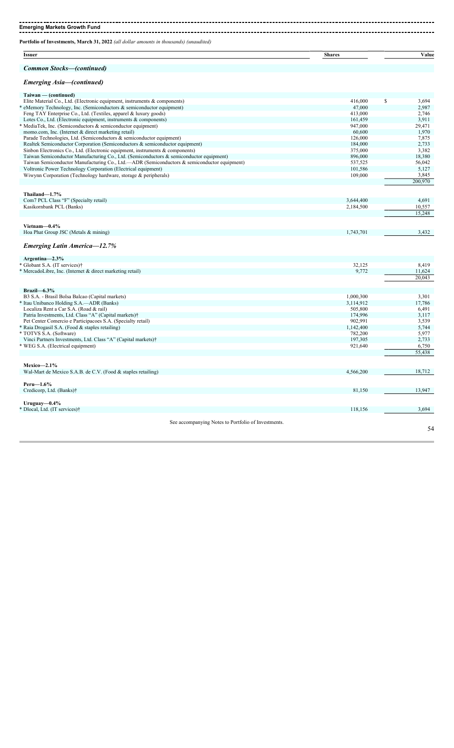**Emerging Markets Growth Fund**

**Portfolio of Investments, March 31, 2022** *(all dollar amounts in thousands) (unaudited)*

| Issuer | Shares | Value |
|---|---|---|
| ***Common Stocks—(continued)*** | | |
| ***Emerging Asia—(continued)*** | | |
| **Taiwan — (continued)** | | |
| Elite Material Co., Ltd. (Electronic equipment, instruments & components) | 416,000 | $ 3,694 |
| * eMemory Technology, Inc. (Semiconductors & semiconductor equipment) | 47,000 | 2,987 |
| Feng TAY Enterprise Co., Ltd. (Textiles, apparel & luxury goods) | 413,000 | 2,746 |
| Lotes Co., Ltd. (Electronic equipment, instruments & components) | 161,459 | 3,911 |
| * MediaTek, Inc. (Semiconductors & semiconductor equipment) | 947,000 | 29,471 |
| momo.com, Inc. (Internet & direct marketing retail) | 60,600 | 1,970 |
| Parade Technologies, Ltd. (Semiconductors & semiconductor equipment) | 126,000 | 7,875 |
| Realtek Semiconductor Corporation (Semiconductors & semiconductor equipment) | 184,000 | 2,733 |
| Sinbon Electronics Co., Ltd. (Electronic equipment, instruments & components) | 375,000 | 3,382 |
| Taiwan Semiconductor Manufacturing Co., Ltd. (Semiconductors & semiconductor equipment) | 896,000 | 18,380 |
| Taiwan Semiconductor Manufacturing Co., Ltd.—ADR (Semiconductors & semiconductor equipment) | 537,525 | 56,042 |
| Voltronic Power Technology Corporation (Electrical equipment) | 101,586 | 5,127 |
| Wiwynn Corporation (Technology hardware, storage & peripherals) | 109,000 | 3,845 |
| | | 200,970 |
| **Thailand—1.7%** | | |
| Com7 PCL Class "F" (Specialty retail) | 3,644,400 | 4,691 |
| Kasikornbank PCL (Banks) | 2,184,500 | 10,557 |
| | | 15,248 |
| **Vietnam—0.4%** | | |
| Hoa Phat Group JSC (Metals & mining) | 1,743,701 | 3,432 |
| ***Emerging Latin America—12.7%*** | | |
| **Argentina—2.3%** | | |
| * Globant S.A. (IT services)† | 32,125 | 8,419 |
| * MercadoLibre, Inc. (Internet & direct marketing retail) | 9,772 | 11,624 |
| | | 20,043 |
| **Brazil—6.3%** | | |
| B3 S.A. - Brasil Bolsa Balcao (Capital markets) | 1,000,300 | 3,301 |
| * Itau Unibanco Holding S.A.—ADR (Banks) | 3,114,912 | 17,786 |
| Localiza Rent a Car S.A. (Road & rail) | 505,800 | 6,491 |
| Patria Investments, Ltd. Class "A" (Capital markets)† | 174,996 | 3,117 |
| Pet Center Comercio e Participacoes S.A. (Specialty retail) | 902,991 | 3,539 |
| * Raia Drogasil S.A. (Food & staples retailing) | 1,142,400 | 5,744 |
| * TOTVS S.A. (Software) | 782,200 | 5,977 |
| Vinci Partners Investments, Ltd. Class "A" (Capital markets)† | 197,305 | 2,733 |
| * WEG S.A. (Electrical equipment) | 921,640 | 6,750 |
| | | 55,438 |
| **Mexico—2.1%** | | |
| Wal-Mart de Mexico S.A.B. de C.V. (Food & staples retailing) | 4,566,200 | 18,712 |
| **Peru—1.6%** | | |
| Credicorp, Ltd. (Banks)† | 81,150 | 13,947 |
| **Uruguay—0.4%** | | |
| * Dlocal, Ltd. (IT services)† | 118,156 | 3,694 |

See accompanying Notes to Portfolio of Investments.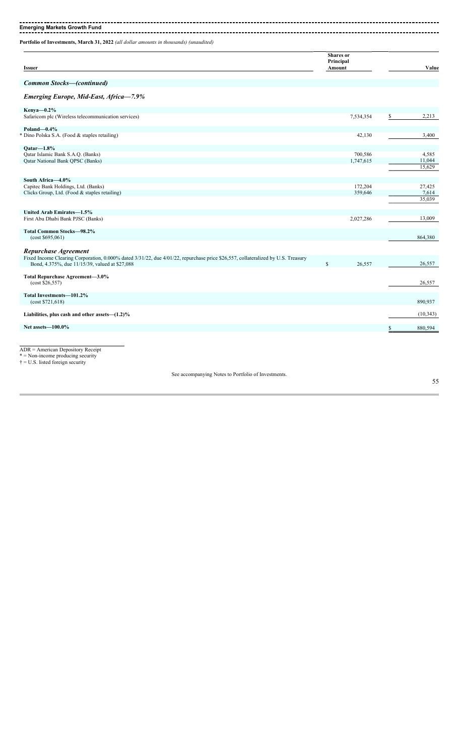**Emerging Markets Growth Fund**

**Portfolio of Investments, March 31, 2022** *(all dollar amounts in thousands) (unaudited)*

| Issuer | Shares or Principal Amount | Value |
|---|---|---|
| ***Common Stocks—(continued)*** | | |
| ***Emerging Europe, Mid-East, Africa—7.9%*** | | |
| **Kenya—0.2%** | | |
| Safaricom plc (Wireless telecommunication services) | 7,534,354 | $ 2,213 |
| **Poland—0.4%** | | |
| * Dino Polska S.A. (Food & staples retailing) | 42,130 | 3,400 |
| **Qatar—1.8%** | | |
| Qatar Islamic Bank S.A.Q. (Banks) | 700,586 | 4,585 |
| Qatar National Bank QPSC (Banks) | 1,747,615 | 11,044 |
| | | 15,629 |
| **South Africa—4.0%** | | |
| Capitec Bank Holdings, Ltd. (Banks) | 172,204 | 27,425 |
| Clicks Group, Ltd. (Food & staples retailing) | 359,646 | 7,614 |
| | | 35,039 |
| **United Arab Emirates—1.5%** | | |
| First Abu Dhabi Bank PJSC (Banks) | 2,027,286 | 13,009 |
| **Total Common Stocks—98.2%** (cost $695,061) | | 864,380 |
| ***Repurchase Agreement*** | | |
| Fixed Income Clearing Corporation, 0.000% dated 3/31/22, due 4/01/22, repurchase price $26,557, collateralized by U.S. Treasury Bond, 4.375%, due 11/15/39, valued at $27,088 | $ 26,557 | 26,557 |
| **Total Repurchase Agreement—3.0%** (cost $26,557) | | 26,557 |
| **Total Investments—101.2%** (cost $721,618) | | 890,937 |
| **Liabilities, plus cash and other assets—(1.2)%** | | (10,343) |
| **Net assets—100.0%** | | $ 880,594 |

ADR = American Depository Receipt
* = Non-income producing security
† = U.S. listed foreign security

See accompanying Notes to Portfolio of Investments.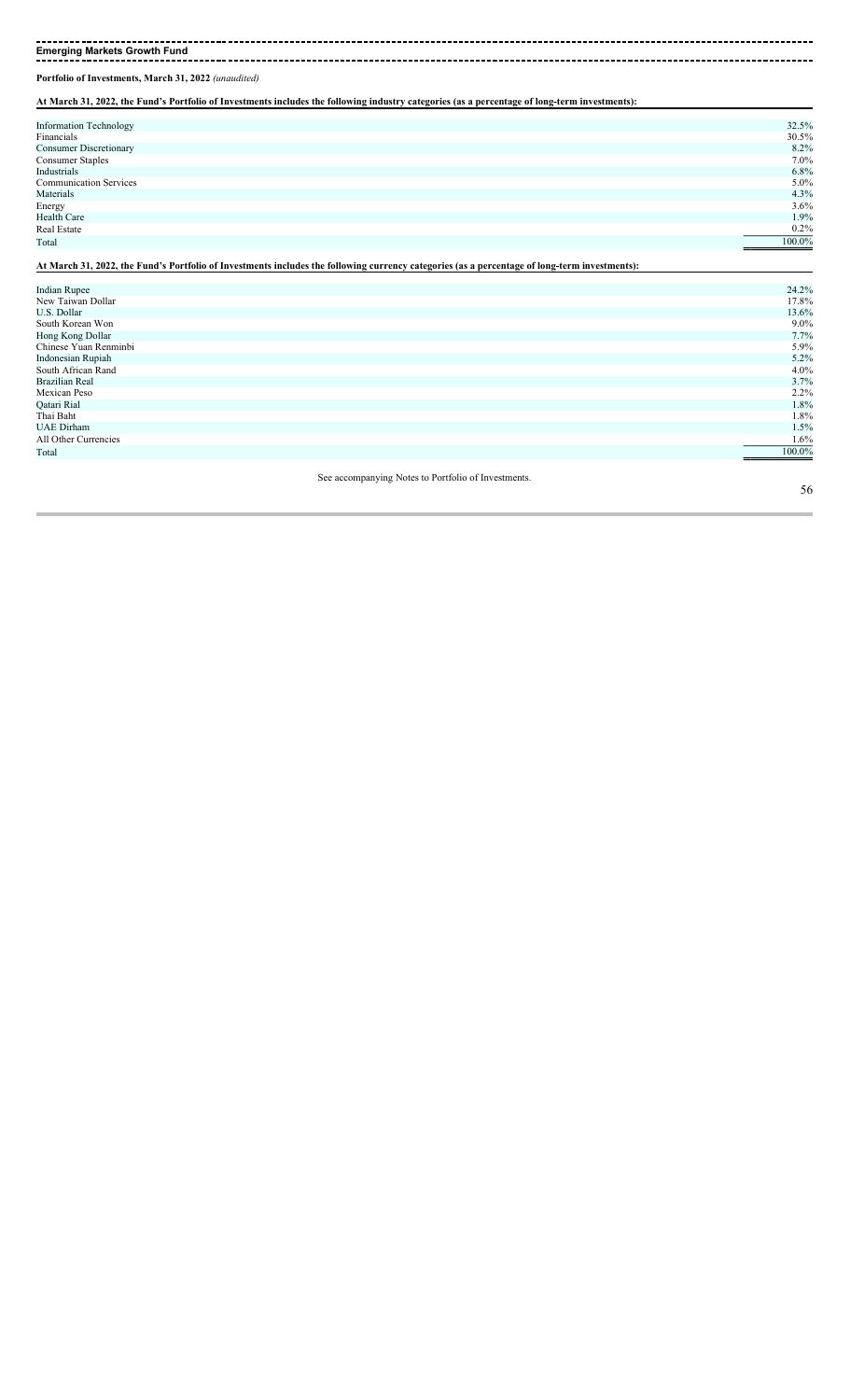**Emerging Markets Growth Fund**

**Portfolio of Investments, March 31, 2022** *(unaudited)*

**At March 31, 2022, the Fund's Portfolio of Investments includes the following industry categories (as a percentage of long-term investments):**

| | |
|---|---|
| Information Technology | 32.5% |
| Financials | 30.5% |
| Consumer Discretionary | 8.2% |
| Consumer Staples | 7.0% |
| Industrials | 6.8% |
| Communication Services | 5.0% |
| Materials | 4.3% |
| Energy | 3.6% |
| Health Care | 1.9% |
| Real Estate | 0.2% |
| Total | 100.0% |

**At March 31, 2022, the Fund's Portfolio of Investments includes the following currency categories (as a percentage of long-term investments):**

| | |
|---|---|
| Indian Rupee | 24.2% |
| New Taiwan Dollar | 17.8% |
| U.S. Dollar | 13.6% |
| South Korean Won | 9.0% |
| Hong Kong Dollar | 7.7% |
| Chinese Yuan Renminbi | 5.9% |
| Indonesian Rupiah | 5.2% |
| South African Rand | 4.0% |
| Brazilian Real | 3.7% |
| Mexican Peso | 2.2% |
| Qatari Rial | 1.8% |
| Thai Baht | 1.8% |
| UAE Dirham | 1.5% |
| All Other Currencies | 1.6% |
| Total | 100.0% |

See accompanying Notes to Portfolio of Investments.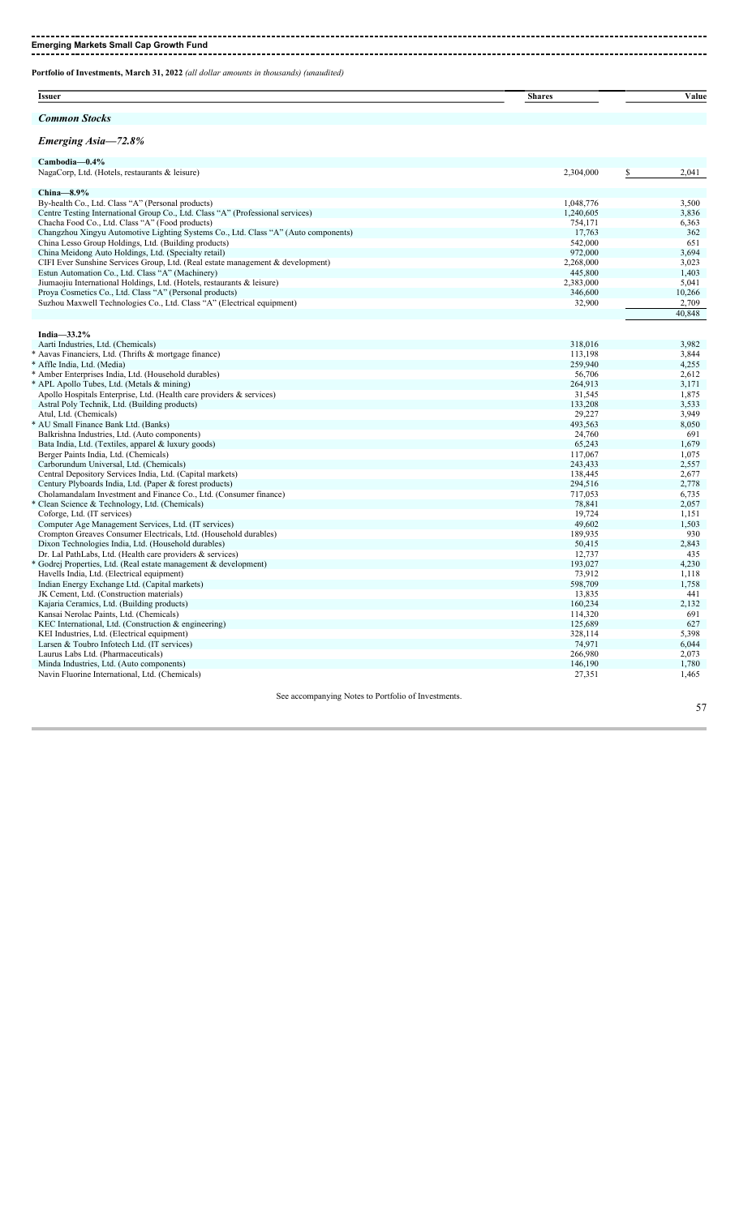## Emerging Markets Small Cap Growth Fund

**Portfolio of Investments, March 31, 2022** *(all dollar amounts in thousands) (unaudited)*

| Issuer | Shares | Value |
|---|---|---|
| ***Common Stocks*** | | |
| ***Emerging Asia—72.8%*** | | |
| **Cambodia—0.4%** | | |
| NagaCorp, Ltd. (Hotels, restaurants & leisure) | 2,304,000 | $ 2,041 |
| **China—8.9%** | | |
| By-health Co., Ltd. Class "A" (Personal products) | 1,048,776 | 3,500 |
| Centre Testing International Group Co., Ltd. Class "A" (Professional services) | 1,240,605 | 3,836 |
| Chacha Food Co., Ltd. Class "A" (Food products) | 754,171 | 6,363 |
| Changzhou Xingyu Automotive Lighting Systems Co., Ltd. Class "A" (Auto components) | 17,763 | 362 |
| China Lesso Group Holdings, Ltd. (Building products) | 542,000 | 651 |
| China Meidong Auto Holdings, Ltd. (Specialty retail) | 972,000 | 3,694 |
| CIFI Ever Sunshine Services Group, Ltd. (Real estate management & development) | 2,268,000 | 3,023 |
| Estun Automation Co., Ltd. Class "A" (Machinery) | 445,800 | 1,403 |
| Jiumaojiu International Holdings, Ltd. (Hotels, restaurants & leisure) | 2,383,000 | 5,041 |
| Proya Cosmetics Co., Ltd. Class "A" (Personal products) | 346,600 | 10,266 |
| Suzhou Maxwell Technologies Co., Ltd. Class "A" (Electrical equipment) | 32,900 | 2,709 |
| | | 40,848 |
| **India—33.2%** | | |
| Aarti Industries, Ltd. (Chemicals) | 318,016 | 3,982 |
| * Aavas Financiers, Ltd. (Thrifts & mortgage finance) | 113,198 | 3,844 |
| * Affle India, Ltd. (Media) | 259,940 | 4,255 |
| * Amber Enterprises India, Ltd. (Household durables) | 56,706 | 2,612 |
| * APL Apollo Tubes, Ltd. (Metals & mining) | 264,913 | 3,171 |
| Apollo Hospitals Enterprise, Ltd. (Health care providers & services) | 31,545 | 1,875 |
| Astral Poly Technik, Ltd. (Building products) | 133,208 | 3,533 |
| Atul, Ltd. (Chemicals) | 29,227 | 3,949 |
| * AU Small Finance Bank Ltd. (Banks) | 493,563 | 8,050 |
| Balkrishna Industries, Ltd. (Auto components) | 24,760 | 691 |
| Bata India, Ltd. (Textiles, apparel & luxury goods) | 65,243 | 1,679 |
| Berger Paints India, Ltd. (Chemicals) | 117,067 | 1,075 |
| Carborundum Universal, Ltd. (Chemicals) | 243,433 | 2,557 |
| Central Depository Services India, Ltd. (Capital markets) | 138,445 | 2,677 |
| Century Plyboards India, Ltd. (Paper & forest products) | 294,516 | 2,778 |
| Cholamandalam Investment and Finance Co., Ltd. (Consumer finance) | 717,053 | 6,735 |
| * Clean Science & Technology, Ltd. (Chemicals) | 78,841 | 2,057 |
| Coforge, Ltd. (IT services) | 19,724 | 1,151 |
| Computer Age Management Services, Ltd. (IT services) | 49,602 | 1,503 |
| Crompton Greaves Consumer Electricals, Ltd. (Household durables) | 189,935 | 930 |
| Dixon Technologies India, Ltd. (Household durables) | 50,415 | 2,843 |
| Dr. Lal PathLabs, Ltd. (Health care providers & services) | 12,737 | 435 |
| * Godrej Properties, Ltd. (Real estate management & development) | 193,027 | 4,230 |
| Havells India, Ltd. (Electrical equipment) | 73,912 | 1,118 |
| Indian Energy Exchange Ltd. (Capital markets) | 598,709 | 1,758 |
| JK Cement, Ltd. (Construction materials) | 13,835 | 441 |
| Kajaria Ceramics, Ltd. (Building products) | 160,234 | 2,132 |
| Kansai Nerolac Paints, Ltd. (Chemicals) | 114,320 | 691 |
| KEC International, Ltd. (Construction & engineering) | 125,689 | 627 |
| KEI Industries, Ltd. (Electrical equipment) | 328,114 | 5,398 |
| Larsen & Toubro Infotech Ltd. (IT services) | 74,971 | 6,044 |
| Laurus Labs Ltd. (Pharmaceuticals) | 266,980 | 2,073 |
| Minda Industries, Ltd. (Auto components) | 146,190 | 1,780 |
| Navin Fluorine International, Ltd. (Chemicals) | 27,351 | 1,465 |

See accompanying Notes to Portfolio of Investments.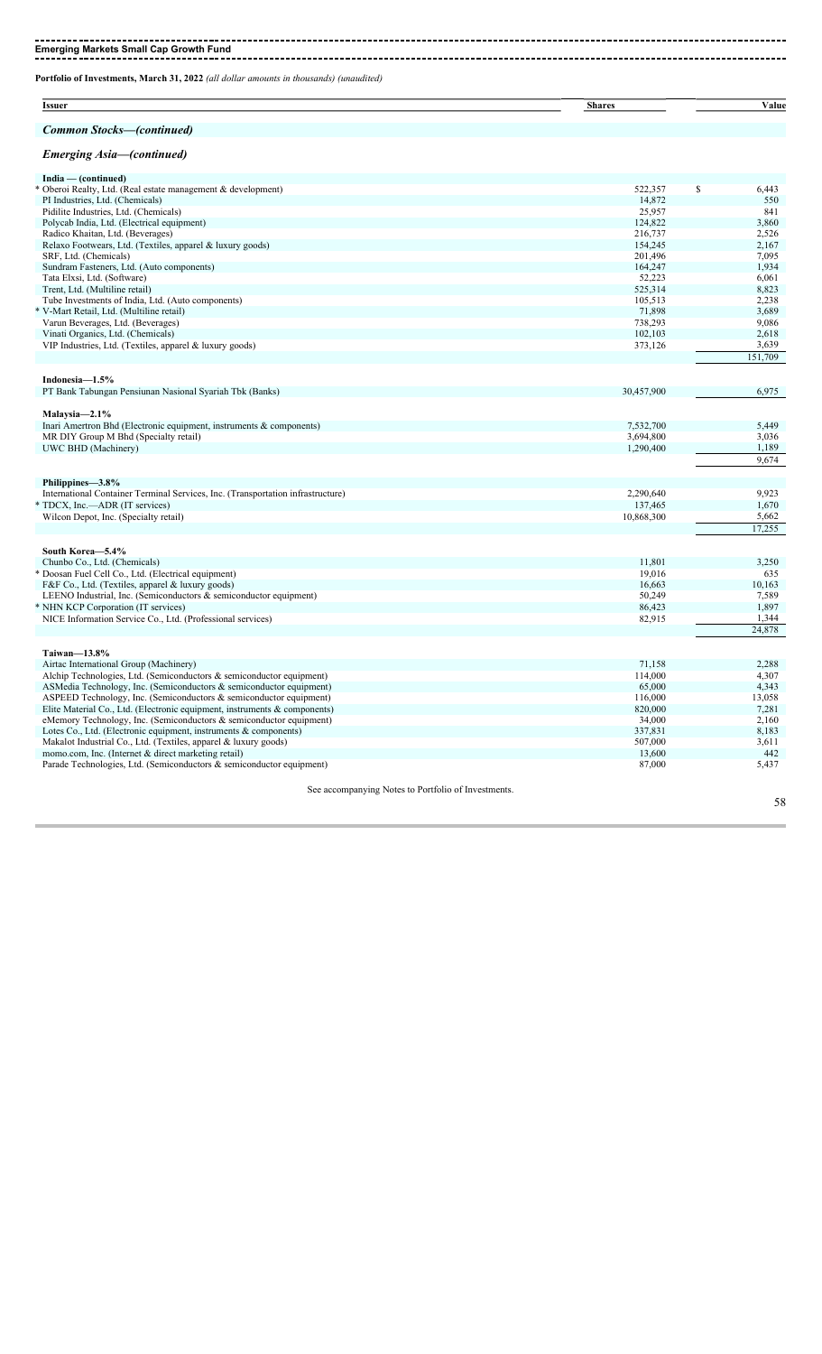**Emerging Markets Small Cap Growth Fund**

**Portfolio of Investments, March 31, 2022** *(all dollar amounts in thousands) (unaudited)*

| Issuer | Shares | Value |
|---|---|---|
| ***Common Stocks—(continued)*** | | |
| ***Emerging Asia—(continued)*** | | |
| **India — (continued)** | | |
| * Oberoi Realty, Ltd. (Real estate management & development) | 522,357 | $ 6,443 |
| PI Industries, Ltd. (Chemicals) | 14,872 | 550 |
| Pidilite Industries, Ltd. (Chemicals) | 25,957 | 841 |
| Polycab India, Ltd. (Electrical equipment) | 124,822 | 3,860 |
| Radico Khaitan, Ltd. (Beverages) | 216,737 | 2,526 |
| Relaxo Footwears, Ltd. (Textiles, apparel & luxury goods) | 154,245 | 2,167 |
| SRF, Ltd. (Chemicals) | 201,496 | 7,095 |
| Sundram Fasteners, Ltd. (Auto components) | 164,247 | 1,934 |
| Tata Elxsi, Ltd. (Software) | 52,223 | 6,061 |
| Trent, Ltd. (Multiline retail) | 525,314 | 8,823 |
| Tube Investments of India, Ltd. (Auto components) | 105,513 | 2,238 |
| * V-Mart Retail, Ltd. (Multiline retail) | 71,898 | 3,689 |
| Varun Beverages, Ltd. (Beverages) | 738,293 | 9,086 |
| Vinati Organics, Ltd. (Chemicals) | 102,103 | 2,618 |
| VIP Industries, Ltd. (Textiles, apparel & luxury goods) | 373,126 | 3,639 |
| | | 151,709 |
| **Indonesia—1.5%** | | |
| PT Bank Tabungan Pensiunan Nasional Syariah Tbk (Banks) | 30,457,900 | 6,975 |
| **Malaysia—2.1%** | | |
| Inari Amertron Bhd (Electronic equipment, instruments & components) | 7,532,700 | 5,449 |
| MR DIY Group M Bhd (Specialty retail) | 3,694,800 | 3,036 |
| UWC BHD (Machinery) | 1,290,400 | 1,189 |
| | | 9,674 |
| **Philippines—3.8%** | | |
| International Container Terminal Services, Inc. (Transportation infrastructure) | 2,290,640 | 9,923 |
| * TDCX, Inc.—ADR (IT services) | 137,465 | 1,670 |
| Wilcon Depot, Inc. (Specialty retail) | 10,868,300 | 5,662 |
| | | 17,255 |
| **South Korea—5.4%** | | |
| Chunbo Co., Ltd. (Chemicals) | 11,801 | 3,250 |
| * Doosan Fuel Cell Co., Ltd. (Electrical equipment) | 19,016 | 635 |
| F&F Co., Ltd. (Textiles, apparel & luxury goods) | 16,663 | 10,163 |
| LEENO Industrial, Inc. (Semiconductors & semiconductor equipment) | 50,249 | 7,589 |
| * NHN KCP Corporation (IT services) | 86,423 | 1,897 |
| NICE Information Service Co., Ltd. (Professional services) | 82,915 | 1,344 |
| | | 24,878 |
| **Taiwan—13.8%** | | |
| Airtac International Group (Machinery) | 71,158 | 2,288 |
| Alchip Technologies, Ltd. (Semiconductors & semiconductor equipment) | 114,000 | 4,307 |
| ASMedia Technology, Inc. (Semiconductors & semiconductor equipment) | 65,000 | 4,343 |
| ASPEED Technology, Inc. (Semiconductors & semiconductor equipment) | 116,000 | 13,058 |
| Elite Material Co., Ltd. (Electronic equipment, instruments & components) | 820,000 | 7,281 |
| eMemory Technology, Inc. (Semiconductors & semiconductor equipment) | 34,000 | 2,160 |
| Lotes Co., Ltd. (Electronic equipment, instruments & components) | 337,831 | 8,183 |
| Makalot Industrial Co., Ltd. (Textiles, apparel & luxury goods) | 507,000 | 3,611 |
| momo.com, Inc. (Internet & direct marketing retail) | 13,600 | 442 |
| Parade Technologies, Ltd. (Semiconductors & semiconductor equipment) | 87,000 | 5,437 |

See accompanying Notes to Portfolio of Investments.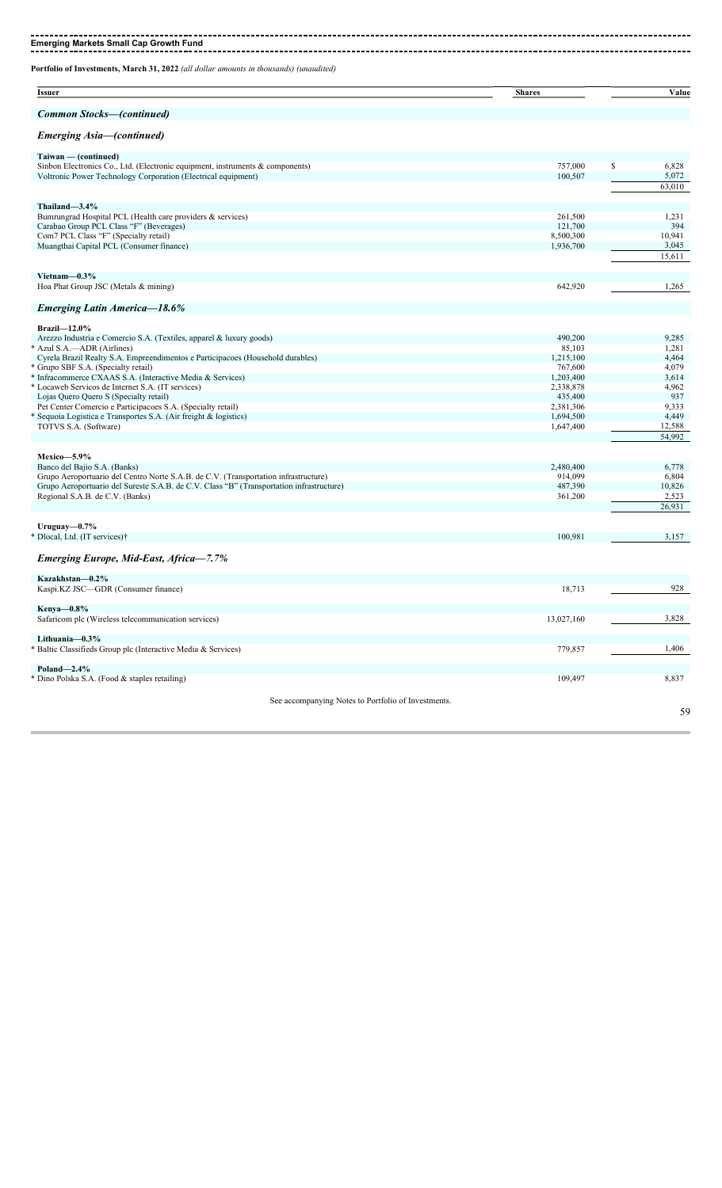**Emerging Markets Small Cap Growth Fund**

**Portfolio of Investments, March 31, 2022** *(all dollar amounts in thousands) (unaudited)*

| Issuer | Shares | Value |
|---|---|---|
| ***Common Stocks—(continued)*** | | |
| ***Emerging Asia—(continued)*** | | |
| **Taiwan — (continued)** | | |
| Sinbon Electronics Co., Ltd. (Electronic equipment, instruments & components) | 757,000 | $ 6,828 |
| Voltronic Power Technology Corporation (Electrical equipment) | 100,507 | 5,072 |
| | | 63,010 |
| **Thailand—3.4%** | | |
| Bumrungrad Hospital PCL (Health care providers & services) | 261,500 | 1,231 |
| Carabao Group PCL Class "F" (Beverages) | 121,700 | 394 |
| Com7 PCL Class "F" (Specialty retail) | 8,500,300 | 10,941 |
| Muangthai Capital PCL (Consumer finance) | 1,936,700 | 3,045 |
| | | 15,611 |
| **Vietnam—0.3%** | | |
| Hoa Phat Group JSC (Metals & mining) | 642,920 | 1,265 |
| ***Emerging Latin America—18.6%*** | | |
| **Brazil—12.0%** | | |
| Arezzo Industria e Comercio S.A. (Textiles, apparel & luxury goods) | 490,200 | 9,285 |
| * Azul S.A.—ADR (Airlines) | 85,103 | 1,281 |
| Cyrela Brazil Realty S.A. Empreendimentos e Participacoes (Household durables) | 1,215,100 | 4,464 |
| * Grupo SBF S.A. (Specialty retail) | 767,600 | 4,079 |
| * Infracommerce CXAAS S.A. (Interactive Media & Services) | 1,203,400 | 3,614 |
| * Locaweb Servicos de Internet S.A. (IT services) | 2,338,878 | 4,962 |
| Lojas Quero Quero S (Specialty retail) | 435,400 | 937 |
| Pet Center Comercio e Participacoes S.A. (Specialty retail) | 2,381,306 | 9,333 |
| * Sequoia Logistica e Transportes S.A. (Air freight & logistics) | 1,694,500 | 4,449 |
| TOTVS S.A. (Software) | 1,647,400 | 12,588 |
| | | 54,992 |
| **Mexico—5.9%** | | |
| Banco del Bajio S.A. (Banks) | 2,480,400 | 6,778 |
| Grupo Aeroportuario del Centro Norte S.A.B. de C.V. (Transportation infrastructure) | 914,099 | 6,804 |
| Grupo Aeroportuario del Sureste S.A.B. de C.V. Class "B" (Transportation infrastructure) | 487,390 | 10,826 |
| Regional S.A.B. de C.V. (Banks) | 361,200 | 2,523 |
| | | 26,931 |
| **Uruguay—0.7%** | | |
| * Dlocal, Ltd. (IT services)† | 100,981 | 3,157 |
| ***Emerging Europe, Mid-East, Africa—7.7%*** | | |
| **Kazakhstan—0.2%** | | |
| Kaspi.KZ JSC—GDR (Consumer finance) | 18,713 | 928 |
| **Kenya—0.8%** | | |
| Safaricom plc (Wireless telecommunication services) | 13,027,160 | 3,828 |
| **Lithuania—0.3%** | | |
| * Baltic Classifieds Group plc (Interactive Media & Services) | 779,857 | 1,406 |
| **Poland—2.4%** | | |
| * Dino Polska S.A. (Food & staples retailing) | 109,497 | 8,837 |

See accompanying Notes to Portfolio of Investments.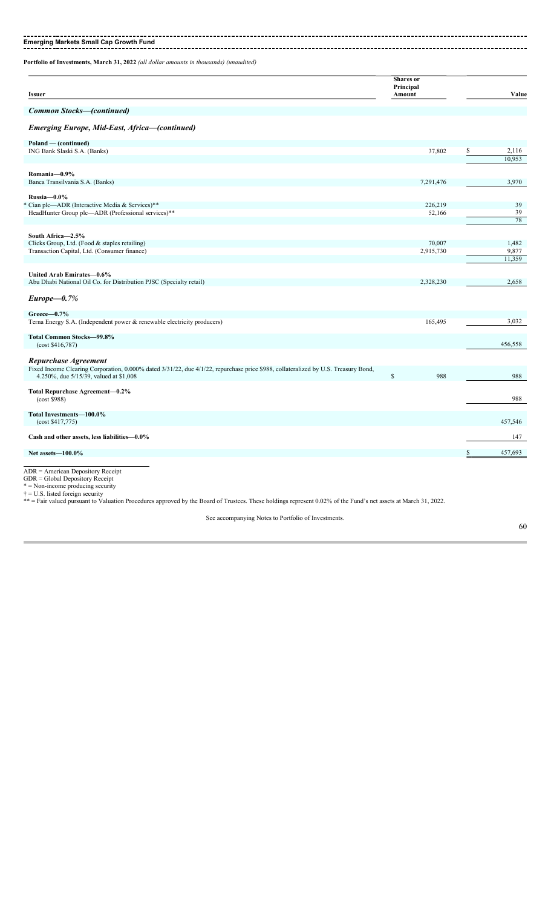## Emerging Markets Small Cap Growth Fund

**Portfolio of Investments, March 31, 2022** *(all dollar amounts in thousands) (unaudited)*

| Issuer | Shares or Principal Amount | Value |
|---|---|---|
| ***Common Stocks—(continued)*** | | |
| ***Emerging Europe, Mid-East, Africa—(continued)*** | | |
| **Poland — (continued)** | | |
| ING Bank Slaski S.A. (Banks) | 37,802 | $ 2,116 |
| | | 10,953 |
| **Romania—0.9%** | | |
| Banca Transilvania S.A. (Banks) | 7,291,476 | 3,970 |
| **Russia—0.0%** | | |
| * Cian plc—ADR (Interactive Media & Services)** | 226,219 | 39 |
| HeadHunter Group plc—ADR (Professional services)** | 52,166 | 39 |
| | | 78 |
| **South Africa—2.5%** | | |
| Clicks Group, Ltd. (Food & staples retailing) | 70,007 | 1,482 |
| Transaction Capital, Ltd. (Consumer finance) | 2,915,730 | 9,877 |
| | | 11,359 |
| **United Arab Emirates—0.6%** | | |
| Abu Dhabi National Oil Co. for Distribution PJSC (Specialty retail) | 2,328,230 | 2,658 |
| ***Europe—0.7%*** | | |
| **Greece—0.7%** | | |
| Terna Energy S.A. (Independent power & renewable electricity producers) | 165,495 | 3,032 |
| **Total Common Stocks—99.8%** (cost $416,787) | | 456,558 |
| ***Repurchase Agreement*** | | |
| Fixed Income Clearing Corporation, 0.000% dated 3/31/22, due 4/1/22, repurchase price $988, collateralized by U.S. Treasury Bond, 4.250%, due 5/15/39, valued at $1,008 | $ 988 | 988 |
| **Total Repurchase Agreement—0.2%** (cost $988) | | 988 |
| **Total Investments—100.0%** (cost $417,775) | | 457,546 |
| **Cash and other assets, less liabilities—0.0%** | | 147 |
| **Net assets—100.0%** | | $ 457,693 |

ADR = American Depository Receipt
GDR = Global Depository Receipt
* = Non-income producing security
† = U.S. listed foreign security
** = Fair valued pursuant to Valuation Procedures approved by the Board of Trustees. These holdings represent 0.02% of the Fund's net assets at March 31, 2022.

See accompanying Notes to Portfolio of Investments.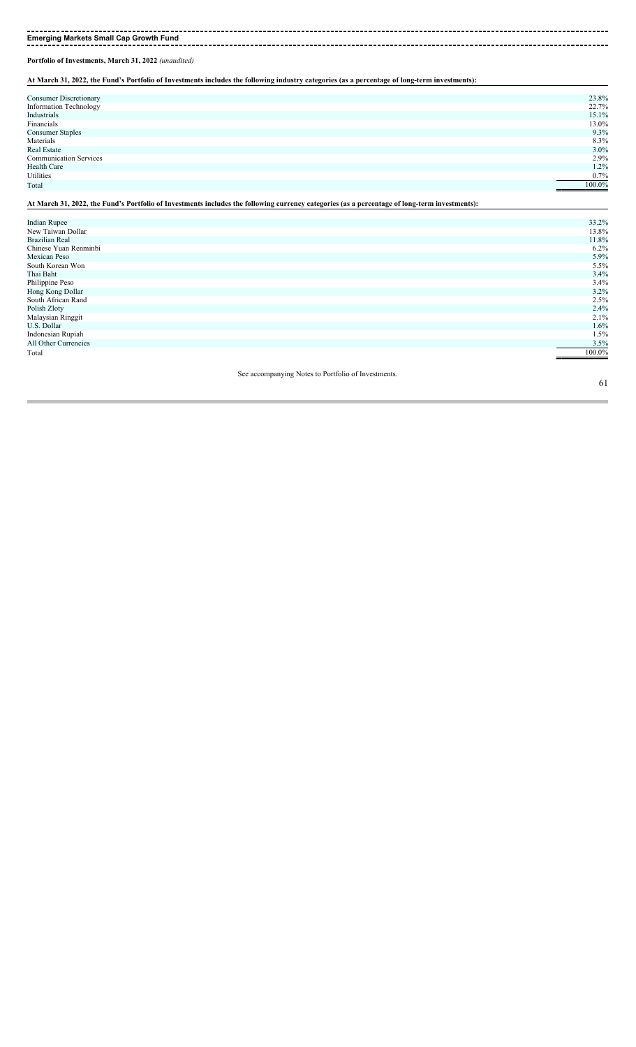## Emerging Markets Small Cap Growth Fund

**Portfolio of Investments, March 31, 2022** *(unaudited)*

**At March 31, 2022, the Fund's Portfolio of Investments includes the following industry categories (as a percentage of long-term investments):**

| | |
|---|---|
| Consumer Discretionary | 23.8% |
| Information Technology | 22.7% |
| Industrials | 15.1% |
| Financials | 13.0% |
| Consumer Staples | 9.3% |
| Materials | 8.3% |
| Real Estate | 3.0% |
| Communication Services | 2.9% |
| Health Care | 1.2% |
| Utilities | 0.7% |
| Total | 100.0% |

**At March 31, 2022, the Fund's Portfolio of Investments includes the following currency categories (as a percentage of long-term investments):**

| | |
|---|---|
| Indian Rupee | 33.2% |
| New Taiwan Dollar | 13.8% |
| Brazilian Real | 11.8% |
| Chinese Yuan Renminbi | 6.2% |
| Mexican Peso | 5.9% |
| South Korean Won | 5.5% |
| Thai Baht | 3.4% |
| Philippine Peso | 3.4% |
| Hong Kong Dollar | 3.2% |
| South African Rand | 2.5% |
| Polish Zloty | 2.4% |
| Malaysian Ringgit | 2.1% |
| U.S. Dollar | 1.6% |
| Indonesian Rupiah | 1.5% |
| All Other Currencies | 3.5% |
| Total | 100.0% |

See accompanying Notes to Portfolio of Investments.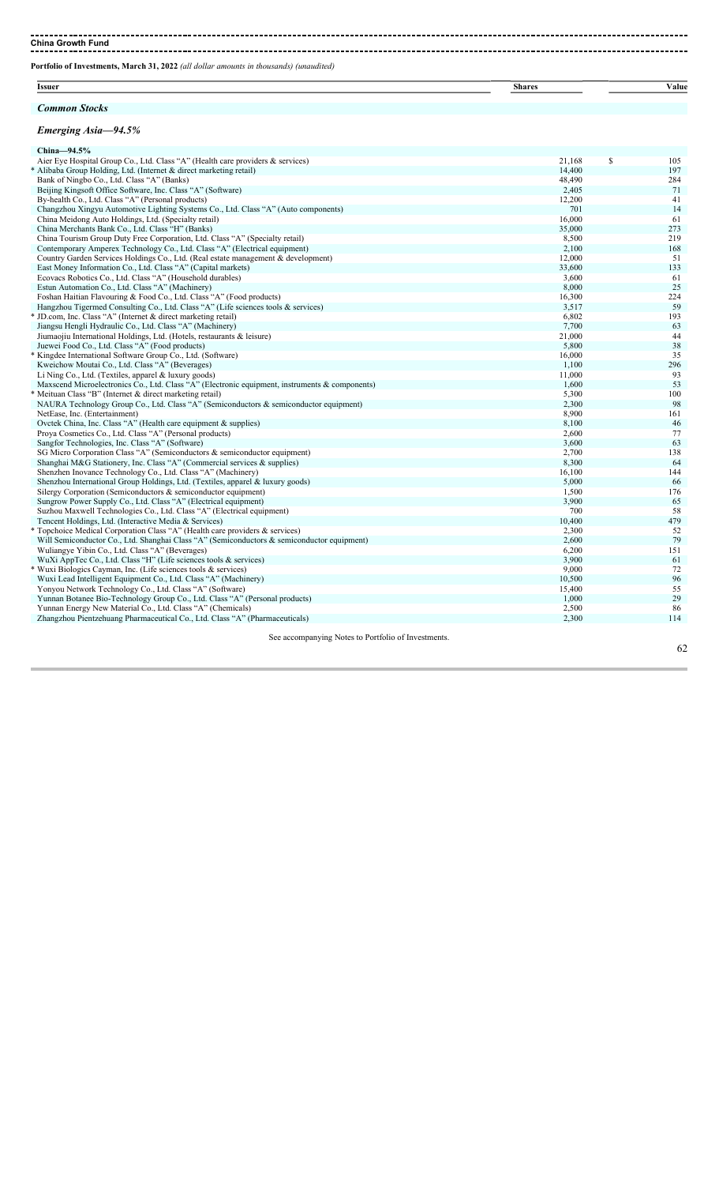## China Growth Fund

**Portfolio of Investments, March 31, 2022** *(all dollar amounts in thousands) (unaudited)*

| Issuer | Shares | Value |
|---|---|---|
| ***Common Stocks*** | | |
| ***Emerging Asia—94.5%*** | | |
| **China—94.5%** | | |
| Aier Eye Hospital Group Co., Ltd. Class "A" (Health care providers & services) | 21,168 | $ 105 |
| * Alibaba Group Holding, Ltd. (Internet & direct marketing retail) | 14,400 | 197 |
| Bank of Ningbo Co., Ltd. Class "A" (Banks) | 48,490 | 284 |
| Beijing Kingsoft Office Software, Inc. Class "A" (Software) | 2,405 | 71 |
| By-health Co., Ltd. Class "A" (Personal products) | 12,200 | 41 |
| Changzhou Xingyu Automotive Lighting Systems Co., Ltd. Class "A" (Auto components) | 701 | 14 |
| China Meidong Auto Holdings, Ltd. (Specialty retail) | 16,000 | 61 |
| China Merchants Bank Co., Ltd. Class "H" (Banks) | 35,000 | 273 |
| China Tourism Group Duty Free Corporation, Ltd. Class "A" (Specialty retail) | 8,500 | 219 |
| Contemporary Amperex Technology Co., Ltd. Class "A" (Electrical equipment) | 2,100 | 168 |
| Country Garden Services Holdings Co., Ltd. (Real estate management & development) | 12,000 | 51 |
| East Money Information Co., Ltd. Class "A" (Capital markets) | 33,600 | 133 |
| Ecovacs Robotics Co., Ltd. Class "A" (Household durables) | 3,600 | 61 |
| Estun Automation Co., Ltd. Class "A" (Machinery) | 8,000 | 25 |
| Foshan Haitian Flavouring & Food Co., Ltd. Class "A" (Food products) | 16,300 | 224 |
| Hangzhou Tigermed Consulting Co., Ltd. Class "A" (Life sciences tools & services) | 3,517 | 59 |
| * JD.com, Inc. Class "A" (Internet & direct marketing retail) | 6,802 | 193 |
| Jiangsu Hengli Hydraulic Co., Ltd. Class "A" (Machinery) | 7,700 | 63 |
| Jiumaojiu International Holdings, Ltd. (Hotels, restaurants & leisure) | 21,000 | 44 |
| Juewei Food Co., Ltd. Class "A" (Food products) | 5,800 | 38 |
| * Kingdee International Software Group Co., Ltd. (Software) | 16,000 | 35 |
| Kweichow Moutai Co., Ltd. Class "A" (Beverages) | 1,100 | 296 |
| Li Ning Co., Ltd. (Textiles, apparel & luxury goods) | 11,000 | 93 |
| Maxscend Microelectronics Co., Ltd. Class "A" (Electronic equipment, instruments & components) | 1,600 | 53 |
| * Meituan Class "B" (Internet & direct marketing retail) | 5,300 | 100 |
| NAURA Technology Group Co., Ltd. Class "A" (Semiconductors & semiconductor equipment) | 2,300 | 98 |
| NetEase, Inc. (Entertainment) | 8,900 | 161 |
| Ovctek China, Inc. Class "A" (Health care equipment & supplies) | 8,100 | 46 |
| Proya Cosmetics Co., Ltd. Class "A" (Personal products) | 2,600 | 77 |
| Sangfor Technologies, Inc. Class "A" (Software) | 3,600 | 63 |
| SG Micro Corporation Class "A" (Semiconductors & semiconductor equipment) | 2,700 | 138 |
| Shanghai M&G Stationery, Inc. Class "A" (Commercial services & supplies) | 8,300 | 64 |
| Shenzhen Inovance Technology Co., Ltd. Class "A" (Machinery) | 16,100 | 144 |
| Shenzhou International Group Holdings, Ltd. (Textiles, apparel & luxury goods) | 5,000 | 66 |
| Silergy Corporation (Semiconductors & semiconductor equipment) | 1,500 | 176 |
| Sungrow Power Supply Co., Ltd. Class "A" (Electrical equipment) | 3,900 | 65 |
| Suzhou Maxwell Technologies Co., Ltd. Class "A" (Electrical equipment) | 700 | 58 |
| Tencent Holdings, Ltd. (Interactive Media & Services) | 10,400 | 479 |
| * Topchoice Medical Corporation Class "A" (Health care providers & services) | 2,300 | 52 |
| Will Semiconductor Co., Ltd. Shanghai Class "A" (Semiconductors & semiconductor equipment) | 2,600 | 79 |
| Wuliangye Yibin Co., Ltd. Class "A" (Beverages) | 6,200 | 151 |
| WuXi AppTec Co., Ltd. Class "H" (Life sciences tools & services) | 3,900 | 61 |
| * Wuxi Biologics Cayman, Inc. (Life sciences tools & services) | 9,000 | 72 |
| Wuxi Lead Intelligent Equipment Co., Ltd. Class "A" (Machinery) | 10,500 | 96 |
| Yonyou Network Technology Co., Ltd. Class "A" (Software) | 15,400 | 55 |
| Yunnan Botanee Bio-Technology Group Co., Ltd. Class "A" (Personal products) | 1,000 | 29 |
| Yunnan Energy New Material Co., Ltd. Class "A" (Chemicals) | 2,500 | 86 |
| Zhangzhou Pientzehuang Pharmaceutical Co., Ltd. Class "A" (Pharmaceuticals) | 2,300 | 114 |

See accompanying Notes to Portfolio of Investments.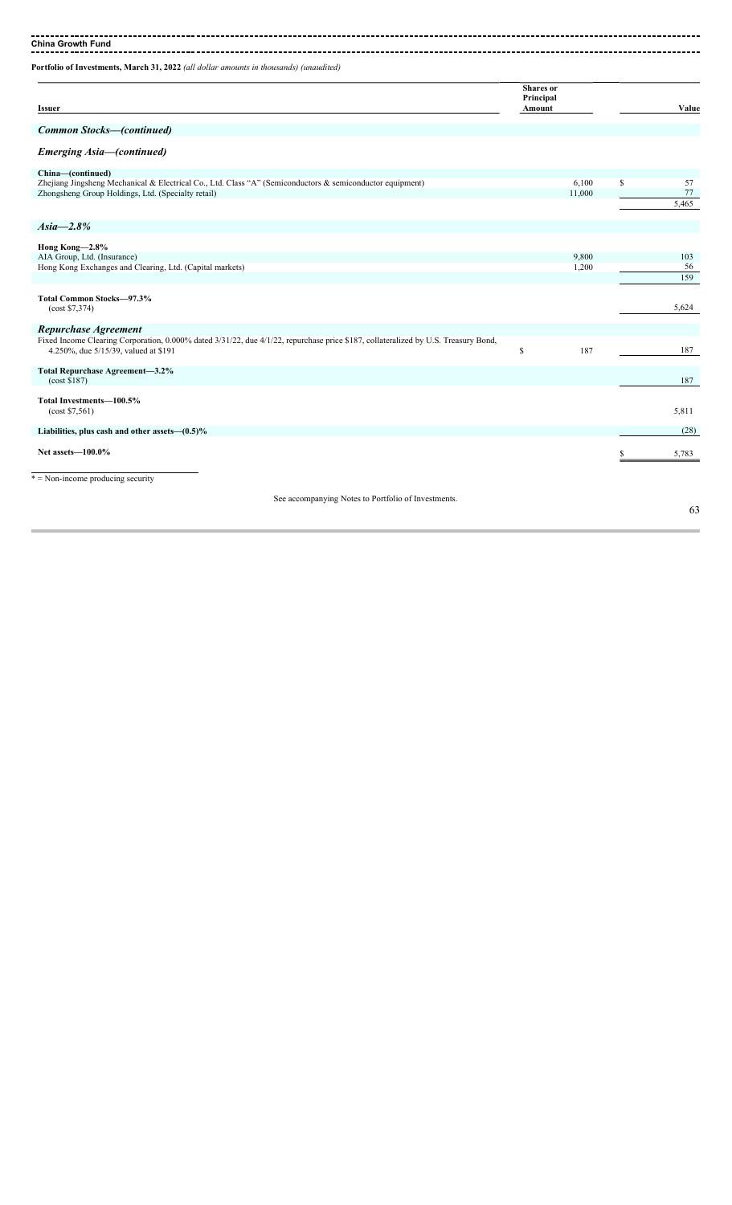**China Growth Fund**

**Portfolio of Investments, March 31, 2022** *(all dollar amounts in thousands) (unaudited)*

| Issuer | Shares or Principal Amount | Value |
|---|---|---|
| ***Common Stocks—(continued)*** | | |
| ***Emerging Asia—(continued)*** | | |
| **China—(continued)** | | |
| Zhejiang Jingsheng Mechanical & Electrical Co., Ltd. Class "A" (Semiconductors & semiconductor equipment) | 6,100 | $ 57 |
| Zhongsheng Group Holdings, Ltd. (Specialty retail) | 11,000 | 77 |
| | | 5,465 |
| ***Asia—2.8%*** | | |
| **Hong Kong—2.8%** | | |
| AIA Group, Ltd. (Insurance) | 9,800 | 103 |
| Hong Kong Exchanges and Clearing, Ltd. (Capital markets) | 1,200 | 56 |
| | | 159 |
| **Total Common Stocks—97.3%** (cost $7,374) | | 5,624 |
| ***Repurchase Agreement*** | | |
| Fixed Income Clearing Corporation, 0.000% dated 3/31/22, due 4/1/22, repurchase price $187, collateralized by U.S. Treasury Bond, 4.250%, due 5/15/39, valued at $191 | $ 187 | 187 |
| **Total Repurchase Agreement—3.2%** (cost $187) | | 187 |
| **Total Investments—100.5%** (cost $7,561) | | 5,811 |
| **Liabilities, plus cash and other assets—(0.5)%** | | (28) |
| **Net assets—100.0%** | | $ 5,783 |

* = Non-income producing security

See accompanying Notes to Portfolio of Investments.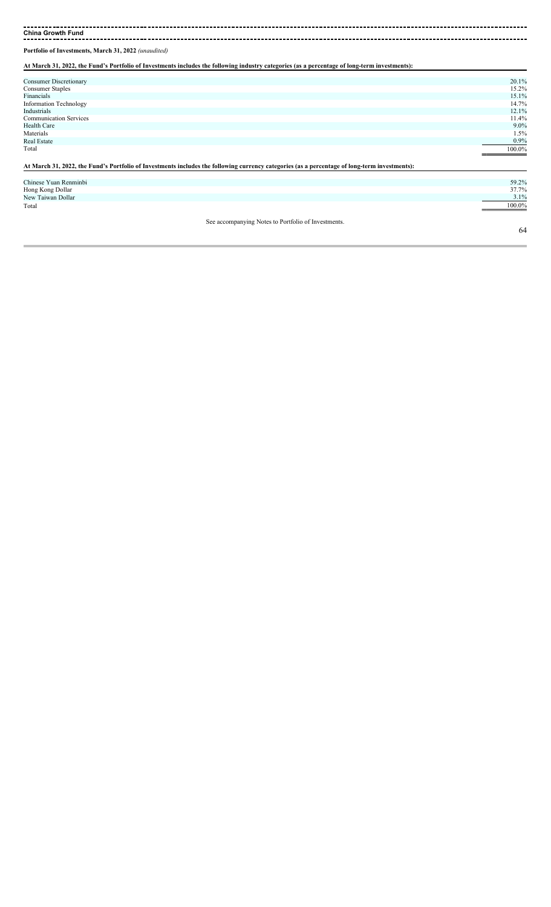**China Growth Fund**

**Portfolio of Investments, March 31, 2022** *(unaudited)*

**At March 31, 2022, the Fund's Portfolio of Investments includes the following industry categories (as a percentage of long-term investments):**

| | |
|---|---|
| Consumer Discretionary | 20.1% |
| Consumer Staples | 15.2% |
| Financials | 15.1% |
| Information Technology | 14.7% |
| Industrials | 12.1% |
| Communication Services | 11.4% |
| Health Care | 9.0% |
| Materials | 1.5% |
| Real Estate | 0.9% |
| Total | 100.0% |

**At March 31, 2022, the Fund's Portfolio of Investments includes the following currency categories (as a percentage of long-term investments):**

| | |
|---|---|
| Chinese Yuan Renminbi | 59.2% |
| Hong Kong Dollar | 37.7% |
| New Taiwan Dollar | 3.1% |
| Total | 100.0% |

See accompanying Notes to Portfolio of Investments.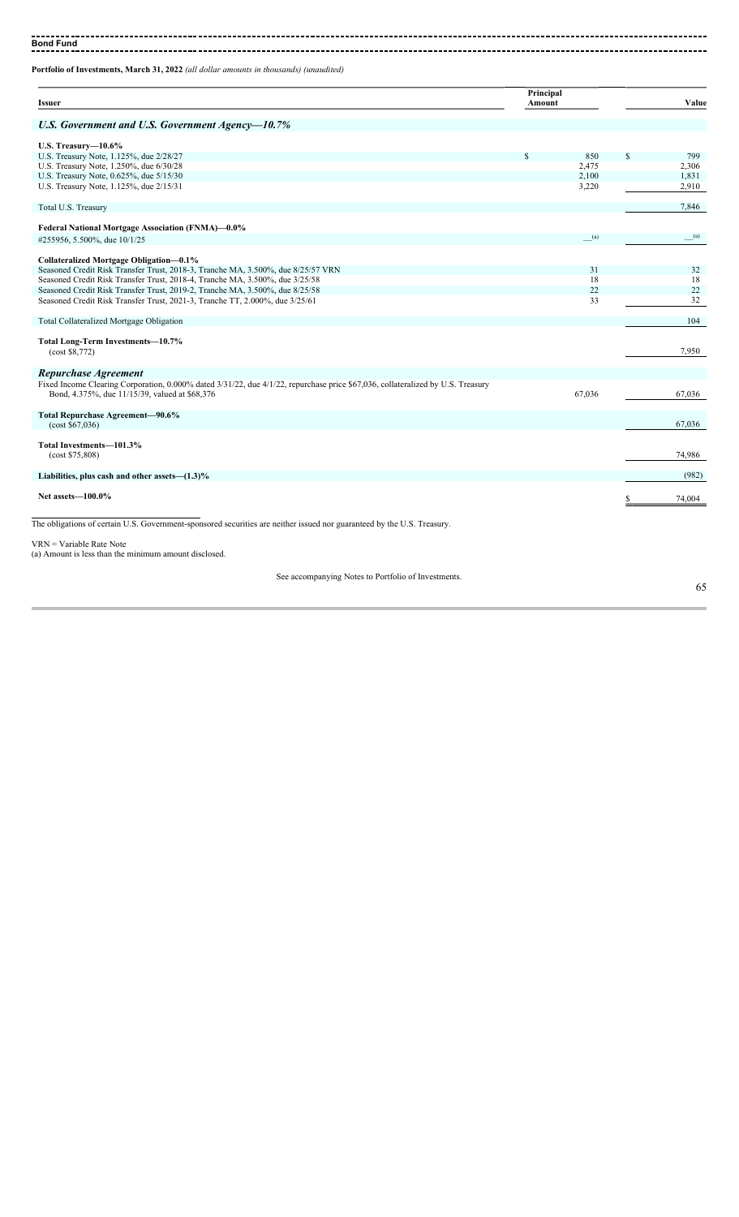**Bond Fund**

**Portfolio of Investments, March 31, 2022** *(all dollar amounts in thousands) (unaudited)*

| Issuer | Principal Amount | Value |
|---|---|---|
| ***U.S. Government and U.S. Government Agency—10.7%*** | | |
| **U.S. Treasury—10.6%** | | |
| U.S. Treasury Note, 1.125%, due 2/28/27 | $ 850 | $ 799 |
| U.S. Treasury Note, 1.250%, due 6/30/28 | 2,475 | 2,306 |
| U.S. Treasury Note, 0.625%, due 5/15/30 | 2,100 | 1,831 |
| U.S. Treasury Note, 1.125%, due 2/15/31 | 3,220 | 2,910 |
| Total U.S. Treasury | | 7,846 |
| **Federal National Mortgage Association (FNMA)—0.0%** | | |
| #255956, 5.500%, due 10/1/25 | —[a] | —[a] |
| **Collateralized Mortgage Obligation—0.1%** | | |
| Seasoned Credit Risk Transfer Trust, 2018-3, Tranche MA, 3.500%, due 8/25/57 VRN | 31 | 32 |
| Seasoned Credit Risk Transfer Trust, 2018-4, Tranche MA, 3.500%, due 3/25/58 | 18 | 18 |
| Seasoned Credit Risk Transfer Trust, 2019-2, Tranche MA, 3.500%, due 8/25/58 | 22 | 22 |
| Seasoned Credit Risk Transfer Trust, 2021-3, Tranche TT, 2.000%, due 3/25/61 | 33 | 32 |
| Total Collateralized Mortgage Obligation | | 104 |
| **Total Long-Term Investments—10.7%** (cost $8,772) | | 7,950 |
| ***Repurchase Agreement*** | | |
| Fixed Income Clearing Corporation, 0.000% dated 3/31/22, due 4/1/22, repurchase price $67,036, collateralized by U.S. Treasury Bond, 4.375%, due 11/15/39, valued at $68,376 | 67,036 | 67,036 |
| **Total Repurchase Agreement—90.6%** (cost $67,036) | | 67,036 |
| **Total Investments—101.3%** (cost $75,808) | | 74,986 |
| **Liabilities, plus cash and other assets—(1.3)%** | | (982) |
| **Net assets—100.0%** | | $ 74,004 |

The obligations of certain U.S. Government-sponsored securities are neither issued nor guaranteed by the U.S. Treasury.

VRN = Variable Rate Note
(a) Amount is less than the minimum amount disclosed.

See accompanying Notes to Portfolio of Investments.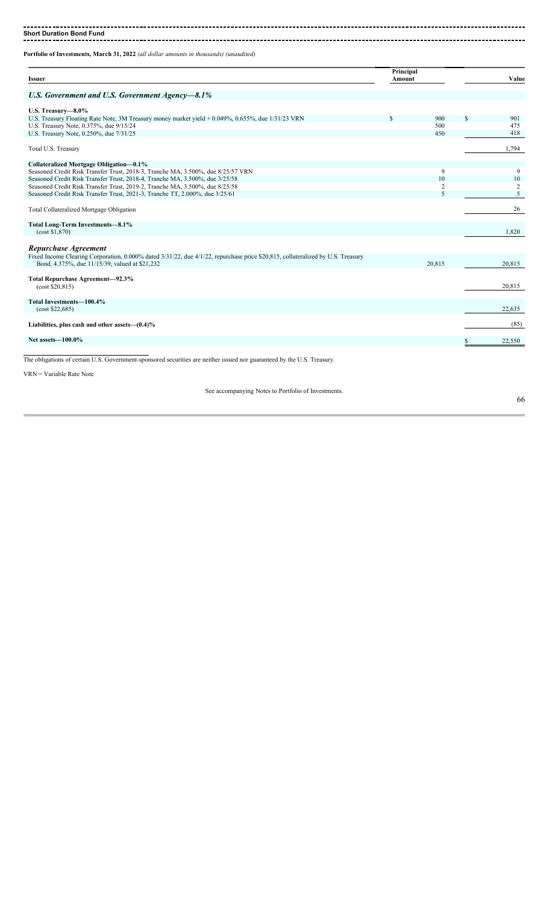**Short Duration Bond Fund**

**Portfolio of Investments, March 31, 2022** *(all dollar amounts in thousands) (unaudited)*

| Issuer | Principal Amount | Value |
|---|---|---|
| ***U.S. Government and U.S. Government Agency—8.1%*** | | |
| **U.S. Treasury—8.0%** | | |
| U.S. Treasury Floating Rate Note, 3M Treasury money market yield + 0.049%, 0.655%, due 1/31/23 VRN | $ 900 | $ 901 |
| U.S. Treasury Note, 0.375%, due 9/15/24 | 500 | 475 |
| U.S. Treasury Note, 0.250%, due 7/31/25 | 450 | 418 |
| Total U.S. Treasury | | 1,794 |
| **Collateralized Mortgage Obligation—0.1%** | | |
| Seasoned Credit Risk Transfer Trust, 2018-3, Tranche MA, 3.500%, due 8/25/57 VRN | 9 | 9 |
| Seasoned Credit Risk Transfer Trust, 2018-4, Tranche MA, 3.500%, due 3/25/58 | 10 | 10 |
| Seasoned Credit Risk Transfer Trust, 2019-2, Tranche MA, 3.500%, due 8/25/58 | 2 | 2 |
| Seasoned Credit Risk Transfer Trust, 2021-3, Tranche TT, 2.000%, due 3/25/61 | 5 | 5 |
| Total Collateralized Mortgage Obligation | | 26 |
| **Total Long-Term Investments—8.1%** (cost $1,870) | | 1,820 |
| ***Repurchase Agreement*** | | |
| Fixed Income Clearing Corporation, 0.000% dated 3/31/22, due 4/1/22, repurchase price $20,815, collateralized by U.S. Treasury Bond, 4.375%, due 11/15/39, valued at $21,232 | 20,815 | 20,815 |
| **Total Repurchase Agreement—92.3%** (cost $20,815) | | 20,815 |
| **Total Investments—100.4%** (cost $22,685) | | 22,635 |
| **Liabilities, plus cash and other assets—(0.4)%** | | (85) |
| **Net assets—100.0%** | | $ 22,550 |

The obligations of certain U.S. Government-sponsored securities are neither issued nor guaranteed by the U.S. Treasury.

VRN = Variable Rate Note

See accompanying Notes to Portfolio of Investments.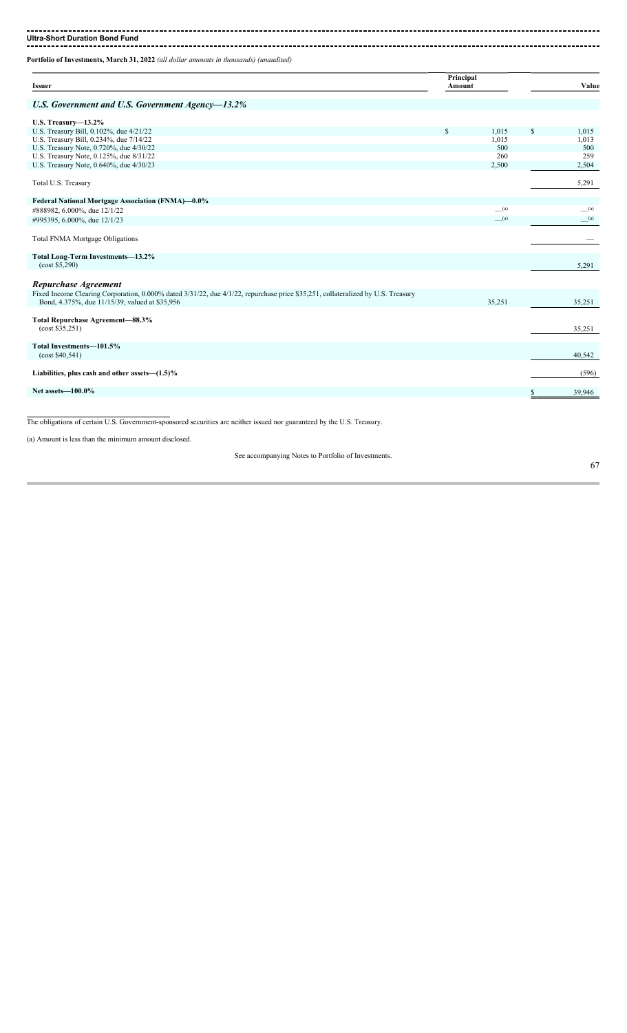## Ultra-Short Duration Bond Fund

**Portfolio of Investments, March 31, 2022** *(all dollar amounts in thousands) (unaudited)*

| Issuer | Principal Amount | Value |
|---|---|---|
| ***U.S. Government and U.S. Government Agency—13.2%*** | | |
| **U.S. Treasury—13.2%** | | |
| U.S. Treasury Bill, 0.102%, due 4/21/22 | $ 1,015 | $ 1,015 |
| U.S. Treasury Bill, 0.234%, due 7/14/22 | 1,015 | 1,013 |
| U.S. Treasury Note, 0.720%, due 4/30/22 | 500 | 500 |
| U.S. Treasury Note, 0.125%, due 8/31/22 | 260 | 259 |
| U.S. Treasury Note, 0.640%, due 4/30/23 | 2,500 | 2,504 |
| Total U.S. Treasury | | 5,291 |
| **Federal National Mortgage Association (FNMA)—0.0%** | | |
| #888982, 6.000%, due 12/1/22 | —[(a)] | —[(a)] |
| #995395, 6.000%, due 12/1/23 | —[(a)] | —[(a)] |
| Total FNMA Mortgage Obligations | | — |
| **Total Long-Term Investments—13.2%** (cost $5,290) | | 5,291 |
| ***Repurchase Agreement*** | | |
| Fixed Income Clearing Corporation, 0.000% dated 3/31/22, due 4/1/22, repurchase price $35,251, collateralized by U.S. Treasury Bond, 4.375%, due 11/15/39, valued at $35,956 | 35,251 | 35,251 |
| **Total Repurchase Agreement—88.3%** (cost $35,251) | | 35,251 |
| **Total Investments—101.5%** (cost $40,541) | | 40,542 |
| **Liabilities, plus cash and other assets—(1.5)%** | | (596) |
| **Net assets—100.0%** | | $ 39,946 |

The obligations of certain U.S. Government-sponsored securities are neither issued nor guaranteed by the U.S. Treasury.

(a) Amount is less than the minimum amount disclosed.

See accompanying Notes to Portfolio of Investments.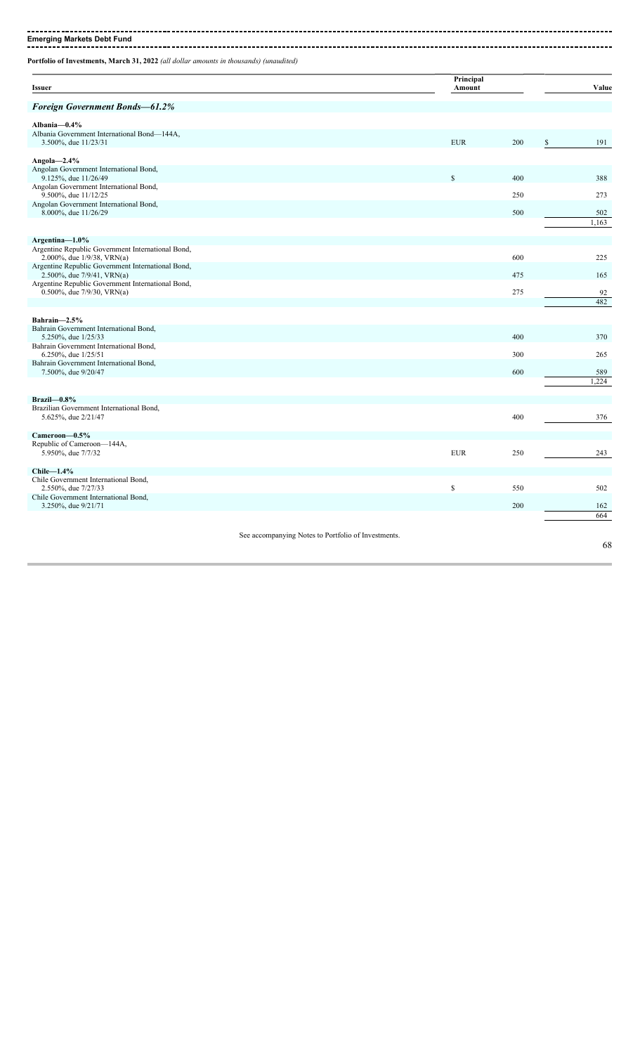**Emerging Markets Debt Fund**

**Portfolio of Investments, March 31, 2022** *(all dollar amounts in thousands) (unaudited)*

| Issuer | Principal Amount | | Value |
|---|---|---|---|
| ***Foreign Government Bonds—61.2%*** | | | |
| **Albania—0.4%** | | | |
| Albania Government International Bond—144A, 3.500%, due 11/23/31 | EUR | 200 | $ 191 |
| **Angola—2.4%** | | | |
| Angolan Government International Bond, 9.125%, due 11/26/49 | $ | 400 | 388 |
| Angolan Government International Bond, 9.500%, due 11/12/25 | | 250 | 273 |
| Angolan Government International Bond, 8.000%, due 11/26/29 | | 500 | 502 |
| | | | 1,163 |
| **Argentina—1.0%** | | | |
| Argentine Republic Government International Bond, 2.000%, due 1/9/38, VRN(a) | | 600 | 225 |
| Argentine Republic Government International Bond, 2.500%, due 7/9/41, VRN(a) | | 475 | 165 |
| Argentine Republic Government International Bond, 0.500%, due 7/9/30, VRN(a) | | 275 | 92 |
| | | | 482 |
| **Bahrain—2.5%** | | | |
| Bahrain Government International Bond, 5.250%, due 1/25/33 | | 400 | 370 |
| Bahrain Government International Bond, 6.250%, due 1/25/51 | | 300 | 265 |
| Bahrain Government International Bond, 7.500%, due 9/20/47 | | 600 | 589 |
| | | | 1,224 |
| **Brazil—0.8%** | | | |
| Brazilian Government International Bond, 5.625%, due 2/21/47 | | 400 | 376 |
| **Cameroon—0.5%** | | | |
| Republic of Cameroon—144A, 5.950%, due 7/7/32 | EUR | 250 | 243 |
| **Chile—1.4%** | | | |
| Chile Government International Bond, 2.550%, due 7/27/33 | $ | 550 | 502 |
| Chile Government International Bond, 3.250%, due 9/21/71 | | 200 | 162 |
| | | | 664 |

See accompanying Notes to Portfolio of Investments.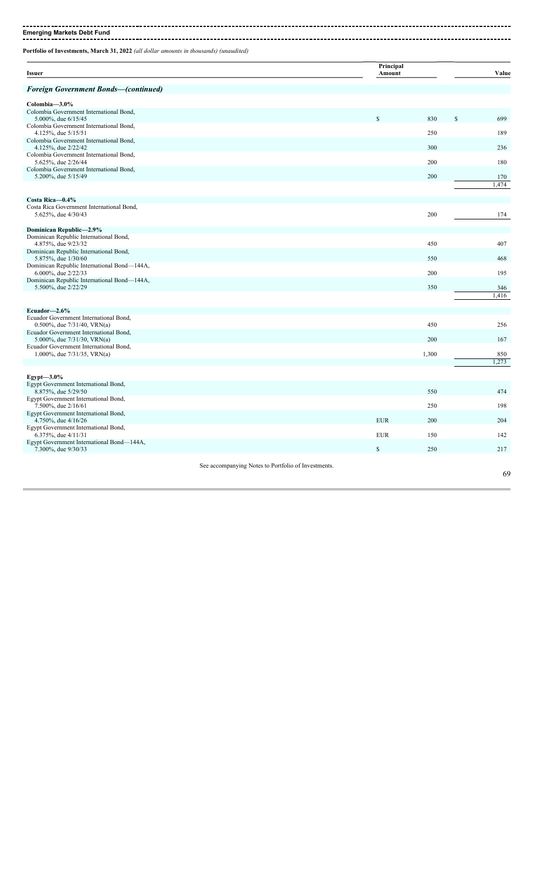**Emerging Markets Debt Fund**

**Portfolio of Investments, March 31, 2022** *(all dollar amounts in thousands) (unaudited)*

| Issuer | Principal Amount | | Value |
|---|---|---|---|
| ***Foreign Government Bonds—(continued)*** | | | |
| **Colombia—3.0%** | | | |
| Colombia Government International Bond, 5.000%, due 6/15/45 | $ | 830 | $ 699 |
| Colombia Government International Bond, 4.125%, due 5/15/51 | | 250 | 189 |
| Colombia Government International Bond, 4.125%, due 2/22/42 | | 300 | 236 |
| Colombia Government International Bond, 5.625%, due 2/26/44 | | 200 | 180 |
| Colombia Government International Bond, 5.200%, due 5/15/49 | | 200 | 170 |
| | | | 1,474 |
| **Costa Rica—0.4%** | | | |
| Costa Rica Government International Bond, 5.625%, due 4/30/43 | | 200 | 174 |
| **Dominican Republic—2.9%** | | | |
| Dominican Republic International Bond, 4.875%, due 9/23/32 | | 450 | 407 |
| Dominican Republic International Bond, 5.875%, due 1/30/60 | | 550 | 468 |
| Dominican Republic International Bond—144A, 6.000%, due 2/22/33 | | 200 | 195 |
| Dominican Republic International Bond—144A, 5.500%, due 2/22/29 | | 350 | 346 |
| | | | 1,416 |
| **Ecuador—2.6%** | | | |
| Ecuador Government International Bond, 0.500%, due 7/31/40, VRN(a) | | 450 | 256 |
| Ecuador Government International Bond, 5.000%, due 7/31/30, VRN(a) | | 200 | 167 |
| Ecuador Government International Bond, 1.000%, due 7/31/35, VRN(a) | | 1,300 | 850 |
| | | | 1,273 |
| **Egypt—3.0%** | | | |
| Egypt Government International Bond, 8.875%, due 5/29/50 | | 550 | 474 |
| Egypt Government International Bond, 7.500%, due 2/16/61 | | 250 | 198 |
| Egypt Government International Bond, 4.750%, due 4/16/26 | EUR | 200 | 204 |
| Egypt Government International Bond, 6.375%, due 4/11/31 | EUR | 150 | 142 |
| Egypt Government International Bond—144A, 7.300%, due 9/30/33 | $ | 250 | 217 |

See accompanying Notes to Portfolio of Investments.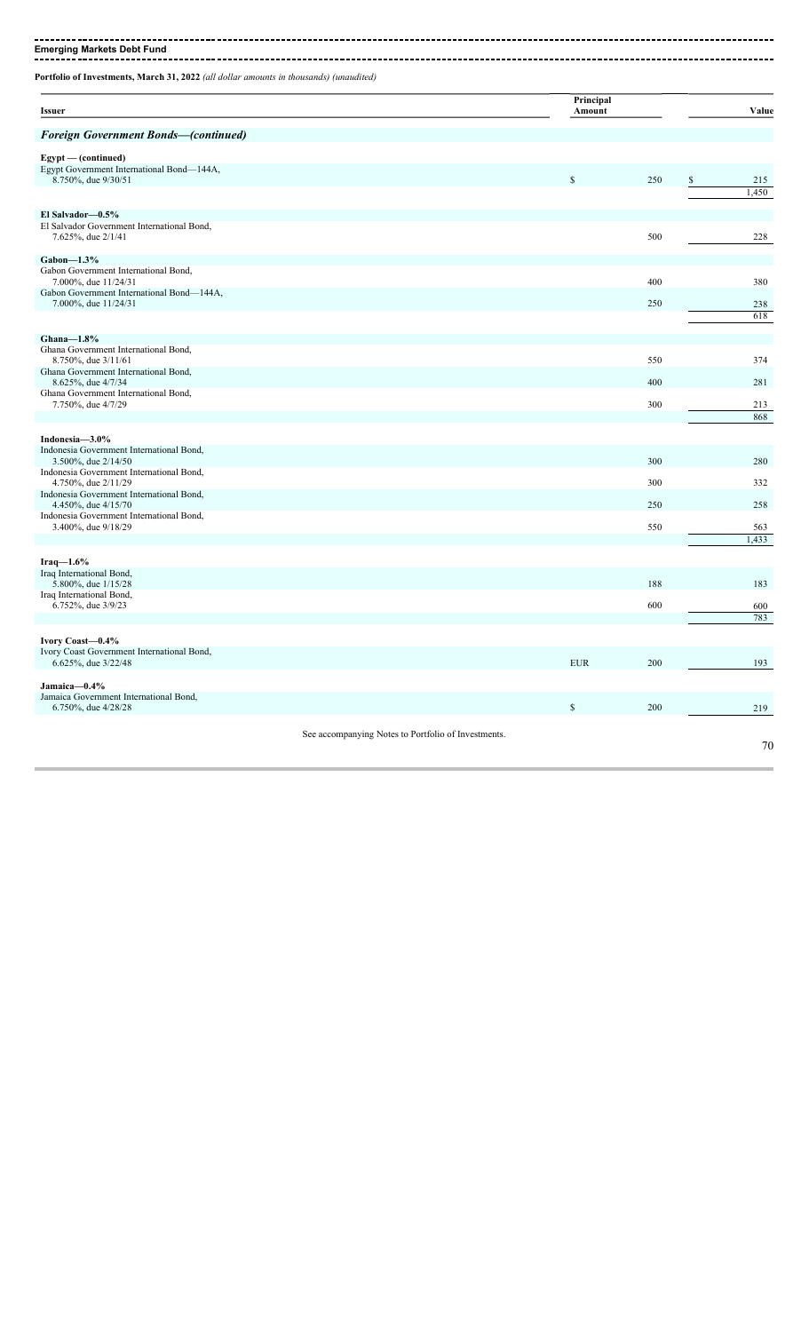**Emerging Markets Debt Fund**

**Portfolio of Investments, March 31, 2022** *(all dollar amounts in thousands) (unaudited)*

| Issuer | | Principal Amount | | Value |
|---|---|---|---|---|
| ***Foreign Government Bonds—(continued)*** | | | | |
| **Egypt — (continued)** | | | | |
| Egypt Government International Bond—144A, 8.750%, due 9/30/51 | $ | 250 | $ | 215 |
| | | | | 1,450 |
| **El Salvador—0.5%** | | | | |
| El Salvador Government International Bond, 7.625%, due 2/1/41 | | 500 | | 228 |
| **Gabon—1.3%** | | | | |
| Gabon Government International Bond, 7.000%, due 11/24/31 | | 400 | | 380 |
| Gabon Government International Bond—144A, 7.000%, due 11/24/31 | | 250 | | 238 |
| | | | | 618 |
| **Ghana—1.8%** | | | | |
| Ghana Government International Bond, 8.750%, due 3/11/61 | | 550 | | 374 |
| Ghana Government International Bond, 8.625%, due 4/7/34 | | 400 | | 281 |
| Ghana Government International Bond, 7.750%, due 4/7/29 | | 300 | | 213 |
| | | | | 868 |
| **Indonesia—3.0%** | | | | |
| Indonesia Government International Bond, 3.500%, due 2/14/50 | | 300 | | 280 |
| Indonesia Government International Bond, 4.750%, due 2/11/29 | | 300 | | 332 |
| Indonesia Government International Bond, 4.450%, due 4/15/70 | | 250 | | 258 |
| Indonesia Government International Bond, 3.400%, due 9/18/29 | | 550 | | 563 |
| | | | | 1,433 |
| **Iraq—1.6%** | | | | |
| Iraq International Bond, 5.800%, due 1/15/28 | | 188 | | 183 |
| Iraq International Bond, 6.752%, due 3/9/23 | | 600 | | 600 |
| | | | | 783 |
| **Ivory Coast—0.4%** | | | | |
| Ivory Coast Government International Bond, 6.625%, due 3/22/48 | EUR | 200 | | 193 |
| **Jamaica—0.4%** | | | | |
| Jamaica Government International Bond, 6.750%, due 4/28/28 | $ | 200 | | 219 |

See accompanying Notes to Portfolio of Investments.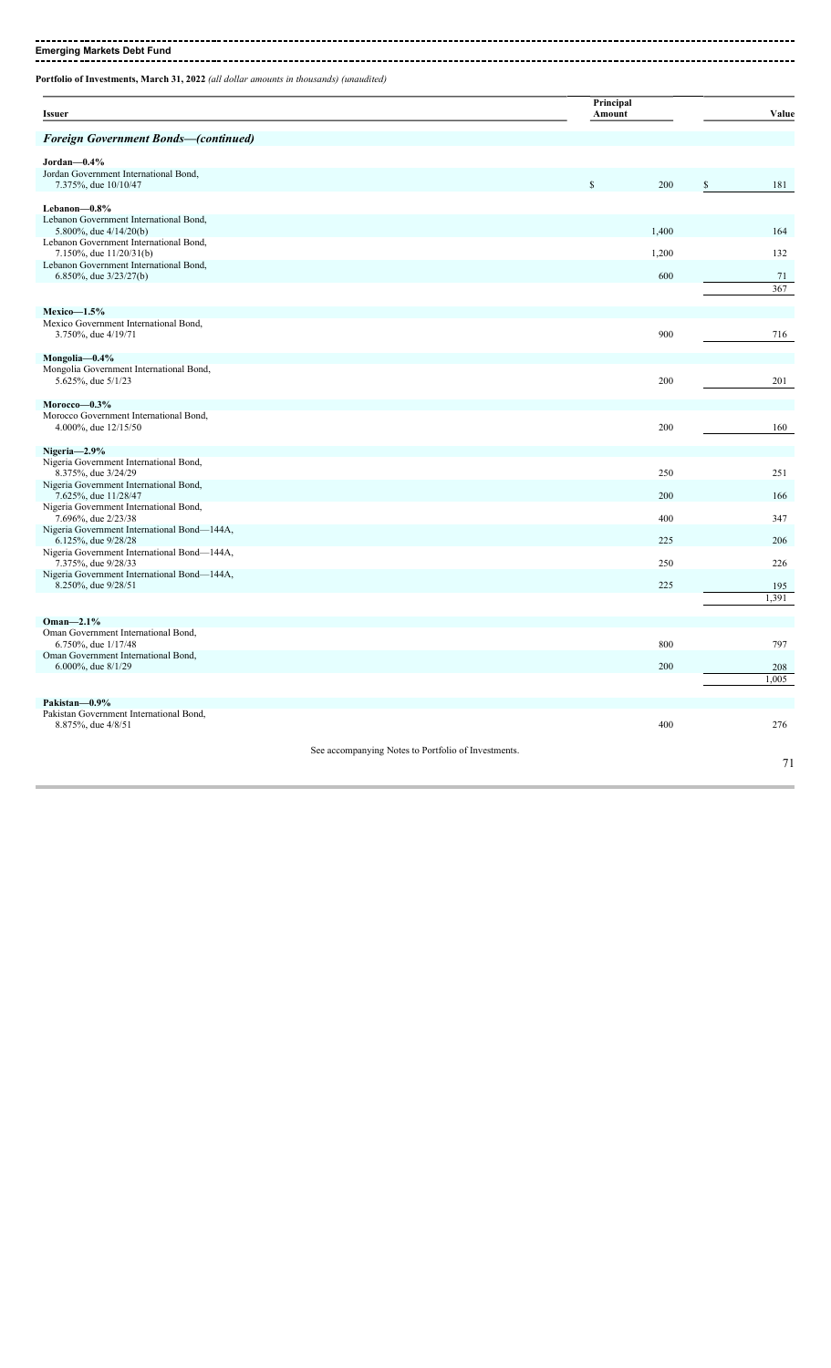**Emerging Markets Debt Fund**

**Portfolio of Investments, March 31, 2022** *(all dollar amounts in thousands) (unaudited)*

| Issuer | Principal Amount | Value |
|---|---|---|
| ***Foreign Government Bonds—(continued)*** | | |
| **Jordan—0.4%** | | |
| Jordan Government International Bond, 7.375%, due 10/10/47 | $ 200 | $ 181 |
| **Lebanon—0.8%** | | |
| Lebanon Government International Bond, 5.800%, due 4/14/20(b) | 1,400 | 164 |
| Lebanon Government International Bond, 7.150%, due 11/20/31(b) | 1,200 | 132 |
| Lebanon Government International Bond, 6.850%, due 3/23/27(b) | 600 | 71 |
| | | 367 |
| **Mexico—1.5%** | | |
| Mexico Government International Bond, 3.750%, due 4/19/71 | 900 | 716 |
| **Mongolia—0.4%** | | |
| Mongolia Government International Bond, 5.625%, due 5/1/23 | 200 | 201 |
| **Morocco—0.3%** | | |
| Morocco Government International Bond, 4.000%, due 12/15/50 | 200 | 160 |
| **Nigeria—2.9%** | | |
| Nigeria Government International Bond, 8.375%, due 3/24/29 | 250 | 251 |
| Nigeria Government International Bond, 7.625%, due 11/28/47 | 200 | 166 |
| Nigeria Government International Bond, 7.696%, due 2/23/38 | 400 | 347 |
| Nigeria Government International Bond—144A, 6.125%, due 9/28/28 | 225 | 206 |
| Nigeria Government International Bond—144A, 7.375%, due 9/28/33 | 250 | 226 |
| Nigeria Government International Bond—144A, 8.250%, due 9/28/51 | 225 | 195 |
| | | 1,391 |
| **Oman—2.1%** | | |
| Oman Government International Bond, 6.750%, due 1/17/48 | 800 | 797 |
| Oman Government International Bond, 6.000%, due 8/1/29 | 200 | 208 |
| | | 1,005 |
| **Pakistan—0.9%** | | |
| Pakistan Government International Bond, 8.875%, due 4/8/51 | 400 | 276 |

See accompanying Notes to Portfolio of Investments.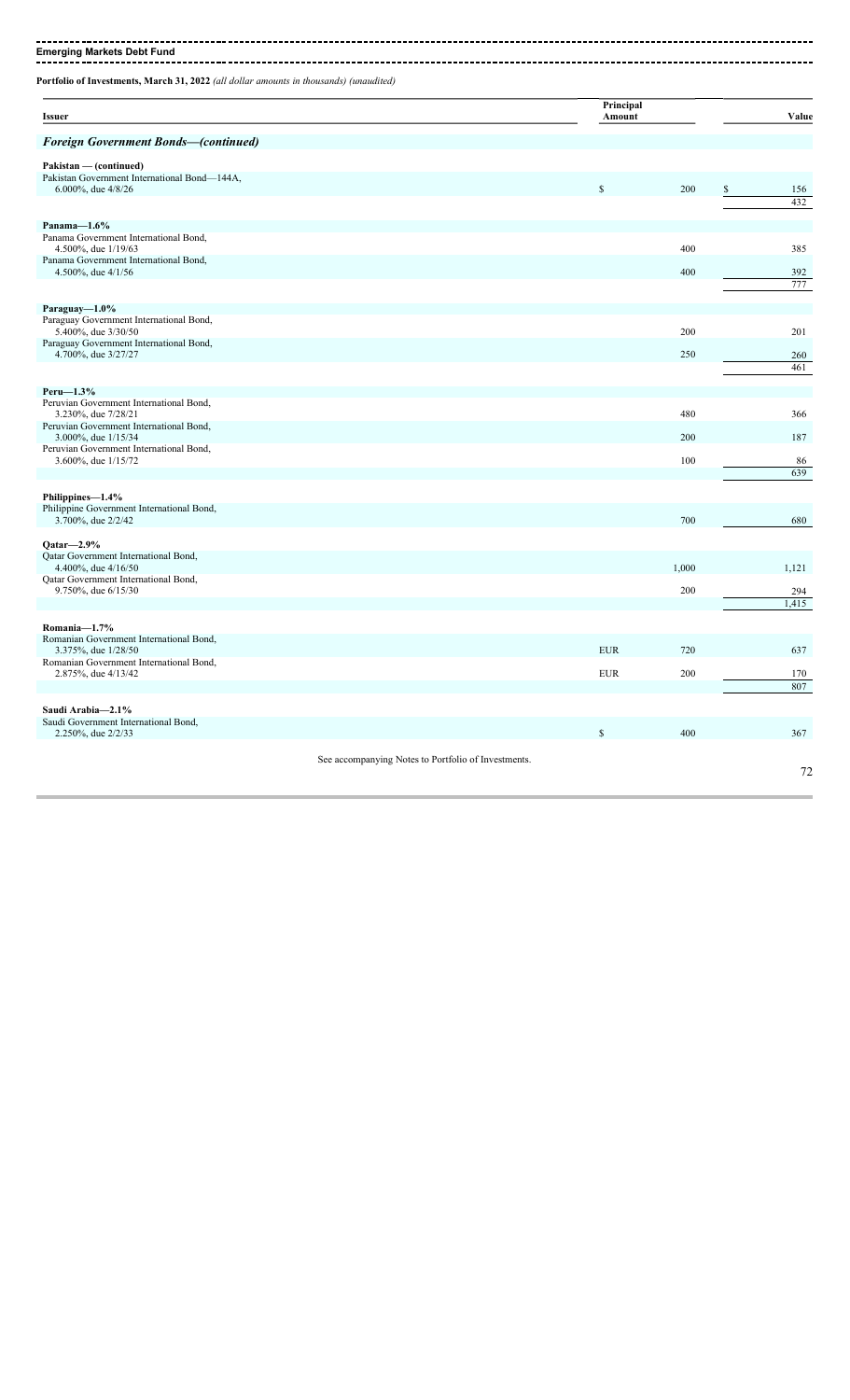**Emerging Markets Debt Fund**

**Portfolio of Investments, March 31, 2022** *(all dollar amounts in thousands) (unaudited)*

| Issuer | Principal Amount | | Value |
|---|---|---|---|
| ***Foreign Government Bonds—(continued)*** | | | |
| **Pakistan — (continued)** | | | |
| Pakistan Government International Bond—144A, 6.000%, due 4/8/26 | $ | 200 | $ 156 |
| | | | 432 |
| **Panama—1.6%** | | | |
| Panama Government International Bond, 4.500%, due 1/19/63 | | 400 | 385 |
| Panama Government International Bond, 4.500%, due 4/1/56 | | 400 | 392 |
| | | | 777 |
| **Paraguay—1.0%** | | | |
| Paraguay Government International Bond, 5.400%, due 3/30/50 | | 200 | 201 |
| Paraguay Government International Bond, 4.700%, due 3/27/27 | | 250 | 260 |
| | | | 461 |
| **Peru—1.3%** | | | |
| Peruvian Government International Bond, 3.230%, due 7/28/21 | | 480 | 366 |
| Peruvian Government International Bond, 3.000%, due 1/15/34 | | 200 | 187 |
| Peruvian Government International Bond, 3.600%, due 1/15/72 | | 100 | 86 |
| | | | 639 |
| **Philippines—1.4%** | | | |
| Philippine Government International Bond, 3.700%, due 2/2/42 | | 700 | 680 |
| **Qatar—2.9%** | | | |
| Qatar Government International Bond, 4.400%, due 4/16/50 | | 1,000 | 1,121 |
| Qatar Government International Bond, 9.750%, due 6/15/30 | | 200 | 294 |
| | | | 1,415 |
| **Romania—1.7%** | | | |
| Romanian Government International Bond, 3.375%, due 1/28/50 | EUR | 720 | 637 |
| Romanian Government International Bond, 2.875%, due 4/13/42 | EUR | 200 | 170 |
| | | | 807 |
| **Saudi Arabia—2.1%** | | | |
| Saudi Government International Bond, 2.250%, due 2/2/33 | $ | 400 | 367 |

See accompanying Notes to Portfolio of Investments.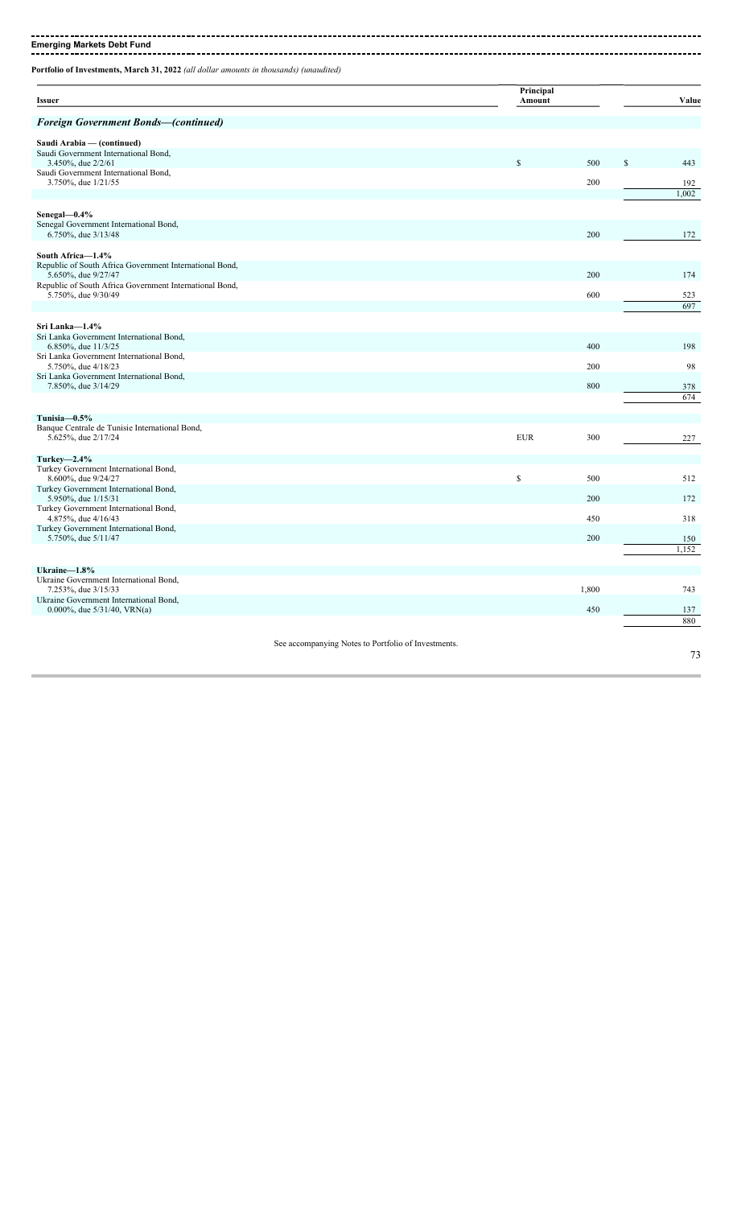**Emerging Markets Debt Fund**

**Portfolio of Investments, March 31, 2022** *(all dollar amounts in thousands) (unaudited)*

| Issuer | Principal Amount | | Value |
|---|---|---|---|
| ***Foreign Government Bonds—(continued)*** | | | |
| **Saudi Arabia — (continued)** | | | |
| Saudi Government International Bond, 3.450%, due 2/2/61 | $ | 500 | $ 443 |
| Saudi Government International Bond, 3.750%, due 1/21/55 | | 200 | 192 |
| | | | 1,002 |
| **Senegal—0.4%** | | | |
| Senegal Government International Bond, 6.750%, due 3/13/48 | | 200 | 172 |
| **South Africa—1.4%** | | | |
| Republic of South Africa Government International Bond, 5.650%, due 9/27/47 | | 200 | 174 |
| Republic of South Africa Government International Bond, 5.750%, due 9/30/49 | | 600 | 523 |
| | | | 697 |
| **Sri Lanka—1.4%** | | | |
| Sri Lanka Government International Bond, 6.850%, due 11/3/25 | | 400 | 198 |
| Sri Lanka Government International Bond, 5.750%, due 4/18/23 | | 200 | 98 |
| Sri Lanka Government International Bond, 7.850%, due 3/14/29 | | 800 | 378 |
| | | | 674 |
| **Tunisia—0.5%** | | | |
| Banque Centrale de Tunisie International Bond, 5.625%, due 2/17/24 | EUR | 300 | 227 |
| **Turkey—2.4%** | | | |
| Turkey Government International Bond, 8.600%, due 9/24/27 | $ | 500 | 512 |
| Turkey Government International Bond, 5.950%, due 1/15/31 | | 200 | 172 |
| Turkey Government International Bond, 4.875%, due 4/16/43 | | 450 | 318 |
| Turkey Government International Bond, 5.750%, due 5/11/47 | | 200 | 150 |
| | | | 1,152 |
| **Ukraine—1.8%** | | | |
| Ukraine Government International Bond, 7.253%, due 3/15/33 | | 1,800 | 743 |
| Ukraine Government International Bond, 0.000%, due 5/31/40, VRN(a) | | 450 | 137 |
| | | | 880 |

See accompanying Notes to Portfolio of Investments.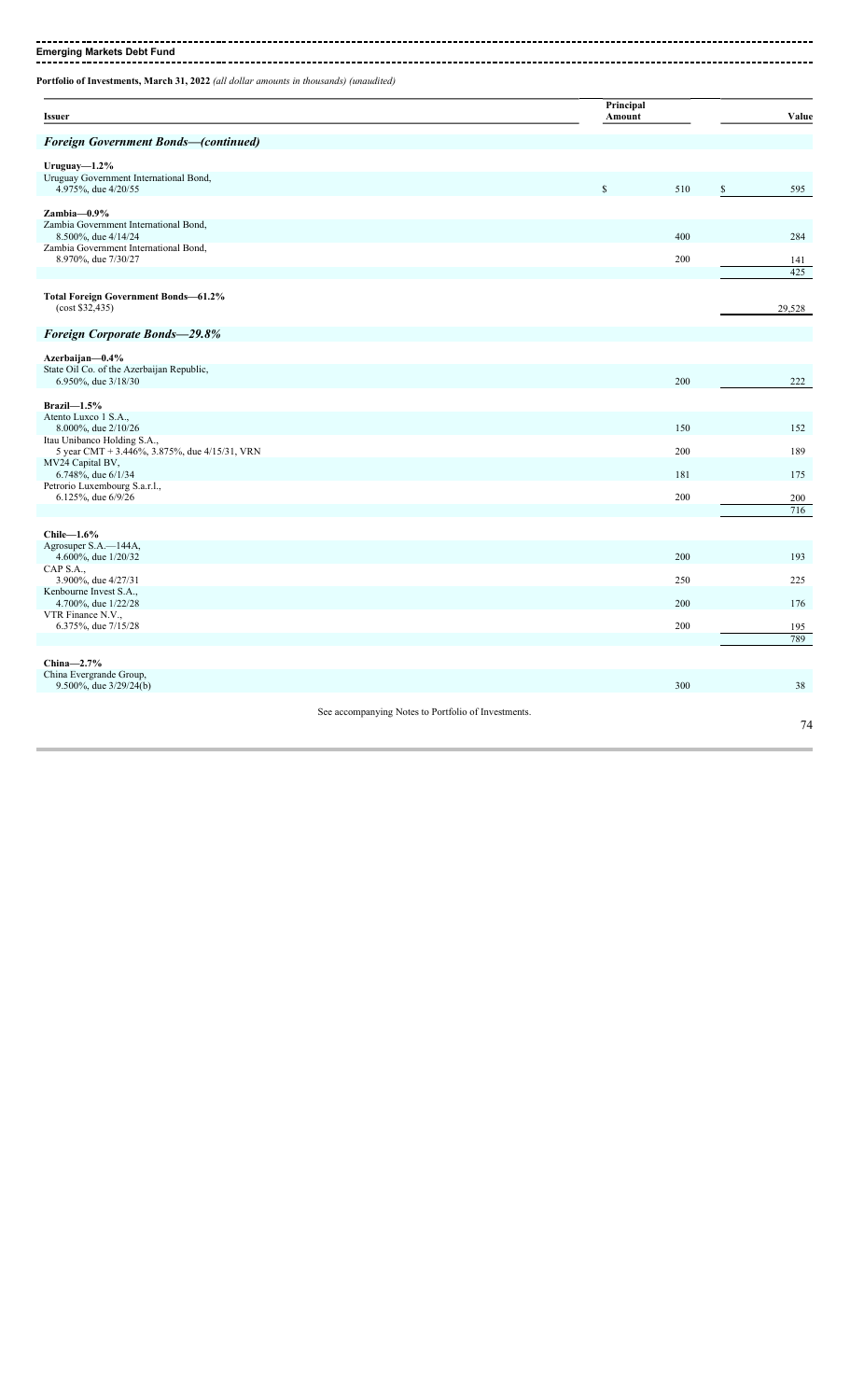**Emerging Markets Debt Fund**

**Portfolio of Investments, March 31, 2022** *(all dollar amounts in thousands) (unaudited)*

| Issuer | Principal Amount | Value |
|---|---|---|
| ***Foreign Government Bonds—(continued)*** | | |
| **Uruguay—1.2%** | | |
| Uruguay Government International Bond, 4.975%, due 4/20/55 | $ 510 | $ 595 |
| **Zambia—0.9%** | | |
| Zambia Government International Bond, 8.500%, due 4/14/24 | 400 | 284 |
| Zambia Government International Bond, 8.970%, due 7/30/27 | 200 | 141 |
| | | 425 |
| **Total Foreign Government Bonds—61.2%** (cost $32,435) | | 29,528 |
| ***Foreign Corporate Bonds—29.8%*** | | |
| **Azerbaijan—0.4%** | | |
| State Oil Co. of the Azerbaijan Republic, 6.950%, due 3/18/30 | 200 | 222 |
| **Brazil—1.5%** | | |
| Atento Luxco 1 S.A., 8.000%, due 2/10/26 | 150 | 152 |
| Itau Unibanco Holding S.A., 5 year CMT + 3.446%, 3.875%, due 4/15/31, VRN | 200 | 189 |
| MV24 Capital BV, 6.748%, due 6/1/34 | 181 | 175 |
| Petrorio Luxembourg S.a.r.l., 6.125%, due 6/9/26 | 200 | 200 |
| | | 716 |
| **Chile—1.6%** | | |
| Agrosuper S.A.—144A, 4.600%, due 1/20/32 | 200 | 193 |
| CAP S.A., 3.900%, due 4/27/31 | 250 | 225 |
| Kenbourne Invest S.A., 4.700%, due 1/22/28 | 200 | 176 |
| VTR Finance N.V., 6.375%, due 7/15/28 | 200 | 195 |
| | | 789 |
| **China—2.7%** | | |
| China Evergrande Group, 9.500%, due 3/29/24(b) | 300 | 38 |

See accompanying Notes to Portfolio of Investments.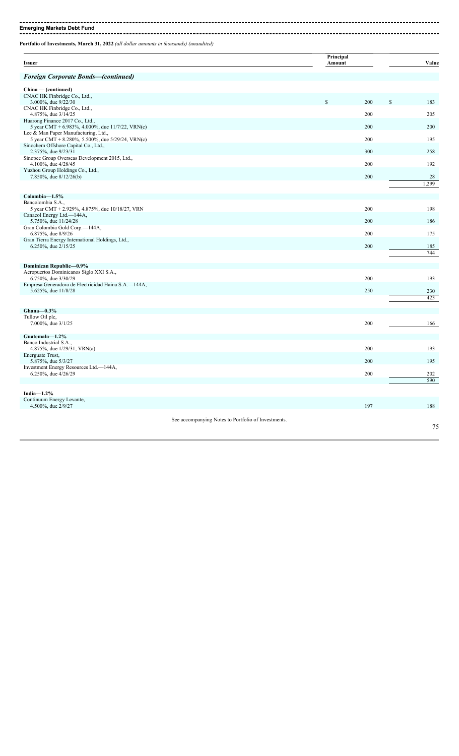**Emerging Markets Debt Fund**

**Portfolio of Investments, March 31, 2022** *(all dollar amounts in thousands) (unaudited)*

| Issuer | Principal Amount | Value |
|---|---|---|
| ***Foreign Corporate Bonds—(continued)*** | | |
| **China — (continued)** | | |
| CNAC HK Finbridge Co., Ltd., 3.000%, due 9/22/30 | $ 200 | $ 183 |
| CNAC HK Finbridge Co., Ltd., 4.875%, due 3/14/25 | 200 | 205 |
| Huarong Finance 2017 Co., Ltd., 5 year CMT + 6.983%, 4.000%, due 11/7/22, VRN(c) | 200 | 200 |
| Lee & Man Paper Manufacturing, Ltd., 5 year CMT + 8.280%, 5.500%, due 5/29/24, VRN(c) | 200 | 195 |
| Sinochem Offshore Capital Co., Ltd., 2.375%, due 9/23/31 | 300 | 258 |
| Sinopec Group Overseas Development 2015, Ltd., 4.100%, due 4/28/45 | 200 | 192 |
| Yuzhou Group Holdings Co., Ltd., 7.850%, due 8/12/26(b) | 200 | 28 |
| | | 1,299 |
| **Colombia—1.5%** | | |
| Bancolombia S.A., 5 year CMT + 2.929%, 4.875%, due 10/18/27, VRN | 200 | 198 |
| Canacol Energy Ltd.—144A, 5.750%, due 11/24/28 | 200 | 186 |
| Gran Colombia Gold Corp.—144A, 6.875%, due 8/9/26 | 200 | 175 |
| Gran Tierra Energy International Holdings, Ltd., 6.250%, due 2/15/25 | 200 | 185 |
| | | 744 |
| **Dominican Republic—0.9%** | | |
| Aeropuertos Dominicanos Siglo XXI S.A., 6.750%, due 3/30/29 | 200 | 193 |
| Empresa Generadora de Electricidad Haina S.A.—144A, 5.625%, due 11/8/28 | 250 | 230 |
| | | 423 |
| **Ghana—0.3%** | | |
| Tullow Oil plc, 7.000%, due 3/1/25 | 200 | 166 |
| **Guatemala—1.2%** | | |
| Banco Industrial S.A., 4.875%, due 1/29/31, VRN(a) | 200 | 193 |
| Energuate Trust, 5.875%, due 5/3/27 | 200 | 195 |
| Investment Energy Resources Ltd.—144A, 6.250%, due 4/26/29 | 200 | 202 |
| | | 590 |
| **India—1.2%** | | |
| Continuum Energy Levante, 4.500%, due 2/9/27 | 197 | 188 |

See accompanying Notes to Portfolio of Investments.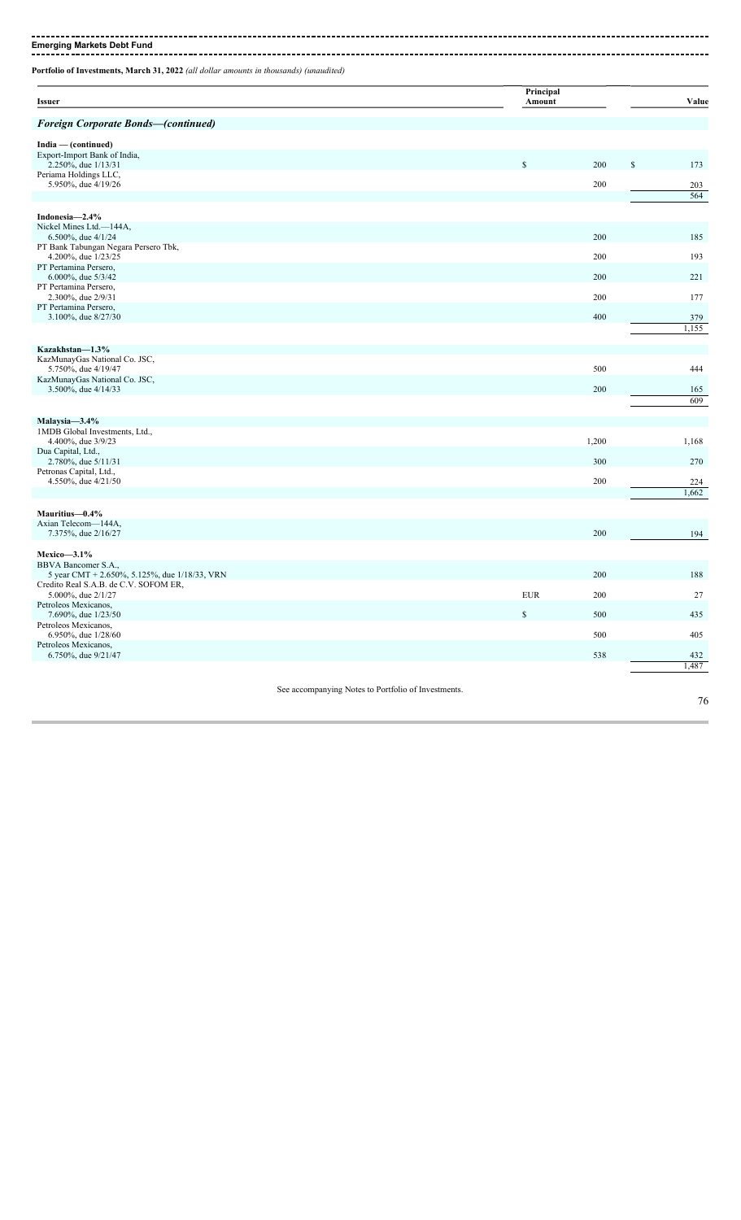**Emerging Markets Debt Fund**

**Portfolio of Investments, March 31, 2022** *(all dollar amounts in thousands) (unaudited)*

| Issuer | | Principal Amount | | Value |
|---|---|---|---|---|
| ***Foreign Corporate Bonds—(continued)*** | | | | |
| **India — (continued)** | | | | |
| Export-Import Bank of India, 2.250%, due 1/13/31 | $ | 200 | $ | 173 |
| Periama Holdings LLC, 5.950%, due 4/19/26 | | 200 | | 203 |
| | | | | 564 |
| **Indonesia—2.4%** | | | | |
| Nickel Mines Ltd.—144A, 6.500%, due 4/1/24 | | 200 | | 185 |
| PT Bank Tabungan Negara Persero Tbk, 4.200%, due 1/23/25 | | 200 | | 193 |
| PT Pertamina Persero, 6.000%, due 5/3/42 | | 200 | | 221 |
| PT Pertamina Persero, 2.300%, due 2/9/31 | | 200 | | 177 |
| PT Pertamina Persero, 3.100%, due 8/27/30 | | 400 | | 379 |
| | | | | 1,155 |
| **Kazakhstan—1.3%** | | | | |
| KazMunayGas National Co. JSC, 5.750%, due 4/19/47 | | 500 | | 444 |
| KazMunayGas National Co. JSC, 3.500%, due 4/14/33 | | 200 | | 165 |
| | | | | 609 |
| **Malaysia—3.4%** | | | | |
| 1MDB Global Investments, Ltd., 4.400%, due 3/9/23 | | 1,200 | | 1,168 |
| Dua Capital, Ltd., 2.780%, due 5/11/31 | | 300 | | 270 |
| Petronas Capital, Ltd., 4.550%, due 4/21/50 | | 200 | | 224 |
| | | | | 1,662 |
| **Mauritius—0.4%** | | | | |
| Axian Telecom—144A, 7.375%, due 2/16/27 | | 200 | | 194 |
| **Mexico—3.1%** | | | | |
| BBVA Bancomer S.A., 5 year CMT + 2.650%, 5.125%, due 1/18/33, VRN | | 200 | | 188 |
| Credito Real S.A.B. de C.V. SOFOM ER, 5.000%, due 2/1/27 | EUR | 200 | | 27 |
| Petroleos Mexicanos, 7.690%, due 1/23/50 | $ | 500 | | 435 |
| Petroleos Mexicanos, 6.950%, due 1/28/60 | | 500 | | 405 |
| Petroleos Mexicanos, 6.750%, due 9/21/47 | | 538 | | 432 |
| | | | | 1,487 |

See accompanying Notes to Portfolio of Investments.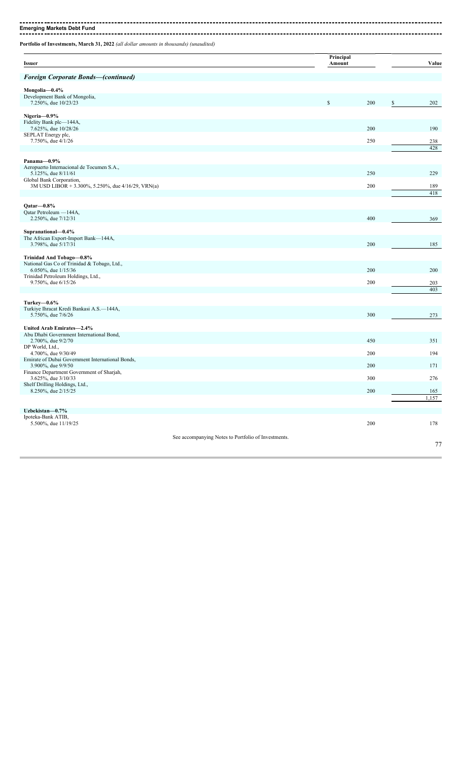**Emerging Markets Debt Fund**

**Portfolio of Investments, March 31, 2022** *(all dollar amounts in thousands) (unaudited)*

| Issuer | Principal Amount | Value |
|---|---|---|
| ***Foreign Corporate Bonds—(continued)*** | | |
| **Mongolia—0.4%** | | |
| Development Bank of Mongolia, 7.250%, due 10/23/23 | $ 200 | $ 202 |
| **Nigeria—0.9%** | | |
| Fidelity Bank plc—144A, 7.625%, due 10/28/26 | 200 | 190 |
| SEPLAT Energy plc, 7.750%, due 4/1/26 | 250 | 238 |
| | | 428 |
| **Panama—0.9%** | | |
| Aeropuerto Internacional de Tocumen S.A., 5.125%, due 8/11/61 | 250 | 229 |
| Global Bank Corporation, 3M USD LIBOR + 3.300%, 5.250%, due 4/16/29, VRN(a) | 200 | 189 |
| | | 418 |
| **Qatar—0.8%** | | |
| Qatar Petroleum —144A, 2.250%, due 7/12/31 | 400 | 369 |
| **Supranational—0.4%** | | |
| The African Export-Import Bank—144A, 3.798%, due 5/17/31 | 200 | 185 |
| **Trinidad And Tobago—0.8%** | | |
| National Gas Co of Trinidad & Tobago, Ltd., 6.050%, due 1/15/36 | 200 | 200 |
| Trinidad Petroleum Holdings, Ltd., 9.750%, due 6/15/26 | 200 | 203 |
| | | 403 |
| **Turkey—0.6%** | | |
| Turkiye Ihracat Kredi Bankasi A.S.—144A, 5.750%, due 7/6/26 | 300 | 273 |
| **United Arab Emirates—2.4%** | | |
| Abu Dhabi Government International Bond, 2.700%, due 9/2/70 | 450 | 351 |
| DP World, Ltd., 4.700%, due 9/30/49 | 200 | 194 |
| Emirate of Dubai Government International Bonds, 3.900%, due 9/9/50 | 200 | 171 |
| Finance Department Government of Sharjah, 3.625%, due 3/10/33 | 300 | 276 |
| Shelf Drilling Holdings, Ltd., 8.250%, due 2/15/25 | 200 | 165 |
| | | 1,157 |
| **Uzbekistan—0.7%** | | |
| Ipoteka-Bank ATIB, 5.500%, due 11/19/25 | 200 | 178 |

See accompanying Notes to Portfolio of Investments.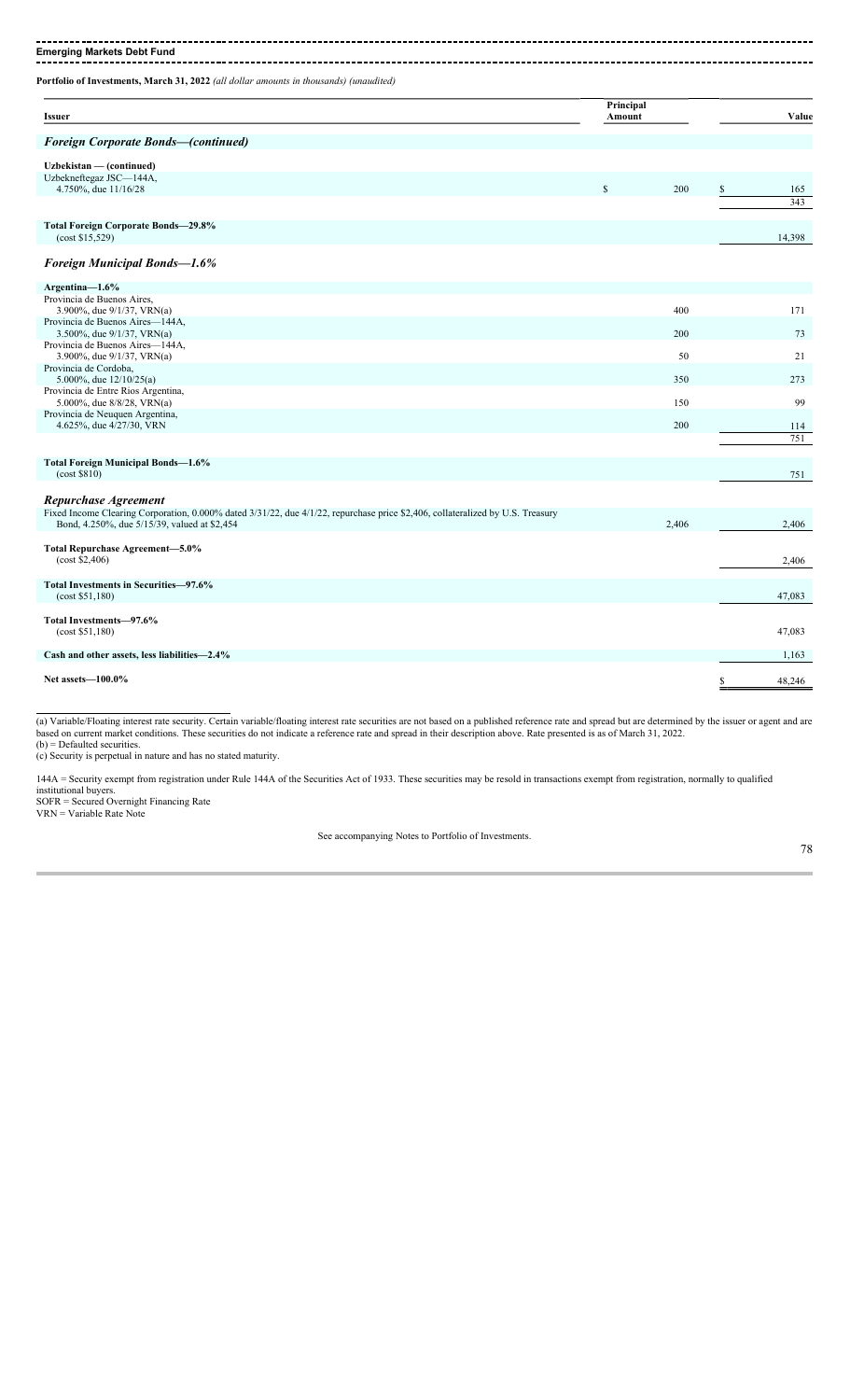**Emerging Markets Debt Fund**

**Portfolio of Investments, March 31, 2022** *(all dollar amounts in thousands) (unaudited)*

| Issuer | Principal Amount | Value |
|---|---|---|
| ***Foreign Corporate Bonds—(continued)*** | | |
| **Uzbekistan — (continued)** | | |
| Uzbekneftegaz JSC—144A, 4.750%, due 11/16/28 | $ 200 | $ 165 |
| | | 343 |
| **Total Foreign Corporate Bonds—29.8%** (cost $15,529) | | 14,398 |
| ***Foreign Municipal Bonds—1.6%*** | | |
| **Argentina—1.6%** | | |
| Provincia de Buenos Aires, 3.900%, due 9/1/37, VRN(a) | 400 | 171 |
| Provincia de Buenos Aires—144A, 3.500%, due 9/1/37, VRN(a) | 200 | 73 |
| Provincia de Buenos Aires—144A, 3.900%, due 9/1/37, VRN(a) | 50 | 21 |
| Provincia de Cordoba, 5.000%, due 12/10/25(a) | 350 | 273 |
| Provincia de Entre Rios Argentina, 5.000%, due 8/8/28, VRN(a) | 150 | 99 |
| Provincia de Neuquen Argentina, 4.625%, due 4/27/30, VRN | 200 | 114 |
| | | 751 |
| **Total Foreign Municipal Bonds—1.6%** (cost $810) | | 751 |
| ***Repurchase Agreement*** | | |
| Fixed Income Clearing Corporation, 0.000% dated 3/31/22, due 4/1/22, repurchase price $2,406, collateralized by U.S. Treasury Bond, 4.250%, due 5/15/39, valued at $2,454 | 2,406 | 2,406 |
| **Total Repurchase Agreement—5.0%** (cost $2,406) | | 2,406 |
| **Total Investments in Securities—97.6%** (cost $51,180) | | 47,083 |
| **Total Investments—97.6%** (cost $51,180) | | 47,083 |
| **Cash and other assets, less liabilities—2.4%** | | 1,163 |
| **Net assets—100.0%** | | $ 48,246 |

(a) Variable/Floating interest rate security. Certain variable/floating interest rate securities are not based on a published reference rate and spread but are determined by the issuer or agent and are based on current market conditions. These securities do not indicate a reference rate and spread in their description above. Rate presented is as of March 31, 2022.
(b) = Defaulted securities.
(c) Security is perpetual in nature and has no stated maturity.

144A = Security exempt from registration under Rule 144A of the Securities Act of 1933. These securities may be resold in transactions exempt from registration, normally to qualified institutional buyers.
SOFR = Secured Overnight Financing Rate
VRN = Variable Rate Note

See accompanying Notes to Portfolio of Investments.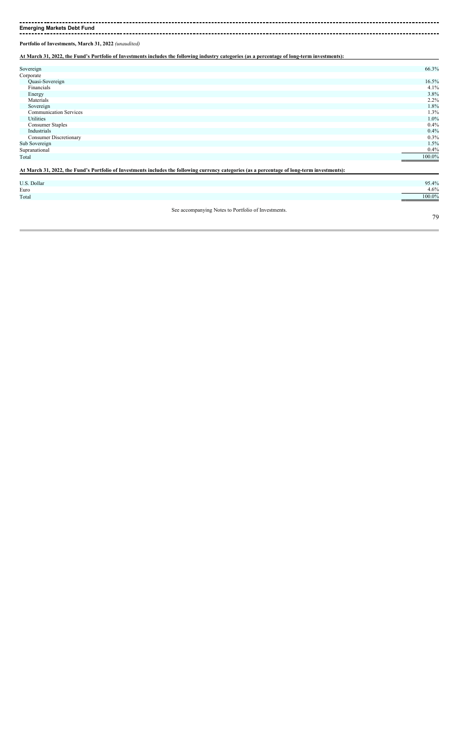**Emerging Markets Debt Fund**

**Portfolio of Investments, March 31, 2022** *(unaudited)*

**At March 31, 2022, the Fund's Portfolio of Investments includes the following industry categories (as a percentage of long-term investments):**

| | |
|---|---|
| Sovereign | 66.3% |
| Corporate | |
| Quasi-Sovereign | 16.5% |
| Financials | 4.1% |
| Energy | 3.8% |
| Materials | 2.2% |
| Sovereign | 1.8% |
| Communication Services | 1.3% |
| Utilities | 1.0% |
| Consumer Staples | 0.4% |
| Industrials | 0.4% |
| Consumer Discretionary | 0.3% |
| Sub Sovereign | 1.5% |
| Supranational | 0.4% |
| Total | 100.0% |

**At March 31, 2022, the Fund's Portfolio of Investments includes the following currency categories (as a percentage of long-term investments):**

| | |
|---|---|
| U.S. Dollar | 95.4% |
| Euro | 4.6% |
| Total | 100.0% |

See accompanying Notes to Portfolio of Investments.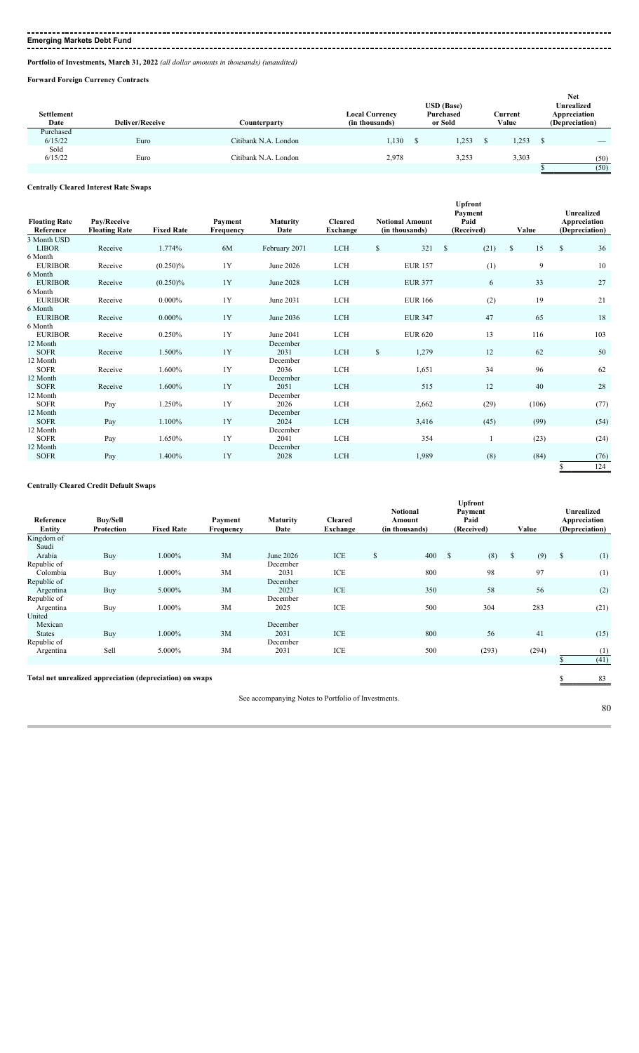## Emerging Markets Debt Fund

**Portfolio of Investments, March 31, 2022** *(all dollar amounts in thousands) (unaudited)*

### Forward Foreign Currency Contracts

| Settlement Date | Deliver/Receive | Counterparty | Local Currency (in thousands) | USD (Base) Purchased or Sold | Current Value | Net Unrealized Appreciation (Depreciation) |
|---|---|---|---|---|---|---|
| Purchased | | | | | | |
| 6/15/22 | Euro | Citibank N.A. London | 1,130 | $ 1,253 | $ 1,253 | $ — |
| Sold | | | | | | |
| 6/15/22 | Euro | Citibank N.A. London | 2,978 | 3,253 | 3,303 | (50) |
| | | | | | | $ (50) |

### Centrally Cleared Interest Rate Swaps

| Floating Rate Reference | Pay/Receive Floating Rate | Fixed Rate | Payment Frequency | Maturity Date | Cleared Exchange | Notional Amount (in thousands) | Upfront Payment Paid (Received) | Value | Unrealized Appreciation (Depreciation) |
|---|---|---|---|---|---|---|---|---|---|
| 3 Month USD LIBOR | Receive | 1.774% | 6M | February 2071 | LCH | $ 321 | $ (21) | $ 15 | $ 36 |
| 6 Month EURIBOR | Receive | (0.250)% | 1Y | June 2026 | LCH | EUR 157 | (1) | 9 | 10 |
| 6 Month EURIBOR | Receive | (0.250)% | 1Y | June 2028 | LCH | EUR 377 | 6 | 33 | 27 |
| 6 Month EURIBOR | Receive | 0.000% | 1Y | June 2031 | LCH | EUR 166 | (2) | 19 | 21 |
| 6 Month EURIBOR | Receive | 0.000% | 1Y | June 2036 | LCH | EUR 347 | 47 | 65 | 18 |
| 6 Month EURIBOR | Receive | 0.250% | 1Y | June 2041 | LCH | EUR 620 | 13 | 116 | 103 |
| 12 Month SOFR | Receive | 1.500% | 1Y | December 2031 | LCH | $ 1,279 | 12 | 62 | 50 |
| 12 Month SOFR | Receive | 1.600% | 1Y | December 2036 | LCH | 1,651 | 34 | 96 | 62 |
| 12 Month SOFR | Receive | 1.600% | 1Y | December 2051 | LCH | 515 | 12 | 40 | 28 |
| 12 Month SOFR | Pay | 1.250% | 1Y | December 2026 | LCH | 2,662 | (29) | (106) | (77) |
| 12 Month SOFR | Pay | 1.100% | 1Y | December 2024 | LCH | 3,416 | (45) | (99) | (54) |
| 12 Month SOFR | Pay | 1.650% | 1Y | December 2041 | LCH | 354 | 1 | (23) | (24) |
| 12 Month SOFR | Pay | 1.400% | 1Y | December 2028 | LCH | 1,989 | (8) | (84) | (76) |
| | | | | | | | | | $ 124 |

### Centrally Cleared Credit Default Swaps

| Reference Entity | Buy/Sell Protection | Fixed Rate | Payment Frequency | Maturity Date | Cleared Exchange | Notional Amount (in thousands) | Upfront Payment Paid (Received) | Value | Unrealized Appreciation (Depreciation) |
|---|---|---|---|---|---|---|---|---|---|
| Kingdom of Saudi Arabia | Buy | 1.000% | 3M | June 2026 | ICE | $ 400 | $ (8) | $ (9) | $ (1) |
| Republic of Colombia | Buy | 1.000% | 3M | December 2031 | ICE | 800 | 98 | 97 | (1) |
| Republic of Argentina | Buy | 5.000% | 3M | December 2023 | ICE | 350 | 58 | 56 | (2) |
| Republic of Argentina | Buy | 1.000% | 3M | December 2025 | ICE | 500 | 304 | 283 | (21) |
| United Mexican States | Buy | 1.000% | 3M | December 2031 | ICE | 800 | 56 | 41 | (15) |
| Republic of Argentina | Sell | 5.000% | 3M | December 2031 | ICE | 500 | (293) | (294) | (1) |
| | | | | | | | | | $ (41) |

**Total net unrealized appreciation (depreciation) on swaps** $ 83

See accompanying Notes to Portfolio of Investments.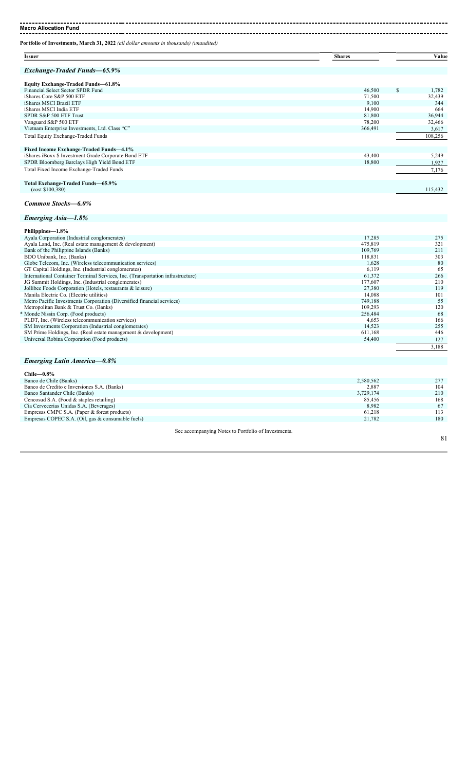**Macro Allocation Fund**

**Portfolio of Investments, March 31, 2022** *(all dollar amounts in thousands) (unaudited)*

| Issuer | Shares | Value |
|---|---|---|
| ***Exchange-Traded Funds—65.9%*** | | |
| **Equity Exchange-Traded Funds—61.8%** | | |
| Financial Select Sector SPDR Fund | 46,500 | $ 1,782 |
| iShares Core S&P 500 ETF | 71,500 | 32,439 |
| iShares MSCI Brazil ETF | 9,100 | 344 |
| iShares MSCI India ETF | 14,900 | 664 |
| SPDR S&P 500 ETF Trust | 81,800 | 36,944 |
| Vanguard S&P 500 ETF | 78,200 | 32,466 |
| Vietnam Enterprise Investments, Ltd. Class "C" | 366,491 | 3,617 |
| Total Equity Exchange-Traded Funds | | 108,256 |
| **Fixed Income Exchange-Traded Funds—4.1%** | | |
| iShares iBoxx $ Investment Grade Corporate Bond ETF | 43,400 | 5,249 |
| SPDR Bloomberg Barclays High Yield Bond ETF | 18,800 | 1,927 |
| Total Fixed Income Exchange-Traded Funds | | 7,176 |
| **Total Exchange-Traded Funds—65.9%** (cost $100,380) | | 115,432 |
| ***Common Stocks—6.0%*** | | |
| ***Emerging Asia—1.8%*** | | |
| **Philippines—1.8%** | | |
| Ayala Corporation (Industrial conglomerates) | 17,285 | 275 |
| Ayala Land, Inc. (Real estate management & development) | 475,819 | 321 |
| Bank of the Philippine Islands (Banks) | 109,769 | 211 |
| BDO Unibank, Inc. (Banks) | 118,831 | 303 |
| Globe Telecom, Inc. (Wireless telecommunication services) | 1,628 | 80 |
| GT Capital Holdings, Inc. (Industrial conglomerates) | 6,119 | 65 |
| International Container Terminal Services, Inc. (Transportation infrastructure) | 61,372 | 266 |
| JG Summit Holdings, Inc. (Industrial conglomerates) | 177,607 | 210 |
| Jollibee Foods Corporation (Hotels, restaurants & leisure) | 27,380 | 119 |
| Manila Electric Co. (Electric utilities) | 14,088 | 101 |
| Metro Pacific Investments Corporation (Diversified financial services) | 749,188 | 55 |
| Metropolitan Bank & Trust Co. (Banks) | 109,293 | 120 |
| * Monde Nissin Corp. (Food products) | 256,484 | 68 |
| PLDT, Inc. (Wireless telecommunication services) | 4,653 | 166 |
| SM Investments Corporation (Industrial conglomerates) | 14,523 | 255 |
| SM Prime Holdings, Inc. (Real estate management & development) | 611,168 | 446 |
| Universal Robina Corporation (Food products) | 54,400 | 127 |
| | | 3,188 |
| ***Emerging Latin America—0.8%*** | | |
| **Chile—0.8%** | | |
| Banco de Chile (Banks) | 2,580,562 | 277 |
| Banco de Credito e Inversiones S.A. (Banks) | 2,887 | 104 |
| Banco Santander Chile (Banks) | 3,729,174 | 210 |
| Cencosud S.A. (Food & staples retailing) | 85,456 | 168 |
| Cia Cervecerias Unidas S.A. (Beverages) | 8,982 | 67 |
| Empresas CMPC S.A. (Paper & forest products) | 61,218 | 113 |
| Empresas COPEC S.A. (Oil, gas & consumable fuels) | 21,782 | 180 |

See accompanying Notes to Portfolio of Investments.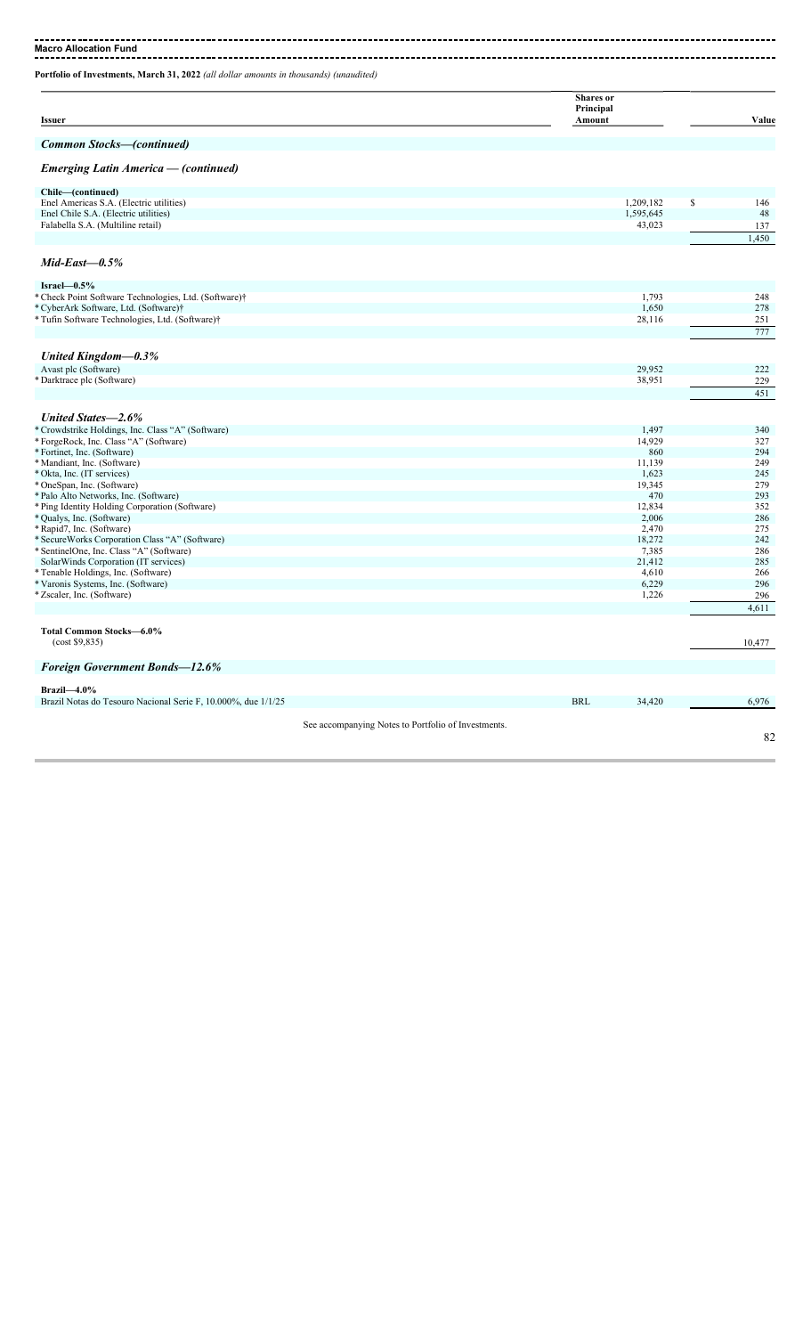**Macro Allocation Fund**

**Portfolio of Investments, March 31, 2022** *(all dollar amounts in thousands) (unaudited)*

| Issuer | Shares or Principal Amount | Value |
|---|---|---|
| ***Common Stocks—(continued)*** | | |
| ***Emerging Latin America — (continued)*** | | |
| **Chile—(continued)** | | |
| Enel Americas S.A. (Electric utilities) | 1,209,182 | $ 146 |
| Enel Chile S.A. (Electric utilities) | 1,595,645 | 48 |
| Falabella S.A. (Multiline retail) | 43,023 | 137 |
| | | 1,450 |
| ***Mid-East—0.5%*** | | |
| **Israel—0.5%** | | |
| * Check Point Software Technologies, Ltd. (Software)† | 1,793 | 248 |
| * CyberArk Software, Ltd. (Software)† | 1,650 | 278 |
| * Tufin Software Technologies, Ltd. (Software)† | 28,116 | 251 |
| | | 777 |
| ***United Kingdom—0.3%*** | | |
| Avast plc (Software) | 29,952 | 222 |
| * Darktrace plc (Software) | 38,951 | 229 |
| | | 451 |
| ***United States—2.6%*** | | |
| * Crowdstrike Holdings, Inc. Class "A" (Software) | 1,497 | 340 |
| * ForgeRock, Inc. Class "A" (Software) | 14,929 | 327 |
| * Fortinet, Inc. (Software) | 860 | 294 |
| * Mandiant, Inc. (Software) | 11,139 | 249 |
| * Okta, Inc. (IT services) | 1,623 | 245 |
| * OneSpan, Inc. (Software) | 19,345 | 279 |
| * Palo Alto Networks, Inc. (Software) | 470 | 293 |
| * Ping Identity Holding Corporation (Software) | 12,834 | 352 |
| * Qualys, Inc. (Software) | 2,006 | 286 |
| * Rapid7, Inc. (Software) | 2,470 | 275 |
| * SecureWorks Corporation Class "A" (Software) | 18,272 | 242 |
| * SentinelOne, Inc. Class "A" (Software) | 7,385 | 286 |
| SolarWinds Corporation (IT services) | 21,412 | 285 |
| * Tenable Holdings, Inc. (Software) | 4,610 | 266 |
| * Varonis Systems, Inc. (Software) | 6,229 | 296 |
| * Zscaler, Inc. (Software) | 1,226 | 296 |
| | | 4,611 |
| **Total Common Stocks—6.0%** (cost $9,835) | | 10,477 |
| ***Foreign Government Bonds—12.6%*** | | |
| **Brazil—4.0%** | | |
| Brazil Notas do Tesouro Nacional Serie F, 10.000%, due 1/1/25 | BRL 34,420 | 6,976 |

See accompanying Notes to Portfolio of Investments.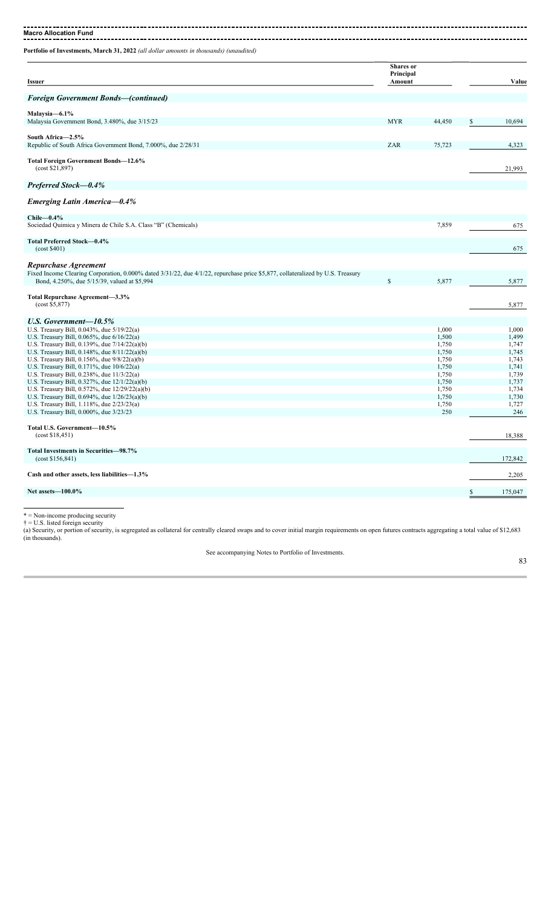**Macro Allocation Fund**

**Portfolio of Investments, March 31, 2022** *(all dollar amounts in thousands) (unaudited)*

| Issuer | Shares or Principal Amount | | Value |
|---|---|---|---|
| ***Foreign Government Bonds—(continued)*** | | | |
| **Malaysia—6.1%** | | | |
| Malaysia Government Bond, 3.480%, due 3/15/23 | MYR | 44,450 | $ 10,694 |
| **South Africa—2.5%** | | | |
| Republic of South Africa Government Bond, 7.000%, due 2/28/31 | ZAR | 75,723 | 4,323 |
| **Total Foreign Government Bonds—12.6%** (cost $21,897) | | | 21,993 |
| ***Preferred Stock—0.4%*** | | | |
| ***Emerging Latin America—0.4%*** | | | |
| **Chile—0.4%** | | | |
| Sociedad Quimica y Minera de Chile S.A. Class "B" (Chemicals) | | 7,859 | 675 |
| **Total Preferred Stock—0.4%** (cost $401) | | | 675 |
| ***Repurchase Agreement*** | | | |
| Fixed Income Clearing Corporation, 0.000% dated 3/31/22, due 4/1/22, repurchase price $5,877, collateralized by U.S. Treasury Bond, 4.250%, due 5/15/39, valued at $5,994 | $ | 5,877 | 5,877 |
| **Total Repurchase Agreement—3.3%** (cost $5,877) | | | 5,877 |
| ***U.S. Government—10.5%*** | | | |
| U.S. Treasury Bill, 0.043%, due 5/19/22(a) | | 1,000 | 1,000 |
| U.S. Treasury Bill, 0.065%, due 6/16/22(a) | | 1,500 | 1,499 |
| U.S. Treasury Bill, 0.139%, due 7/14/22(a)(b) | | 1,750 | 1,747 |
| U.S. Treasury Bill, 0.148%, due 8/11/22(a)(b) | | 1,750 | 1,745 |
| U.S. Treasury Bill, 0.156%, due 9/8/22(a)(b) | | 1,750 | 1,743 |
| U.S. Treasury Bill, 0.171%, due 10/6/22(a) | | 1,750 | 1,741 |
| U.S. Treasury Bill, 0.238%, due 11/3/22(a) | | 1,750 | 1,739 |
| U.S. Treasury Bill, 0.327%, due 12/1/22(a)(b) | | 1,750 | 1,737 |
| U.S. Treasury Bill, 0.572%, due 12/29/22(a)(b) | | 1,750 | 1,734 |
| U.S. Treasury Bill, 0.694%, due 1/26/23(a)(b) | | 1,750 | 1,730 |
| U.S. Treasury Bill, 1.118%, due 2/23/23(a) | | 1,750 | 1,727 |
| U.S. Treasury Bill, 0.000%, due 3/23/23 | | 250 | 246 |
| **Total U.S. Government—10.5%** (cost $18,451) | | | 18,388 |
| **Total Investments in Securities—98.7%** (cost $156,841) | | | 172,842 |
| **Cash and other assets, less liabilities—1.3%** | | | 2,205 |
| **Net assets—100.0%** | | | $ 175,047 |

\* = Non-income producing security

† = U.S. listed foreign security

(a) Security, or portion of security, is segregated as collateral for centrally cleared swaps and to cover initial margin requirements on open futures contracts aggregating a total value of $12,683 (in thousands).

See accompanying Notes to Portfolio of Investments.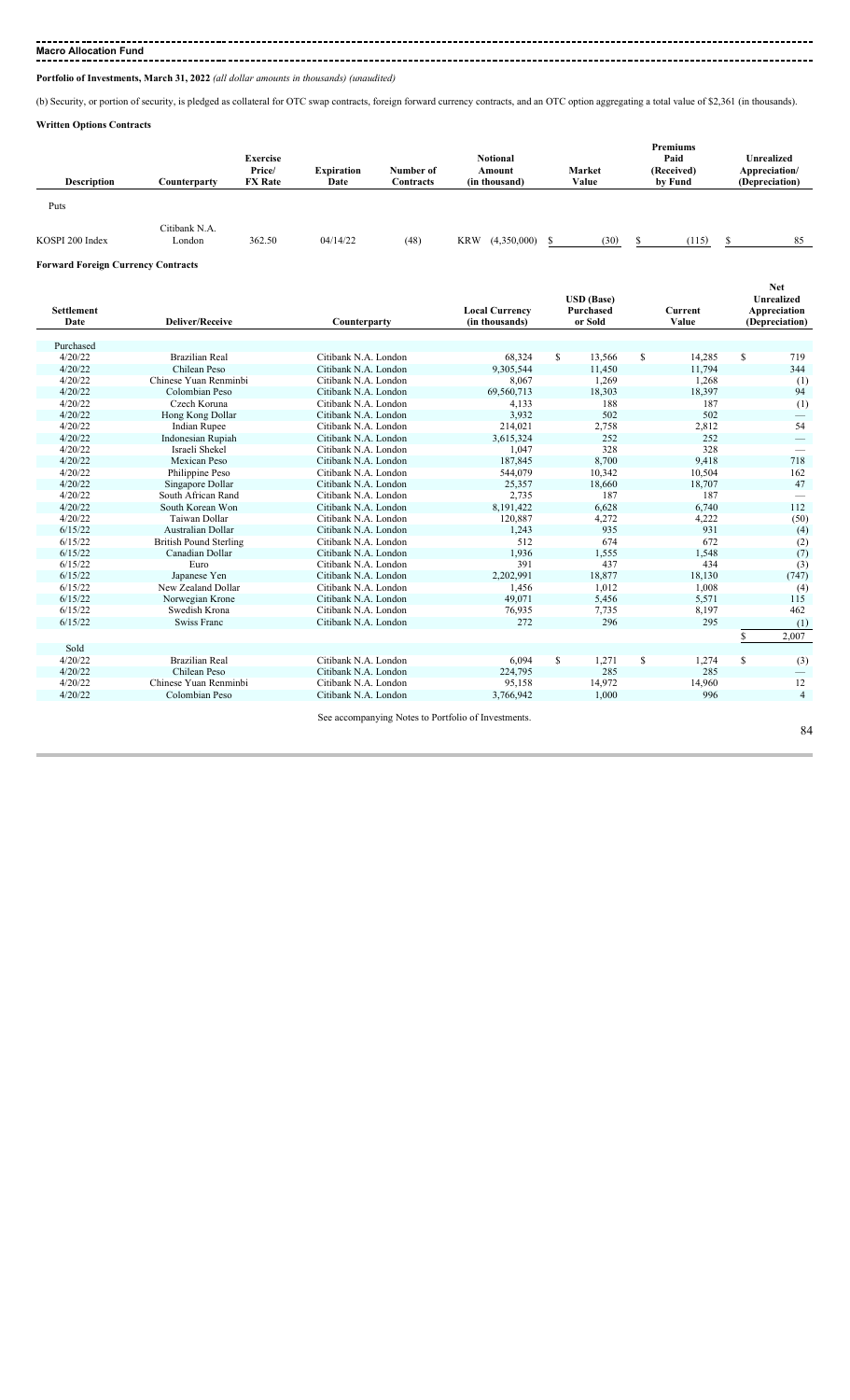**Macro Allocation Fund**

**Portfolio of Investments, March 31, 2022** *(all dollar amounts in thousands) (unaudited)*

(b) Security, or portion of security, is pledged as collateral for OTC swap contracts, foreign forward currency contracts, and an OTC option aggregating a total value of $2,361 (in thousands).

**Written Options Contracts**

| Description | Counterparty | Exercise Price/ FX Rate | Expiration Date | Number of Contracts | Notional Amount (in thousand) | Market Value | Premiums Paid (Received) by Fund | Unrealized Appreciation/ (Depreciation) |
|---|---|---|---|---|---|---|---|---|
| Puts | | | | | | | | |
| KOSPI 200 Index | Citibank N.A. London | 362.50 | 04/14/22 | (48) | KRW (4,350,000) | $ (30) | $ (115) | $ 85 |

**Forward Foreign Currency Contracts**

| Settlement Date | Deliver/Receive | Counterparty | Local Currency (in thousands) | USD (Base) Purchased or Sold | Current Value | Net Unrealized Appreciation (Depreciation) |
|---|---|---|---|---|---|---|
| Purchased | | | | | | |
| 4/20/22 | Brazilian Real | Citibank N.A. London | 68,324 | $ 13,566 | $ 14,285 | $ 719 |
| 4/20/22 | Chilean Peso | Citibank N.A. London | 9,305,544 | 11,450 | 11,794 | 344 |
| 4/20/22 | Chinese Yuan Renminbi | Citibank N.A. London | 8,067 | 1,269 | 1,268 | (1) |
| 4/20/22 | Colombian Peso | Citibank N.A. London | 69,560,713 | 18,303 | 18,397 | 94 |
| 4/20/22 | Czech Koruna | Citibank N.A. London | 4,133 | 188 | 187 | (1) |
| 4/20/22 | Hong Kong Dollar | Citibank N.A. London | 3,932 | 502 | 502 | — |
| 4/20/22 | Indian Rupee | Citibank N.A. London | 214,021 | 2,758 | 2,812 | 54 |
| 4/20/22 | Indonesian Rupiah | Citibank N.A. London | 3,615,324 | 252 | 252 | — |
| 4/20/22 | Israeli Shekel | Citibank N.A. London | 1,047 | 328 | 328 | — |
| 4/20/22 | Mexican Peso | Citibank N.A. London | 187,845 | 8,700 | 9,418 | 718 |
| 4/20/22 | Philippine Peso | Citibank N.A. London | 544,079 | 10,342 | 10,504 | 162 |
| 4/20/22 | Singapore Dollar | Citibank N.A. London | 25,357 | 18,660 | 18,707 | 47 |
| 4/20/22 | South African Rand | Citibank N.A. London | 2,735 | 187 | 187 | — |
| 4/20/22 | South Korean Won | Citibank N.A. London | 8,191,422 | 6,628 | 6,740 | 112 |
| 4/20/22 | Taiwan Dollar | Citibank N.A. London | 120,887 | 4,272 | 4,222 | (50) |
| 6/15/22 | Australian Dollar | Citibank N.A. London | 1,243 | 935 | 931 | (4) |
| 6/15/22 | British Pound Sterling | Citibank N.A. London | 512 | 674 | 672 | (2) |
| 6/15/22 | Canadian Dollar | Citibank N.A. London | 1,936 | 1,555 | 1,548 | (7) |
| 6/15/22 | Euro | Citibank N.A. London | 391 | 437 | 434 | (3) |
| 6/15/22 | Japanese Yen | Citibank N.A. London | 2,202,991 | 18,877 | 18,130 | (747) |
| 6/15/22 | New Zealand Dollar | Citibank N.A. London | 1,456 | 1,012 | 1,008 | (4) |
| 6/15/22 | Norwegian Krone | Citibank N.A. London | 49,071 | 5,456 | 5,571 | 115 |
| 6/15/22 | Swedish Krona | Citibank N.A. London | 76,935 | 7,735 | 8,197 | 462 |
| 6/15/22 | Swiss Franc | Citibank N.A. London | 272 | 296 | 295 | (1) |
| | | | | | | $ 2,007 |
| Sold | | | | | | |
| 4/20/22 | Brazilian Real | Citibank N.A. London | 6,094 | $ 1,271 | $ 1,274 | $ (3) |
| 4/20/22 | Chilean Peso | Citibank N.A. London | 224,795 | 285 | 285 | — |
| 4/20/22 | Chinese Yuan Renminbi | Citibank N.A. London | 95,158 | 14,972 | 14,960 | 12 |
| 4/20/22 | Colombian Peso | Citibank N.A. London | 3,766,942 | 1,000 | 996 | 4 |

See accompanying Notes to Portfolio of Investments.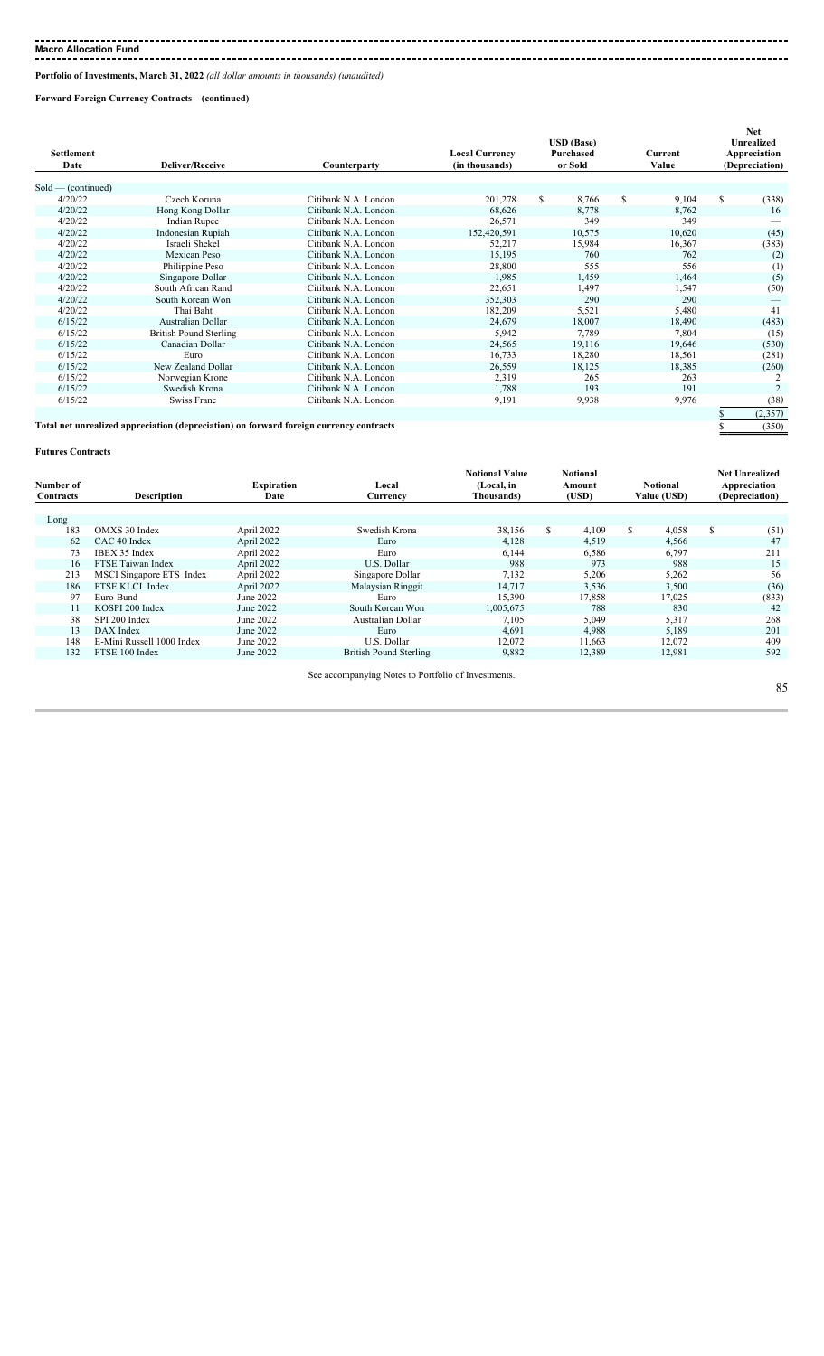**Macro Allocation Fund**

**Portfolio of Investments, March 31, 2022** *(all dollar amounts in thousands) (unaudited)*

**Forward Foreign Currency Contracts – (continued)**

| Settlement Date | Deliver/Receive | Counterparty | Local Currency (in thousands) | USD (Base) Purchased or Sold | Current Value | Net Unrealized Appreciation (Depreciation) |
|---|---|---|---|---|---|---|
| Sold — (continued) | | | | | | |
| 4/20/22 | Czech Koruna | Citibank N.A. London | 201,278 | $ 8,766 | $ 9,104 | $ (338) |
| 4/20/22 | Hong Kong Dollar | Citibank N.A. London | 68,626 | 8,778 | 8,762 | 16 |
| 4/20/22 | Indian Rupee | Citibank N.A. London | 26,571 | 349 | 349 | — |
| 4/20/22 | Indonesian Rupiah | Citibank N.A. London | 152,420,591 | 10,575 | 10,620 | (45) |
| 4/20/22 | Israeli Shekel | Citibank N.A. London | 52,217 | 15,984 | 16,367 | (383) |
| 4/20/22 | Mexican Peso | Citibank N.A. London | 15,195 | 760 | 762 | (2) |
| 4/20/22 | Philippine Peso | Citibank N.A. London | 28,800 | 555 | 556 | (1) |
| 4/20/22 | Singapore Dollar | Citibank N.A. London | 1,985 | 1,459 | 1,464 | (5) |
| 4/20/22 | South African Rand | Citibank N.A. London | 22,651 | 1,497 | 1,547 | (50) |
| 4/20/22 | South Korean Won | Citibank N.A. London | 352,303 | 290 | 290 | — |
| 4/20/22 | Thai Baht | Citibank N.A. London | 182,209 | 5,521 | 5,480 | 41 |
| 6/15/22 | Australian Dollar | Citibank N.A. London | 24,679 | 18,007 | 18,490 | (483) |
| 6/15/22 | British Pound Sterling | Citibank N.A. London | 5,942 | 7,789 | 7,804 | (15) |
| 6/15/22 | Canadian Dollar | Citibank N.A. London | 24,565 | 19,116 | 19,646 | (530) |
| 6/15/22 | Euro | Citibank N.A. London | 16,733 | 18,280 | 18,561 | (281) |
| 6/15/22 | New Zealand Dollar | Citibank N.A. London | 26,559 | 18,125 | 18,385 | (260) |
| 6/15/22 | Norwegian Krone | Citibank N.A. London | 2,319 | 265 | 263 | 2 |
| 6/15/22 | Swedish Krona | Citibank N.A. London | 1,788 | 193 | 191 | 2 |
| 6/15/22 | Swiss Franc | Citibank N.A. London | 9,191 | 9,938 | 9,976 | (38) |
| | | | | | | $ (2,357) |
| **Total net unrealized appreciation (depreciation) on forward foreign currency contracts** | | | | | | $ (350) |

**Futures Contracts**

| Number of Contracts | Description | Expiration Date | Local Currency | Notional Value (Local, in Thousands) | Notional Amount (USD) | Notional Value (USD) | Net Unrealized Appreciation (Depreciation) |
|---|---|---|---|---|---|---|---|
| Long | | | | | | | |
| 183 | OMXS 30 Index | April 2022 | Swedish Krona | 38,156 | $ 4,109 | $ 4,058 | $ (51) |
| 62 | CAC 40 Index | April 2022 | Euro | 4,128 | 4,519 | 4,566 | 47 |
| 73 | IBEX 35 Index | April 2022 | Euro | 6,144 | 6,586 | 6,797 | 211 |
| 16 | FTSE Taiwan Index | April 2022 | U.S. Dollar | 988 | 973 | 988 | 15 |
| 213 | MSCI Singapore ETS Index | April 2022 | Singapore Dollar | 7,132 | 5,206 | 5,262 | 56 |
| 186 | FTSE KLCI Index | April 2022 | Malaysian Ringgit | 14,717 | 3,536 | 3,500 | (36) |
| 97 | Euro-Bund | June 2022 | Euro | 15,390 | 17,858 | 17,025 | (833) |
| 11 | KOSPI 200 Index | June 2022 | South Korean Won | 1,005,675 | 788 | 830 | 42 |
| 38 | SPI 200 Index | June 2022 | Australian Dollar | 7,105 | 5,049 | 5,317 | 268 |
| 13 | DAX Index | June 2022 | Euro | 4,691 | 4,988 | 5,189 | 201 |
| 148 | E-Mini Russell 1000 Index | June 2022 | U.S. Dollar | 12,072 | 11,663 | 12,072 | 409 |
| 132 | FTSE 100 Index | June 2022 | British Pound Sterling | 9,882 | 12,389 | 12,981 | 592 |

See accompanying Notes to Portfolio of Investments.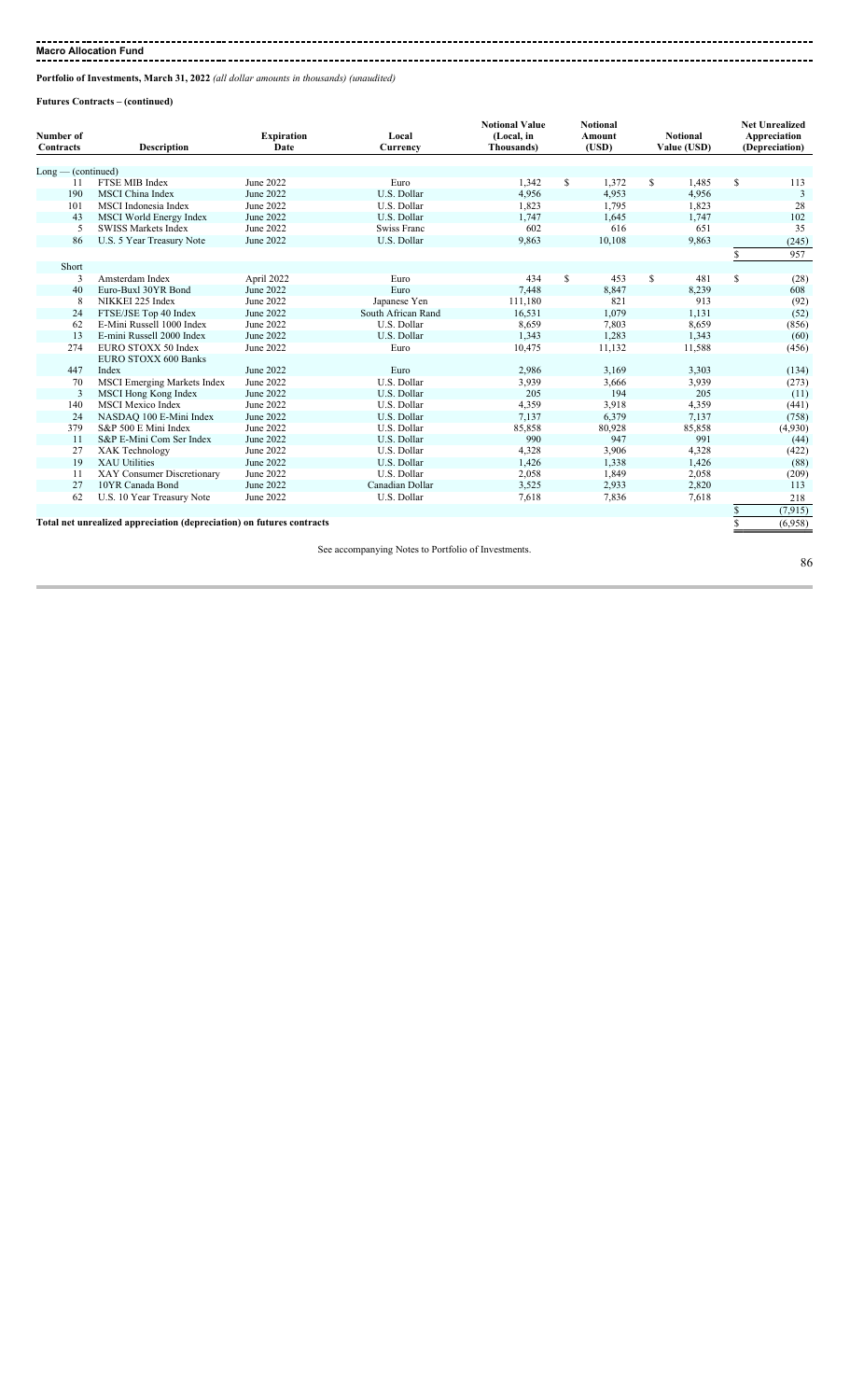## Macro Allocation Fund

**Portfolio of Investments, March 31, 2022** *(all dollar amounts in thousands) (unaudited)*

**Futures Contracts – (continued)**

| Number of Contracts | Description | Expiration Date | Local Currency | Notional Value (Local, in Thousands) | Notional Amount (USD) | Notional Value (USD) | Net Unrealized Appreciation (Depreciation) |
|---|---|---|---|---|---|---|---|
| Long — (continued) | | | | | | | |
| 11 | FTSE MIB Index | June 2022 | Euro | 1,342 | $ 1,372 | $ 1,485 | $ 113 |
| 190 | MSCI China Index | June 2022 | U.S. Dollar | 4,956 | 4,953 | 4,956 | 3 |
| 101 | MSCI Indonesia Index | June 2022 | U.S. Dollar | 1,823 | 1,795 | 1,823 | 28 |
| 43 | MSCI World Energy Index | June 2022 | U.S. Dollar | 1,747 | 1,645 | 1,747 | 102 |
| 5 | SWISS Markets Index | June 2022 | Swiss Franc | 602 | 616 | 651 | 35 |
| 86 | U.S. 5 Year Treasury Note | June 2022 | U.S. Dollar | 9,863 | 10,108 | 9,863 | (245) |
| | | | | | | | $ 957 |
| Short | | | | | | | |
| 3 | Amsterdam Index | April 2022 | Euro | 434 | $ 453 | $ 481 | $ (28) |
| 40 | Euro-Buxl 30YR Bond | June 2022 | Euro | 7,448 | 8,847 | 8,239 | 608 |
| 8 | NIKKEI 225 Index | June 2022 | Japanese Yen | 111,180 | 821 | 913 | (92) |
| 24 | FTSE/JSE Top 40 Index | June 2022 | South African Rand | 16,531 | 1,079 | 1,131 | (52) |
| 62 | E-Mini Russell 1000 Index | June 2022 | U.S. Dollar | 8,659 | 7,803 | 8,659 | (856) |
| 13 | E-mini Russell 2000 Index | June 2022 | U.S. Dollar | 1,343 | 1,283 | 1,343 | (60) |
| 274 | EURO STOXX 50 Index | June 2022 | Euro | 10,475 | 11,132 | 11,588 | (456) |
| 447 | EURO STOXX 600 Banks Index | June 2022 | Euro | 2,986 | 3,169 | 3,303 | (134) |
| 70 | MSCI Emerging Markets Index | June 2022 | U.S. Dollar | 3,939 | 3,666 | 3,939 | (273) |
| 3 | MSCI Hong Kong Index | June 2022 | U.S. Dollar | 205 | 194 | 205 | (11) |
| 140 | MSCI Mexico Index | June 2022 | U.S. Dollar | 4,359 | 3,918 | 4,359 | (441) |
| 24 | NASDAQ 100 E-Mini Index | June 2022 | U.S. Dollar | 7,137 | 6,379 | 7,137 | (758) |
| 379 | S&P 500 E Mini Index | June 2022 | U.S. Dollar | 85,858 | 80,928 | 85,858 | (4,930) |
| 11 | S&P E-Mini Com Ser Index | June 2022 | U.S. Dollar | 990 | 947 | 991 | (44) |
| 27 | XAK Technology | June 2022 | U.S. Dollar | 4,328 | 3,906 | 4,328 | (422) |
| 19 | XAU Utilities | June 2022 | U.S. Dollar | 1,426 | 1,338 | 1,426 | (88) |
| 11 | XAY Consumer Discretionary | June 2022 | U.S. Dollar | 2,058 | 1,849 | 2,058 | (209) |
| 27 | 10YR Canada Bond | June 2022 | Canadian Dollar | 3,525 | 2,933 | 2,820 | 113 |
| 62 | U.S. 10 Year Treasury Note | June 2022 | U.S. Dollar | 7,618 | 7,836 | 7,618 | 218 |
| | | | | | | | $ (7,915) |
| **Total net unrealized appreciation (depreciation) on futures contracts** | | | | | | | $ (6,958) |

See accompanying Notes to Portfolio of Investments.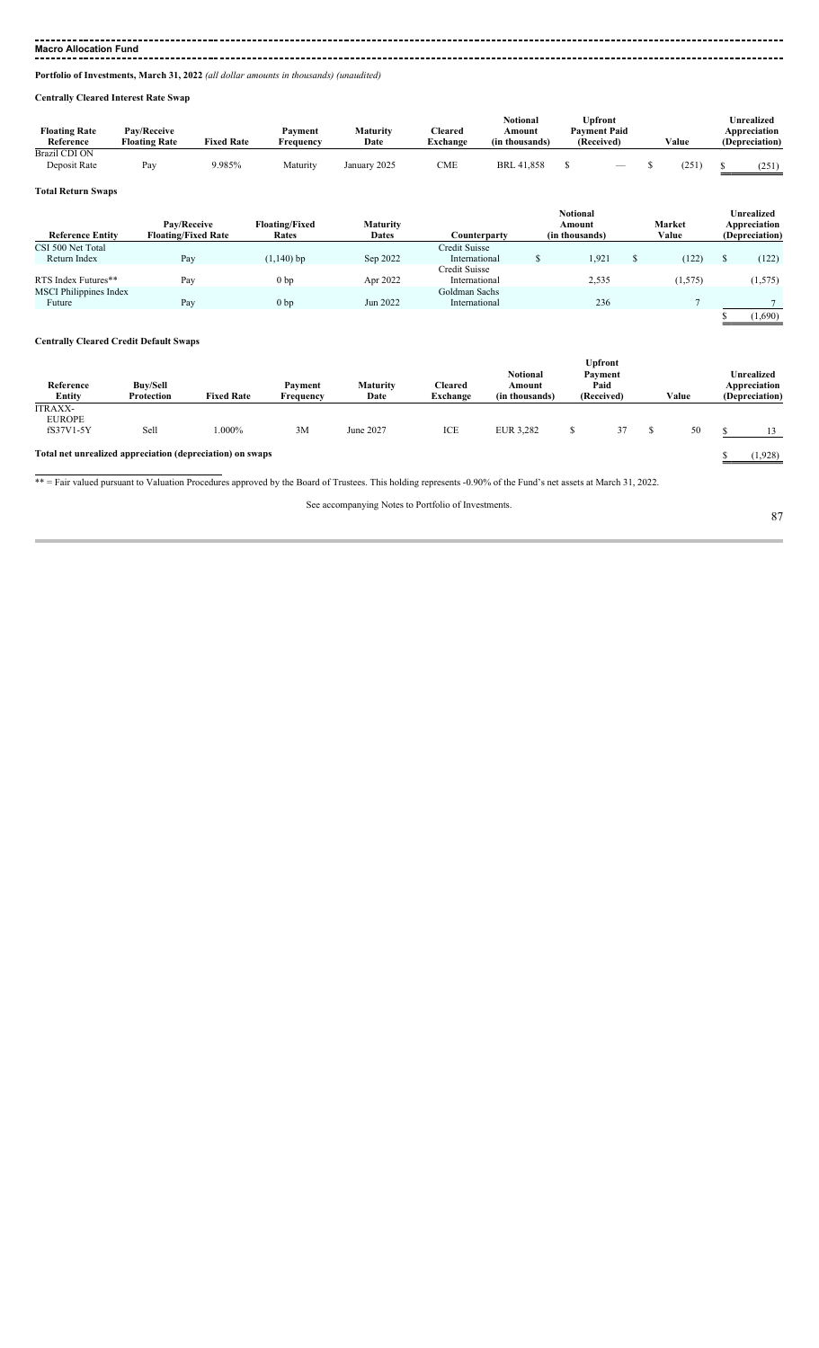**Macro Allocation Fund**

**Portfolio of Investments, March 31, 2022** *(all dollar amounts in thousands) (unaudited)*

**Centrally Cleared Interest Rate Swap**

| Floating Rate Reference | Pay/Receive Floating Rate | Fixed Rate | Payment Frequency | Maturity Date | Cleared Exchange | Notional Amount (in thousands) | Upfront Payment Paid (Received) | Value | Unrealized Appreciation (Depreciation) |
|---|---|---|---|---|---|---|---|---|---|
| Brazil CDI ON Deposit Rate | Pay | 9.985% | Maturity | January 2025 | CME | BRL 41,858 | $ — | $ (251) | $ (251) |

**Total Return Swaps**

| Reference Entity | Pay/Receive Floating/Fixed Rate | Floating/Fixed Rates | Maturity Dates | Counterparty | Notional Amount (in thousands) | Market Value | Unrealized Appreciation (Depreciation) |
|---|---|---|---|---|---|---|---|
| CSI 500 Net Total Return Index | Pay | (1,140) bp | Sep 2022 | Credit Suisse International | $ 1,921 | $ (122) | $ (122) |
| RTS Index Futures** | Pay | 0 bp | Apr 2022 | Credit Suisse International | 2,535 | (1,575) | (1,575) |
| MSCI Philippines Index Future | Pay | 0 bp | Jun 2022 | Goldman Sachs International | 236 | 7 | 7 |
| | | | | | | | $ (1,690) |

**Centrally Cleared Credit Default Swaps**

| Reference Entity | Buy/Sell Protection | Fixed Rate | Payment Frequency | Maturity Date | Cleared Exchange | Notional Amount (in thousands) | Upfront Payment Paid (Received) | Value | Unrealized Appreciation (Depreciation) |
|---|---|---|---|---|---|---|---|---|---|
| ITRAXX-EUROPE fS37V1-5Y | Sell | 1.000% | 3M | June 2027 | ICE | EUR 3,282 | $ 37 | $ 50 | $ 13 |
| **Total net unrealized appreciation (depreciation) on swaps** | | | | | | | | | $ (1,928) |

** = Fair valued pursuant to Valuation Procedures approved by the Board of Trustees. This holding represents -0.90% of the Fund's net assets at March 31, 2022.

See accompanying Notes to Portfolio of Investments.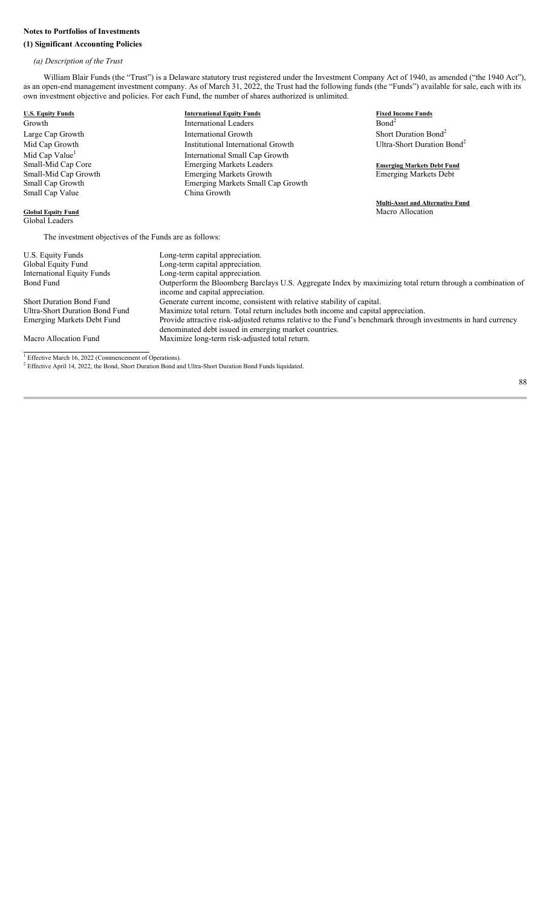## Notes to Portfolios of Investments

### (1) Significant Accounting Policies

*(a) Description of the Trust*

William Blair Funds (the "Trust") is a Delaware statutory trust registered under the Investment Company Act of 1940, as amended ("the 1940 Act"), as an open-end management investment company. As of March 31, 2022, the Trust had the following funds (the "Funds") available for sale, each with its own investment objective and policies. For each Fund, the number of shares authorized is unlimited.

**U.S. Equity Funds**
Growth
Large Cap Growth
Mid Cap Growth
Mid Cap Value[1]
Small-Mid Cap Core
Small-Mid Cap Growth
Small Cap Growth
Small Cap Value

**Global Equity Fund**
Global Leaders

**International Equity Funds**
International Leaders
International Growth
Institutional International Growth
International Small Cap Growth
Emerging Markets Leaders
Emerging Markets Growth
Emerging Markets Small Cap Growth
China Growth

**Fixed Income Funds**
Bond[2]
Short Duration Bond[2]
Ultra-Short Duration Bond[2]

**Emerging Markets Debt Fund**
Emerging Markets Debt

**Multi-Asset and Alternative Fund**
Macro Allocation

The investment objectives of the Funds are as follows:

| | |
|---|---|
| U.S. Equity Funds | Long-term capital appreciation. |
| Global Equity Fund | Long-term capital appreciation. |
| International Equity Funds | Long-term capital appreciation. |
| Bond Fund | Outperform the Bloomberg Barclays U.S. Aggregate Index by maximizing total return through a combination of income and capital appreciation. |
| Short Duration Bond Fund | Generate current income, consistent with relative stability of capital. |
| Ultra-Short Duration Bond Fund | Maximize total return. Total return includes both income and capital appreciation. |
| Emerging Markets Debt Fund | Provide attractive risk-adjusted returns relative to the Fund's benchmark through investments in hard currency denominated debt issued in emerging market countries. |
| Macro Allocation Fund | Maximize long-term risk-adjusted total return. |

[1] Effective March 16, 2022 (Commencement of Operations).
[2] Effective April 14, 2022, the Bond, Short Duration Bond and Ultra-Short Duration Bond Funds liquidated.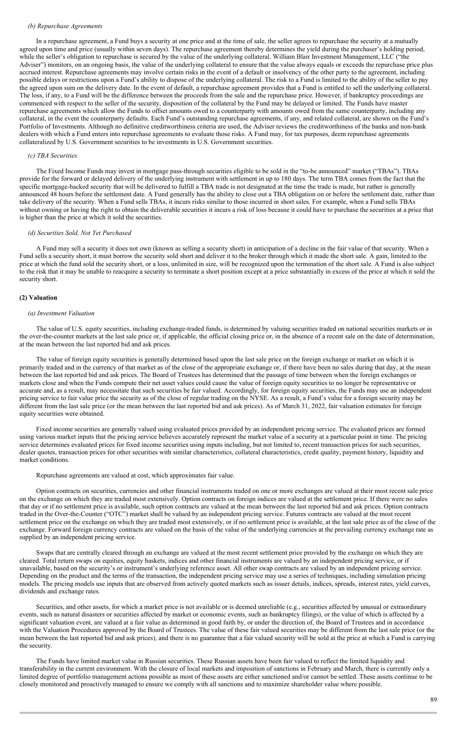*(b) Repurchase Agreements*

In a repurchase agreement, a Fund buys a security at one price and at the time of sale, the seller agrees to repurchase the security at a mutually agreed upon time and price (usually within seven days). The repurchase agreement thereby determines the yield during the purchaser's holding period, while the seller's obligation to repurchase is secured by the value of the underlying collateral. William Blair Investment Management, LLC ("the Adviser") monitors, on an ongoing basis, the value of the underlying collateral to ensure that the value always equals or exceeds the repurchase price plus accrued interest. Repurchase agreements may involve certain risks in the event of a default or insolvency of the other party to the agreement, including possible delays or restrictions upon a Fund's ability to dispose of the underlying collateral. The risk to a Fund is limited to the ability of the seller to pay the agreed upon sum on the delivery date. In the event of default, a repurchase agreement provides that a Fund is entitled to sell the underlying collateral. The loss, if any, to a Fund will be the difference between the proceeds from the sale and the repurchase price. However, if bankruptcy proceedings are commenced with respect to the seller of the security, disposition of the collateral by the Fund may be delayed or limited. The Funds have master repurchase agreements which allow the Funds to offset amounts owed to a counterparty with amounts owed from the same counterparty, including any collateral, in the event the counterparty defaults. Each Fund's outstanding repurchase agreements, if any, and related collateral, are shown on the Fund's Portfolio of Investments. Although no definitive creditworthiness criteria are used, the Adviser reviews the creditworthiness of the banks and non-bank dealers with which a Fund enters into repurchase agreements to evaluate those risks. A Fund may, for tax purposes, deem repurchase agreements collateralized by U.S. Government securities to be investments in U.S. Government securities.

*(c) TBA Securities*

The Fixed Income Funds may invest in mortgage pass-through securities eligible to be sold in the "to-be announced" market ("TBAs"). TBAs provide for the forward or delayed delivery of the underlying instrument with settlement in up to 180 days. The term TBA comes from the fact that the specific mortgage-backed security that will be delivered to fulfill a TBA trade is not designated at the time the trade is made, but rather is generally announced 48 hours before the settlement date. A Fund generally has the ability to close out a TBA obligation on or before the settlement date, rather than take delivery of the security. When a Fund sells TBAs, it incurs risks similar to those incurred in short sales. For example, when a Fund sells TBAs without owning or having the right to obtain the deliverable securities it incurs a risk of loss because it could have to purchase the securities at a price that is higher than the price at which it sold the securities.

*(d) Securities Sold, Not Yet Purchased*

A Fund may sell a security it does not own (known as selling a security short) in anticipation of a decline in the fair value of that security. When a Fund sells a security short, it must borrow the security sold short and deliver it to the broker through which it made the short sale. A gain, limited to the price at which the fund sold the security short, or a loss, unlimited in size, will be recognized upon the termination of the short sale. A Fund is also subject to the risk that it may be unable to reacquire a security to terminate a short position except at a price substantially in excess of the price at which it sold the security short.

**(2) Valuation**

*(a) Investment Valuation*

The value of U.S. equity securities, including exchange-traded funds, is determined by valuing securities traded on national securities markets or in the over-the-counter markets at the last sale price or, if applicable, the official closing price or, in the absence of a recent sale on the date of determination, at the mean between the last reported bid and ask prices.

The value of foreign equity securities is generally determined based upon the last sale price on the foreign exchange or market on which it is primarily traded and in the currency of that market as of the close of the appropriate exchange or, if there have been no sales during that day, at the mean between the last reported bid and ask prices. The Board of Trustees has determined that the passage of time between when the foreign exchanges or markets close and when the Funds compute their net asset values could cause the value of foreign equity securities to no longer be representative or accurate and, as a result, may necessitate that such securities be fair valued. Accordingly, for foreign equity securities, the Funds may use an independent pricing service to fair value price the security as of the close of regular trading on the NYSE. As a result, a Fund's value for a foreign security may be different from the last sale price (or the mean between the last reported bid and ask prices). As of March 31, 2022, fair valuation estimates for foreign equity securities were obtained.

Fixed income securities are generally valued using evaluated prices provided by an independent pricing service. The evaluated prices are formed using various market inputs that the pricing service believes accurately represent the market value of a security at a particular point in time. The pricing service determines evaluated prices for fixed income securities using inputs including, but not limited to, recent transaction prices for such securities, dealer quotes, transaction prices for other securities with similar characteristics, collateral characteristics, credit quality, payment history, liquidity and market conditions.

Repurchase agreements are valued at cost, which approximates fair value.

Option contracts on securities, currencies and other financial instruments traded on one or more exchanges are valued at their most recent sale price on the exchange on which they are traded most extensively. Option contracts on foreign indices are valued at the settlement price. If there were no sales that day or if no settlement price is available, such option contracts are valued at the mean between the last reported bid and ask prices. Option contracts traded in the Over-the-Counter ("OTC") market shall be valued by an independent pricing service. Futures contracts are valued at the most recent settlement price on the exchange on which they are traded most extensively, or if no settlement price is available, at the last sale price as of the close of the exchange. Forward foreign currency contracts are valued on the basis of the value of the underlying currencies at the prevailing currency exchange rate as supplied by an independent pricing service.

Swaps that are centrally cleared through an exchange are valued at the most recent settlement price provided by the exchange on which they are cleared. Total return swaps on equities, equity baskets, indices and other financial instruments are valued by an independent pricing service, or if unavailable, based on the security's or instrument's underlying reference asset. All other swap contracts are valued by an independent pricing service. Depending on the product and the terms of the transaction, the independent pricing service may use a series of techniques, including simulation pricing models. The pricing models use inputs that are observed from actively quoted markets such as issuer details, indices, spreads, interest rates, yield curves, dividends and exchange rates.

Securities, and other assets, for which a market price is not available or is deemed unreliable (e.g., securities affected by unusual or extraordinary events, such as natural disasters or securities affected by market or economic events, such as bankruptcy filings), or the value of which is affected by a significant valuation event, are valued at a fair value as determined in good faith by, or under the direction of, the Board of Trustees and in accordance with the Valuation Procedures approved by the Board of Trustees. The value of these fair valued securities may be different from the last sale price (or the mean between the last reported bid and ask prices), and there is no guarantee that a fair valued security will be sold at the price at which a Fund is carrying the security.

The Funds have limited market value in Russian securities. These Russian assets have been fair valued to reflect the limited liquidity and transferability in the current environment. With the closure of local markets and imposition of sanctions in February and March, there is currently only a limited degree of portfolio management actions possible as most of these assets are either sanctioned and/or cannot be settled. These assets continue to be closely monitored and proactively managed to ensure we comply with all sanctions and to maximize shareholder value where possible.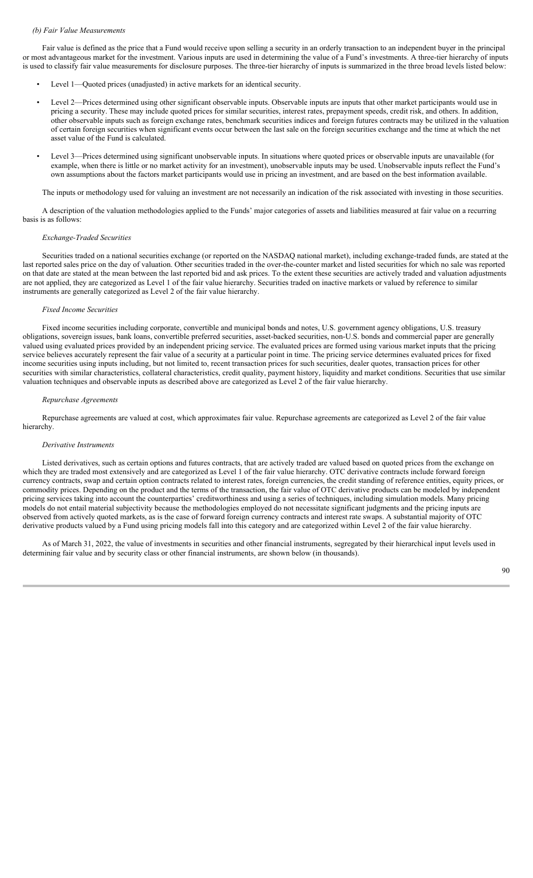*(b) Fair Value Measurements*

Fair value is defined as the price that a Fund would receive upon selling a security in an orderly transaction to an independent buyer in the principal or most advantageous market for the investment. Various inputs are used in determining the value of a Fund's investments. A three-tier hierarchy of inputs is used to classify fair value measurements for disclosure purposes. The three-tier hierarchy of inputs is summarized in the three broad levels listed below:

- Level 1—Quoted prices (unadjusted) in active markets for an identical security.
- Level 2—Prices determined using other significant observable inputs. Observable inputs are inputs that other market participants would use in pricing a security. These may include quoted prices for similar securities, interest rates, prepayment speeds, credit risk, and others. In addition, other observable inputs such as foreign exchange rates, benchmark securities indices and foreign futures contracts may be utilized in the valuation of certain foreign securities when significant events occur between the last sale on the foreign securities exchange and the time at which the net asset value of the Fund is calculated.
- Level 3—Prices determined using significant unobservable inputs. In situations where quoted prices or observable inputs are unavailable (for example, when there is little or no market activity for an investment), unobservable inputs may be used. Unobservable inputs reflect the Fund's own assumptions about the factors market participants would use in pricing an investment, and are based on the best information available.

The inputs or methodology used for valuing an investment are not necessarily an indication of the risk associated with investing in those securities.

A description of the valuation methodologies applied to the Funds' major categories of assets and liabilities measured at fair value on a recurring basis is as follows:

*Exchange-Traded Securities*

Securities traded on a national securities exchange (or reported on the NASDAQ national market), including exchange-traded funds, are stated at the last reported sales price on the day of valuation. Other securities traded in the over-the-counter market and listed securities for which no sale was reported on that date are stated at the mean between the last reported bid and ask prices. To the extent these securities are actively traded and valuation adjustments are not applied, they are categorized as Level 1 of the fair value hierarchy. Securities traded on inactive markets or valued by reference to similar instruments are generally categorized as Level 2 of the fair value hierarchy.

*Fixed Income Securities*

Fixed income securities including corporate, convertible and municipal bonds and notes, U.S. government agency obligations, U.S. treasury obligations, sovereign issues, bank loans, convertible preferred securities, asset-backed securities, non-U.S. bonds and commercial paper are generally valued using evaluated prices provided by an independent pricing service. The evaluated prices are formed using various market inputs that the pricing service believes accurately represent the fair value of a security at a particular point in time. The pricing service determines evaluated prices for fixed income securities using inputs including, but not limited to, recent transaction prices for such securities, dealer quotes, transaction prices for other securities with similar characteristics, collateral characteristics, credit quality, payment history, liquidity and market conditions. Securities that use similar valuation techniques and observable inputs as described above are categorized as Level 2 of the fair value hierarchy.

*Repurchase Agreements*

Repurchase agreements are valued at cost, which approximates fair value. Repurchase agreements are categorized as Level 2 of the fair value hierarchy.

*Derivative Instruments*

Listed derivatives, such as certain options and futures contracts, that are actively traded are valued based on quoted prices from the exchange on which they are traded most extensively and are categorized as Level 1 of the fair value hierarchy. OTC derivative contracts include forward foreign currency contracts, swap and certain option contracts related to interest rates, foreign currencies, the credit standing of reference entities, equity prices, or commodity prices. Depending on the product and the terms of the transaction, the fair value of OTC derivative products can be modeled by independent pricing services taking into account the counterparties' creditworthiness and using a series of techniques, including simulation models. Many pricing models do not entail material subjectivity because the methodologies employed do not necessitate significant judgments and the pricing inputs are observed from actively quoted markets, as is the case of forward foreign currency contracts and interest rate swaps. A substantial majority of OTC derivative products valued by a Fund using pricing models fall into this category and are categorized within Level 2 of the fair value hierarchy.

As of March 31, 2022, the value of investments in securities and other financial instruments, segregated by their hierarchical input levels used in determining fair value and by security class or other financial instruments, are shown below (in thousands).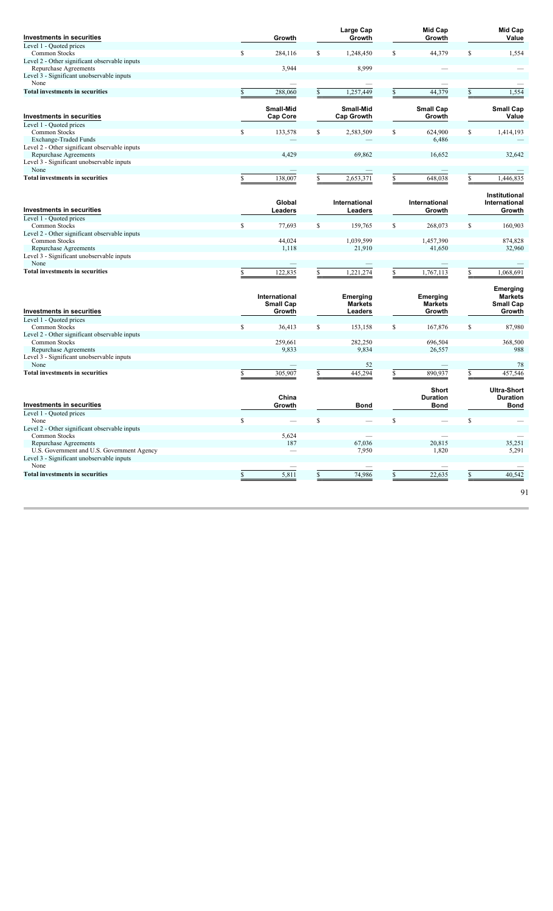| Investments in securities | Growth | Large Cap Growth | Mid Cap Growth | Mid Cap Value |
|---|---|---|---|---|
| Level 1 - Quoted prices | | | | |
| Common Stocks | $ 284,116 | $ 1,248,450 | $ 44,379 | $ 1,554 |
| Level 2 - Other significant observable inputs | | | | |
| Repurchase Agreements | 3,944 | 8,999 | — | — |
| Level 3 - Significant unobservable inputs | | | | |
| None | — | — | — | — |
| **Total investments in securities** | $ 288,060 | $ 1,257,449 | $ 44,379 | $ 1,554 |

| Investments in securities | Small-Mid Cap Core | Small-Mid Cap Growth | Small Cap Growth | Small Cap Value |
|---|---|---|---|---|
| Level 1 - Quoted prices | | | | |
| Common Stocks | $ 133,578 | $ 2,583,509 | $ 624,900 | $ 1,414,193 |
| Exchange-Traded Funds | — | — | 6,486 | — |
| Level 2 - Other significant observable inputs | | | | |
| Repurchase Agreements | 4,429 | 69,862 | 16,652 | 32,642 |
| Level 3 - Significant unobservable inputs | | | | |
| None | — | — | — | — |
| **Total investments in securities** | $ 138,007 | $ 2,653,371 | $ 648,038 | $ 1,446,835 |

| Investments in securities | Global Leaders | International Leaders | International Growth | Institutional International Growth |
|---|---|---|---|---|
| Level 1 - Quoted prices | | | | |
| Common Stocks | $ 77,693 | $ 159,765 | $ 268,073 | $ 160,903 |
| Level 2 - Other significant observable inputs | | | | |
| Common Stocks | 44,024 | 1,039,599 | 1,457,390 | 874,828 |
| Repurchase Agreements | 1,118 | 21,910 | 41,650 | 32,960 |
| Level 3 - Significant unobservable inputs | | | | |
| None | — | — | — | — |
| **Total investments in securities** | $ 122,835 | $ 1,221,274 | $ 1,767,113 | $ 1,068,691 |

| Investments in securities | International Small Cap Growth | Emerging Markets Leaders | Emerging Markets Growth | Emerging Markets Small Cap Growth |
|---|---|---|---|---|
| Level 1 - Quoted prices | | | | |
| Common Stocks | $ 36,413 | $ 153,158 | $ 167,876 | $ 87,980 |
| Level 2 - Other significant observable inputs | | | | |
| Common Stocks | 259,661 | 282,250 | 696,504 | 368,500 |
| Repurchase Agreements | 9,833 | 9,834 | 26,557 | 988 |
| Level 3 - Significant unobservable inputs | | | | |
| None | — | 52 | — | 78 |
| **Total investments in securities** | $ 305,907 | $ 445,294 | $ 890,937 | $ 457,546 |

| Investments in securities | China Growth | Bond | Short Duration Bond | Ultra-Short Duration Bond |
|---|---|---|---|---|
| Level 1 - Quoted prices | | | | |
| None | $ — | $ — | $ — | $ — |
| Level 2 - Other significant observable inputs | | | | |
| Common Stocks | 5,624 | — | — | — |
| Repurchase Agreements | 187 | 67,036 | 20,815 | 35,251 |
| U.S. Government and U.S. Government Agency | — | 7,950 | 1,820 | 5,291 |
| Level 3 - Significant unobservable inputs | | | | |
| None | — | — | — | — |
| **Total investments in securities** | $ 5,811 | $ 74,986 | $ 22,635 | $ 40,542 |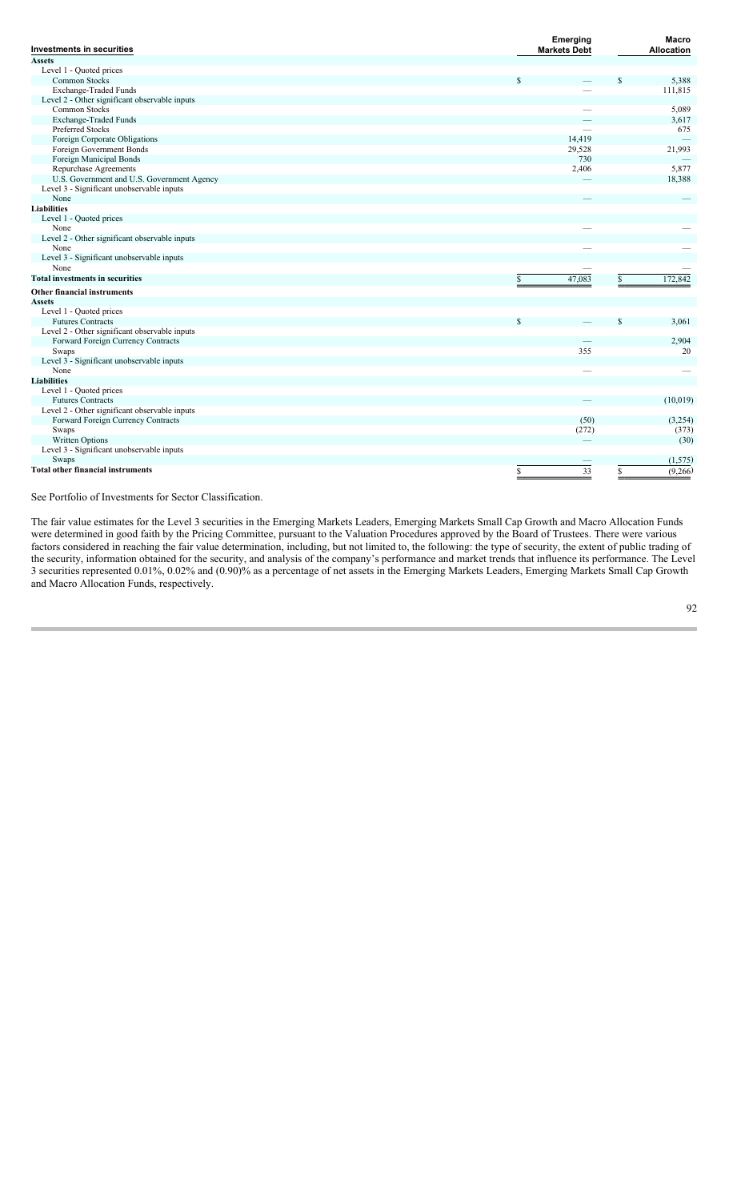| Investments in securities | Emerging Markets Debt | Macro Allocation |
|---|---|---|
| **Assets** | | |
| Level 1 - Quoted prices | | |
| Common Stocks | $ — | $ 5,388 |
| Exchange-Traded Funds | — | 111,815 |
| Level 2 - Other significant observable inputs | | |
| Common Stocks | — | 5,089 |
| Exchange-Traded Funds | — | 3,617 |
| Preferred Stocks | — | 675 |
| Foreign Corporate Obligations | 14,419 | — |
| Foreign Government Bonds | 29,528 | 21,993 |
| Foreign Municipal Bonds | 730 | — |
| Repurchase Agreements | 2,406 | 5,877 |
| U.S. Government and U.S. Government Agency | — | 18,388 |
| Level 3 - Significant unobservable inputs | | |
| None | — | — |
| **Liabilities** | | |
| Level 1 - Quoted prices | | |
| None | — | — |
| Level 2 - Other significant observable inputs | | |
| None | — | — |
| Level 3 - Significant unobservable inputs | | |
| None | — | — |
| **Total investments in securities** | $ 47,083 | $ 172,842 |
| **Other financial instruments** | | |
| **Assets** | | |
| Level 1 - Quoted prices | | |
| Futures Contracts | $ — | $ 3,061 |
| Level 2 - Other significant observable inputs | | |
| Forward Foreign Currency Contracts | — | 2,904 |
| Swaps | 355 | 20 |
| Level 3 - Significant unobservable inputs | | |
| None | — | — |
| **Liabilities** | | |
| Level 1 - Quoted prices | | |
| Futures Contracts | — | (10,019) |
| Level 2 - Other significant observable inputs | | |
| Forward Foreign Currency Contracts | (50) | (3,254) |
| Swaps | (272) | (373) |
| Written Options | — | (30) |
| Level 3 - Significant unobservable inputs | | |
| Swaps | — | (1,575) |
| **Total other financial instruments** | $ 33 | $ (9,266) |

See Portfolio of Investments for Sector Classification.

The fair value estimates for the Level 3 securities in the Emerging Markets Leaders, Emerging Markets Small Cap Growth and Macro Allocation Funds were determined in good faith by the Pricing Committee, pursuant to the Valuation Procedures approved by the Board of Trustees. There were various factors considered in reaching the fair value determination, including, but not limited to, the following: the type of security, the extent of public trading of the security, information obtained for the security, and analysis of the company's performance and market trends that influence its performance. The Level 3 securities represented 0.01%, 0.02% and (0.90)% as a percentage of net assets in the Emerging Markets Leaders, Emerging Markets Small Cap Growth and Macro Allocation Funds, respectively.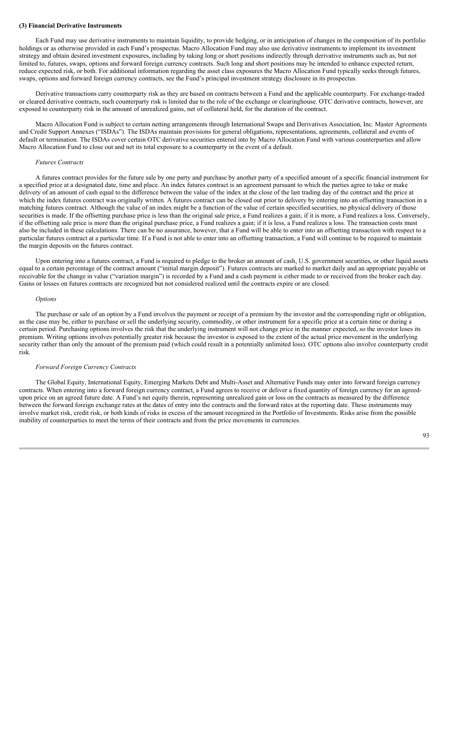**(3) Financial Derivative Instruments**

Each Fund may use derivative instruments to maintain liquidity, to provide hedging, or in anticipation of changes in the composition of its portfolio holdings or as otherwise provided in each Fund's prospectus. Macro Allocation Fund may also use derivative instruments to implement its investment strategy and obtain desired investment exposures, including by taking long or short positions indirectly through derivative instruments such as, but not limited to, futures, swaps, options and forward foreign currency contracts. Such long and short positions may be intended to enhance expected return, reduce expected risk, or both. For additional information regarding the asset class exposures the Macro Allocation Fund typically seeks through futures, swaps, options and forward foreign currency contracts, see the Fund's principal investment strategy disclosure in its prospectus.

Derivative transactions carry counterparty risk as they are based on contracts between a Fund and the applicable counterparty. For exchange-traded or cleared derivative contracts, such counterparty risk is limited due to the role of the exchange or clearinghouse. OTC derivative contracts, however, are exposed to counterparty risk in the amount of unrealized gains, net of collateral held, for the duration of the contract.

Macro Allocation Fund is subject to certain netting arrangements through International Swaps and Derivatives Association, Inc. Master Agreements and Credit Support Annexes ("ISDAs"). The ISDAs maintain provisions for general obligations, representations, agreements, collateral and events of default or termination. The ISDAs cover certain OTC derivative securities entered into by Macro Allocation Fund with various counterparties and allow Macro Allocation Fund to close out and net its total exposure to a counterparty in the event of a default.

*Futures Contracts*

A futures contract provides for the future sale by one party and purchase by another party of a specified amount of a specific financial instrument for a specified price at a designated date, time and place. An index futures contract is an agreement pursuant to which the parties agree to take or make delivery of an amount of cash equal to the difference between the value of the index at the close of the last trading day of the contract and the price at which the index futures contract was originally written. A futures contract can be closed out prior to delivery by entering into an offsetting transaction in a matching futures contract. Although the value of an index might be a function of the value of certain specified securities, no physical delivery of those securities is made. If the offsetting purchase price is less than the original sale price, a Fund realizes a gain; if it is more, a Fund realizes a loss. Conversely, if the offsetting sale price is more than the original purchase price, a Fund realizes a gain; if it is less, a Fund realizes a loss. The transaction costs must also be included in these calculations. There can be no assurance, however, that a Fund will be able to enter into an offsetting transaction with respect to a particular futures contract at a particular time. If a Fund is not able to enter into an offsetting transaction, a Fund will continue to be required to maintain the margin deposits on the futures contract.

Upon entering into a futures contract, a Fund is required to pledge to the broker an amount of cash, U.S. government securities, or other liquid assets equal to a certain percentage of the contract amount ("initial margin deposit"). Futures contracts are marked to market daily and an appropriate payable or receivable for the change in value ("variation margin") is recorded by a Fund and a cash payment is either made to or received from the broker each day. Gains or losses on futures contracts are recognized but not considered realized until the contracts expire or are closed.

*Options*

The purchase or sale of an option by a Fund involves the payment or receipt of a premium by the investor and the corresponding right or obligation, as the case may be, either to purchase or sell the underlying security, commodity, or other instrument for a specific price at a certain time or during a certain period. Purchasing options involves the risk that the underlying instrument will not change price in the manner expected, so the investor loses its premium. Writing options involves potentially greater risk because the investor is exposed to the extent of the actual price movement in the underlying security rather than only the amount of the premium paid (which could result in a potentially unlimited loss). OTC options also involve counterparty credit risk.

*Forward Foreign Currency Contracts*

The Global Equity, International Equity, Emerging Markets Debt and Multi-Asset and Alternative Funds may enter into forward foreign currency contracts. When entering into a forward foreign currency contract, a Fund agrees to receive or deliver a fixed quantity of foreign currency for an agreed-upon price on an agreed future date. A Fund's net equity therein, representing unrealized gain or loss on the contracts as measured by the difference between the forward foreign exchange rates at the dates of entry into the contracts and the forward rates at the reporting date. These instruments may involve market risk, credit risk, or both kinds of risks in excess of the amount recognized in the Portfolio of Investments. Risks arise from the possible inability of counterparties to meet the terms of their contracts and from the price movements in currencies.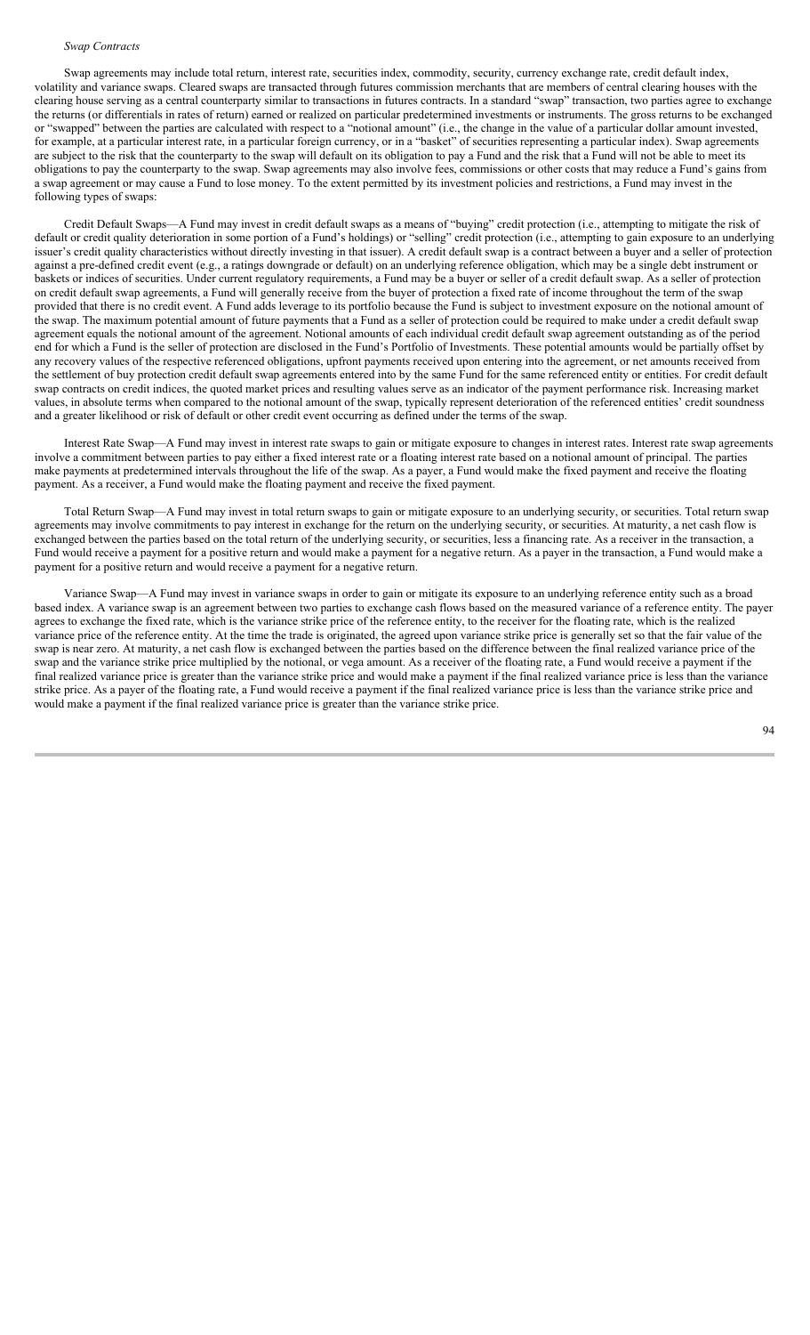*Swap Contracts*

Swap agreements may include total return, interest rate, securities index, commodity, security, currency exchange rate, credit default index, volatility and variance swaps. Cleared swaps are transacted through futures commission merchants that are members of central clearing houses with the clearing house serving as a central counterparty similar to transactions in futures contracts. In a standard "swap" transaction, two parties agree to exchange the returns (or differentials in rates of return) earned or realized on particular predetermined investments or instruments. The gross returns to be exchanged or "swapped" between the parties are calculated with respect to a "notional amount" (i.e., the change in the value of a particular dollar amount invested, for example, at a particular interest rate, in a particular foreign currency, or in a "basket" of securities representing a particular index). Swap agreements are subject to the risk that the counterparty to the swap will default on its obligation to pay a Fund and the risk that a Fund will not be able to meet its obligations to pay the counterparty to the swap. Swap agreements may also involve fees, commissions or other costs that may reduce a Fund's gains from a swap agreement or may cause a Fund to lose money. To the extent permitted by its investment policies and restrictions, a Fund may invest in the following types of swaps:

Credit Default Swaps—A Fund may invest in credit default swaps as a means of "buying" credit protection (i.e., attempting to mitigate the risk of default or credit quality deterioration in some portion of a Fund's holdings) or "selling" credit protection (i.e., attempting to gain exposure to an underlying issuer's credit quality characteristics without directly investing in that issuer). A credit default swap is a contract between a buyer and a seller of protection against a pre-defined credit event (e.g., a ratings downgrade or default) on an underlying reference obligation, which may be a single debt instrument or baskets or indices of securities. Under current regulatory requirements, a Fund may be a buyer or seller of a credit default swap. As a seller of protection on credit default swap agreements, a Fund will generally receive from the buyer of protection a fixed rate of income throughout the term of the swap provided that there is no credit event. A Fund adds leverage to its portfolio because the Fund is subject to investment exposure on the notional amount of the swap. The maximum potential amount of future payments that a Fund as a seller of protection could be required to make under a credit default swap agreement equals the notional amount of the agreement. Notional amounts of each individual credit default swap agreement outstanding as of the period end for which a Fund is the seller of protection are disclosed in the Fund's Portfolio of Investments. These potential amounts would be partially offset by any recovery values of the respective referenced obligations, upfront payments received upon entering into the agreement, or net amounts received from the settlement of buy protection credit default swap agreements entered into by the same Fund for the same referenced entity or entities. For credit default swap contracts on credit indices, the quoted market prices and resulting values serve as an indicator of the payment performance risk. Increasing market values, in absolute terms when compared to the notional amount of the swap, typically represent deterioration of the referenced entities' credit soundness and a greater likelihood or risk of default or other credit event occurring as defined under the terms of the swap.

Interest Rate Swap—A Fund may invest in interest rate swaps to gain or mitigate exposure to changes in interest rates. Interest rate swap agreements involve a commitment between parties to pay either a fixed interest rate or a floating interest rate based on a notional amount of principal. The parties make payments at predetermined intervals throughout the life of the swap. As a payer, a Fund would make the fixed payment and receive the floating payment. As a receiver, a Fund would make the floating payment and receive the fixed payment.

Total Return Swap—A Fund may invest in total return swaps to gain or mitigate exposure to an underlying security, or securities. Total return swap agreements may involve commitments to pay interest in exchange for the return on the underlying security, or securities. At maturity, a net cash flow is exchanged between the parties based on the total return of the underlying security, or securities, less a financing rate. As a receiver in the transaction, a Fund would receive a payment for a positive return and would make a payment for a negative return. As a payer in the transaction, a Fund would make a payment for a positive return and would receive a payment for a negative return.

Variance Swap—A Fund may invest in variance swaps in order to gain or mitigate its exposure to an underlying reference entity such as a broad based index. A variance swap is an agreement between two parties to exchange cash flows based on the measured variance of a reference entity. The payer agrees to exchange the fixed rate, which is the variance strike price of the reference entity, to the receiver for the floating rate, which is the realized variance price of the reference entity. At the time the trade is originated, the agreed upon variance strike price is generally set so that the fair value of the swap is near zero. At maturity, a net cash flow is exchanged between the parties based on the difference between the final realized variance price of the swap and the variance strike price multiplied by the notional, or vega amount. As a receiver of the floating rate, a Fund would receive a payment if the final realized variance price is greater than the variance strike price and would make a payment if the final realized variance price is less than the variance strike price. As a payer of the floating rate, a Fund would receive a payment if the final realized variance price is less than the variance strike price and would make a payment if the final realized variance price is greater than the variance strike price.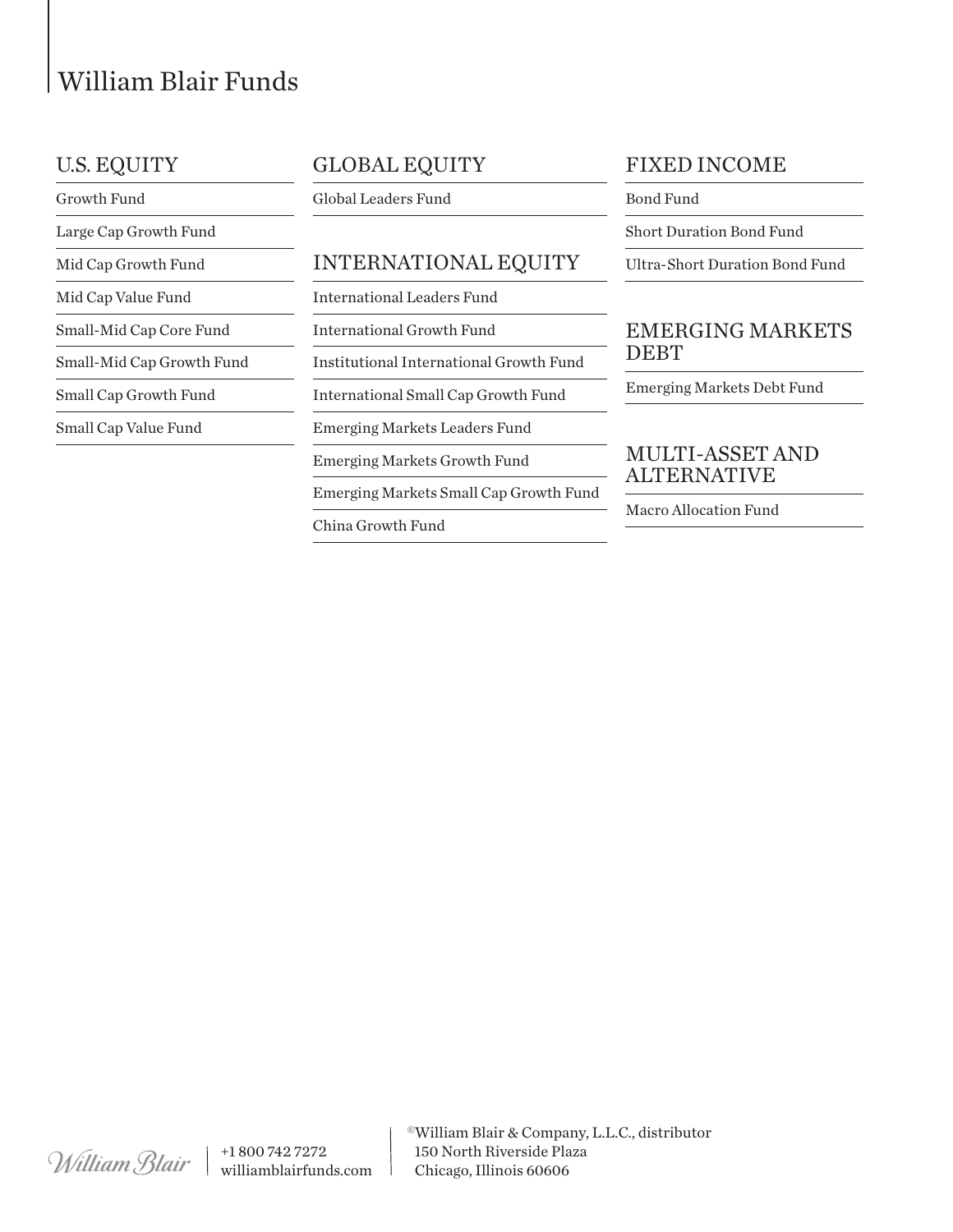# William Blair Funds

## U.S. EQUITY

- Growth Fund
- Large Cap Growth Fund
- Mid Cap Growth Fund
- Mid Cap Value Fund
- Small-Mid Cap Core Fund
- Small-Mid Cap Growth Fund
- Small Cap Growth Fund
- Small Cap Value Fund

## GLOBAL EQUITY

- Global Leaders Fund

## INTERNATIONAL EQUITY

- International Leaders Fund
- International Growth Fund
- Institutional International Growth Fund
- International Small Cap Growth Fund
- Emerging Markets Leaders Fund
- Emerging Markets Growth Fund
- Emerging Markets Small Cap Growth Fund
- China Growth Fund

## FIXED INCOME

- Bond Fund
- Short Duration Bond Fund
- Ultra-Short Duration Bond Fund

## EMERGING MARKETS DEBT

- Emerging Markets Debt Fund

## MULTI-ASSET AND ALTERNATIVE

- Macro Allocation Fund

William Blair | +1 800 742 7272 | williamblairfunds.com

©William Blair & Company, L.L.C., distributor
150 North Riverside Plaza
Chicago, Illinois 60606